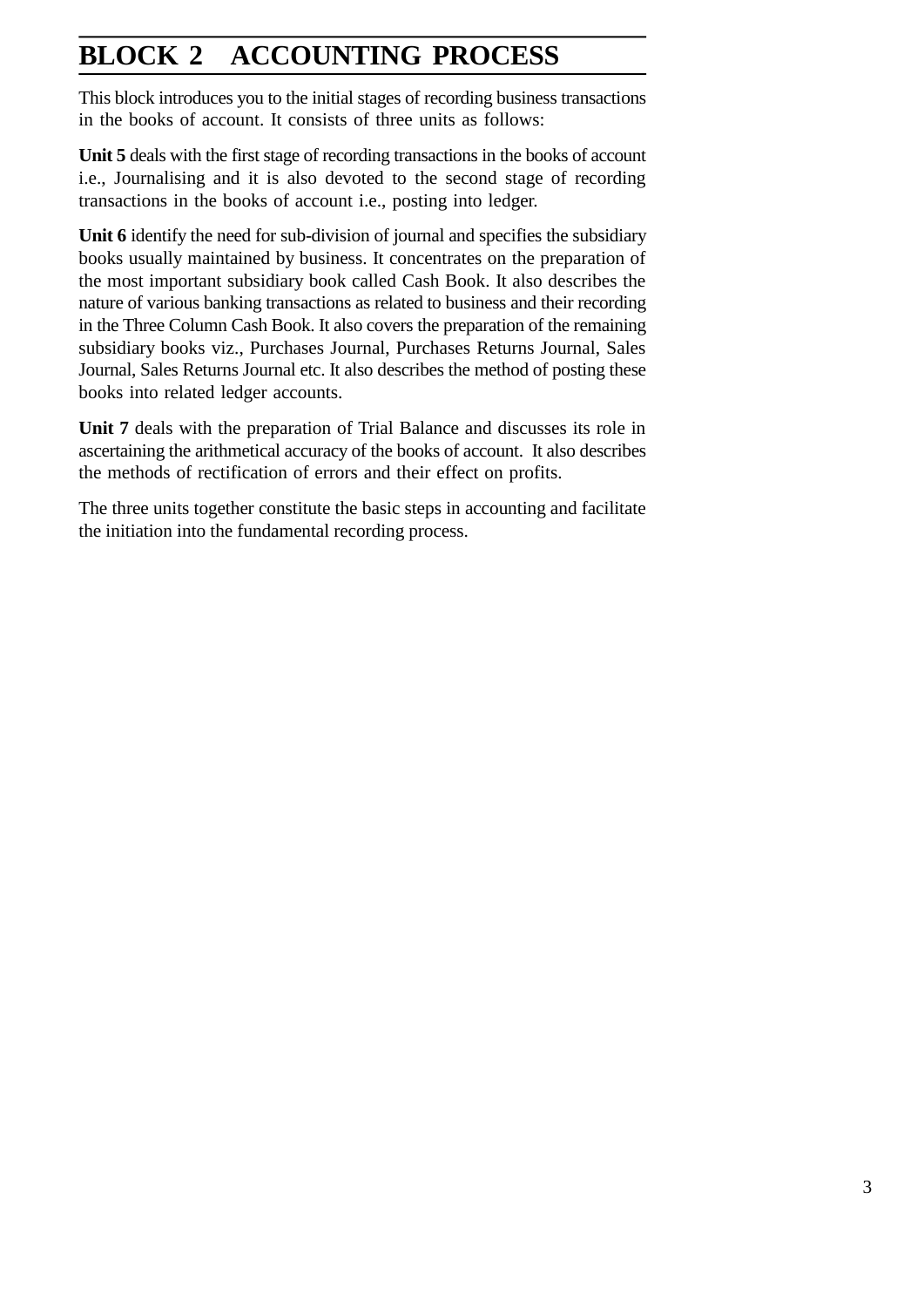# BLOCK 2 ACCOUNTING PROCESS

This block introduces you to the initial stages of recording business transactions in the books of account. It consists of three units as follows:

**Unit 5** deals with the first stage of recording transactions in the books of account i.e., Journalising and it is also devoted to the second stage of recording transactions in the books of account i.e., posting into ledger.

**Unit 6** identify the need for sub-division of journal and specifies the subsidiary books usually maintained by business. It concentrates on the preparation of the most important subsidiary book called Cash Book. It also describes the nature of various banking transactions as related to business and their recording in the Three Column Cash Book. It also covers the preparation of the remaining subsidiary books viz., Purchases Journal, Purchases Returns Journal, Sales Journal, Sales Returns Journal etc. It also describes the method of posting these books into related ledger accounts.

**Unit 7** deals with the preparation of Trial Balance and discusses its role in ascertaining the arithmetical accuracy of the books of account. It also describes the methods of rectification of errors and their effect on profits.

The three units together constitute the basic steps in accounting and facilitate the initiation into the fundamental recording process.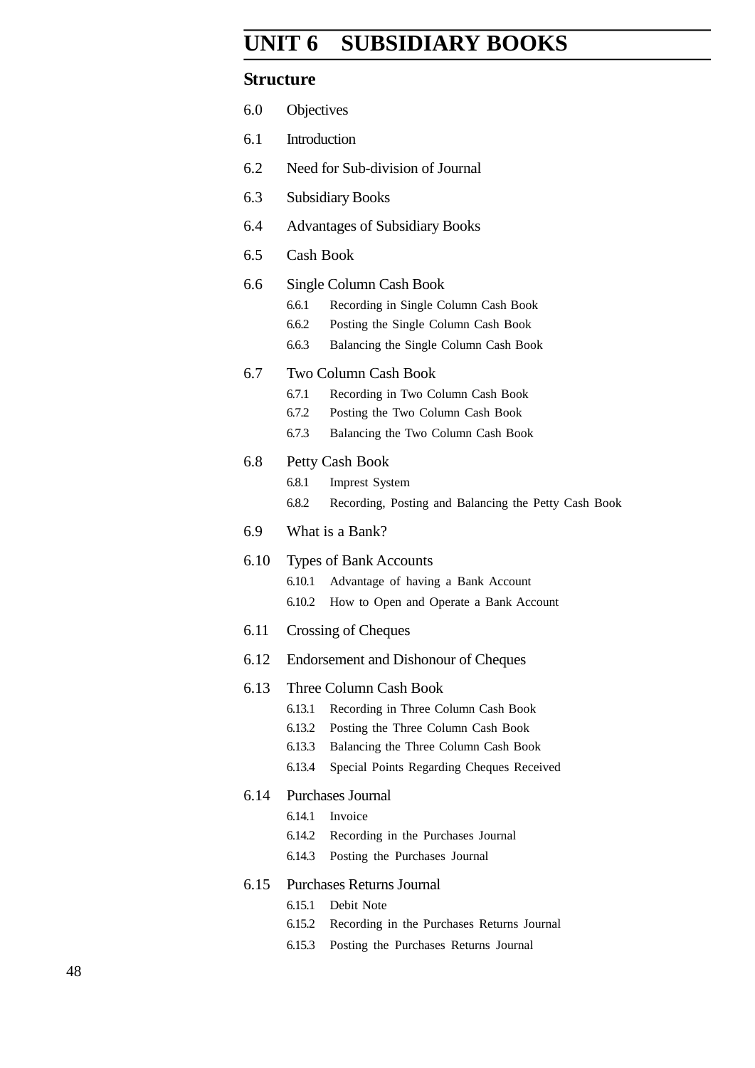# UNIT 6 SUBSIDIARY BOOKS

## Structure

6.0 Objectives

6.1 Introduction

6.2 Need for Sub-division of Journal

6.3 Subsidiary Books

6.4 Advantages of Subsidiary Books

6.5 Cash Book

6.6 Single Column Cash Book

- 6.6.1 Recording in Single Column Cash Book
- 6.6.2 Posting the Single Column Cash Book
- 6.6.3 Balancing the Single Column Cash Book

6.7 Two Column Cash Book

- 6.7.1 Recording in Two Column Cash Book
- 6.7.2 Posting the Two Column Cash Book
- 6.7.3 Balancing the Two Column Cash Book

6.8 Petty Cash Book

- 6.8.1 Imprest System
- 6.8.2 Recording, Posting and Balancing the Petty Cash Book

6.9 What is a Bank?

6.10 Types of Bank Accounts

- 6.10.1 Advantage of having a Bank Account
- 6.10.2 How to Open and Operate a Bank Account

6.11 Crossing of Cheques

6.12 Endorsement and Dishonour of Cheques

6.13 Three Column Cash Book

- 6.13.1 Recording in Three Column Cash Book
- 6.13.2 Posting the Three Column Cash Book
- 6.13.3 Balancing the Three Column Cash Book
- 6.13.4 Special Points Regarding Cheques Received

6.14 Purchases Journal

- 6.14.1 Invoice
- 6.14.2 Recording in the Purchases Journal
- 6.14.3 Posting the Purchases Journal

6.15 Purchases Returns Journal

- 6.15.1 Debit Note
- 6.15.2 Recording in the Purchases Returns Journal
- 6.15.3 Posting the Purchases Returns Journal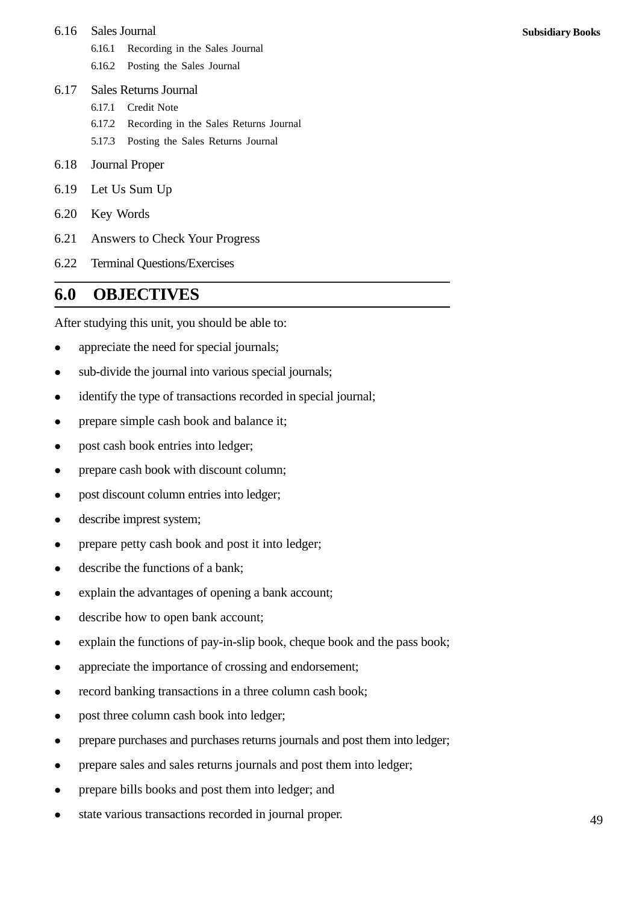6.16 Sales Journal

- 6.16.1 Recording in the Sales Journal
- 6.16.2 Posting the Sales Journal

6.17 Sales Returns Journal

- 6.17.1 Credit Note
- 6.17.2 Recording in the Sales Returns Journal
- 5.17.3 Posting the Sales Returns Journal

6.18 Journal Proper

6.19 Let Us Sum Up

6.20 Key Words

6.21 Answers to Check Your Progress

6.22 Terminal Questions/Exercises

## 6.0 OBJECTIVES

After studying this unit, you should be able to:

- appreciate the need for special journals;
- sub-divide the journal into various special journals;
- identify the type of transactions recorded in special journal;
- prepare simple cash book and balance it;
- post cash book entries into ledger;
- prepare cash book with discount column;
- post discount column entries into ledger;
- describe imprest system;
- prepare petty cash book and post it into ledger;
- describe the functions of a bank;
- explain the advantages of opening a bank account;
- describe how to open bank account;
- explain the functions of pay-in-slip book, cheque book and the pass book;
- appreciate the importance of crossing and endorsement;
- record banking transactions in a three column cash book;
- post three column cash book into ledger;
- prepare purchases and purchases returns journals and post them into ledger;
- prepare sales and sales returns journals and post them into ledger;
- prepare bills books and post them into ledger; and
- state various transactions recorded in journal proper.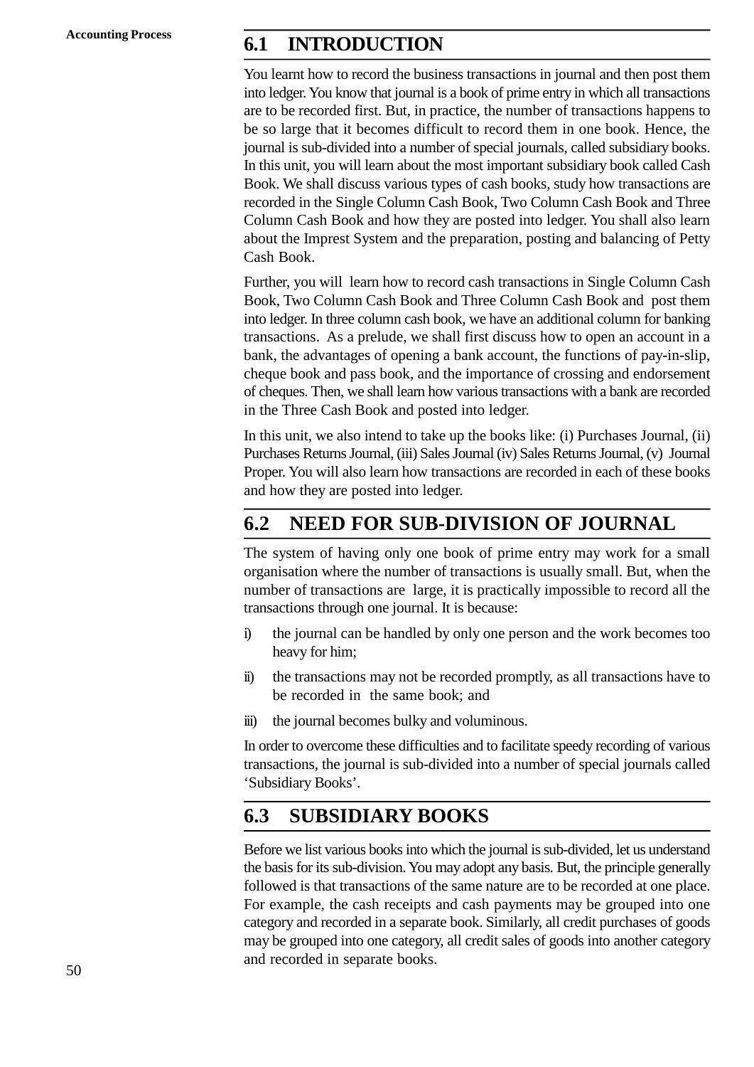## 6.1 INTRODUCTION

You learnt how to record the business transactions in journal and then post them into ledger. You know that journal is a book of prime entry in which all transactions are to be recorded first. But, in practice, the number of transactions happens to be so large that it becomes difficult to record them in one book. Hence, the journal is sub-divided into a number of special journals, called subsidiary books. In this unit, you will learn about the most important subsidiary book called Cash Book. We shall discuss various types of cash books, study how transactions are recorded in the Single Column Cash Book, Two Column Cash Book and Three Column Cash Book and how they are posted into ledger. You shall also learn about the Imprest System and the preparation, posting and balancing of Petty Cash Book.

Further, you will learn how to record cash transactions in Single Column Cash Book, Two Column Cash Book and Three Column Cash Book and post them into ledger. In three column cash book, we have an additional column for banking transactions. As a prelude, we shall first discuss how to open an account in a bank, the advantages of opening a bank account, the functions of pay-in-slip, cheque book and pass book, and the importance of crossing and endorsement of cheques. Then, we shall learn how various transactions with a bank are recorded in the Three Cash Book and posted into ledger.

In this unit, we also intend to take up the books like: (i) Purchases Journal, (ii) Purchases Returns Journal, (iii) Sales Journal (iv) Sales Returns Journal, (v) Journal Proper. You will also learn how transactions are recorded in each of these books and how they are posted into ledger.

## 6.2 NEED FOR SUB-DIVISION OF JOURNAL

The system of having only one book of prime entry may work for a small organisation where the number of transactions is usually small. But, when the number of transactions are large, it is practically impossible to record all the transactions through one journal. It is because:

i) the journal can be handled by only one person and the work becomes too heavy for him;

ii) the transactions may not be recorded promptly, as all transactions have to be recorded in the same book; and

iii) the journal becomes bulky and voluminous.

In order to overcome these difficulties and to facilitate speedy recording of various transactions, the journal is sub-divided into a number of special journals called 'Subsidiary Books'.

## 6.3 SUBSIDIARY BOOKS

Before we list various books into which the journal is sub-divided, let us understand the basis for its sub-division. You may adopt any basis. But, the principle generally followed is that transactions of the same nature are to be recorded at one place. For example, the cash receipts and cash payments may be grouped into one category and recorded in a separate book. Similarly, all credit purchases of goods may be grouped into one category, all credit sales of goods into another category and recorded in separate books.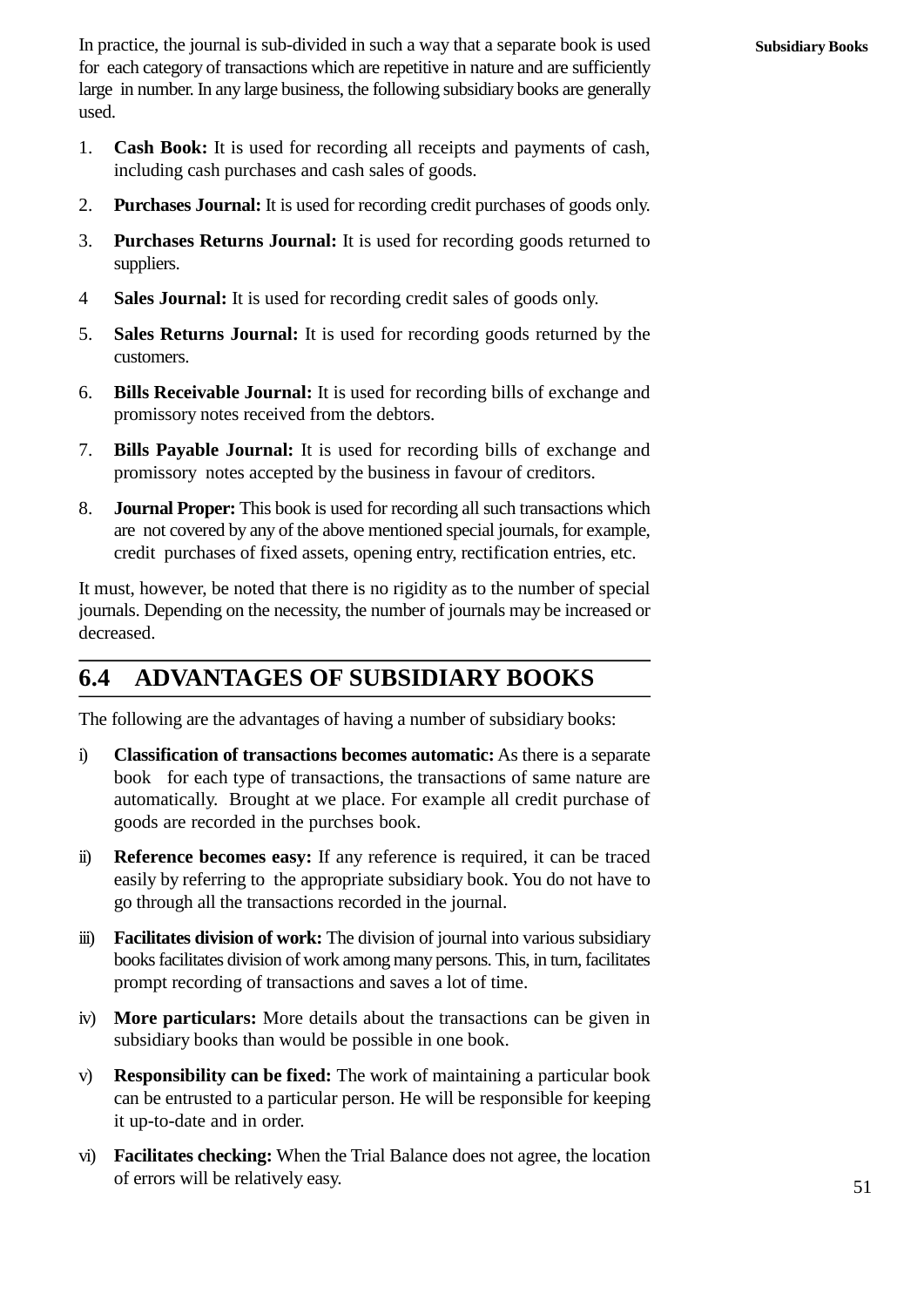In practice, the journal is sub-divided in such a way that a separate book is used for each category of transactions which are repetitive in nature and are sufficiently large in number. In any large business, the following subsidiary books are generally used.

1. **Cash Book:** It is used for recording all receipts and payments of cash, including cash purchases and cash sales of goods.
2. **Purchases Journal:** It is used for recording credit purchases of goods only.
3. **Purchases Returns Journal:** It is used for recording goods returned to suppliers.
4. **Sales Journal:** It is used for recording credit sales of goods only.
5. **Sales Returns Journal:** It is used for recording goods returned by the customers.
6. **Bills Receivable Journal:** It is used for recording bills of exchange and promissory notes received from the debtors.
7. **Bills Payable Journal:** It is used for recording bills of exchange and promissory notes accepted by the business in favour of creditors.
8. **Journal Proper:** This book is used for recording all such transactions which are not covered by any of the above mentioned special journals, for example, credit purchases of fixed assets, opening entry, rectification entries, etc.

It must, however, be noted that there is no rigidity as to the number of special journals. Depending on the necessity, the number of journals may be increased or decreased.

## 6.4 ADVANTAGES OF SUBSIDIARY BOOKS

The following are the advantages of having a number of subsidiary books:

i) **Classification of transactions becomes automatic:** As there is a separate book for each type of transactions, the transactions of same nature are automatically. Brought at we place. For example all credit purchase of goods are recorded in the purchses book.

ii) **Reference becomes easy:** If any reference is required, it can be traced easily by referring to the appropriate subsidiary book. You do not have to go through all the transactions recorded in the journal.

iii) **Facilitates division of work:** The division of journal into various subsidiary books facilitates division of work among many persons. This, in turn, facilitates prompt recording of transactions and saves a lot of time.

iv) **More particulars:** More details about the transactions can be given in subsidiary books than would be possible in one book.

v) **Responsibility can be fixed:** The work of maintaining a particular book can be entrusted to a particular person. He will be responsible for keeping it up-to-date and in order.

vi) **Facilitates checking:** When the Trial Balance does not agree, the location of errors will be relatively easy.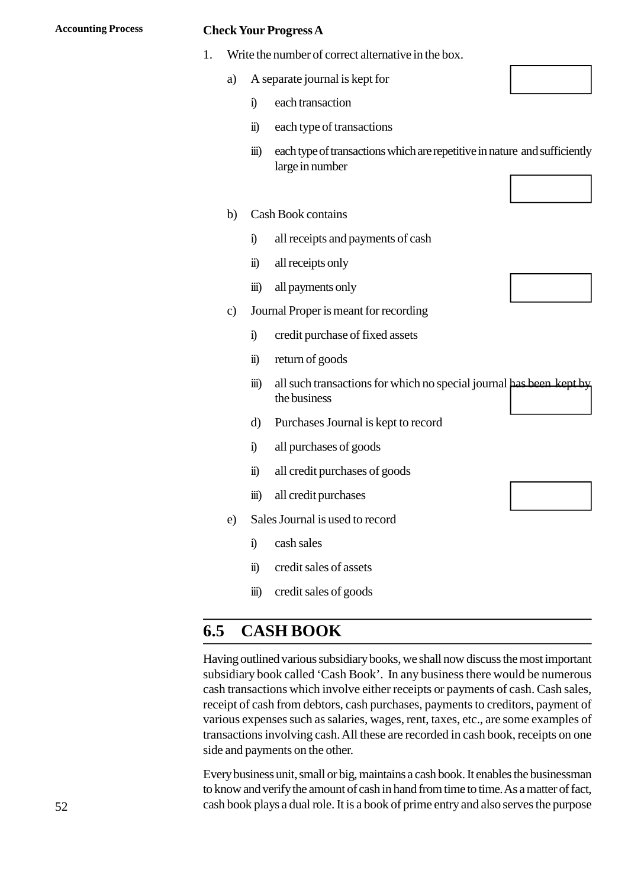### Check Your Progress A

1. Write the number of correct alternative in the box.

   a) A separate journal is kept for

      i) each transaction

      ii) each type of transactions

      iii) each type of transactions which are repetitive in nature and sufficiently large in number

   b) Cash Book contains

      i) all receipts and payments of cash

      ii) all receipts only

      iii) all payments only

   c) Journal Proper is meant for recording

      i) credit purchase of fixed assets

      ii) return of goods

      iii) all such transactions for which no special journal has been kept by the business

   d) Purchases Journal is kept to record

      i) all purchases of goods

      ii) all credit purchases of goods

      iii) all credit purchases

   e) Sales Journal is used to record

      i) cash sales

      ii) credit sales of assets

      iii) credit sales of goods

## 6.5 CASH BOOK

Having outlined various subsidiary books, we shall now discuss the most important subsidiary book called 'Cash Book'. In any business there would be numerous cash transactions which involve either receipts or payments of cash. Cash sales, receipt of cash from debtors, cash purchases, payments to creditors, payment of various expenses such as salaries, wages, rent, taxes, etc., are some examples of transactions involving cash. All these are recorded in cash book, receipts on one side and payments on the other.

Every business unit, small or big, maintains a cash book. It enables the businessman to know and verify the amount of cash in hand from time to time. As a matter of fact, cash book plays a dual role. It is a book of prime entry and also serves the purpose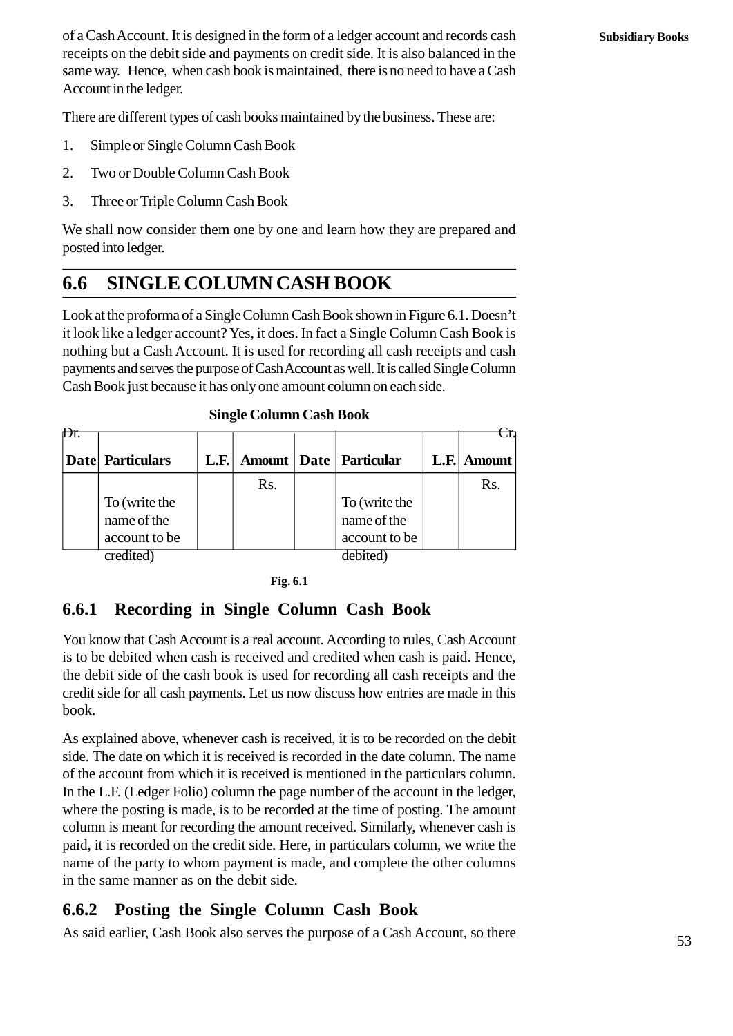of a Cash Account. It is designed in the form of a ledger account and records cash receipts on the debit side and payments on credit side. It is also balanced in the same way. Hence, when cash book is maintained, there is no need to have a Cash Account in the ledger.

There are different types of cash books maintained by the business. These are:

1. Simple or Single Column Cash Book
2. Two or Double Column Cash Book
3. Three or Triple Column Cash Book

We shall now consider them one by one and learn how they are prepared and posted into ledger.

## 6.6 SINGLE COLUMN CASH BOOK

Look at the proforma of a Single Column Cash Book shown in Figure 6.1. Doesn't it look like a ledger account? Yes, it does. In fact a Single Column Cash Book is nothing but a Cash Account. It is used for recording all cash receipts and cash payments and serves the purpose of Cash Account as well. It is called Single Column Cash Book just because it has only one amount column on each side.

**Single Column Cash Book**

Dr. Cr.

| Date | Particulars | L.F. | Amount | Date | Particular | L.F. | Amount |
|---|---|---|---|---|---|---|---|
| | | | Rs. | | | | Rs. |
| | To (write the name of the account to be credited) | | | | To (write the name of the account to be debited) | | |

**Fig. 6.1**

### 6.6.1 Recording in Single Column Cash Book

You know that Cash Account is a real account. According to rules, Cash Account is to be debited when cash is received and credited when cash is paid. Hence, the debit side of the cash book is used for recording all cash receipts and the credit side for all cash payments. Let us now discuss how entries are made in this book.

As explained above, whenever cash is received, it is to be recorded on the debit side. The date on which it is received is recorded in the date column. The name of the account from which it is received is mentioned in the particulars column. In the L.F. (Ledger Folio) column the page number of the account in the ledger, where the posting is made, is to be recorded at the time of posting. The amount column is meant for recording the amount received. Similarly, whenever cash is paid, it is recorded on the credit side. Here, in particulars column, we write the name of the party to whom payment is made, and complete the other columns in the same manner as on the debit side.

### 6.6.2 Posting the Single Column Cash Book

As said earlier, Cash Book also serves the purpose of a Cash Account, so there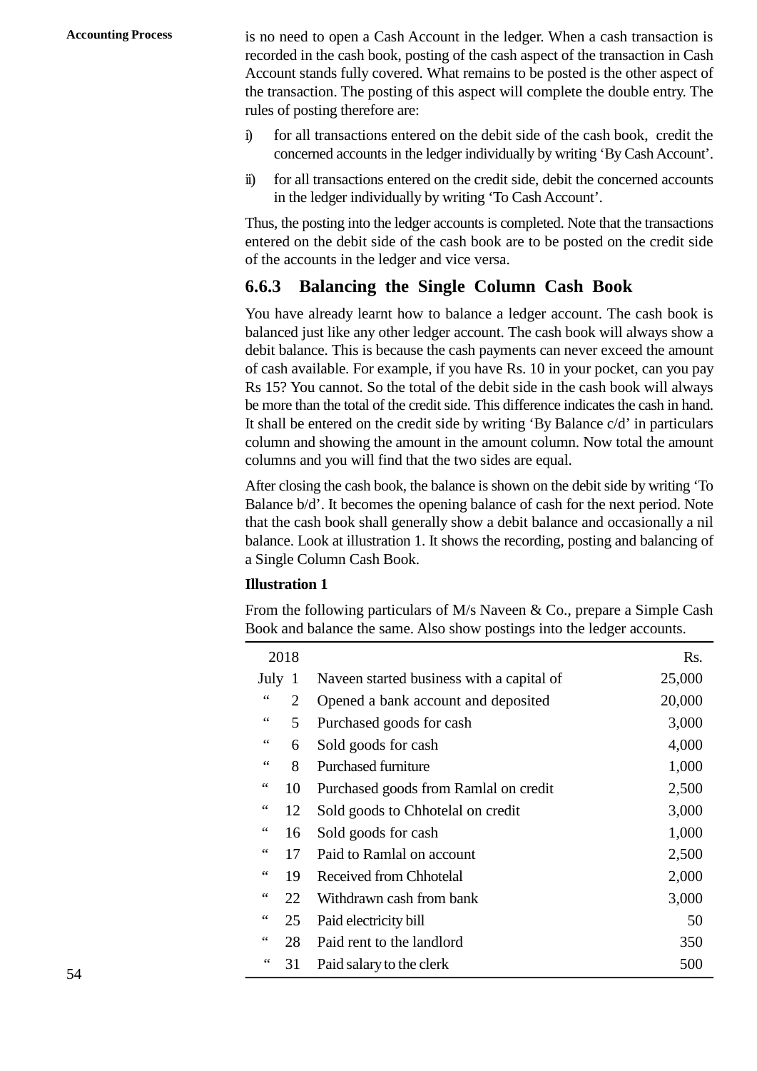is no need to open a Cash Account in the ledger. When a cash transaction is recorded in the cash book, posting of the cash aspect of the transaction in Cash Account stands fully covered. What remains to be posted is the other aspect of the transaction. The posting of this aspect will complete the double entry. The rules of posting therefore are:

i) for all transactions entered on the debit side of the cash book, credit the concerned accounts in the ledger individually by writing 'By Cash Account'.

ii) for all transactions entered on the credit side, debit the concerned accounts in the ledger individually by writing 'To Cash Account'.

Thus, the posting into the ledger accounts is completed. Note that the transactions entered on the debit side of the cash book are to be posted on the credit side of the accounts in the ledger and vice versa.

### 6.6.3 Balancing the Single Column Cash Book

You have already learnt how to balance a ledger account. The cash book is balanced just like any other ledger account. The cash book will always show a debit balance. This is because the cash payments can never exceed the amount of cash available. For example, if you have Rs. 10 in your pocket, can you pay Rs 15? You cannot. So the total of the debit side in the cash book will always be more than the total of the credit side. This difference indicates the cash in hand. It shall be entered on the credit side by writing 'By Balance c/d' in particulars column and showing the amount in the amount column. Now total the amount columns and you will find that the two sides are equal.

After closing the cash book, the balance is shown on the debit side by writing 'To Balance b/d'. It becomes the opening balance of cash for the next period. Note that the cash book shall generally show a debit balance and occasionally a nil balance. Look at illustration 1. It shows the recording, posting and balancing of a Single Column Cash Book.

**Illustration 1**

From the following particulars of M/s Naveen & Co., prepare a Simple Cash Book and balance the same. Also show postings into the ledger accounts.

| 2018 | | Rs. |
|---|---|---|
| July 1 | Naveen started business with a capital of | 25,000 |
| " 2 | Opened a bank account and deposited | 20,000 |
| " 5 | Purchased goods for cash | 3,000 |
| " 6 | Sold goods for cash | 4,000 |
| " 8 | Purchased furniture | 1,000 |
| " 10 | Purchased goods from Ramlal on credit | 2,500 |
| " 12 | Sold goods to Chhotelal on credit | 3,000 |
| " 16 | Sold goods for cash | 1,000 |
| " 17 | Paid to Ramlal on account | 2,500 |
| " 19 | Received from Chhotelal | 2,000 |
| " 22 | Withdrawn cash from bank | 3,000 |
| " 25 | Paid electricity bill | 50 |
| " 28 | Paid rent to the landlord | 350 |
| " 31 | Paid salary to the clerk | 500 |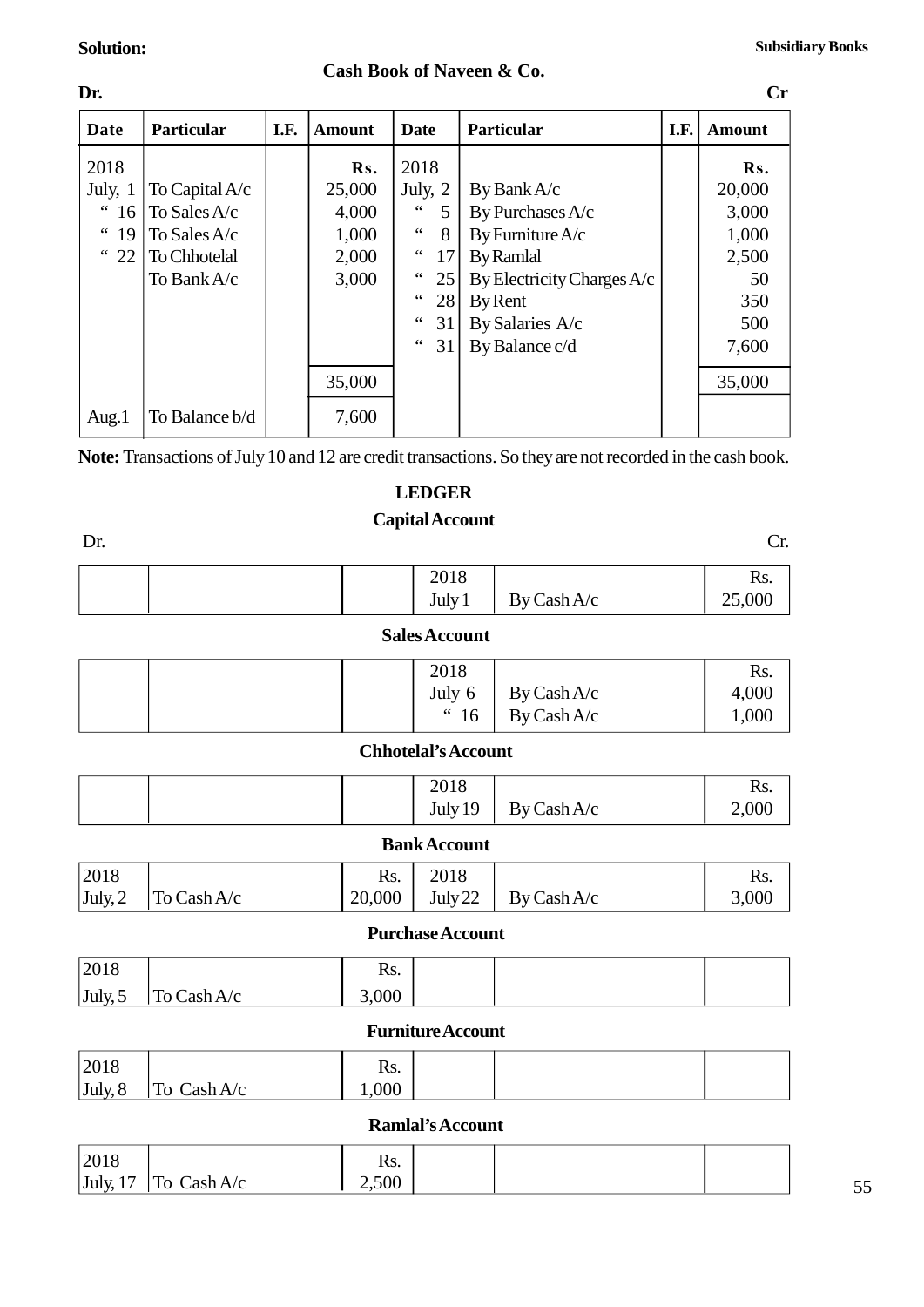**Solution:**

**Cash Book of Naveen & Co.**

**Dr.** **Cr**

| Date | Particular | I.F. | Amount | Date | Particular | I.F. | Amount |
|---|---|---|---|---|---|---|---|
| 2018 | | | Rs. | 2018 | | | Rs. |
| July, 1 | To Capital A/c | | 25,000 | July, 2 | By Bank A/c | | 20,000 |
| " 16 | To Sales A/c | | 4,000 | " 5 | By Purchases A/c | | 3,000 |
| " 19 | To Sales A/c | | 1,000 | " 8 | By Furniture A/c | | 1,000 |
| " 22 | To Chhotelal | | 2,000 | " 17 | By Ramlal | | 2,500 |
| | To Bank A/c | | 3,000 | " 25 | By Electricity Charges A/c | | 50 |
| | | | | " 28 | By Rent | | 350 |
| | | | | " 31 | By Salaries A/c | | 500 |
| | | | | " 31 | By Balance c/d | | 7,600 |
| | | | 35,000 | | | | 35,000 |
| Aug.1 | To Balance b/d | | 7,600 | | | | |

**Note:** Transactions of July 10 and 12 are credit transactions. So they are not recorded in the cash book.

## LEDGER

**Capital Account**

Dr. Cr.

| | | | | | |
|---|---|---|---|---|---|
| | | | 2018 | | Rs. |
| | | | July 1 | By Cash A/c | 25,000 |

**Sales Account**

| | | | | | |
|---|---|---|---|---|---|
| | | | 2018 | | Rs. |
| | | | July 6 | By Cash A/c | 4,000 |
| | | | " 16 | By Cash A/c | 1,000 |

**Chhotelal's Account**

| | | | | | |
|---|---|---|---|---|---|
| | | | 2018 | | Rs. |
| | | | July 19 | By Cash A/c | 2,000 |

**Bank Account**

| | | | | | |
|---|---|---|---|---|---|
| 2018 | | Rs. | 2018 | | Rs. |
| July, 2 | To Cash A/c | 20,000 | July 22 | By Cash A/c | 3,000 |

**Purchase Account**

| | | | | | |
|---|---|---|---|---|---|
| 2018 | | Rs. | | | |
| July, 5 | To Cash A/c | 3,000 | | | |

**Furniture Account**

| | | | | | |
|---|---|---|---|---|---|
| 2018 | | Rs. | | | |
| July, 8 | To Cash A/c | 1,000 | | | |

**Ramlal's Account**

| | | | | | |
|---|---|---|---|---|---|
| 2018 | | Rs. | | | |
| July, 17 | To Cash A/c | 2,500 | | | |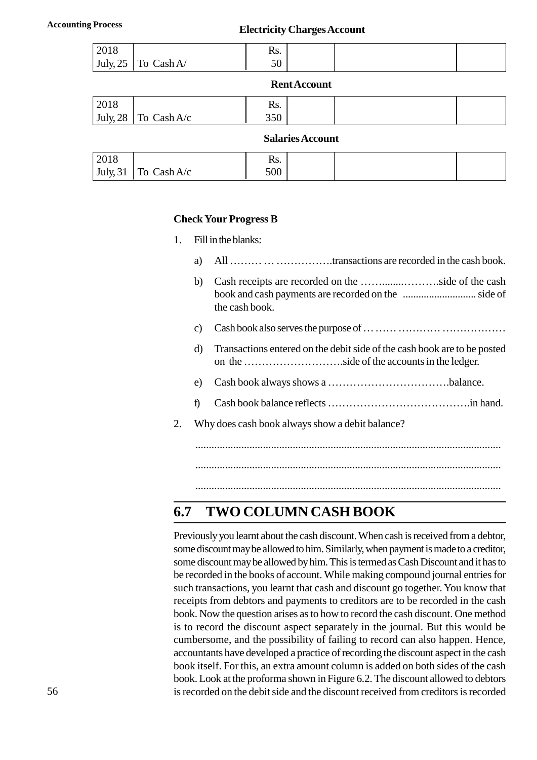**Electricity Charges Account**

| | | | | | |
|---|---|---|---|---|---|
| 2018 | | Rs. | | | |
| July, 25 | To Cash A/ | 50 | | | |

**Rent Account**

| | | | | | |
|---|---|---|---|---|---|
| 2018 | | Rs. | | | |
| July, 28 | To Cash A/c | 350 | | | |

**Salaries Account**

| | | | | | |
|---|---|---|---|---|---|
| 2018 | | Rs. | | | |
| July, 31 | To Cash A/c | 500 | | | |

**Check Your Progress B**

1. Fill in the blanks:

   a) All ……… … …………….transactions are recorded in the cash book.

   b) Cash receipts are recorded on the …….......……….side of the cash book and cash payments are recorded on the ........................... side of the cash book.

   c) Cash book also serves the purpose of … …… ………… ………………

   d) Transactions entered on the debit side of the cash book are to be posted on the ……………………….side of the accounts in the ledger.

   e) Cash book always shows a ……………………………balance.

   f) Cash book balance reflects ………………………………….in hand.

2. Why does cash book always show a debit balance?

   ................................................................................................................

   ................................................................................................................

   ................................................................................................................

## 6.7 TWO COLUMN CASH BOOK

Previously you learnt about the cash discount. When cash is received from a debtor, some discount may be allowed to him. Similarly, when payment is made to a creditor, some discount may be allowed by him. This is termed as Cash Discount and it has to be recorded in the books of account. While making compound journal entries for such transactions, you learnt that cash and discount go together. You know that receipts from debtors and payments to creditors are to be recorded in the cash book. Now the question arises as to how to record the cash discount. One method is to record the discount aspect separately in the journal. But this would be cumbersome, and the possibility of failing to record can also happen. Hence, accountants have developed a practice of recording the discount aspect in the cash book itself. For this, an extra amount column is added on both sides of the cash book. Look at the proforma shown in Figure 6.2. The discount allowed to debtors is recorded on the debit side and the discount received from creditors is recorded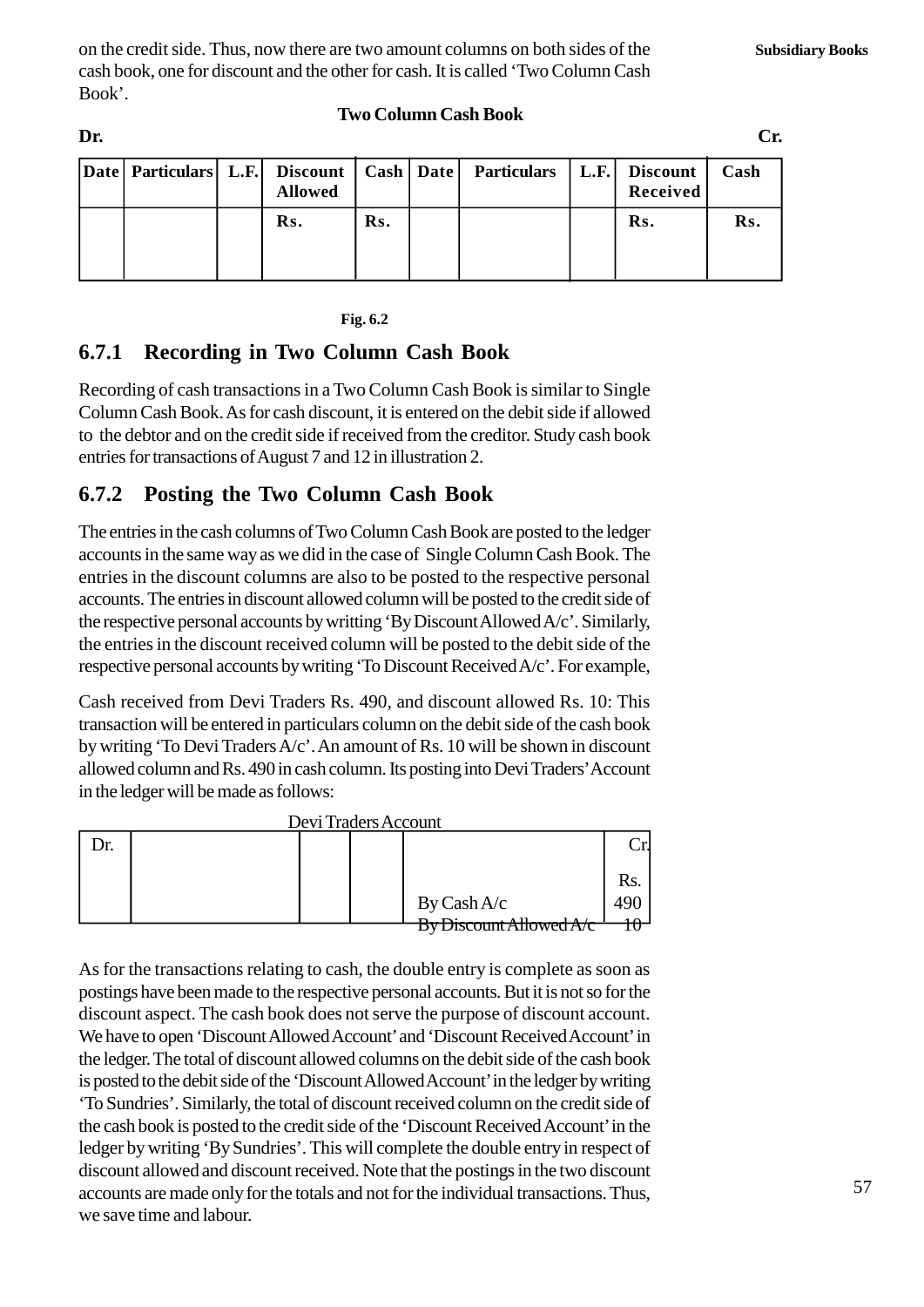on the credit side. Thus, now there are two amount columns on both sides of the cash book, one for discount and the other for cash. It is called 'Two Column Cash Book'.

**Two Column Cash Book**

**Dr.** **Cr.**

| Date | Particulars | L.F. | Discount Allowed | Cash | Date | Particulars | L.F. | Discount Received | Cash |
|---|---|---|---|---|---|---|---|---|---|
| | | | Rs. | Rs. | | | | Rs. | Rs. |

**Fig. 6.2**

## 6.7.1 Recording in Two Column Cash Book

Recording of cash transactions in a Two Column Cash Book is similar to Single Column Cash Book. As for cash discount, it is entered on the debit side if allowed to the debtor and on the credit side if received from the creditor. Study cash book entries for transactions of August 7 and 12 in illustration 2.

## 6.7.2 Posting the Two Column Cash Book

The entries in the cash columns of Two Column Cash Book are posted to the ledger accounts in the same way as we did in the case of Single Column Cash Book. The entries in the discount columns are also to be posted to the respective personal accounts. The entries in discount allowed column will be posted to the credit side of the respective personal accounts by writting 'By Discount Allowed A/c'. Similarly, the entries in the discount received column will be posted to the debit side of the respective personal accounts by writing 'To Discount Received A/c'. For example,

Cash received from Devi Traders Rs. 490, and discount allowed Rs. 10: This transaction will be entered in particulars column on the debit side of the cash book by writing 'To Devi Traders A/c'. An amount of Rs. 10 will be shown in discount allowed column and Rs. 490 in cash column. Its posting into Devi Traders' Account in the ledger will be made as follows:

Devi Traders Account

| Dr. | | | | | Cr. |
|---|---|---|---|---|---|
| | | | | | Rs. |
| | | | | By Cash A/c | 490 |
| | | | | By Discount Allowed A/c | 10 |

As for the transactions relating to cash, the double entry is complete as soon as postings have been made to the respective personal accounts. But it is not so for the discount aspect. The cash book does not serve the purpose of discount account. We have to open 'Discount Allowed Account' and 'Discount Received Account' in the ledger. The total of discount allowed columns on the debit side of the cash book is posted to the debit side of the 'Discount Allowed Account' in the ledger by writing 'To Sundries'. Similarly, the total of discount received column on the credit side of the cash book is posted to the credit side of the 'Discount Received Account' in the ledger by writing 'By Sundries'. This will complete the double entry in respect of discount allowed and discount received. Note that the postings in the two discount accounts are made only for the totals and not for the individual transactions. Thus, we save time and labour.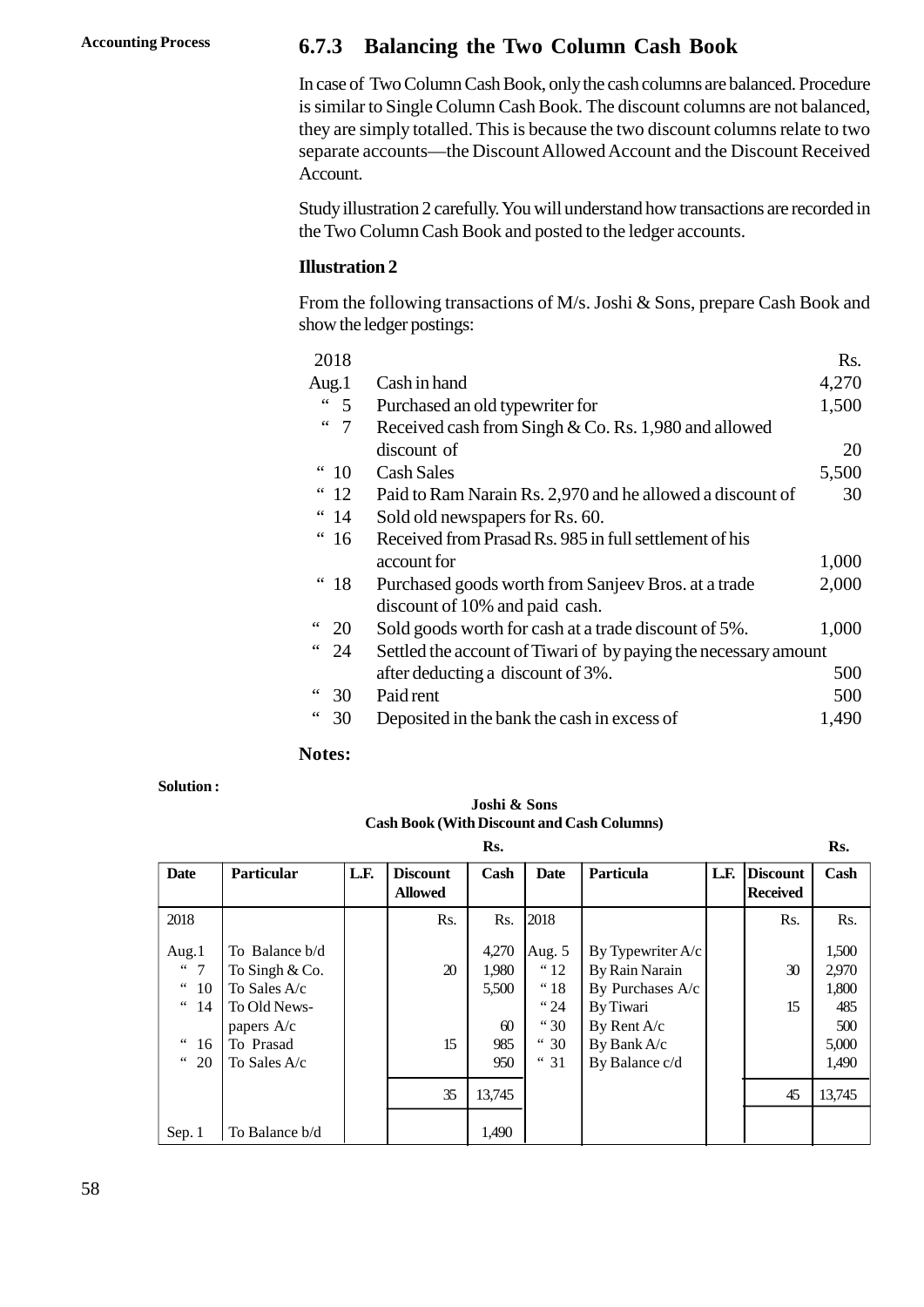### 6.7.3 Balancing the Two Column Cash Book

In case of Two Column Cash Book, only the cash columns are balanced. Procedure is similar to Single Column Cash Book. The discount columns are not balanced, they are simply totalled. This is because the two discount columns relate to two separate accounts—the Discount Allowed Account and the Discount Received Account.

Study illustration 2 carefully. You will understand how transactions are recorded in the Two Column Cash Book and posted to the ledger accounts.

**Illustration 2**

From the following transactions of M/s. Joshi & Sons, prepare Cash Book and show the ledger postings:

| 2018 | | Rs. |
|---|---|---|
| Aug.1 | Cash in hand | 4,270 |
| " 5 | Purchased an old typewriter for | 1,500 |
| " 7 | Received cash from Singh & Co. Rs. 1,980 and allowed discount of | 20 |
| " 10 | Cash Sales | 5,500 |
| " 12 | Paid to Ram Narain Rs. 2,970 and he allowed a discount of | 30 |
| " 14 | Sold old newspapers for Rs. 60. | |
| " 16 | Received from Prasad Rs. 985 in full settlement of his account for | 1,000 |
| " 18 | Purchased goods worth from Sanjeev Bros. at a trade discount of 10% and paid cash. | 2,000 |
| " 20 | Sold goods worth for cash at a trade discount of 5%. | 1,000 |
| " 24 | Settled the account of Tiwari of by paying the necessary amount after deducting a discount of 3%. | 500 |
| " 30 | Paid rent | 500 |
| " 30 | Deposited in the bank the cash in excess of | 1,490 |

**Notes:**

**Solution :**

**Joshi & Sons**
**Cash Book (With Discount and Cash Columns)**

| Date | Particular | L.F. | Discount Allowed | Cash | Date | Particula | L.F. | Discount Received | Cash |
|---|---|---|---|---|---|---|---|---|---|
| 2018 | | | Rs. | Rs. | 2018 | | | Rs. | Rs. |
| Aug.1 | To Balance b/d | | | 4,270 | Aug. 5 | By Typewriter A/c | | | 1,500 |
| " 7 | To Singh & Co. | | 20 | 1,980 | " 12 | By Rain Narain | | 30 | 2,970 |
| " 10 | To Sales A/c | | | 5,500 | " 18 | By Purchases A/c | | | 1,800 |
| " 14 | To Old News-papers A/c | | | 60 | " 24 | By Tiwari | | 15 | 485 |
| | | | | | " 30 | By Rent A/c | | | 500 |
| " 16 | To Prasad | | 15 | 985 | " 30 | By Bank A/c | | | 5,000 |
| " 20 | To Sales A/c | | | 950 | " 31 | By Balance c/d | | | 1,490 |
| | | | 35 | 13,745 | | | | 45 | 13,745 |
| Sep. 1 | To Balance b/d | | | 1,490 | | | | | |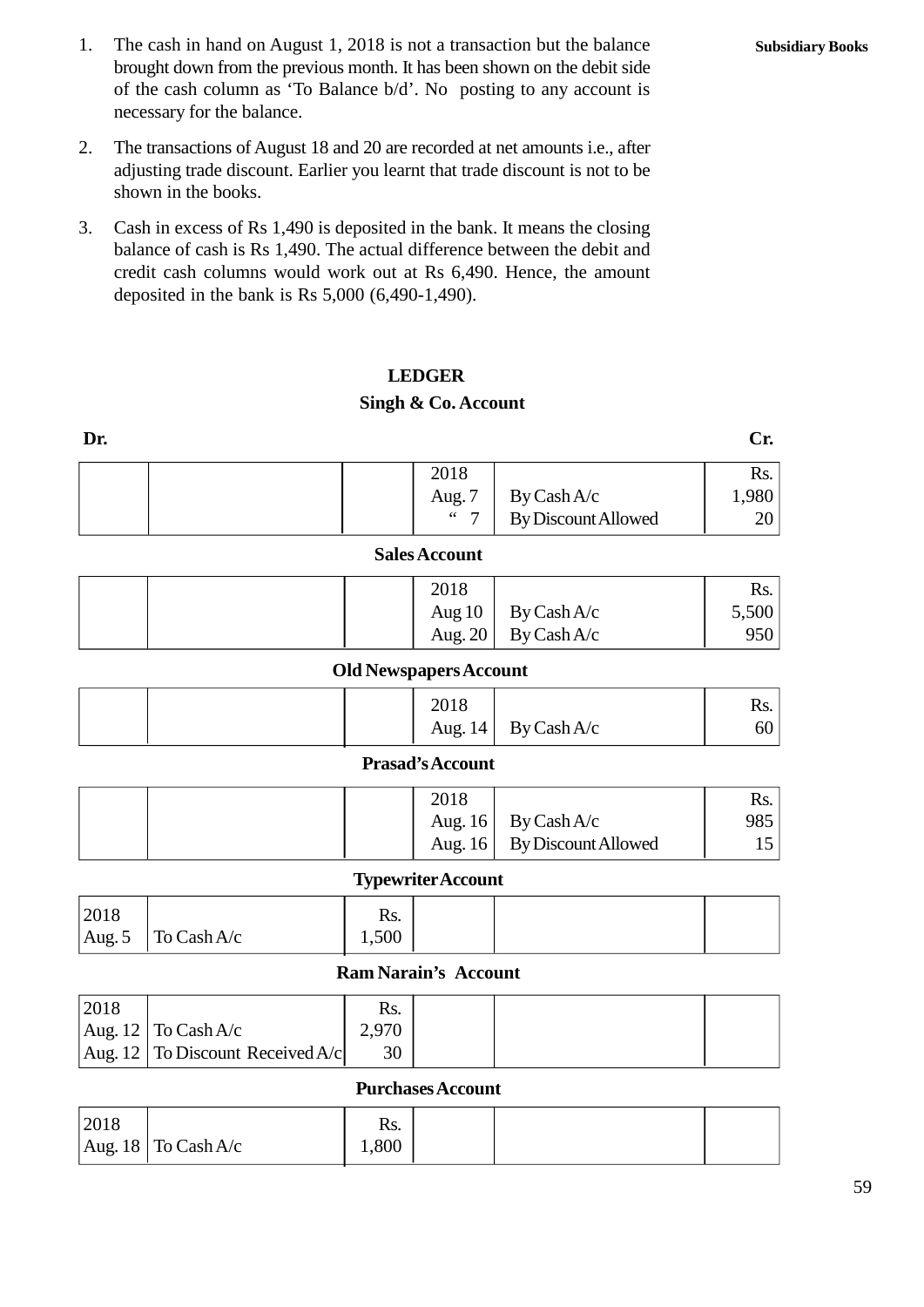1. The cash in hand on August 1, 2018 is not a transaction but the balance brought down from the previous month. It has been shown on the debit side of the cash column as 'To Balance b/d'. No posting to any account is necessary for the balance.

2. The transactions of August 18 and 20 are recorded at net amounts i.e., after adjusting trade discount. Earlier you learnt that trade discount is not to be shown in the books.

3. Cash in excess of Rs 1,490 is deposited in the bank. It means the closing balance of cash is Rs 1,490. The actual difference between the debit and credit cash columns would work out at Rs 6,490. Hence, the amount deposited in the bank is Rs 5,000 (6,490-1,490).

## LEDGER

### Singh & Co. Account

**Dr.** **Cr.**

| | | | | | |
|---|---|---|---|---|---|
| | | | 2018 | | Rs. |
| | | | Aug. 7 | By Cash A/c | 1,980 |
| | | | " 7 | By Discount Allowed | 20 |

### Sales Account

| | | | | | |
|---|---|---|---|---|---|
| | | | 2018 | | Rs. |
| | | | Aug 10 | By Cash A/c | 5,500 |
| | | | Aug. 20 | By Cash A/c | 950 |

### Old Newspapers Account

| | | | | | |
|---|---|---|---|---|---|
| | | | 2018 | | Rs. |
| | | | Aug. 14 | By Cash A/c | 60 |

### Prasad's Account

| | | | | | |
|---|---|---|---|---|---|
| | | | 2018 | | Rs. |
| | | | Aug. 16 | By Cash A/c | 985 |
| | | | Aug. 16 | By Discount Allowed | 15 |

### Typewriter Account

| | | | | | |
|---|---|---|---|---|---|
| 2018 | | Rs. | | | |
| Aug. 5 | To Cash A/c | 1,500 | | | |

### Ram Narain's Account

| | | | | | |
|---|---|---|---|---|---|
| 2018 | | Rs. | | | |
| Aug. 12 | To Cash A/c | 2,970 | | | |
| Aug. 12 | To Discount Received A/c | 30 | | | |

### Purchases Account

| | | | | | |
|---|---|---|---|---|---|
| 2018 | | Rs. | | | |
| Aug. 18 | To Cash A/c | 1,800 | | | |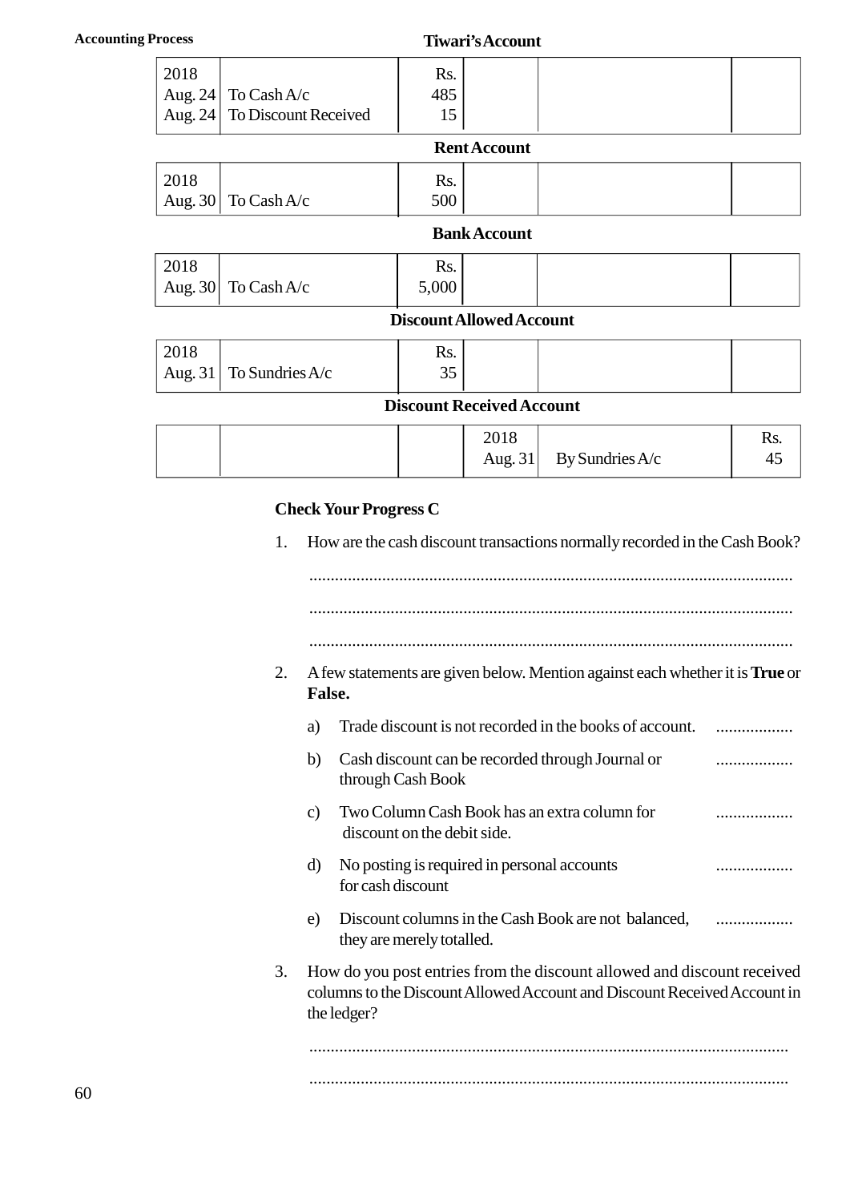**Tiwari's Account**

| | | | | | |
|---|---|---|---|---|---|
| 2018 | | Rs. | | | |
| Aug. 24 | To Cash A/c | 485 | | | |
| Aug. 24 | To Discount Received | 15 | | | |

**Rent Account**

| | | | | | |
|---|---|---|---|---|---|
| 2018 | | Rs. | | | |
| Aug. 30 | To Cash A/c | 500 | | | |

**Bank Account**

| | | | | | |
|---|---|---|---|---|---|
| 2018 | | Rs. | | | |
| Aug. 30 | To Cash A/c | 5,000 | | | |

**Discount Allowed Account**

| | | | | | |
|---|---|---|---|---|---|
| 2018 | | Rs. | | | |
| Aug. 31 | To Sundries A/c | 35 | | | |

**Discount Received Account**

| | | | | | |
|---|---|---|---|---|---|
| | | | 2018 | | Rs. |
| | | | Aug. 31 | By Sundries A/c | 45 |

**Check Your Progress C**

1. How are the cash discount transactions normally recorded in the Cash Book?

 ................................................................................................................

 ................................................................................................................

 ................................................................................................................

2. A few statements are given below. Mention against each whether it is **True** or **False.**

 a) Trade discount is not recorded in the books of account. ..................

 b) Cash discount can be recorded through Journal or through Cash Book ..................

 c) Two Column Cash Book has an extra column for discount on the debit side. ..................

 d) No posting is required in personal accounts for cash discount ..................

 e) Discount columns in the Cash Book are not balanced, they are merely totalled. ..................

3. How do you post entries from the discount allowed and discount received columns to the Discount Allowed Account and Discount Received Account in the ledger?

 ................................................................................................................

 ................................................................................................................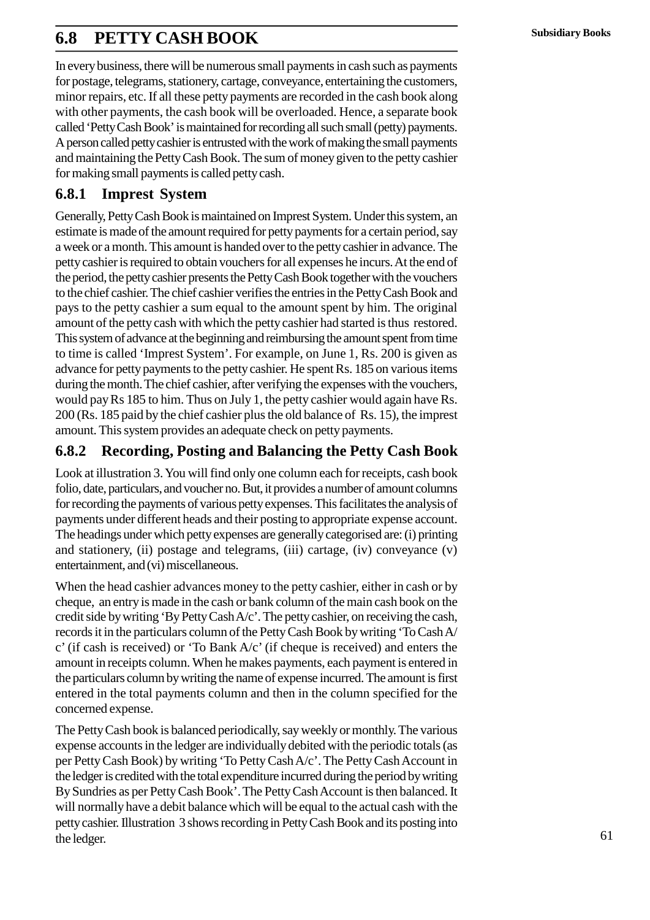## 6.8 PETTY CASH BOOK

In every business, there will be numerous small payments in cash such as payments for postage, telegrams, stationery, cartage, conveyance, entertaining the customers, minor repairs, etc. If all these petty payments are recorded in the cash book along with other payments, the cash book will be overloaded. Hence, a separate book called 'Petty Cash Book' is maintained for recording all such small (petty) payments. A person called petty cashier is entrusted with the work of making the small payments and maintaining the Petty Cash Book. The sum of money given to the petty cashier for making small payments is called petty cash.

### 6.8.1 Imprest System

Generally, Petty Cash Book is maintained on Imprest System. Under this system, an estimate is made of the amount required for petty payments for a certain period, say a week or a month. This amount is handed over to the petty cashier in advance. The petty cashier is required to obtain vouchers for all expenses he incurs. At the end of the period, the petty cashier presents the Petty Cash Book together with the vouchers to the chief cashier. The chief cashier verifies the entries in the Petty Cash Book and pays to the petty cashier a sum equal to the amount spent by him. The original amount of the petty cash with which the petty cashier had started is thus restored. This system of advance at the beginning and reimbursing the amount spent from time to time is called 'Imprest System'. For example, on June 1, Rs. 200 is given as advance for petty payments to the petty cashier. He spent Rs. 185 on various items during the month. The chief cashier, after verifying the expenses with the vouchers, would pay Rs 185 to him. Thus on July 1, the petty cashier would again have Rs. 200 (Rs. 185 paid by the chief cashier plus the old balance of Rs. 15), the imprest amount. This system provides an adequate check on petty payments.

### 6.8.2 Recording, Posting and Balancing the Petty Cash Book

Look at illustration 3. You will find only one column each for receipts, cash book folio, date, particulars, and voucher no. But, it provides a number of amount columns for recording the payments of various petty expenses. This facilitates the analysis of payments under different heads and their posting to appropriate expense account. The headings under which petty expenses are generally categorised are: (i) printing and stationery, (ii) postage and telegrams, (iii) cartage, (iv) conveyance (v) entertainment, and (vi) miscellaneous.

When the head cashier advances money to the petty cashier, either in cash or by cheque, an entry is made in the cash or bank column of the main cash book on the credit side by writing 'By Petty Cash A/c'. The petty cashier, on receiving the cash, records it in the particulars column of the Petty Cash Book by writing 'To Cash A/c' (if cash is received) or 'To Bank A/c' (if cheque is received) and enters the amount in receipts column. When he makes payments, each payment is entered in the particulars column by writing the name of expense incurred. The amount is first entered in the total payments column and then in the column specified for the concerned expense.

The Petty Cash book is balanced periodically, say weekly or monthly. The various expense accounts in the ledger are individually debited with the periodic totals (as per Petty Cash Book) by writing 'To Petty Cash A/c'. The Petty Cash Account in the ledger is credited with the total expenditure incurred during the period by writing By Sundries as per Petty Cash Book'. The Petty Cash Account is then balanced. It will normally have a debit balance which will be equal to the actual cash with the petty cashier. Illustration 3 shows recording in Petty Cash Book and its posting into the ledger.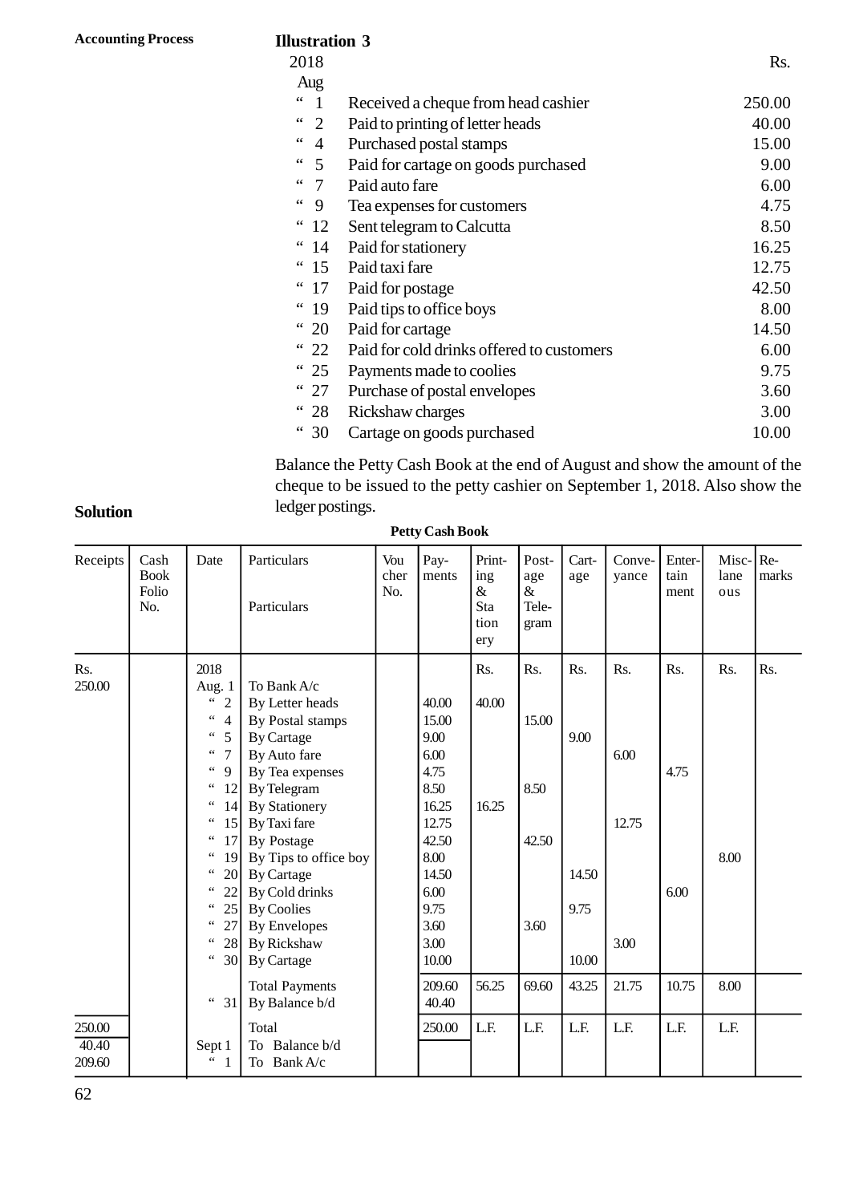### Illustration 3

| 2018 | | Rs. |
|---|---|---|
| Aug | | |
| " 1 | Received a cheque from head cashier | 250.00 |
| " 2 | Paid to printing of letter heads | 40.00 |
| " 4 | Purchased postal stamps | 15.00 |
| " 5 | Paid for cartage on goods purchased | 9.00 |
| " 7 | Paid auto fare | 6.00 |
| " 9 | Tea expenses for customers | 4.75 |
| " 12 | Sent telegram to Calcutta | 8.50 |
| " 14 | Paid for stationery | 16.25 |
| " 15 | Paid taxi fare | 12.75 |
| " 17 | Paid for postage | 42.50 |
| " 19 | Paid tips to office boys | 8.00 |
| " 20 | Paid for cartage | 14.50 |
| " 22 | Paid for cold drinks offered to customers | 6.00 |
| " 25 | Payments made to coolies | 9.75 |
| " 27 | Purchase of postal envelopes | 3.60 |
| " 28 | Rickshaw charges | 3.00 |
| " 30 | Cartage on goods purchased | 10.00 |

Balance the Petty Cash Book at the end of August and show the amount of the cheque to be issued to the petty cashier on September 1, 2018. Also show the ledger postings.

**Solution**

**Petty Cash Book**

| Receipts | Cash Book Folio No. | Date | Particulars | Voucher No. | Payments | Printing & Stationery | Postage & Telegram | Cartage | Conveyance | Entertainment | Miscellaneous | Remarks |
|---|---|---|---|---|---|---|---|---|---|---|---|---|
| Rs. | | 2018 | | | | Rs. | Rs. | Rs. | Rs. | Rs. | Rs. | Rs. |
| 250.00 | | Aug. 1 | To Bank A/c | | | | | | | | | |
| | | " 2 | By Letter heads | | 40.00 | 40.00 | | | | | | |
| | | " 4 | By Postal stamps | | 15.00 | | 15.00 | | | | | |
| | | " 5 | By Cartage | | 9.00 | | | 9.00 | | | | |
| | | " 7 | By Auto fare | | 6.00 | | | | 6.00 | | | |
| | | " 9 | By Tea expenses | | 4.75 | | | | | 4.75 | | |
| | | " 12 | By Telegram | | 8.50 | | 8.50 | | | | | |
| | | " 14 | By Stationery | | 16.25 | 16.25 | | | | | | |
| | | " 15 | By Taxi fare | | 12.75 | | | | 12.75 | | | |
| | | " 17 | By Postage | | 42.50 | | 42.50 | | | | | |
| | | " 19 | By Tips to office boy | | 8.00 | | | | | | 8.00 | |
| | | " 20 | By Cartage | | 14.50 | | | 14.50 | | | | |
| | | " 22 | By Cold drinks | | 6.00 | | | | | 6.00 | | |
| | | " 25 | By Coolies | | 9.75 | | | 9.75 | | | | |
| | | " 27 | By Envelopes | | 3.60 | | 3.60 | | | | | |
| | | " 28 | By Rickshaw | | 3.00 | | | | 3.00 | | | |
| | | " 30 | By Cartage | | 10.00 | | | 10.00 | | | | |
| | | | Total Payments | | 209.60 | 56.25 | 69.60 | 43.25 | 21.75 | 10.75 | 8.00 | |
| | | " 31 | By Balance b/d | | 40.40 | | | | | | | |
| 250.00 | | | Total | | 250.00 | L.F. | L.F. | L.F. | L.F. | L.F. | L.F. | |
| 40.40 | | Sept 1 | To Balance b/d | | | | | | | | | |
| 209.60 | | " 1 | To Bank A/c | | | | | | | | | |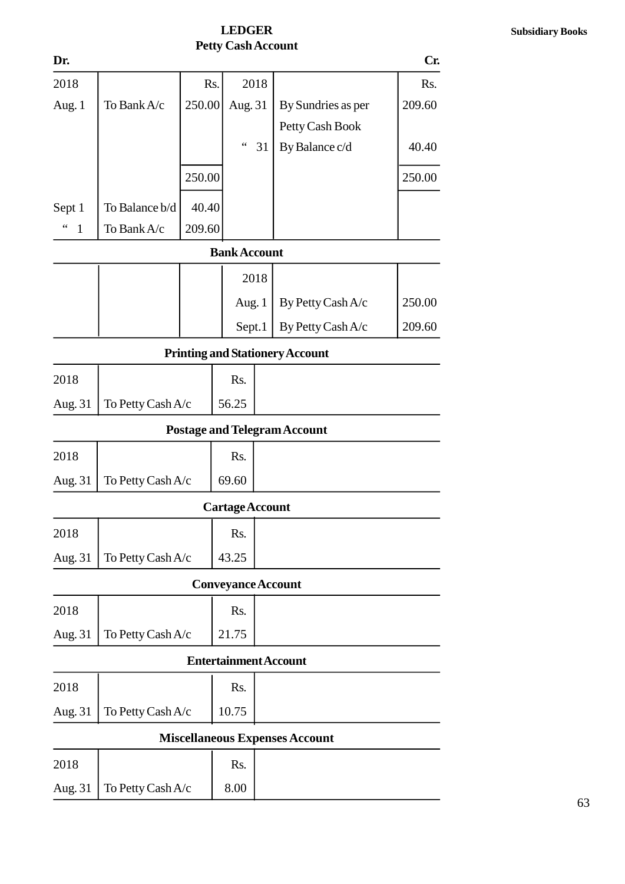## LEDGER

### Petty Cash Account

**Dr.** | | | | | **Cr.**

| 2018 | | Rs. | 2018 | | Rs. |
|---|---|---|---|---|---|
| Aug. 1 | To Bank A/c | 250.00 | Aug. 31 | By Sundries as per Petty Cash Book | 209.60 |
| | | | " 31 | By Balance c/d | 40.40 |
| | | 250.00 | | | 250.00 |
| Sept 1 | To Balance b/d | 40.40 | | | |
| " 1 | To Bank A/c | 209.60 | | | |

### Bank Account

| | | | 2018 | | |
|---|---|---|---|---|---|
| | | | Aug. 1 | By Petty Cash A/c | 250.00 |
| | | | Sept.1 | By Petty Cash A/c | 209.60 |

### Printing and Stationery Account

| 2018 | | Rs. | |
|---|---|---|---|
| Aug. 31 | To Petty Cash A/c | 56.25 | |

### Postage and Telegram Account

| 2018 | | Rs. | |
|---|---|---|---|
| Aug. 31 | To Petty Cash A/c | 69.60 | |

### Cartage Account

| 2018 | | Rs. | |
|---|---|---|---|
| Aug. 31 | To Petty Cash A/c | 43.25 | |

### Conveyance Account

| 2018 | | Rs. | |
|---|---|---|---|
| Aug. 31 | To Petty Cash A/c | 21.75 | |

### Entertainment Account

| 2018 | | Rs. | |
|---|---|---|---|
| Aug. 31 | To Petty Cash A/c | 10.75 | |

### Miscellaneous Expenses Account

| 2018 | | Rs. | |
|---|---|---|---|
| Aug. 31 | To Petty Cash A/c | 8.00 | |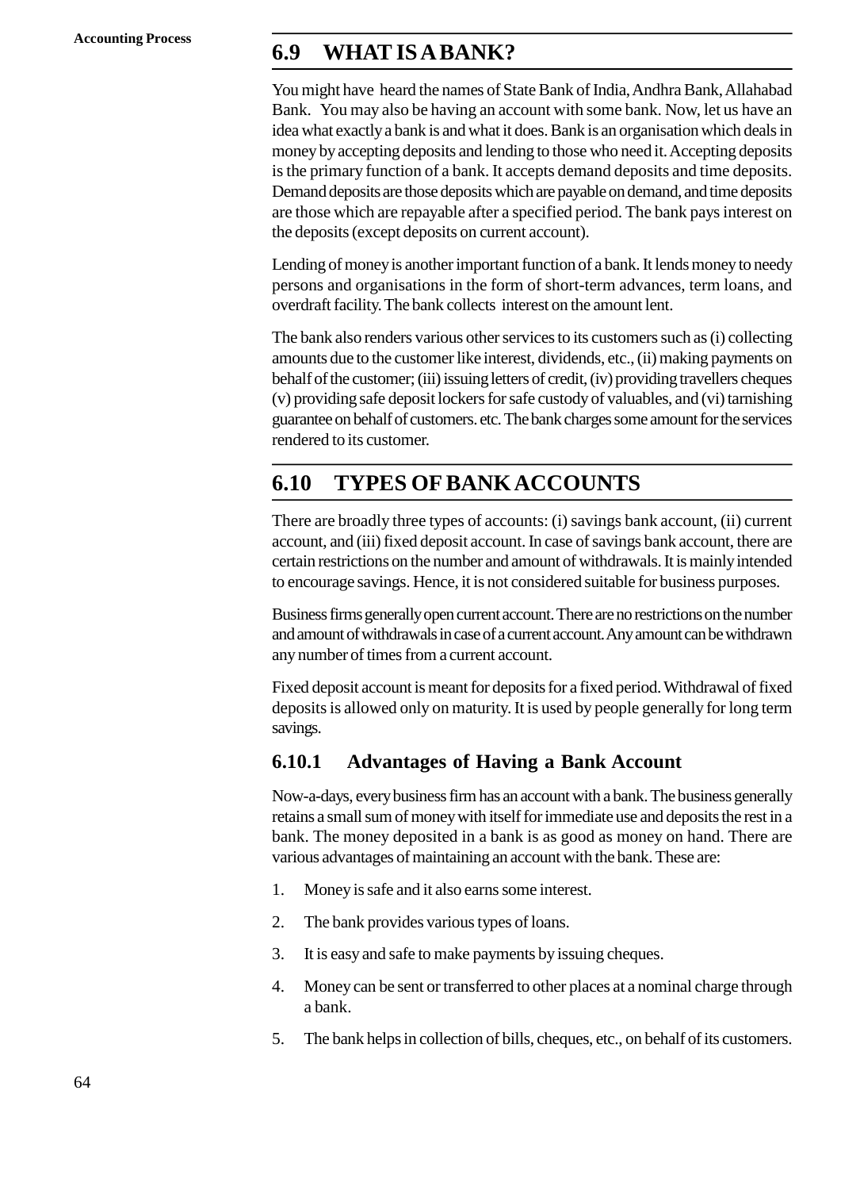## 6.9 WHAT IS A BANK?

You might have heard the names of State Bank of India, Andhra Bank, Allahabad Bank. You may also be having an account with some bank. Now, let us have an idea what exactly a bank is and what it does. Bank is an organisation which deals in money by accepting deposits and lending to those who need it. Accepting deposits is the primary function of a bank. It accepts demand deposits and time deposits. Demand deposits are those deposits which are payable on demand, and time deposits are those which are repayable after a specified period. The bank pays interest on the deposits (except deposits on current account).

Lending of money is another important function of a bank. It lends money to needy persons and organisations in the form of short-term advances, term loans, and overdraft facility. The bank collects interest on the amount lent.

The bank also renders various other services to its customers such as (i) collecting amounts due to the customer like interest, dividends, etc., (ii) making payments on behalf of the customer; (iii) issuing letters of credit, (iv) providing travellers cheques (v) providing safe deposit lockers for safe custody of valuables, and (vi) tarnishing guarantee on behalf of customers. etc. The bank charges some amount for the services rendered to its customer.

## 6.10 TYPES OF BANK ACCOUNTS

There are broadly three types of accounts: (i) savings bank account, (ii) current account, and (iii) fixed deposit account. In case of savings bank account, there are certain restrictions on the number and amount of withdrawals. It is mainly intended to encourage savings. Hence, it is not considered suitable for business purposes.

Business firms generally open current account. There are no restrictions on the number and amount of withdrawals in case of a current account. Any amount can be withdrawn any number of times from a current account.

Fixed deposit account is meant for deposits for a fixed period. Withdrawal of fixed deposits is allowed only on maturity. It is used by people generally for long term savings.

### 6.10.1 Advantages of Having a Bank Account

Now-a-days, every business firm has an account with a bank. The business generally retains a small sum of money with itself for immediate use and deposits the rest in a bank. The money deposited in a bank is as good as money on hand. There are various advantages of maintaining an account with the bank. These are:

1. Money is safe and it also earns some interest.
2. The bank provides various types of loans.
3. It is easy and safe to make payments by issuing cheques.
4. Money can be sent or transferred to other places at a nominal charge through a bank.
5. The bank helps in collection of bills, cheques, etc., on behalf of its customers.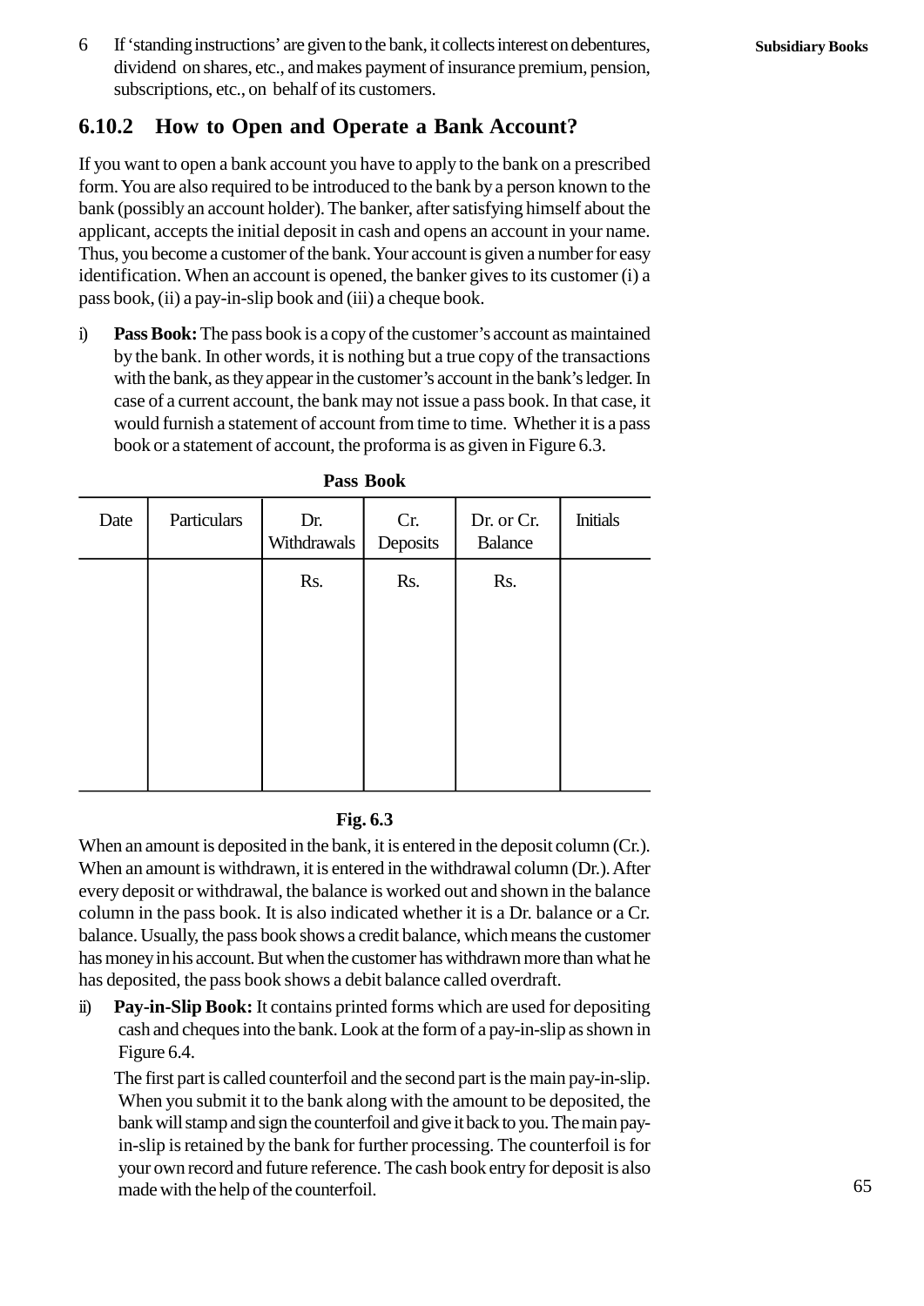6 If 'standing instructions' are given to the bank, it collects interest on debentures, dividend on shares, etc., and makes payment of insurance premium, pension, subscriptions, etc., on behalf of its customers.

### 6.10.2 How to Open and Operate a Bank Account?

If you want to open a bank account you have to apply to the bank on a prescribed form. You are also required to be introduced to the bank by a person known to the bank (possibly an account holder). The banker, after satisfying himself about the applicant, accepts the initial deposit in cash and opens an account in your name. Thus, you become a customer of the bank. Your account is given a number for easy identification. When an account is opened, the banker gives to its customer (i) a pass book, (ii) a pay-in-slip book and (iii) a cheque book.

i) **Pass Book:** The pass book is a copy of the customer's account as maintained by the bank. In other words, it is nothing but a true copy of the transactions with the bank, as they appear in the customer's account in the bank's ledger. In case of a current account, the bank may not issue a pass book. In that case, it would furnish a statement of account from time to time. Whether it is a pass book or a statement of account, the proforma is as given in Figure 6.3.

**Pass Book**

| Date | Particulars | Dr. Withdrawals | Cr. Deposits | Dr. or Cr. Balance | Initials |
|---|---|---|---|---|---|
| | | Rs. | Rs. | Rs. | |

**Fig. 6.3**

When an amount is deposited in the bank, it is entered in the deposit column (Cr.). When an amount is withdrawn, it is entered in the withdrawal column (Dr.). After every deposit or withdrawal, the balance is worked out and shown in the balance column in the pass book. It is also indicated whether it is a Dr. balance or a Cr. balance. Usually, the pass book shows a credit balance, which means the customer has money in his account. But when the customer has withdrawn more than what he has deposited, the pass book shows a debit balance called overdraft.

ii) **Pay-in-Slip Book:** It contains printed forms which are used for depositing cash and cheques into the bank. Look at the form of a pay-in-slip as shown in Figure 6.4.

The first part is called counterfoil and the second part is the main pay-in-slip. When you submit it to the bank along with the amount to be deposited, the bank will stamp and sign the counterfoil and give it back to you. The main pay-in-slip is retained by the bank for further processing. The counterfoil is for your own record and future reference. The cash book entry for deposit is also made with the help of the counterfoil.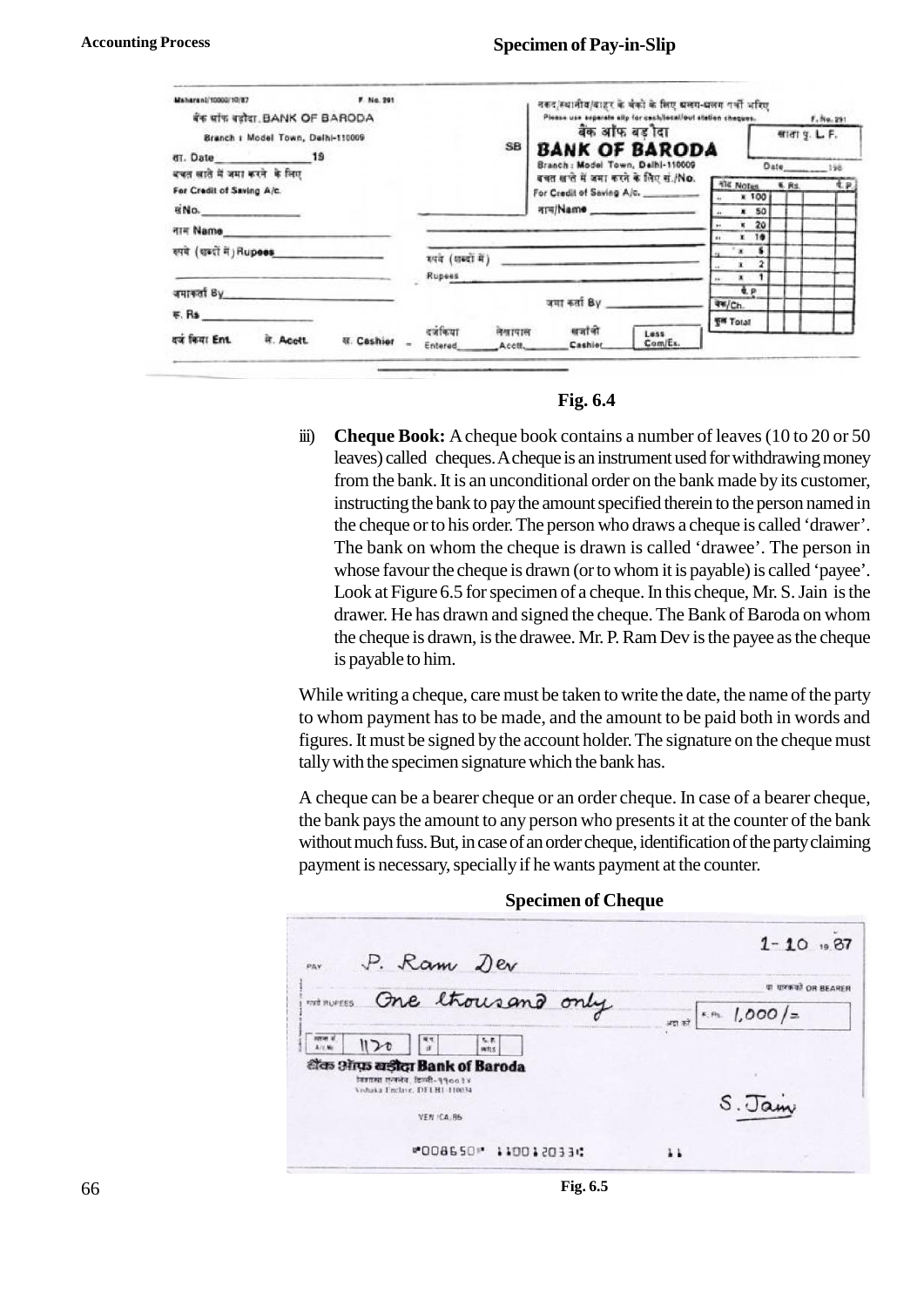**Specimen of Pay-in-Slip**

Maharani/10000/10/87 F. No. 291

बैंक ऑफ बड़ौदा. BANK OF BARODA

Branch : Model Town, Delhi-110009

ता. Date _______ 19

बचत खाते में जमा करने के लिए

For Credit of Saving A/c.

सं.No. _______

नाम Name _______

रुपये (शब्दों में) Rupees _______

जमाकर्ता By _______

रु. Rs _______

दर्ज किया Ent. ले. Acctt. रो. Cashier

नकद/स्थानीय/बाहर के बैंको के लिए अलग-अलग पर्ची भरिए

Please use separate slip for cash/local/out station cheques. F. No. 291

SB बैंक ऑफ बड़ौदा **BANK OF BARODA**

Branch : Model Town, Delhi-110009

बचत खाते में जमा करने के लिए सं./No.

For Credit of Saving A/c. _______

नाम/Name _______

खाता पृ. L. F.

Date _______ 198

| नोट Notes | रु. Rs. | पै. P. |
|---|---|---|
| x 100 | | |
| x 50 | | |
| x 20 | | |
| x 10 | | |
| x 5 | | |
| x 2 | | |
| x 1 | | |
| पै. P. | | |
| चैक/Ch. | | |
| कुल Total | | |

रुपये (शब्दों में) Rupees _______

जमा कर्ता By _______

दर्जकिया Entered _______ लेखापाल Acctt. _______ खजांची Cashier _______ Less Com/Ex.

Fig. 6.4

iii) **Cheque Book:** A cheque book contains a number of leaves (10 to 20 or 50 leaves) called cheques. A cheque is an instrument used for withdrawing money from the bank. It is an unconditional order on the bank made by its customer, instructing the bank to pay the amount specified therein to the person named in the cheque or to his order. The person who draws a cheque is called 'drawer'. The bank on whom the cheque is drawn is called 'drawee'. The person in whose favour the cheque is drawn (or to whom it is payable) is called 'payee'. Look at Figure 6.5 for specimen of a cheque. In this cheque, Mr. S. Jain is the drawer. He has drawn and signed the cheque. The Bank of Baroda on whom the cheque is drawn, is the drawee. Mr. P. Ram Dev is the payee as the cheque is payable to him.

While writing a cheque, care must be taken to write the date, the name of the party to whom payment has to be made, and the amount to be paid both in words and figures. It must be signed by the account holder. The signature on the cheque must tally with the specimen signature which the bank has.

A cheque can be a bearer cheque or an order cheque. In case of a bearer cheque, the bank pays the amount to any person who presents it at the counter of the bank without much fuss. But, in case of an order cheque, identification of the party claiming payment is necessary, specially if he wants payment at the counter.

**Specimen of Cheque**

1-10 19 87

PAY P. Ram Dev

या धारकको OR BEARER

रुपये RUPEES One thousand only

अदा करें रु. Rs. 1,000/=

खाता सं. A/c No. 1120

बैंक ऑफ बड़ौदा Bank of Baroda

विशाखा एन्क्लेव, दिल्ली-११००३४

Vishaka Enclave, DELHI-110034

VEN /CA.86

S. Jain

⑈008650⑈ 110012033⑆ 11

Fig. 6.5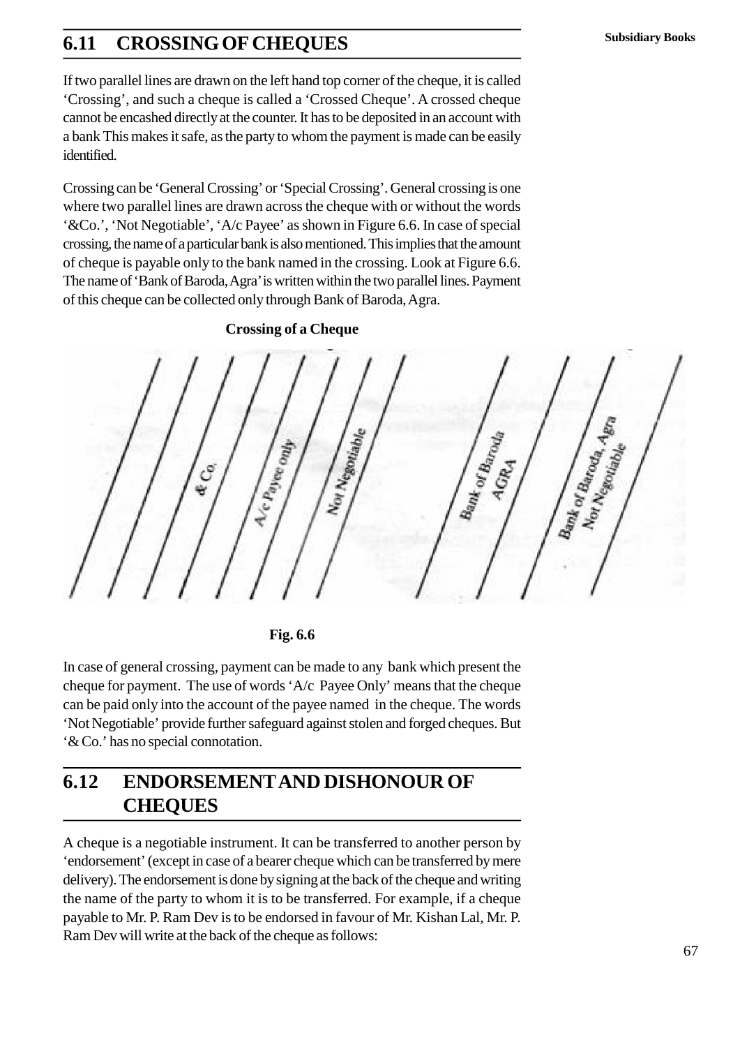## 6.11 CROSSING OF CHEQUES

If two parallel lines are drawn on the left hand top corner of the cheque, it is called 'Crossing', and such a cheque is called a 'Crossed Cheque'. A crossed cheque cannot be encashed directly at the counter. It has to be deposited in an account with a bank This makes it safe, as the party to whom the payment is made can be easily identified.

Crossing can be 'General Crossing' or 'Special Crossing'. General crossing is one where two parallel lines are drawn across the cheque with or without the words '&Co.', 'Not Negotiable', 'A/c Payee' as shown in Figure 6.6. In case of special crossing, the name of a particular bank is also mentioned. This implies that the amount of cheque is payable only to the bank named in the crossing. Look at Figure 6.6. The name of 'Bank of Baroda, Agra' is written within the two parallel lines. Payment of this cheque can be collected only through Bank of Baroda, Agra.

**Crossing of a Cheque**

& Co.

A/c Payee only

Not Negotiable

Bank of Baroda AGRA

Bank of Baroda, Agra Not Negotiable

**Fig. 6.6**

In case of general crossing, payment can be made to any bank which present the cheque for payment. The use of words 'A/c Payee Only' means that the cheque can be paid only into the account of the payee named in the cheque. The words 'Not Negotiable' provide further safeguard against stolen and forged cheques. But '& Co.' has no special connotation.

## 6.12 ENDORSEMENT AND DISHONOUR OF CHEQUES

A cheque is a negotiable instrument. It can be transferred to another person by 'endorsement' (except in case of a bearer cheque which can be transferred by mere delivery). The endorsement is done by signing at the back of the cheque and writing the name of the party to whom it is to be transferred. For example, if a cheque payable to Mr. P. Ram Dev is to be endorsed in favour of Mr. Kishan Lal, Mr. P. Ram Dev will write at the back of the cheque as follows: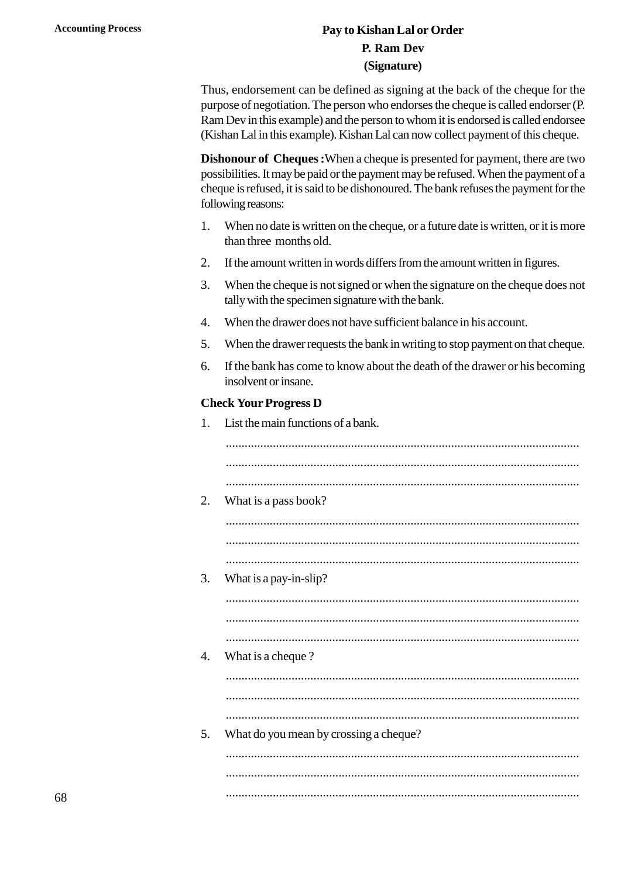**Pay to Kishan Lal or Order**
**P. Ram Dev**
**(Signature)**

Thus, endorsement can be defined as signing at the back of the cheque for the purpose of negotiation. The person who endorses the cheque is called endorser (P. Ram Dev in this example) and the person to whom it is endorsed is called endorsee (Kishan Lal in this example). Kishan Lal can now collect payment of this cheque.

**Dishonour of Cheques :** When a cheque is presented for payment, there are two possibilities. It may be paid or the payment may be refused. When the payment of a cheque is refused, it is said to be dishonoured. The bank refuses the payment for the following reasons:

1. When no date is written on the cheque, or a future date is written, or it is more than three months old.
2. If the amount written in words differs from the amount written in figures.
3. When the cheque is not signed or when the signature on the cheque does not tally with the specimen signature with the bank.
4. When the drawer does not have sufficient balance in his account.
5. When the drawer requests the bank in writing to stop payment on that cheque.
6. If the bank has come to know about the death of the drawer or his becoming insolvent or insane.

**Check Your Progress D**

1. List the main functions of a bank.

   ................................................................................................................
   ................................................................................................................
   ................................................................................................................

2. What is a pass book?

   ................................................................................................................
   ................................................................................................................
   ................................................................................................................

3. What is a pay-in-slip?

   ................................................................................................................
   ................................................................................................................
   ................................................................................................................

4. What is a cheque ?

   ................................................................................................................
   ................................................................................................................
   ................................................................................................................

5. What do you mean by crossing a cheque?

   ................................................................................................................
   ................................................................................................................
   ................................................................................................................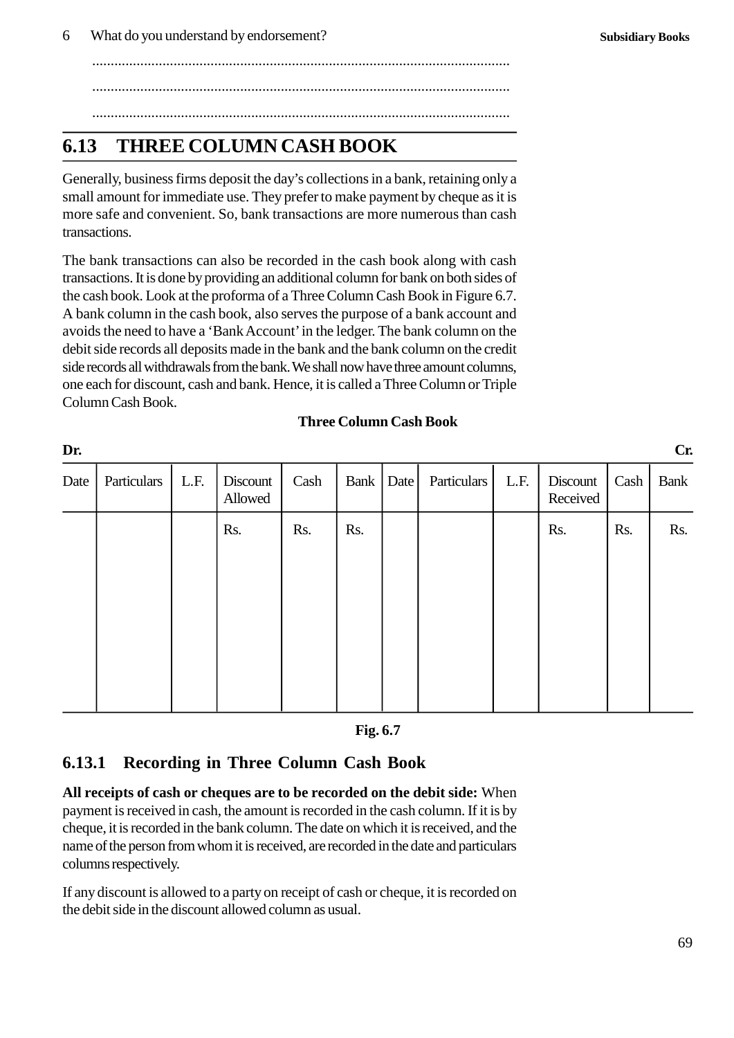6 What do you understand by endorsement?

................................................................................................................

................................................................................................................

................................................................................................................

## 6.13 THREE COLUMN CASH BOOK

Generally, business firms deposit the day's collections in a bank, retaining only a small amount for immediate use. They prefer to make payment by cheque as it is more safe and convenient. So, bank transactions are more numerous than cash transactions.

The bank transactions can also be recorded in the cash book along with cash transactions. It is done by providing an additional column for bank on both sides of the cash book. Look at the proforma of a Three Column Cash Book in Figure 6.7. A bank column in the cash book, also serves the purpose of a bank account and avoids the need to have a 'Bank Account' in the ledger. The bank column on the debit side records all deposits made in the bank and the bank column on the credit side records all withdrawals from the bank. We shall now have three amount columns, one each for discount, cash and bank. Hence, it is called a Three Column or Triple Column Cash Book.

**Three Column Cash Book**

**Dr.** **Cr.**

| Date | Particulars | L.F. | Discount Allowed | Cash | Bank | Date | Particulars | L.F. | Discount Received | Cash | Bank |
|---|---|---|---|---|---|---|---|---|---|---|---|
| | | | Rs. | Rs. | Rs. | | | | Rs. | Rs. | Rs. |

**Fig. 6.7**

### 6.13.1 Recording in Three Column Cash Book

**All receipts of cash or cheques are to be recorded on the debit side:** When payment is received in cash, the amount is recorded in the cash column. If it is by cheque, it is recorded in the bank column. The date on which it is received, and the name of the person from whom it is received, are recorded in the date and particulars columns respectively.

If any discount is allowed to a party on receipt of cash or cheque, it is recorded on the debit side in the discount allowed column as usual.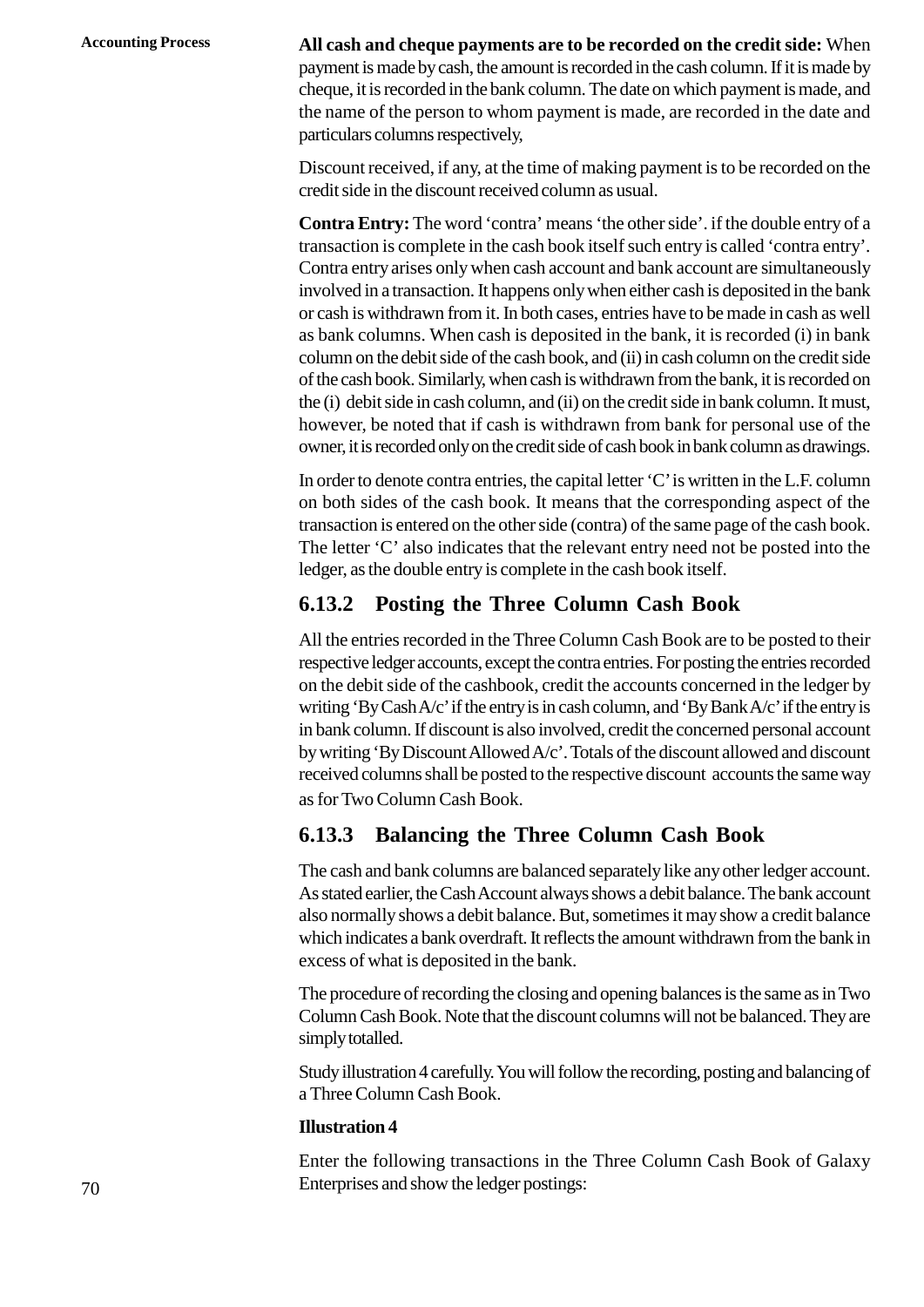**All cash and cheque payments are to be recorded on the credit side:** When payment is made by cash, the amount is recorded in the cash column. If it is made by cheque, it is recorded in the bank column. The date on which payment is made, and the name of the person to whom payment is made, are recorded in the date and particulars columns respectively,

Discount received, if any, at the time of making payment is to be recorded on the credit side in the discount received column as usual.

**Contra Entry:** The word 'contra' means 'the other side'. if the double entry of a transaction is complete in the cash book itself such entry is called 'contra entry'. Contra entry arises only when cash account and bank account are simultaneously involved in a transaction. It happens only when either cash is deposited in the bank or cash is withdrawn from it. In both cases, entries have to be made in cash as well as bank columns. When cash is deposited in the bank, it is recorded (i) in bank column on the debit side of the cash book, and (ii) in cash column on the credit side of the cash book. Similarly, when cash is withdrawn from the bank, it is recorded on the (i) debit side in cash column, and (ii) on the credit side in bank column. It must, however, be noted that if cash is withdrawn from bank for personal use of the owner, it is recorded only on the credit side of cash book in bank column as drawings.

In order to denote contra entries, the capital letter 'C' is written in the L.F. column on both sides of the cash book. It means that the corresponding aspect of the transaction is entered on the other side (contra) of the same page of the cash book. The letter 'C' also indicates that the relevant entry need not be posted into the ledger, as the double entry is complete in the cash book itself.

### 6.13.2 Posting the Three Column Cash Book

All the entries recorded in the Three Column Cash Book are to be posted to their respective ledger accounts, except the contra entries. For posting the entries recorded on the debit side of the cashbook, credit the accounts concerned in the ledger by writing 'By Cash A/c' if the entry is in cash column, and 'By Bank A/c' if the entry is in bank column. If discount is also involved, credit the concerned personal account by writing 'By Discount Allowed A/c'. Totals of the discount allowed and discount received columns shall be posted to the respective discount accounts the same way as for Two Column Cash Book.

### 6.13.3 Balancing the Three Column Cash Book

The cash and bank columns are balanced separately like any other ledger account. As stated earlier, the Cash Account always shows a debit balance. The bank account also normally shows a debit balance. But, sometimes it may show a credit balance which indicates a bank overdraft. It reflects the amount withdrawn from the bank in excess of what is deposited in the bank.

The procedure of recording the closing and opening balances is the same as in Two Column Cash Book. Note that the discount columns will not be balanced. They are simply totalled.

Study illustration 4 carefully. You will follow the recording, posting and balancing of a Three Column Cash Book.

**Illustration 4**

Enter the following transactions in the Three Column Cash Book of Galaxy Enterprises and show the ledger postings: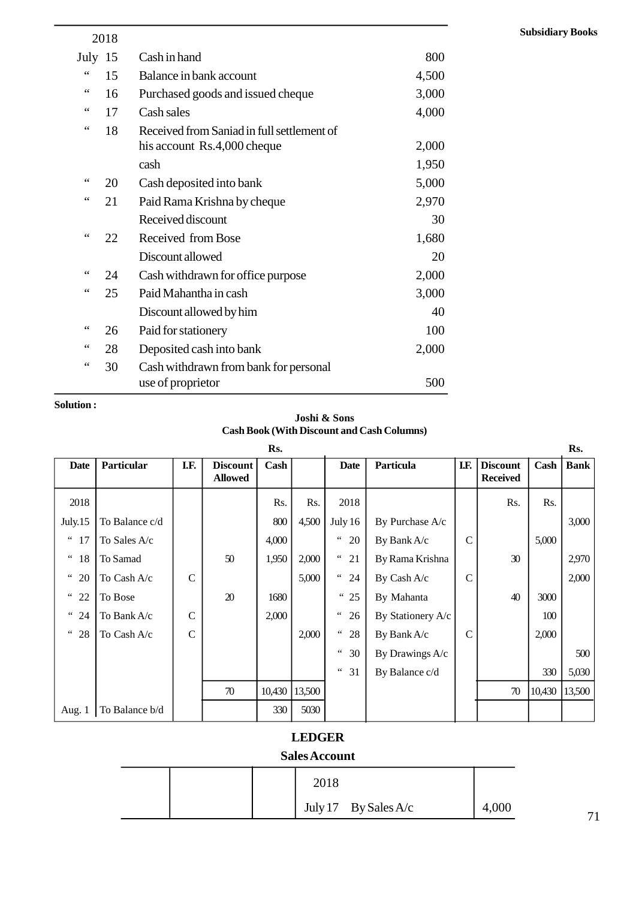| 2018 | | |
|---|---|---|
| July 15 | Cash in hand | 800 |
| " 15 | Balance in bank account | 4,500 |
| " 16 | Purchased goods and issued cheque | 3,000 |
| " 17 | Cash sales | 4,000 |
| " 18 | Received from Saniad in full settlement of his account Rs.4,000 cheque | 2,000 |
| | cash | 1,950 |
| " 20 | Cash deposited into bank | 5,000 |
| " 21 | Paid Rama Krishna by cheque | 2,970 |
| | Received discount | 30 |
| " 22 | Received from Bose | 1,680 |
| | Discount allowed | 20 |
| " 24 | Cash withdrawn for office purpose | 2,000 |
| " 25 | Paid Mahantha in cash | 3,000 |
| | Discount allowed by him | 40 |
| " 26 | Paid for stationery | 100 |
| " 28 | Deposited cash into bank | 2,000 |
| " 30 | Cash withdrawn from bank for personal use of proprietor | 500 |

**Solution :**

**Joshi & Sons**
**Cash Book (With Discount and Cash Columns)**

| Date | Particular | I.F. | Discount Allowed | Cash | | Date | Particula | I.F. | Discount Received | Cash | Bank |
|---|---|---|---|---|---|---|---|---|---|---|---|
| | | | | Rs. | | | | | | | Rs. |
| 2018 | | | | Rs. | Rs. | 2018 | | | Rs. | Rs. | |
| July.15 | To Balance c/d | | | 800 | 4,500 | July 16 | By Purchase A/c | | | | 3,000 |
| " 17 | To Sales A/c | | | 4,000 | | " 20 | By Bank A/c | C | | 5,000 | |
| " 18 | To Samad | | 50 | 1,950 | 2,000 | " 21 | By Rama Krishna | | 30 | | 2,970 |
| " 20 | To Cash A/c | C | | | 5,000 | " 24 | By Cash A/c | C | | | 2,000 |
| " 22 | To Bose | | 20 | 1680 | | " 25 | By Mahanta | | 40 | 3000 | |
| " 24 | To Bank A/c | C | | 2,000 | | " 26 | By Stationery A/c | | | 100 | |
| " 28 | To Cash A/c | C | | | 2,000 | " 28 | By Bank A/c | C | | 2,000 | |
| | | | | | | " 30 | By Drawings A/c | | | | 500 |
| | | | | | | " 31 | By Balance c/d | | | 330 | 5,030 |
| | | | 70 | 10,430 | 13,500 | | | | 70 | 10,430 | 13,500 |
| Aug. 1 | To Balance b/d | | | 330 | 5030 | | | | | | |

## LEDGER

**Sales Account**

| | | | | |
|---|---|---|---|---|
| | | | 2018 | |
| | | | July 17 By Sales A/c | 4,000 |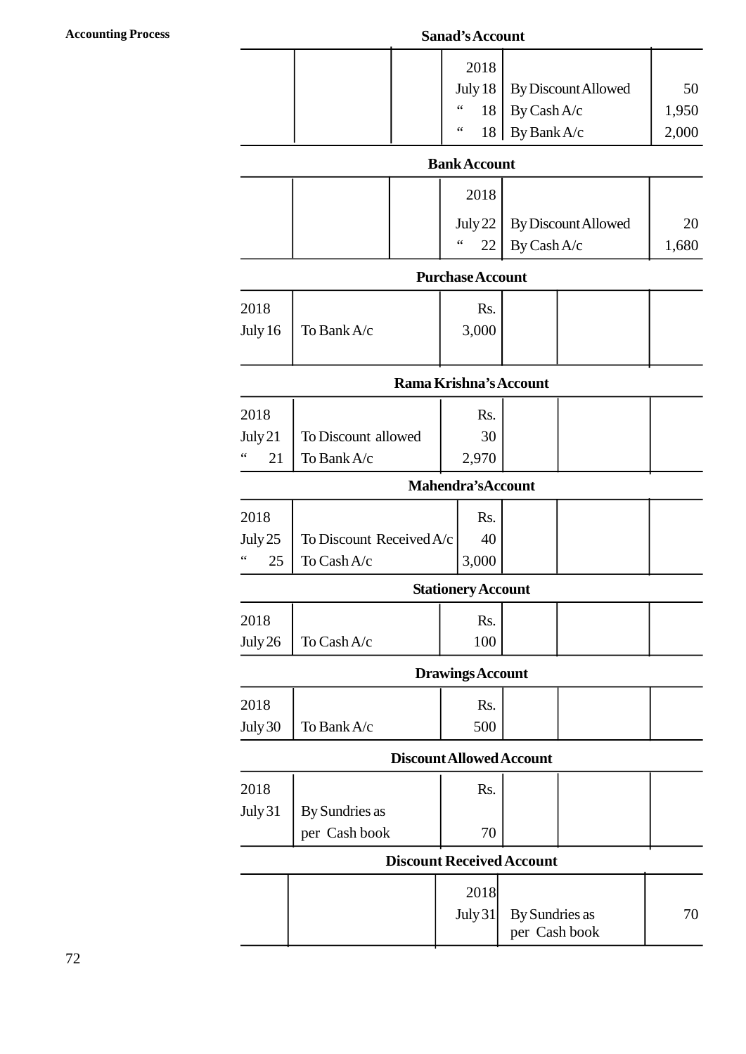**Sanad's Account**

| | | | | | |
|---|---|---|---|---|---|
| | | | 2018 | | |
| | | | July 18 | By Discount Allowed | 50 |
| | | | " 18 | By Cash A/c | 1,950 |
| | | | " 18 | By Bank A/c | 2,000 |

**Bank Account**

| | | | | | |
|---|---|---|---|---|---|
| | | | 2018 | | |
| | | | July 22 | By Discount Allowed | 20 |
| | | | " 22 | By Cash A/c | 1,680 |

**Purchase Account**

| | | | | | |
|---|---|---|---|---|---|
| 2018 | | Rs. | | | |
| July 16 | To Bank A/c | 3,000 | | | |

**Rama Krishna's Account**

| | | | | | |
|---|---|---|---|---|---|
| 2018 | | Rs. | | | |
| July 21 | To Discount allowed | 30 | | | |
| " 21 | To Bank A/c | 2,970 | | | |

**Mahendra's Account**

| | | | | | |
|---|---|---|---|---|---|
| 2018 | | Rs. | | | |
| July 25 | To Discount Received A/c | 40 | | | |
| " 25 | To Cash A/c | 3,000 | | | |

**Stationery Account**

| | | | | | |
|---|---|---|---|---|---|
| 2018 | | Rs. | | | |
| July 26 | To Cash A/c | 100 | | | |

**Drawings Account**

| | | | | | |
|---|---|---|---|---|---|
| 2018 | | Rs. | | | |
| July 30 | To Bank A/c | 500 | | | |

**Discount Allowed Account**

| | | | | | |
|---|---|---|---|---|---|
| 2018 | | Rs. | | | |
| July 31 | By Sundries as per Cash book | 70 | | | |

**Discount Received Account**

| | | | | | |
|---|---|---|---|---|---|
| | | | 2018 | | |
| | | | July 31 | By Sundries as per Cash book | 70 |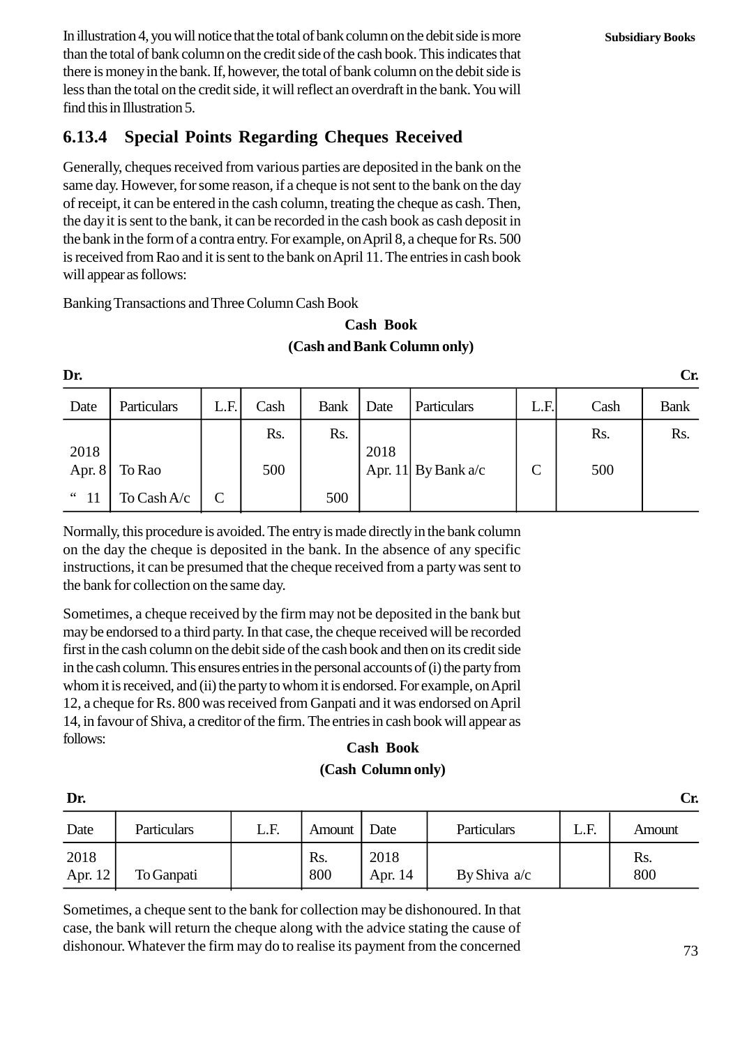In illustration 4, you will notice that the total of bank column on the debit side is more than the total of bank column on the credit side of the cash book. This indicates that there is money in the bank. If, however, the total of bank column on the debit side is less than the total on the credit side, it will reflect an overdraft in the bank. You will find this in Illustration 5.

### 6.13.4 Special Points Regarding Cheques Received

Generally, cheques received from various parties are deposited in the bank on the same day. However, for some reason, if a cheque is not sent to the bank on the day of receipt, it can be entered in the cash column, treating the cheque as cash. Then, the day it is sent to the bank, it can be recorded in the cash book as cash deposit in the bank in the form of a contra entry. For example, on April 8, a cheque for Rs. 500 is received from Rao and it is sent to the bank on April 11. The entries in cash book will appear as follows:

Banking Transactions and Three Column Cash Book

**Cash Book**
**(Cash and Bank Column only)**

**Dr.** **Cr.**

| Date | Particulars | L.F. | Cash | Bank | Date | Particulars | L.F. | Cash | Bank |
|---|---|---|---|---|---|---|---|---|---|
| | | | Rs. | Rs. | | | | Rs. | Rs. |
| 2018 Apr. 8 | To Rao | | 500 | | 2018 Apr. 11 | By Bank a/c | C | 500 | |
| " 11 | To Cash A/c | C | | 500 | | | | | |

Normally, this procedure is avoided. The entry is made directly in the bank column on the day the cheque is deposited in the bank. In the absence of any specific instructions, it can be presumed that the cheque received from a party was sent to the bank for collection on the same day.

Sometimes, a cheque received by the firm may not be deposited in the bank but may be endorsed to a third party. In that case, the cheque received will be recorded first in the cash column on the debit side of the cash book and then on its credit side in the cash column. This ensures entries in the personal accounts of (i) the party from whom it is received, and (ii) the party to whom it is endorsed. For example, on April 12, a cheque for Rs. 800 was received from Ganpati and it was endorsed on April 14, in favour of Shiva, a creditor of the firm. The entries in cash book will appear as follows:

**Cash Book**
**(Cash Column only)**

**Dr.** **Cr.**

| Date | Particulars | L.F. | Amount | Date | Particulars | L.F. | Amount |
|---|---|---|---|---|---|---|---|
| 2018 Apr. 12 | To Ganpati | | Rs. 800 | 2018 Apr. 14 | By Shiva a/c | | Rs. 800 |

Sometimes, a cheque sent to the bank for collection may be dishonoured. In that case, the bank will return the cheque along with the advice stating the cause of dishonour. Whatever the firm may do to realise its payment from the concerned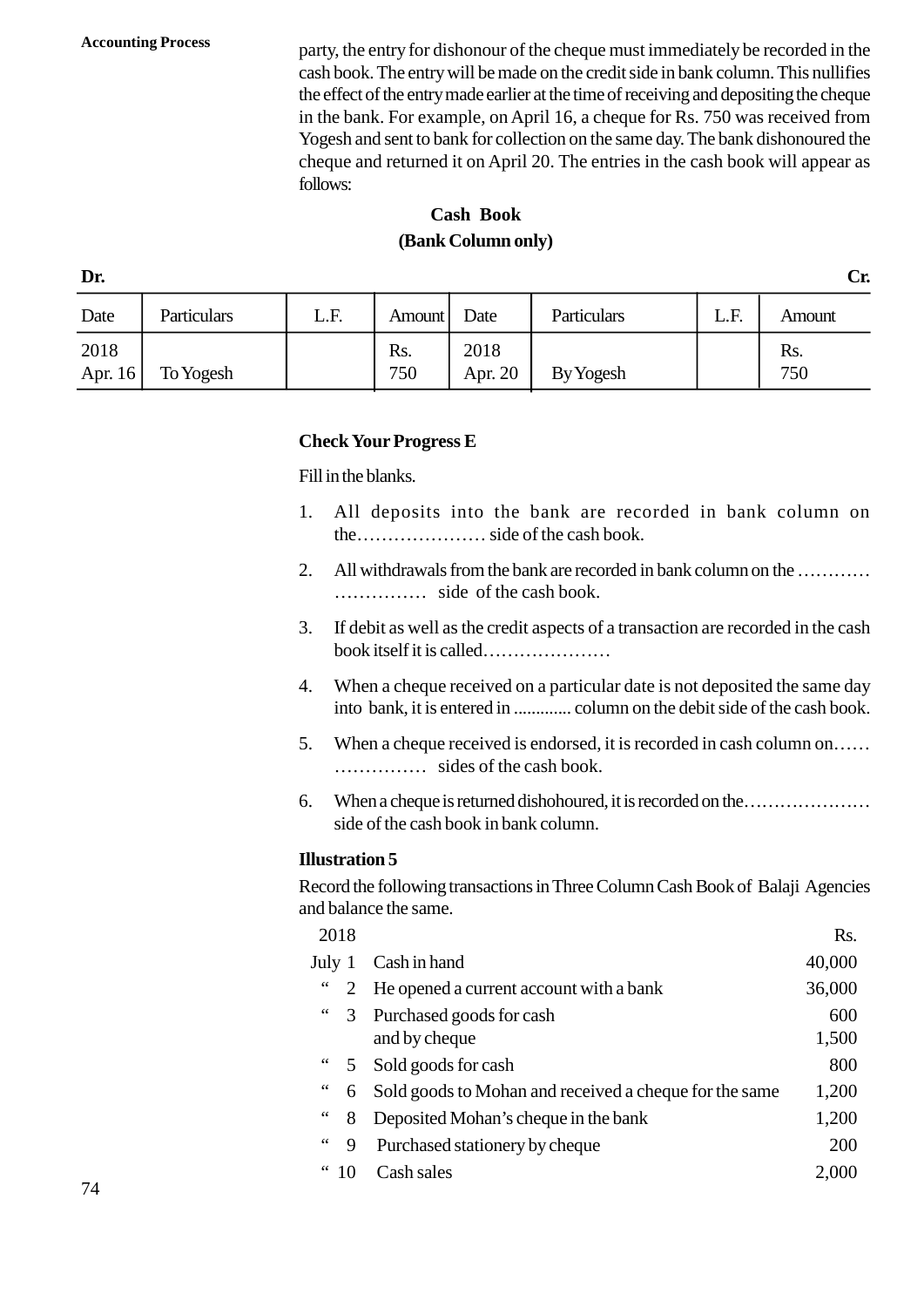party, the entry for dishonour of the cheque must immediately be recorded in the cash book. The entry will be made on the credit side in bank column. This nullifies the effect of the entry made earlier at the time of receiving and depositing the cheque in the bank. For example, on April 16, a cheque for Rs. 750 was received from Yogesh and sent to bank for collection on the same day. The bank dishonoured the cheque and returned it on April 20. The entries in the cash book will appear as follows:

**Cash Book**
**(Bank Column only)**

**Dr.** **Cr.**

| Date | Particulars | L.F. | Amount | Date | Particulars | L.F. | Amount |
|---|---|---|---|---|---|---|---|
| 2018 Apr. 16 | To Yogesh | | Rs. 750 | 2018 Apr. 20 | By Yogesh | | Rs. 750 |

**Check Your Progress E**

Fill in the blanks.

1. All deposits into the bank are recorded in bank column on the………………… side of the cash book.
2. All withdrawals from the bank are recorded in bank column on the ………… …………… side of the cash book.
3. If debit as well as the credit aspects of a transaction are recorded in the cash book itself it is called…………………
4. When a cheque received on a particular date is not deposited the same day into bank, it is entered in ............. column on the debit side of the cash book.
5. When a cheque received is endorsed, it is recorded in cash column on…… …………… sides of the cash book.
6. When a cheque is returned dishohoured, it is recorded on the………………… side of the cash book in bank column.

**Illustration 5**

Record the following transactions in Three Column Cash Book of Balaji Agencies and balance the same.

| 2018 | | Rs. |
|---|---|---|
| July 1 | Cash in hand | 40,000 |
| " 2 | He opened a current account with a bank | 36,000 |
| " 3 | Purchased goods for cash | 600 |
| | and by cheque | 1,500 |
| " 5 | Sold goods for cash | 800 |
| " 6 | Sold goods to Mohan and received a cheque for the same | 1,200 |
| " 8 | Deposited Mohan's cheque in the bank | 1,200 |
| " 9 | Purchased stationery by cheque | 200 |
| " 10 | Cash sales | 2,000 |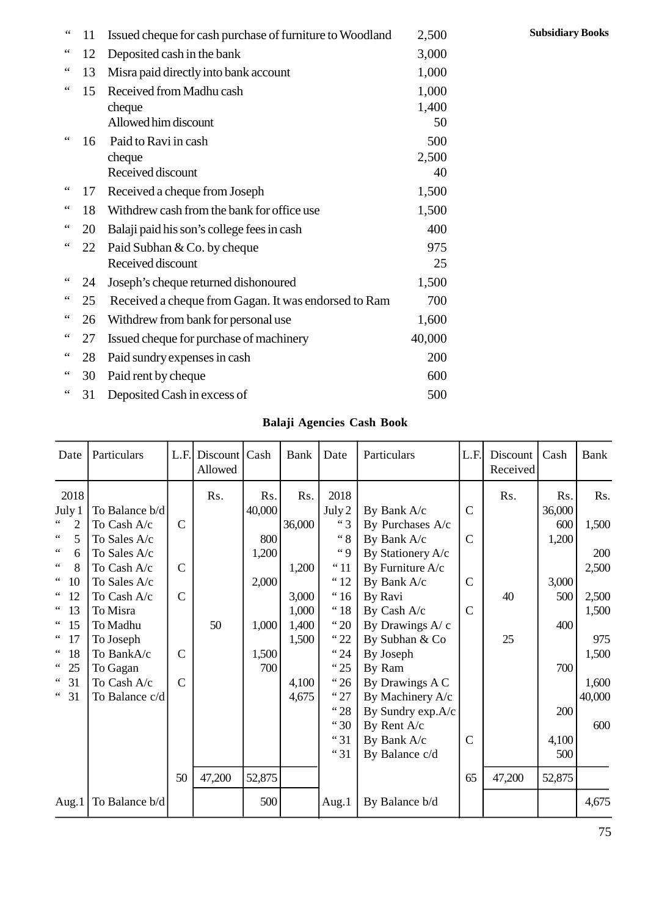| | | | |
|---|---|---|---|
| " | 11 | Issued cheque for cash purchase of furniture to Woodland | 2,500 |
| " | 12 | Deposited cash in the bank | 3,000 |
| " | 13 | Misra paid directly into bank account | 1,000 |
| " | 15 | Received from Madhu cash | 1,000 |
| | | cheque | 1,400 |
| | | Allowed him discount | 50 |
| " | 16 | Paid to Ravi in cash | 500 |
| | | cheque | 2,500 |
| | | Received discount | 40 |
| " | 17 | Received a cheque from Joseph | 1,500 |
| " | 18 | Withdrew cash from the bank for office use | 1,500 |
| " | 20 | Balaji paid his son's college fees in cash | 400 |
| " | 22 | Paid Subhan & Co. by cheque | 975 |
| | | Received discount | 25 |
| " | 24 | Joseph's cheque returned dishonoured | 1,500 |
| " | 25 | Received a cheque from Gagan. It was endorsed to Ram | 700 |
| " | 26 | Withdrew from bank for personal use | 1,600 |
| " | 27 | Issued cheque for purchase of machinery | 40,000 |
| " | 28 | Paid sundry expenses in cash | 200 |
| " | 30 | Paid rent by cheque | 600 |
| " | 31 | Deposited Cash in excess of | 500 |

**Balaji Agencies Cash Book**

| Date | Particulars | L.F. | Discount Allowed | Cash | Bank | Date | Particulars | L.F. | Discount Received | Cash | Bank |
|---|---|---|---|---|---|---|---|---|---|---|---|
| 2018 | | | Rs. | Rs. | Rs. | 2018 | | | Rs. | Rs. | Rs. |
| July 1 | To Balance b/d | | | 40,000 | | July 2 | By Bank A/c | C | | 36,000 | |
| " 2 | To Cash A/c | C | | | 36,000 | " 3 | By Purchases A/c | | | 600 | 1,500 |
| " 5 | To Sales A/c | | | 800 | | " 8 | By Bank A/c | C | | 1,200 | |
| " 6 | To Sales A/c | | | 1,200 | | " 9 | By Stationery A/c | | | | 200 |
| " 8 | To Cash A/c | C | | | 1,200 | " 11 | By Furniture A/c | | | | 2,500 |
| " 10 | To Sales A/c | | | 2,000 | | " 12 | By Bank A/c | C | | 3,000 | |
| " 12 | To Cash A/c | C | | | 3,000 | " 16 | By Ravi | | 40 | 500 | 2,500 |
| " 13 | To Misra | | | | 1,000 | " 18 | By Cash A/c | C | | | 1,500 |
| " 15 | To Madhu | | 50 | 1,000 | 1,400 | " 20 | By Drawings A/ c | | | 400 | |
| " 17 | To Joseph | | | | 1,500 | " 22 | By Subhan & Co | | 25 | | 975 |
| " 18 | To BankA/c | C | | 1,500 | | " 24 | By Joseph | | | | 1,500 |
| " 25 | To Gagan | | | 700 | | " 25 | By Ram | | | 700 | |
| " 31 | To Cash A/c | C | | | 4,100 | " 26 | By Drawings A C | | | | 1,600 |
| " 31 | To Balance c/d | | | | 4,675 | " 27 | By Machinery A/c | | | | 40,000 |
| | | | | | | " 28 | By Sundry exp.A/c | | | 200 | |
| | | | | | | " 30 | By Rent A/c | | | | 600 |
| | | | | | | " 31 | By Bank A/c | C | | 4,100 | |
| | | | | | | " 31 | By Balance c/d | | | 500 | |
| | | 50 | 47,200 | 52,875 | | | | 65 | 47,200 | 52,875 | |
| Aug.1 | To Balance b/d | | | 500 | | Aug.1 | By Balance b/d | | | | 4,675 |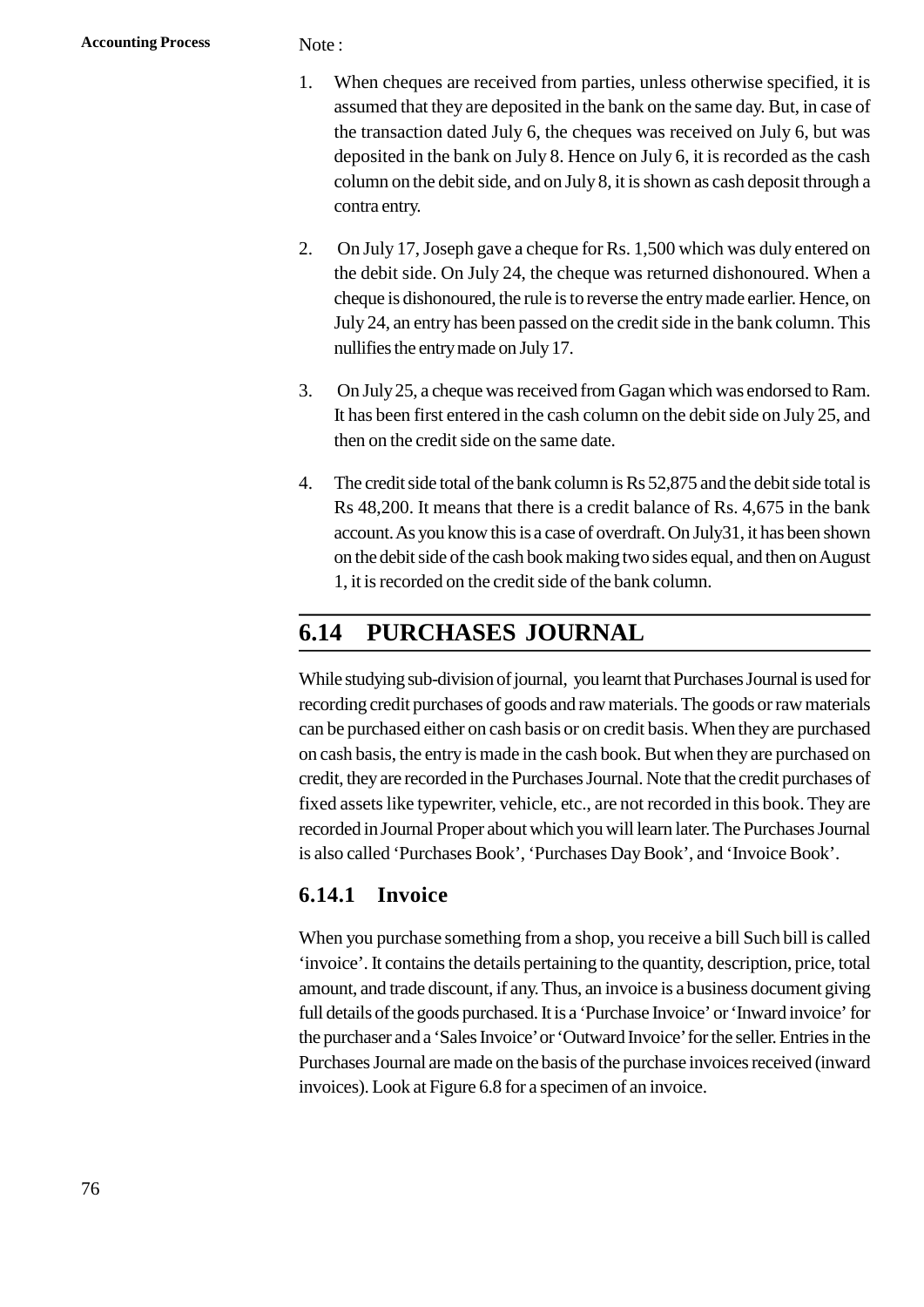Note :

1. When cheques are received from parties, unless otherwise specified, it is assumed that they are deposited in the bank on the same day. But, in case of the transaction dated July 6, the cheques was received on July 6, but was deposited in the bank on July 8. Hence on July 6, it is recorded as the cash column on the debit side, and on July 8, it is shown as cash deposit through a contra entry.

2. On July 17, Joseph gave a cheque for Rs. 1,500 which was duly entered on the debit side. On July 24, the cheque was returned dishonoured. When a cheque is dishonoured, the rule is to reverse the entry made earlier. Hence, on July 24, an entry has been passed on the credit side in the bank column. This nullifies the entry made on July 17.

3. On July 25, a cheque was received from Gagan which was endorsed to Ram. It has been first entered in the cash column on the debit side on July 25, and then on the credit side on the same date.

4. The credit side total of the bank column is Rs 52,875 and the debit side total is Rs 48,200. It means that there is a credit balance of Rs. 4,675 in the bank account. As you know this is a case of overdraft. On July31, it has been shown on the debit side of the cash book making two sides equal, and then on August 1, it is recorded on the credit side of the bank column.

## 6.14 PURCHASES JOURNAL

While studying sub-division of journal, you learnt that Purchases Journal is used for recording credit purchases of goods and raw materials. The goods or raw materials can be purchased either on cash basis or on credit basis. When they are purchased on cash basis, the entry is made in the cash book. But when they are purchased on credit, they are recorded in the Purchases Journal. Note that the credit purchases of fixed assets like typewriter, vehicle, etc., are not recorded in this book. They are recorded in Journal Proper about which you will learn later. The Purchases Journal is also called 'Purchases Book', 'Purchases Day Book', and 'Invoice Book'.

### 6.14.1 Invoice

When you purchase something from a shop, you receive a bill Such bill is called 'invoice'. It contains the details pertaining to the quantity, description, price, total amount, and trade discount, if any. Thus, an invoice is a business document giving full details of the goods purchased. It is a 'Purchase Invoice' or 'Inward invoice' for the purchaser and a 'Sales Invoice' or 'Outward Invoice' for the seller. Entries in the Purchases Journal are made on the basis of the purchase invoices received (inward invoices). Look at Figure 6.8 for a specimen of an invoice.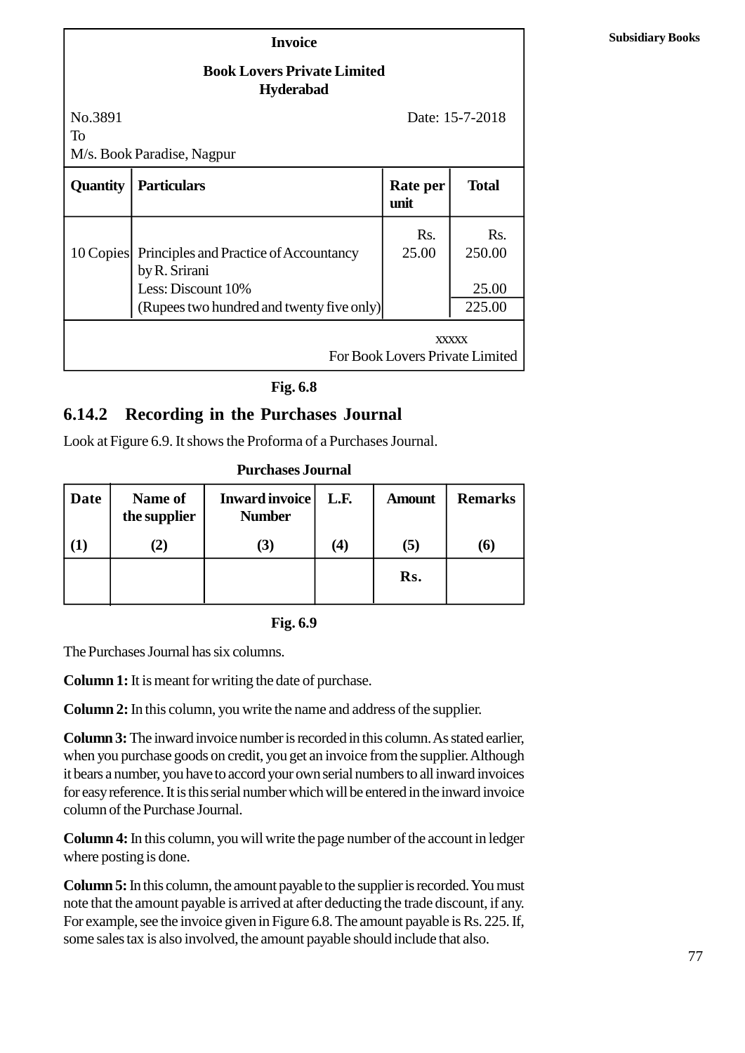| Invoice | | | |
|---|---|---|---|
| **Book Lovers Private Limited Hyderabad** | | | |
| No.3891 To M/s. Book Paradise, Nagpur | | | Date: 15-7-2018 |
| **Quantity** | **Particulars** | **Rate per unit** | **Total** |
| | | Rs. | Rs. |
| 10 Copies | Principles and Practice of Accountancy by R. Srirani | 25.00 | 250.00 |
| | Less: Discount 10% | | 25.00 |
| | (Rupees two hundred and twenty five only) | | 225.00 |
| | | | xxxxx For Book Lovers Private Limited |

**Fig. 6.8**

### 6.14.2 Recording in the Purchases Journal

Look at Figure 6.9. It shows the Proforma of a Purchases Journal.

**Purchases Journal**

| Date | Name of the supplier | Inward invoice Number | L.F. | Amount | Remarks |
|---|---|---|---|---|---|
| (1) | (2) | (3) | (4) | (5) | (6) |
| | | | | Rs. | |

**Fig. 6.9**

The Purchases Journal has six columns.

**Column 1:** It is meant for writing the date of purchase.

**Column 2:** In this column, you write the name and address of the supplier.

**Column 3:** The inward invoice number is recorded in this column. As stated earlier, when you purchase goods on credit, you get an invoice from the supplier. Although it bears a number, you have to accord your own serial numbers to all inward invoices for easy reference. It is this serial number which will be entered in the inward invoice column of the Purchase Journal.

**Column 4:** In this column, you will write the page number of the account in ledger where posting is done.

**Column 5:** In this column, the amount payable to the supplier is recorded. You must note that the amount payable is arrived at after deducting the trade discount, if any. For example, see the invoice given in Figure 6.8. The amount payable is Rs. 225. If, some sales tax is also involved, the amount payable should include that also.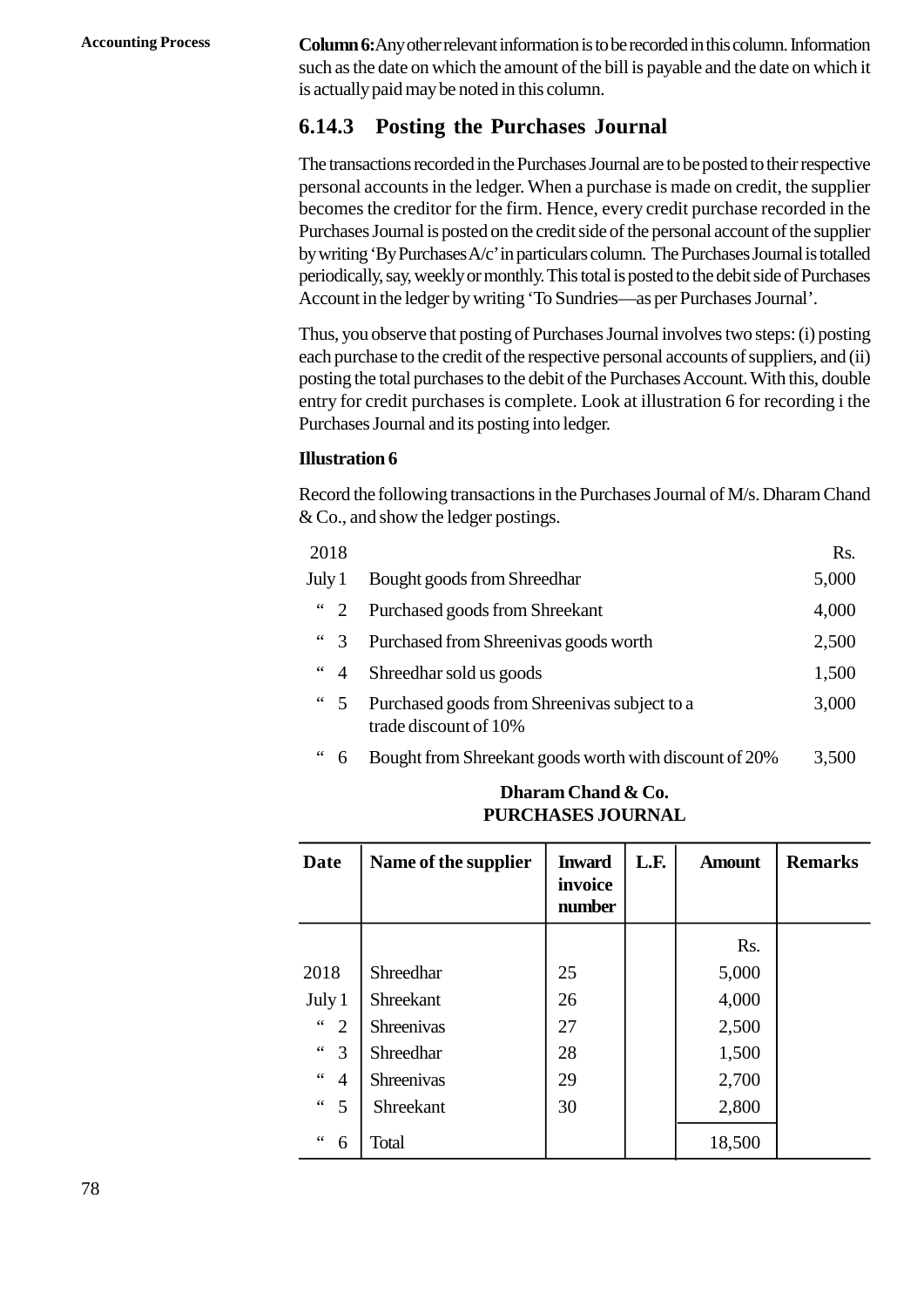**Column 6:** Any other relevant information is to be recorded in this column. Information such as the date on which the amount of the bill is payable and the date on which it is actually paid may be noted in this column.

### 6.14.3 Posting the Purchases Journal

The transactions recorded in the Purchases Journal are to be posted to their respective personal accounts in the ledger. When a purchase is made on credit, the supplier becomes the creditor for the firm. Hence, every credit purchase recorded in the Purchases Journal is posted on the credit side of the personal account of the supplier by writing 'By Purchases A/c' in particulars column. The Purchases Journal is totalled periodically, say, weekly or monthly. This total is posted to the debit side of Purchases Account in the ledger by writing 'To Sundries—as per Purchases Journal'.

Thus, you observe that posting of Purchases Journal involves two steps: (i) posting each purchase to the credit of the respective personal accounts of suppliers, and (ii) posting the total purchases to the debit of the Purchases Account. With this, double entry for credit purchases is complete. Look at illustration 6 for recording i the Purchases Journal and its posting into ledger.

**Illustration 6**

Record the following transactions in the Purchases Journal of M/s. Dharam Chand & Co., and show the ledger postings.

| 2018 | | Rs. |
|---|---|---|
| July 1 | Bought goods from Shreedhar | 5,000 |
| " 2 | Purchased goods from Shreekant | 4,000 |
| " 3 | Purchased from Shreenivas goods worth | 2,500 |
| " 4 | Shreedhar sold us goods | 1,500 |
| " 5 | Purchased goods from Shreenivas subject to a trade discount of 10% | 3,000 |
| " 6 | Bought from Shreekant goods worth with discount of 20% | 3,500 |

**Dharam Chand & Co.**
**PURCHASES JOURNAL**

| Date | Name of the supplier | Inward invoice number | L.F. | Amount | Remarks |
|---|---|---|---|---|---|
| | | | | Rs. | |
| 2018 | Shreedhar | 25 | | 5,000 | |
| July 1 | Shreekant | 26 | | 4,000 | |
| " 2 | Shreenivas | 27 | | 2,500 | |
| " 3 | Shreedhar | 28 | | 1,500 | |
| " 4 | Shreenivas | 29 | | 2,700 | |
| " 5 | Shreekant | 30 | | 2,800 | |
| " 6 | Total | | | 18,500 | |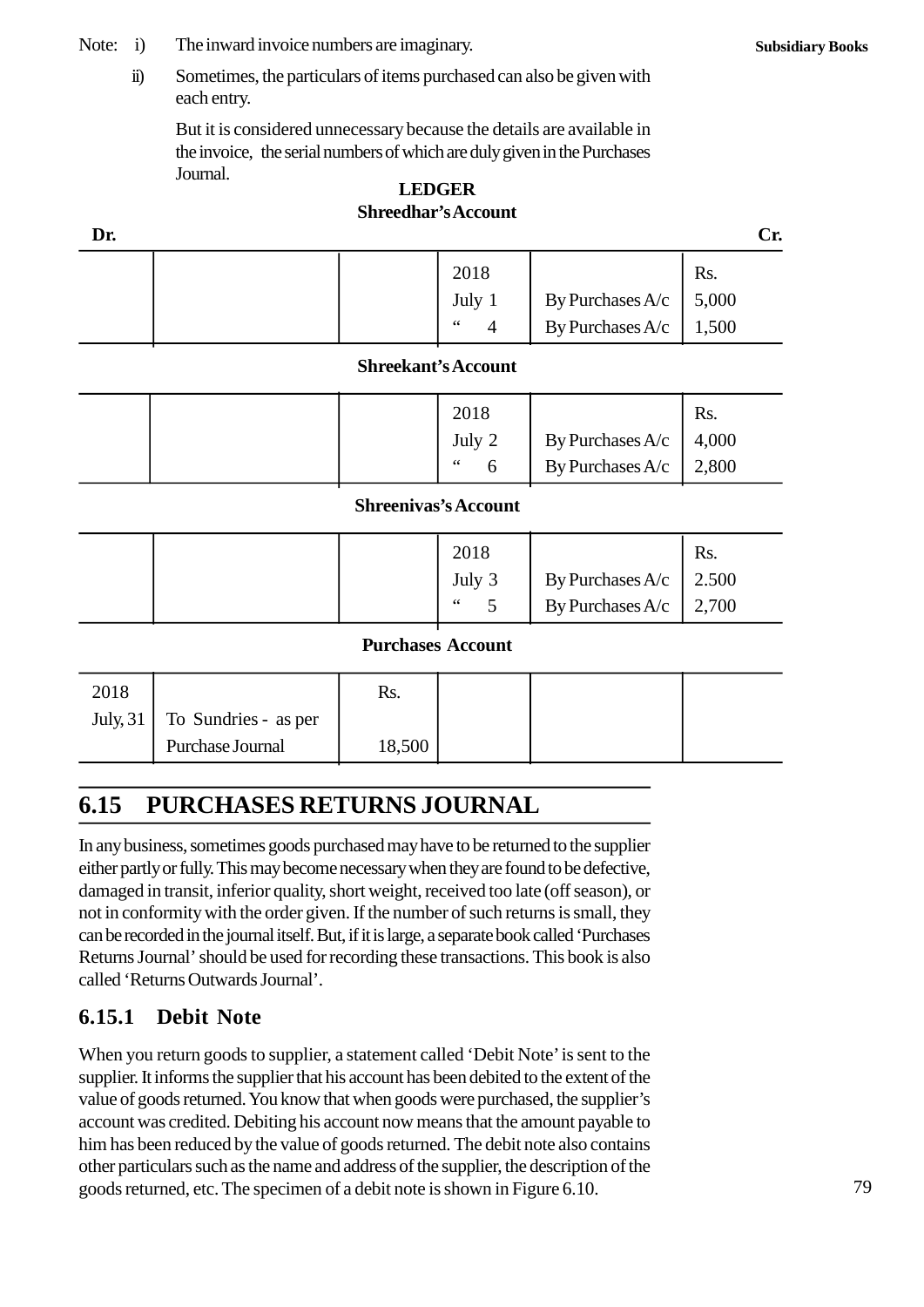Note: i) The inward invoice numbers are imaginary.

ii) Sometimes, the particulars of items purchased can also be given with each entry.

But it is considered unnecessary because the details are available in the invoice, the serial numbers of which are duly given in the Purchases Journal.

**LEDGER**

**Shreedhar's Account**

| Dr. | | | | | Cr. |
|---|---|---|---|---|---|
| | | | 2018 | | Rs. |
| | | | July 1 | By Purchases A/c | 5,000 |
| | | | " 4 | By Purchases A/c | 1,500 |

**Shreekant's Account**

| | | | | | |
|---|---|---|---|---|---|
| | | | 2018 | | Rs. |
| | | | July 2 | By Purchases A/c | 4,000 |
| | | | " 6 | By Purchases A/c | 2,800 |

**Shreenivas's Account**

| | | | | | |
|---|---|---|---|---|---|
| | | | 2018 | | Rs. |
| | | | July 3 | By Purchases A/c | 2.500 |
| | | | " 5 | By Purchases A/c | 2,700 |

**Purchases Account**

| | | | | | |
|---|---|---|---|---|---|
| 2018 | | Rs. | | | |
| July, 31 | To Sundries - as per Purchase Journal | 18,500 | | | |

## 6.15 PURCHASES RETURNS JOURNAL

In any business, sometimes goods purchased may have to be returned to the supplier either partly or fully. This may become necessary when they are found to be defective, damaged in transit, inferior quality, short weight, received too late (off season), or not in conformity with the order given. If the number of such returns is small, they can be recorded in the journal itself. But, if it is large, a separate book called 'Purchases Returns Journal' should be used for recording these transactions. This book is also called 'Returns Outwards Journal'.

### 6.15.1 Debit Note

When you return goods to supplier, a statement called 'Debit Note' is sent to the supplier. It informs the supplier that his account has been debited to the extent of the value of goods returned. You know that when goods were purchased, the supplier's account was credited. Debiting his account now means that the amount payable to him has been reduced by the value of goods returned. The debit note also contains other particulars such as the name and address of the supplier, the description of the goods returned, etc. The specimen of a debit note is shown in Figure 6.10.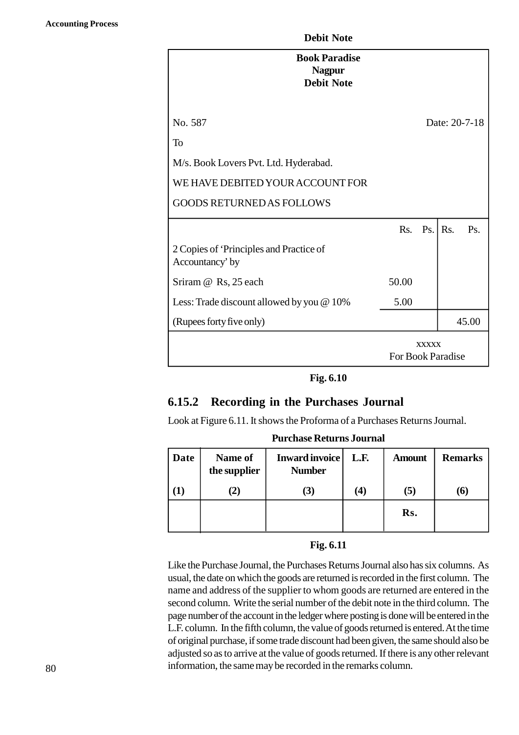**Debit Note**

| **Book Paradise**<br>**Nagpur**<br>**Debit Note** | | |
|---|---|---|
| No. 587 | | Date: 20-7-18 |
| To<br>M/s. Book Lovers Pvt. Ltd. Hyderabad.<br>WE HAVE DEBITED YOUR ACCOUNT FOR<br>GOODS RETURNED AS FOLLOWS | | |
| | Rs. Ps. | Rs. Ps. |
| 2 Copies of 'Principles and Practice of Accountancy' by | | |
| Sriram @ Rs, 25 each | 50.00 | |
| Less: Trade discount allowed by you @ 10% | 5.00 | |
| (Rupees forty five only) | | 45.00 |
| | xxxxx<br>For Book Paradise | |

**Fig. 6.10**

## 6.15.2 Recording in the Purchases Journal

Look at Figure 6.11. It shows the Proforma of a Purchases Returns Journal.

**Purchase Returns Journal**

| Date<br>(1) | Name of the supplier<br>(2) | Inward invoice Number<br>(3) | L.F.<br>(4) | Amount<br>(5) | Remarks<br>(6) |
|---|---|---|---|---|---|
| | | | | Rs. | |

**Fig. 6.11**

Like the Purchase Journal, the Purchases Returns Journal also has six columns. As usual, the date on which the goods are returned is recorded in the first column. The name and address of the supplier to whom goods are returned are entered in the second column. Write the serial number of the debit note in the third column. The page number of the account in the ledger where posting is done will be entered in the L.F. column. In the fifth column, the value of goods returned is entered. At the time of original purchase, if some trade discount had been given, the same should also be adjusted so as to arrive at the value of goods returned. If there is any other relevant information, the same may be recorded in the remarks column.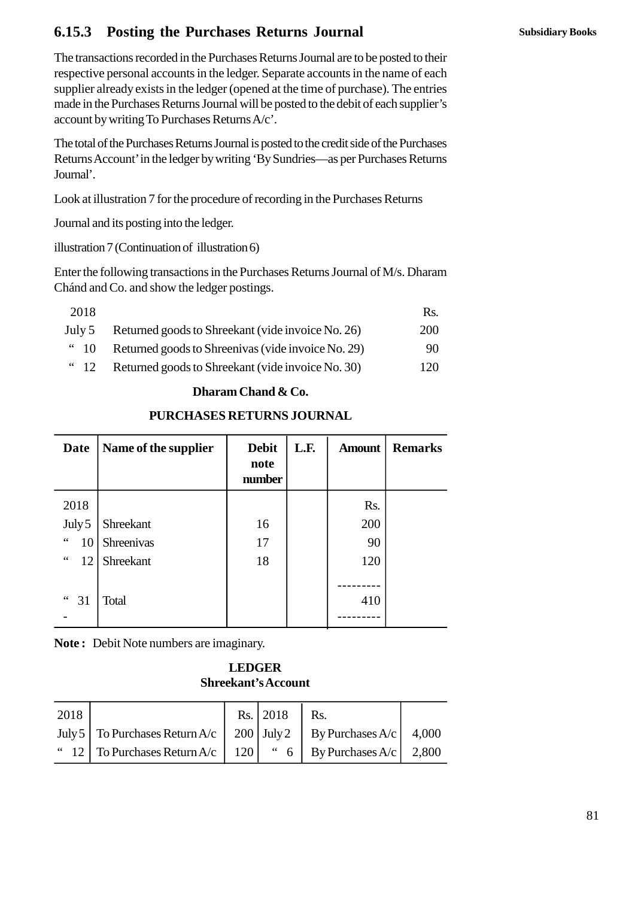### 6.15.3 Posting the Purchases Returns Journal

The transactions recorded in the Purchases Returns Journal are to be posted to their respective personal accounts in the ledger. Separate accounts in the name of each supplier already exists in the ledger (opened at the time of purchase). The entries made in the Purchases Returns Journal will be posted to the debit of each supplier's account by writing To Purchases Returns A/c'.

The total of the Purchases Returns Journal is posted to the credit side of the Purchases Returns Account' in the ledger by writing 'By Sundries—as per Purchases Returns Journal'.

Look at illustration 7 for the procedure of recording in the Purchases Returns

Journal and its posting into the ledger.

illustration 7 (Continuation of illustration 6)

Enter the following transactions in the Purchases Returns Journal of M/s. Dharam Chánd and Co. and show the ledger postings.

| 2018 | | Rs. |
|---|---|---|
| July 5 | Returned goods to Shreekant (vide invoice No. 26) | 200 |
| " 10 | Returned goods to Shreenivas (vide invoice No. 29) | 90 |
| " 12 | Returned goods to Shreekant (vide invoice No. 30) | 120 |

**Dharam Chand & Co.**

**PURCHASES RETURNS JOURNAL**

| Date | Name of the supplier | Debit note number | L.F. | Amount | Remarks |
|---|---|---|---|---|---|
| 2018 | | | | Rs. | |
| July 5 | Shreekant | 16 | | 200 | |
| " 10 | Shreenivas | 17 | | 90 | |
| " 12 | Shreekant | 18 | | 120 | |
| " 31 | Total | | | 410 | |

**Note :** Debit Note numbers are imaginary.

**LEDGER**

**Shreekant's Account**

| 2018 | | Rs. | 2018 | Rs. | |
|---|---|---|---|---|---|
| July 5 | To Purchases Return A/c | 200 | July 2 | By Purchases A/c | 4,000 |
| " 12 | To Purchases Return A/c | 120 | " 6 | By Purchases A/c | 2,800 |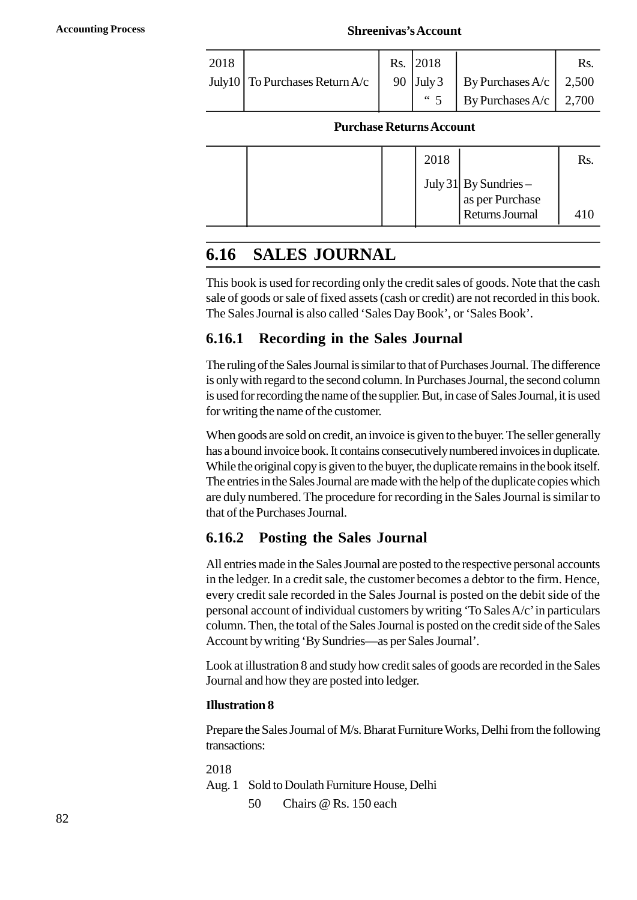**Shreenivas's Account**

| 2018 | | Rs. | 2018 | | Rs. |
|---|---|---|---|---|---|
| July10 | To Purchases Return A/c | 90 | July 3 | By Purchases A/c | 2,500 |
| | | | " 5 | By Purchases A/c | 2,700 |

**Purchase Returns Account**

| | | | 2018 | | Rs. |
|---|---|---|---|---|---|
| | | | July 31 | By Sundries – as per Purchase Returns Journal | 410 |

## 6.16 SALES JOURNAL

This book is used for recording only the credit sales of goods. Note that the cash sale of goods or sale of fixed assets (cash or credit) are not recorded in this book. The Sales Journal is also called 'Sales Day Book', or 'Sales Book'.

### 6.16.1 Recording in the Sales Journal

The ruling of the Sales Journal is similar to that of Purchases Journal. The difference is only with regard to the second column. In Purchases Journal, the second column is used for recording the name of the supplier. But, in case of Sales Journal, it is used for writing the name of the customer.

When goods are sold on credit, an invoice is given to the buyer. The seller generally has a bound invoice book. It contains consecutively numbered invoices in duplicate. While the original copy is given to the buyer, the duplicate remains in the book itself. The entries in the Sales Journal are made with the help of the duplicate copies which are duly numbered. The procedure for recording in the Sales Journal is similar to that of the Purchases Journal.

### 6.16.2 Posting the Sales Journal

All entries made in the Sales Journal are posted to the respective personal accounts in the ledger. In a credit sale, the customer becomes a debtor to the firm. Hence, every credit sale recorded in the Sales Journal is posted on the debit side of the personal account of individual customers by writing 'To Sales A/c' in particulars column. Then, the total of the Sales Journal is posted on the credit side of the Sales Account by writing 'By Sundries—as per Sales Journal'.

Look at illustration 8 and study how credit sales of goods are recorded in the Sales Journal and how they are posted into ledger.

**Illustration 8**

Prepare the Sales Journal of M/s. Bharat Furniture Works, Delhi from the following transactions:

2018

Aug. 1 Sold to Doulath Furniture House, Delhi

50 Chairs @ Rs. 150 each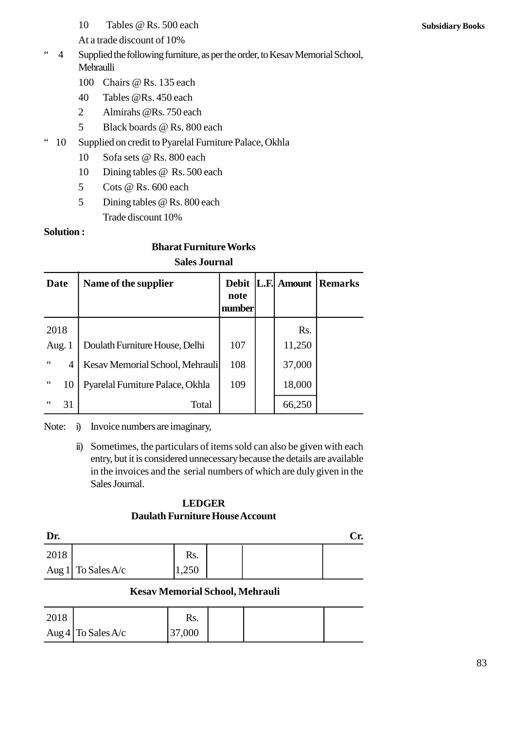10 Tables @ Rs. 500 each

At a trade discount of 10%

“ 4 Supplied the following furniture, as per the order, to Kesav Memorial School, Mehraulli

- 100 Chairs @ Rs. 135 each
- 40 Tables @Rs. 450 each
- 2 Almirahs @Rs. 750 each
- 5 Black boards @ Rs. 800 each

“ 10 Supplied on credit to Pyarelal Furniture Palace, Okhla

- 10 Sofa sets @ Rs. 800 each
- 10 Dining tables @ Rs. 500 each
- 5 Cots @ Rs. 600 each
- 5 Dining tables @ Rs. 800 each

Trade discount 10%

**Solution :**

**Bharat Furniture Works**

**Sales Journal**

| Date | Name of the supplier | Debit note number | L.F. | Amount | Remarks |
|---|---|---|---|---|---|
| 2018 | | | | Rs. | |
| Aug. 1 | Doulath Furniture House, Delhi | 107 | | 11,250 | |
| “ 4 | Kesav Memorial School, Mehrauli | 108 | | 37,000 | |
| “ 10 | Pyarelal Furniture Palace, Okhla | 109 | | 18,000 | |
| “ 31 | Total | | | 66,250 | |

Note: i) Invoice numbers are imaginary,

ii) Sometimes, the particulars of items sold can also be given with each entry, but it is considered unnecessary because the details are available in the invoices and the serial numbers of which are duly given in the Sales Journal.

**LEDGER**

**Daulath Furniture House Account**

| Dr. | | | | | Cr. |
|---|---|---|---|---|---|
| 2018 | | Rs. | | | |
| Aug 1 | To Sales A/c | 1,250 | | | |

**Kesav Memorial School, Mehrauli**

| | | | | | |
|---|---|---|---|---|---|
| 2018 | | Rs. | | | |
| Aug 4 | To Sales A/c | 37,000 | | | |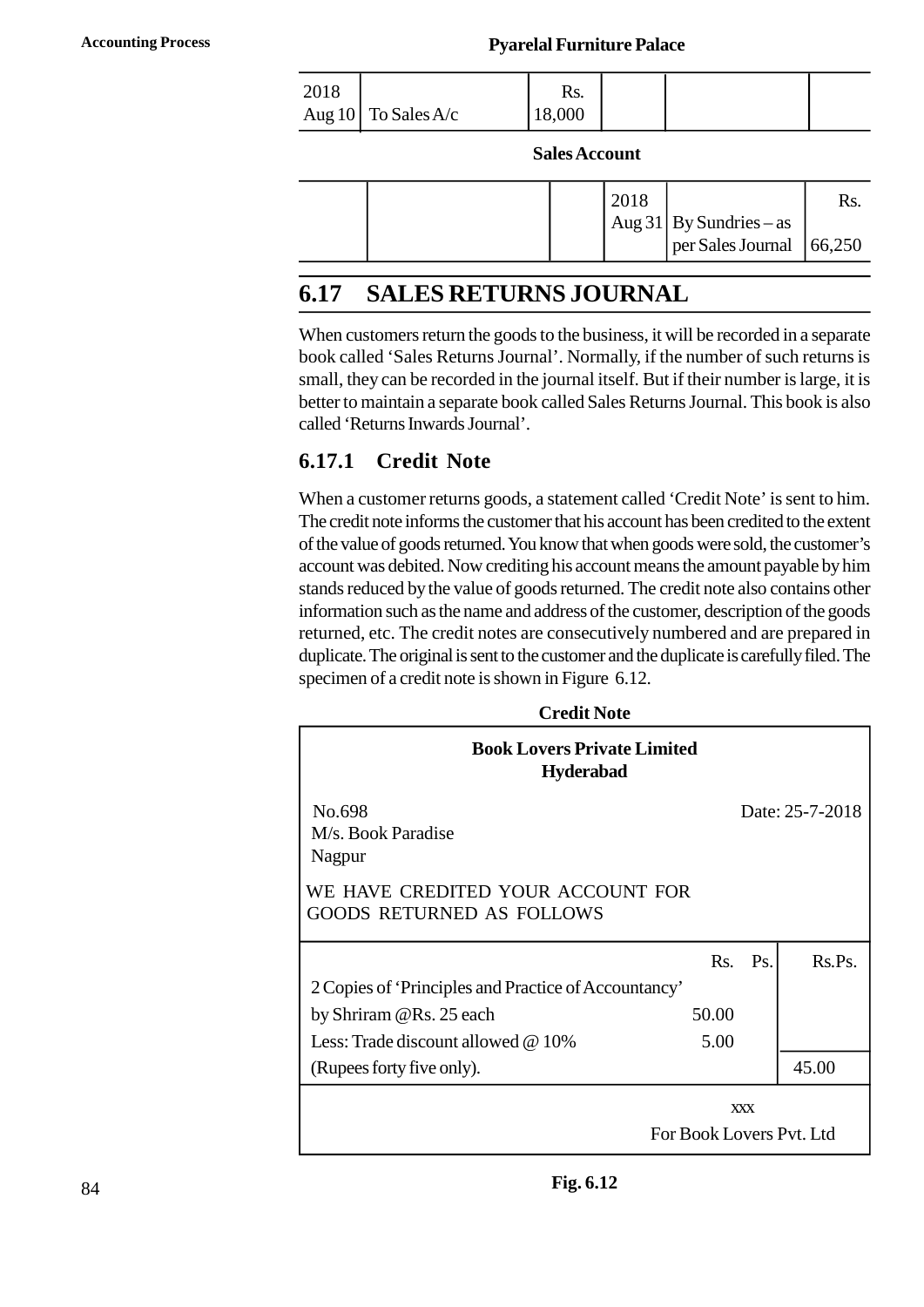**Pyarelal Furniture Palace**

| | | | | | |
|---|---|---|---|---|---|
| 2018 Aug 10 | To Sales A/c | Rs. 18,000 | | | |

**Sales Account**

| | | | | | |
|---|---|---|---|---|---|
| | | | 2018 Aug 31 | By Sundries – as per Sales Journal | Rs. 66,250 |

## 6.17 SALES RETURNS JOURNAL

When customers return the goods to the business, it will be recorded in a separate book called 'Sales Returns Journal'. Normally, if the number of such returns is small, they can be recorded in the journal itself. But if their number is large, it is better to maintain a separate book called Sales Returns Journal. This book is also called 'Returns Inwards Journal'.

### 6.17.1 Credit Note

When a customer returns goods, a statement called 'Credit Note' is sent to him. The credit note informs the customer that his account has been credited to the extent of the value of goods returned. You know that when goods were sold, the customer's account was debited. Now crediting his account means the amount payable by him stands reduced by the value of goods returned. The credit note also contains other information such as the name and address of the customer, description of the goods returned, etc. The credit notes are consecutively numbered and are prepared in duplicate. The original is sent to the customer and the duplicate is carefully filed. The specimen of a credit note is shown in Figure 6.12.

**Credit Note**

**Book Lovers Private Limited**
**Hyderabad**

No.698 Date: 25-7-2018

M/s. Book Paradise
Nagpur

WE HAVE CREDITED YOUR ACCOUNT FOR GOODS RETURNED AS FOLLOWS

| | Rs. Ps. | Rs.Ps. |
|---|---|---|
| 2 Copies of 'Principles and Practice of Accountancy' | | |
| by Shriram @Rs. 25 each | 50.00 | |
| Less: Trade discount allowed @ 10% | 5.00 | |
| (Rupees forty five only). | | 45.00 |

xxx
For Book Lovers Pvt. Ltd

**Fig. 6.12**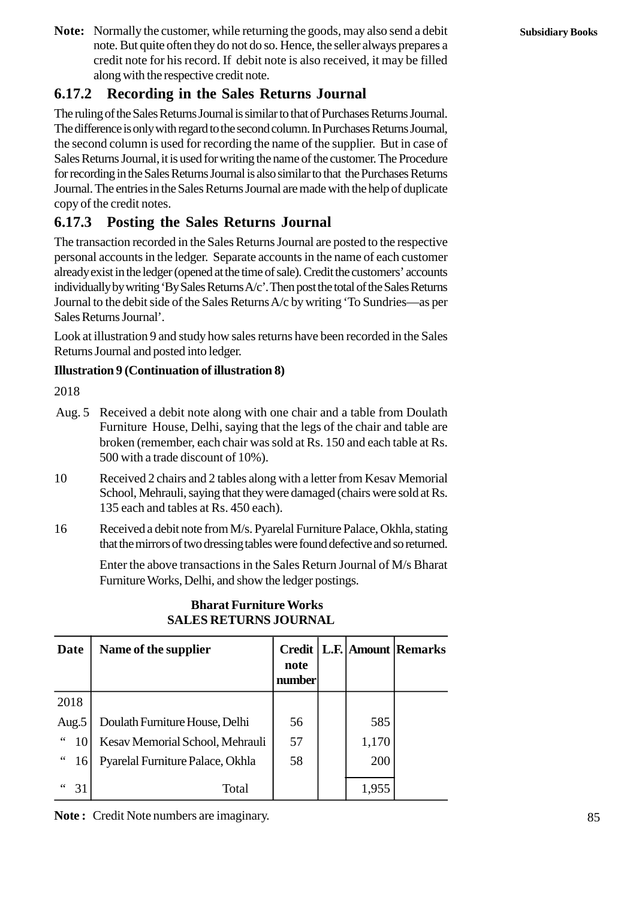**Note:** Normally the customer, while returning the goods, may also send a debit note. But quite often they do not do so. Hence, the seller always prepares a credit note for his record. If debit note is also received, it may be filled along with the respective credit note.

### 6.17.2 Recording in the Sales Returns Journal

The ruling of the Sales Returns Journal is similar to that of Purchases Returns Journal. The difference is only with regard to the second column. In Purchases Returns Journal, the second column is used for recording the name of the supplier. But in case of Sales Returns Journal, it is used for writing the name of the customer. The Procedure for recording in the Sales Returns Journal is also similar to that the Purchases Returns Journal. The entries in the Sales Returns Journal are made with the help of duplicate copy of the credit notes.

### 6.17.3 Posting the Sales Returns Journal

The transaction recorded in the Sales Returns Journal are posted to the respective personal accounts in the ledger. Separate accounts in the name of each customer already exist in the ledger (opened at the time of sale). Credit the customers' accounts individually by writing 'By Sales Returns A/c'. Then post the total of the Sales Returns Journal to the debit side of the Sales Returns A/c by writing 'To Sundries—as per Sales Returns Journal'.

Look at illustration 9 and study how sales returns have been recorded in the Sales Returns Journal and posted into ledger.

**Illustration 9 (Continuation of illustration 8)**

2018

Aug. 5 Received a debit note along with one chair and a table from Doulath Furniture House, Delhi, saying that the legs of the chair and table are broken (remember, each chair was sold at Rs. 150 and each table at Rs. 500 with a trade discount of 10%).

10 Received 2 chairs and 2 tables along with a letter from Kesav Memorial School, Mehrauli, saying that they were damaged (chairs were sold at Rs. 135 each and tables at Rs. 450 each).

16 Received a debit note from M/s. Pyarelal Furniture Palace, Okhla, stating that the mirrors of two dressing tables were found defective and so returned.

Enter the above transactions in the Sales Return Journal of M/s Bharat Furniture Works, Delhi, and show the ledger postings.

**Bharat Furniture Works**
**SALES RETURNS JOURNAL**

| Date | Name of the supplier | Credit note number | L.F. | Amount | Remarks |
|---|---|---|---|---|---|
| 2018 | | | | | |
| Aug.5 | Doulath Furniture House, Delhi | 56 | | 585 | |
| " 10 | Kesav Memorial School, Mehrauli | 57 | | 1,170 | |
| " 16 | Pyarelal Furniture Palace, Okhla | 58 | | 200 | |
| " 31 | Total | | | 1,955 | |

**Note :** Credit Note numbers are imaginary.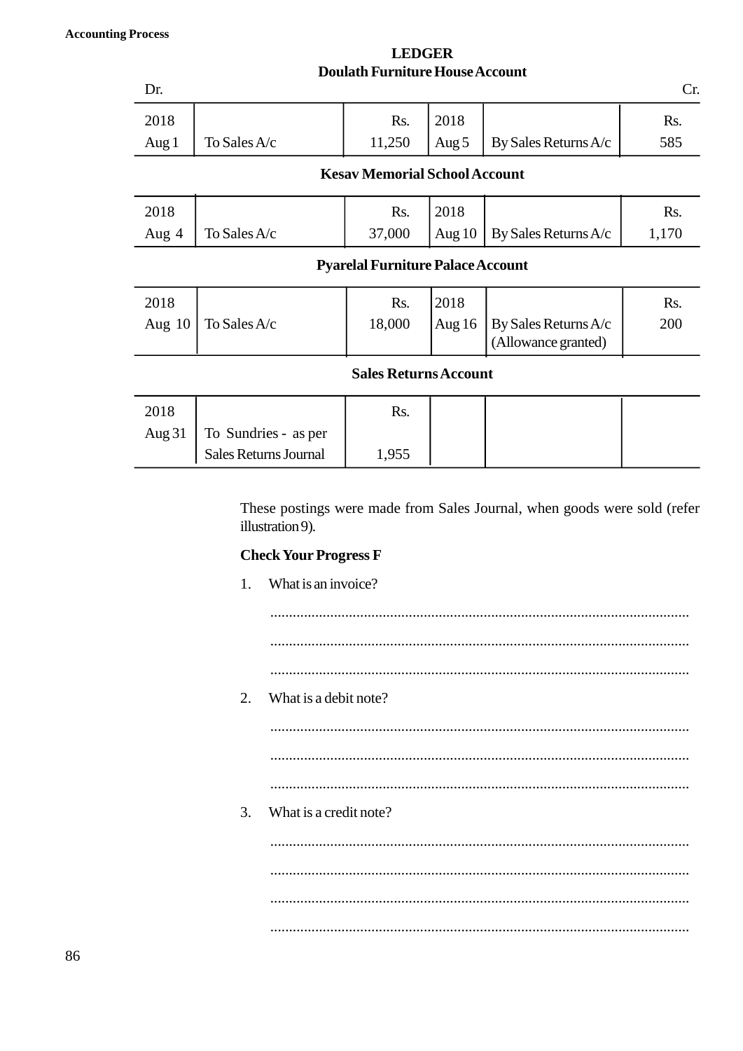## LEDGER

### Doulath Furniture House Account

Dr. Cr.

| 2018 | | Rs. | 2018 | | Rs. |
|---|---|---|---|---|---|
| Aug 1 | To Sales A/c | 11,250 | Aug 5 | By Sales Returns A/c | 585 |

### Kesav Memorial School Account

| 2018 | | Rs. | 2018 | | Rs. |
|---|---|---|---|---|---|
| Aug 4 | To Sales A/c | 37,000 | Aug 10 | By Sales Returns A/c | 1,170 |

### Pyarelal Furniture Palace Account

| 2018 | | Rs. | 2018 | | Rs. |
|---|---|---|---|---|---|
| Aug 10 | To Sales A/c | 18,000 | Aug 16 | By Sales Returns A/c (Allowance granted) | 200 |

### Sales Returns Account

| 2018 | | Rs. | | | |
|---|---|---|---|---|---|
| Aug 31 | To Sundries - as per Sales Returns Journal | 1,955 | | | |

These postings were made from Sales Journal, when goods were sold (refer illustration 9).

**Check Your Progress F**

1. What is an invoice?

...............................................................................................................

...............................................................................................................

...............................................................................................................

2. What is a debit note?

...............................................................................................................

...............................................................................................................

...............................................................................................................

3. What is a credit note?

...............................................................................................................

...............................................................................................................

...............................................................................................................

...............................................................................................................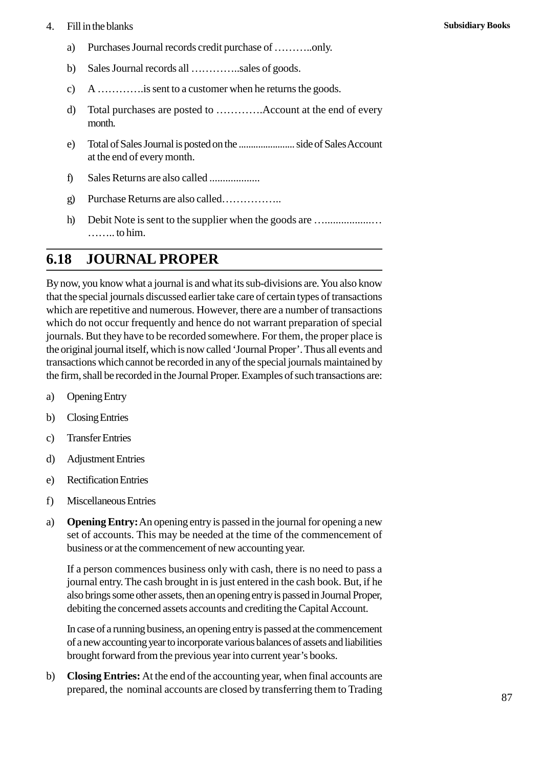4. Fill in the blanks

   a) Purchases Journal records credit purchase of ………..only.

   b) Sales Journal records all …………..sales of goods.

   c) A ………….is sent to a customer when he returns the goods.

   d) Total purchases are posted to ………….Account at the end of every month.

   e) Total of Sales Journal is posted on the ...................... side of Sales Account at the end of every month.

   f) Sales Returns are also called ..................

   g) Purchase Returns are also called……………..

   h) Debit Note is sent to the supplier when the goods are …..................……….. to him.

## 6.18 JOURNAL PROPER

By now, you know what a journal is and what its sub-divisions are. You also know that the special journals discussed earlier take care of certain types of transactions which are repetitive and numerous. However, there are a number of transactions which do not occur frequently and hence do not warrant preparation of special journals. But they have to be recorded somewhere. For them, the proper place is the original journal itself, which is now called 'Journal Proper'. Thus all events and transactions which cannot be recorded in any of the special journals maintained by the firm, shall be recorded in the Journal Proper. Examples of such transactions are:

a) Opening Entry

b) Closing Entries

c) Transfer Entries

d) Adjustment Entries

e) Rectification Entries

f) Miscellaneous Entries

a) **Opening Entry:** An opening entry is passed in the journal for opening a new set of accounts. This may be needed at the time of the commencement of business or at the commencement of new accounting year.

   If a person commences business only with cash, there is no need to pass a journal entry. The cash brought in is just entered in the cash book. But, if he also brings some other assets, then an opening entry is passed in Journal Proper, debiting the concerned assets accounts and crediting the Capital Account.

   In case of a running business, an opening entry is passed at the commencement of a new accounting year to incorporate various balances of assets and liabilities brought forward from the previous year into current year's books.

b) **Closing Entries:** At the end of the accounting year, when final accounts are prepared, the nominal accounts are closed by transferring them to Trading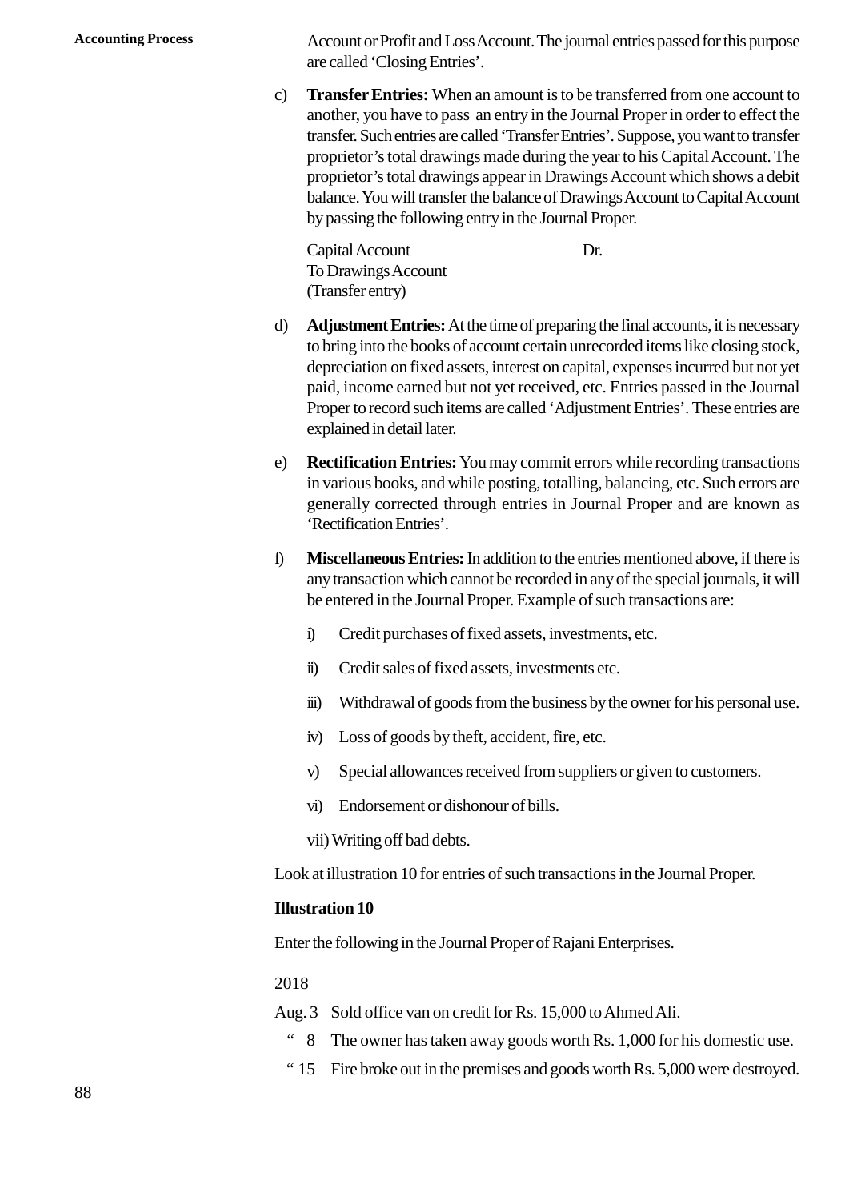Account or Profit and Loss Account. The journal entries passed for this purpose are called 'Closing Entries'.

c) **Transfer Entries:** When an amount is to be transferred from one account to another, you have to pass an entry in the Journal Proper in order to effect the transfer. Such entries are called 'Transfer Entries'. Suppose, you want to transfer proprietor's total drawings made during the year to his Capital Account. The proprietor's total drawings appear in Drawings Account which shows a debit balance. You will transfer the balance of Drawings Account to Capital Account by passing the following entry in the Journal Proper.

   Capital Account Dr.
   To Drawings Account
   (Transfer entry)

d) **Adjustment Entries:** At the time of preparing the final accounts, it is necessary to bring into the books of account certain unrecorded items like closing stock, depreciation on fixed assets, interest on capital, expenses incurred but not yet paid, income earned but not yet received, etc. Entries passed in the Journal Proper to record such items are called 'Adjustment Entries'. These entries are explained in detail later.

e) **Rectification Entries:** You may commit errors while recording transactions in various books, and while posting, totalling, balancing, etc. Such errors are generally corrected through entries in Journal Proper and are known as 'Rectification Entries'.

f) **Miscellaneous Entries:** In addition to the entries mentioned above, if there is any transaction which cannot be recorded in any of the special journals, it will be entered in the Journal Proper. Example of such transactions are:

   i) Credit purchases of fixed assets, investments, etc.

   ii) Credit sales of fixed assets, investments etc.

   iii) Withdrawal of goods from the business by the owner for his personal use.

   iv) Loss of goods by theft, accident, fire, etc.

   v) Special allowances received from suppliers or given to customers.

   vi) Endorsement or dishonour of bills.

   vii) Writing off bad debts.

Look at illustration 10 for entries of such transactions in the Journal Proper.

**Illustration 10**

Enter the following in the Journal Proper of Rajani Enterprises.

2018

Aug. 3 Sold office van on credit for Rs. 15,000 to Ahmed Ali.

" 8 The owner has taken away goods worth Rs. 1,000 for his domestic use.

" 15 Fire broke out in the premises and goods worth Rs. 5,000 were destroyed.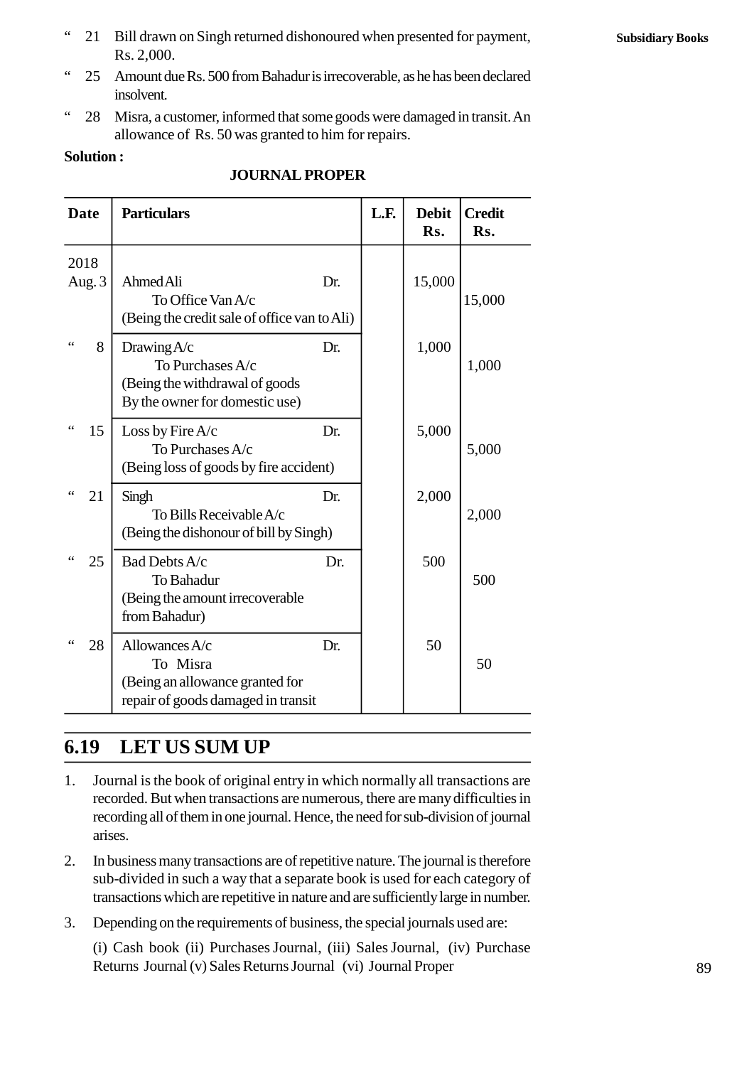" 21 Bill drawn on Singh returned dishonoured when presented for payment, Rs. 2,000.

" 25 Amount due Rs. 500 from Bahadur is irrecoverable, as he has been declared insolvent.

" 28 Misra, a customer, informed that some goods were damaged in transit. An allowance of Rs. 50 was granted to him for repairs.

**Solution :**

**JOURNAL PROPER**

| Date | Particulars | | L.F. | Debit Rs. | Credit Rs. |
|---|---|---|---|---|---|
| 2018 Aug. 3 | Ahmed Ali | Dr. | | 15,000 | |
| | To Office Van A/c | | | | 15,000 |
| | (Being the credit sale of office van to Ali) | | | | |
| " 8 | Drawing A/c | Dr. | | 1,000 | |
| | To Purchases A/c | | | | 1,000 |
| | (Being the withdrawal of goods By the owner for domestic use) | | | | |
| " 15 | Loss by Fire A/c | Dr. | | 5,000 | |
| | To Purchases A/c | | | | 5,000 |
| | (Being loss of goods by fire accident) | | | | |
| " 21 | Singh | Dr. | | 2,000 | |
| | To Bills Receivable A/c | | | | 2,000 |
| | (Being the dishonour of bill by Singh) | | | | |
| " 25 | Bad Debts A/c | Dr. | | 500 | |
| | To Bahadur | | | | 500 |
| | (Being the amount irrecoverable from Bahadur) | | | | |
| " 28 | Allowances A/c | Dr. | | 50 | |
| | To Misra | | | | 50 |
| | (Being an allowance granted for repair of goods damaged in transit | | | | |

## 6.19 LET US SUM UP

1. Journal is the book of original entry in which normally all transactions are recorded. But when transactions are numerous, there are many difficulties in recording all of them in one journal. Hence, the need for sub-division of journal arises.

2. In business many transactions are of repetitive nature. The journal is therefore sub-divided in such a way that a separate book is used for each category of transactions which are repetitive in nature and are sufficiently large in number.

3. Depending on the requirements of business, the special journals used are:

   (i) Cash book (ii) Purchases Journal, (iii) Sales Journal, (iv) Purchase Returns Journal (v) Sales Returns Journal (vi) Journal Proper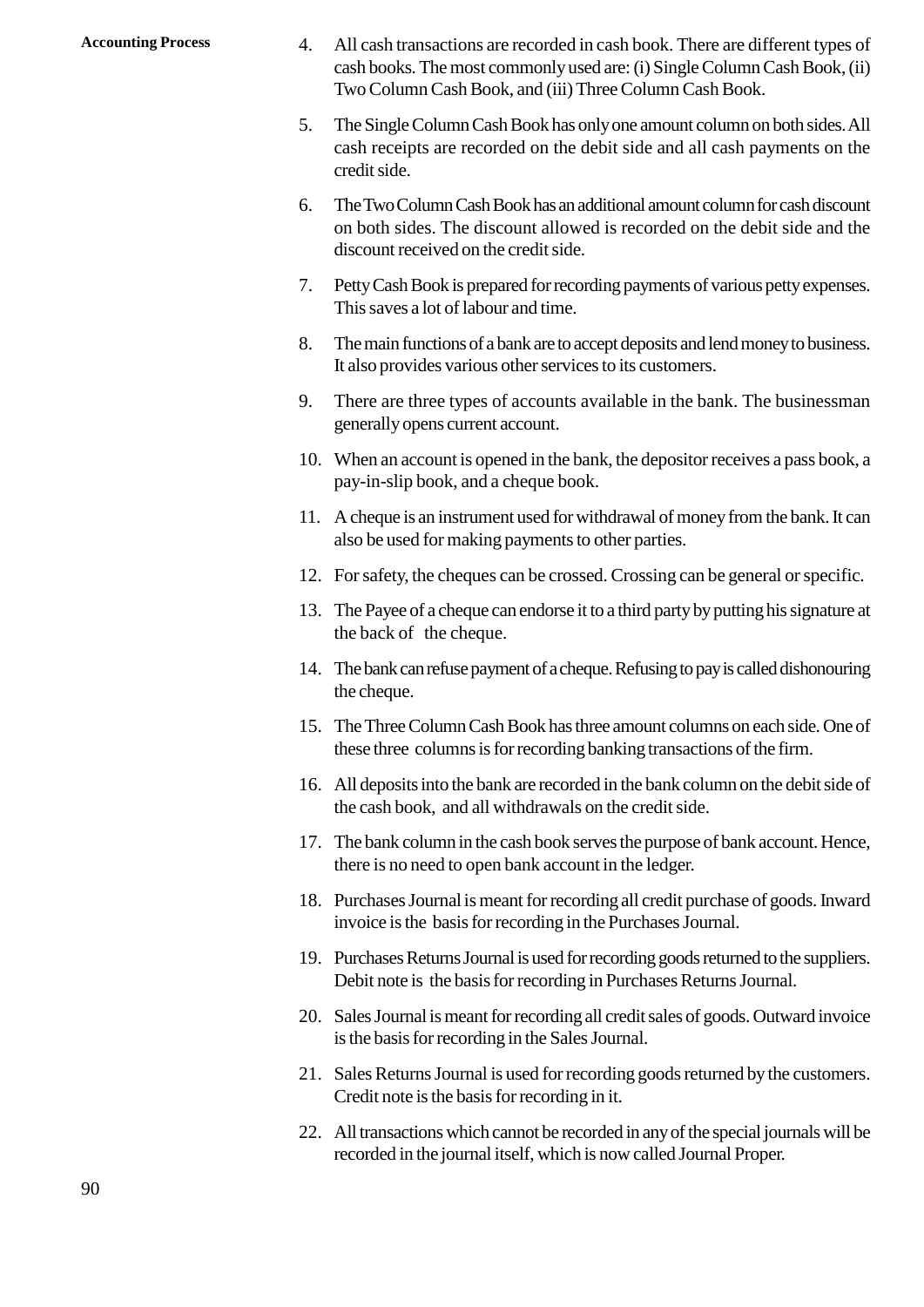4. All cash transactions are recorded in cash book. There are different types of cash books. The most commonly used are: (i) Single Column Cash Book, (ii) Two Column Cash Book, and (iii) Three Column Cash Book.

5. The Single Column Cash Book has only one amount column on both sides. All cash receipts are recorded on the debit side and all cash payments on the credit side.

6. The Two Column Cash Book has an additional amount column for cash discount on both sides. The discount allowed is recorded on the debit side and the discount received on the credit side.

7. Petty Cash Book is prepared for recording payments of various petty expenses. This saves a lot of labour and time.

8. The main functions of a bank are to accept deposits and lend money to business. It also provides various other services to its customers.

9. There are three types of accounts available in the bank. The businessman generally opens current account.

10. When an account is opened in the bank, the depositor receives a pass book, a pay-in-slip book, and a cheque book.

11. A cheque is an instrument used for withdrawal of money from the bank. It can also be used for making payments to other parties.

12. For safety, the cheques can be crossed. Crossing can be general or specific.

13. The Payee of a cheque can endorse it to a third party by putting his signature at the back of the cheque.

14. The bank can refuse payment of a cheque. Refusing to pay is called dishonouring the cheque.

15. The Three Column Cash Book has three amount columns on each side. One of these three columns is for recording banking transactions of the firm.

16. All deposits into the bank are recorded in the bank column on the debit side of the cash book, and all withdrawals on the credit side.

17. The bank column in the cash book serves the purpose of bank account. Hence, there is no need to open bank account in the ledger.

18. Purchases Journal is meant for recording all credit purchase of goods. Inward invoice is the basis for recording in the Purchases Journal.

19. Purchases Returns Journal is used for recording goods returned to the suppliers. Debit note is the basis for recording in Purchases Returns Journal.

20. Sales Journal is meant for recording all credit sales of goods. Outward invoice is the basis for recording in the Sales Journal.

21. Sales Returns Journal is used for recording goods returned by the customers. Credit note is the basis for recording in it.

22. All transactions which cannot be recorded in any of the special journals will be recorded in the journal itself, which is now called Journal Proper.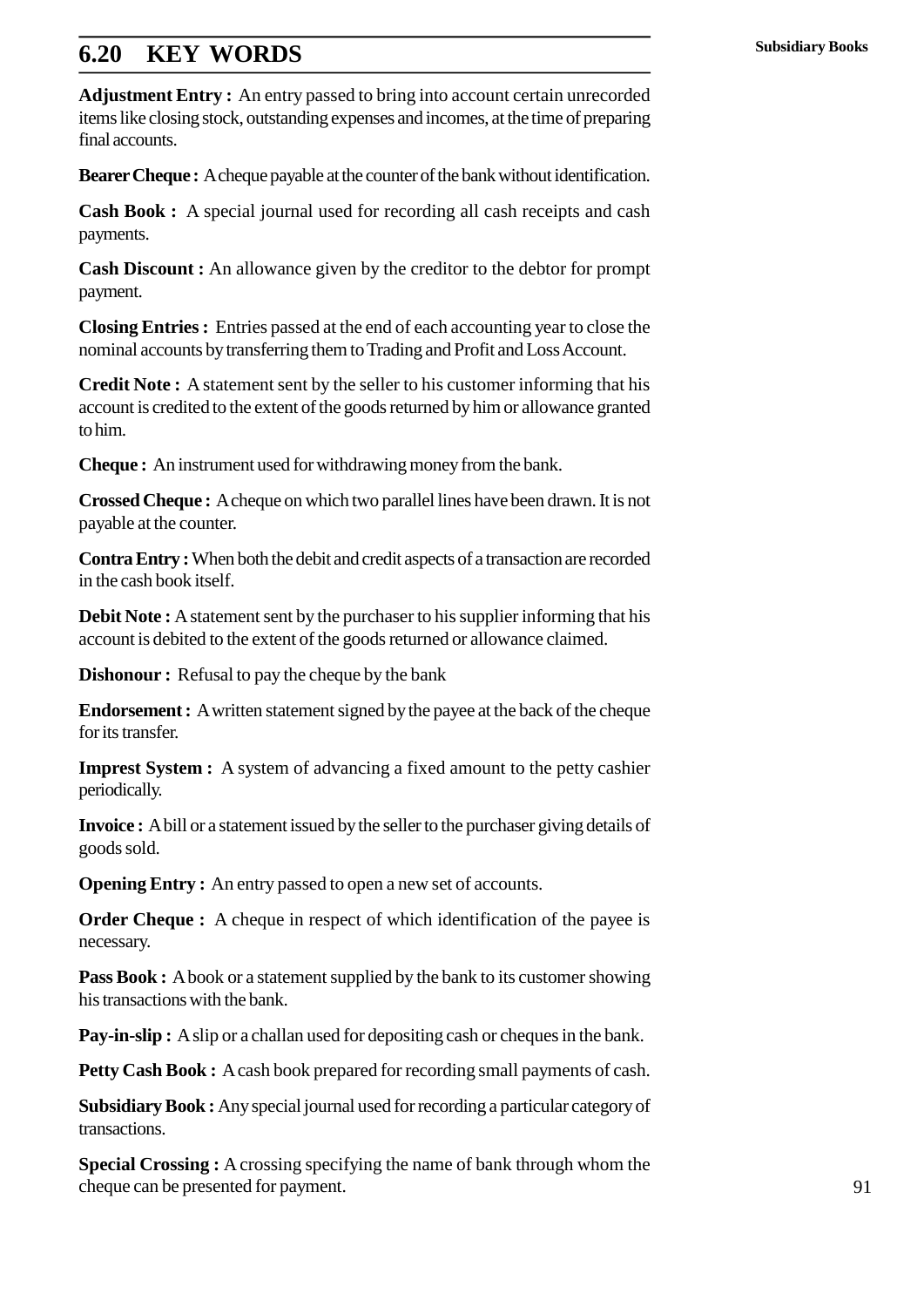## 6.20 KEY WORDS

**Adjustment Entry :** An entry passed to bring into account certain unrecorded items like closing stock, outstanding expenses and incomes, at the time of preparing final accounts.

**Bearer Cheque :** A cheque payable at the counter of the bank without identification.

**Cash Book :** A special journal used for recording all cash receipts and cash payments.

**Cash Discount :** An allowance given by the creditor to the debtor for prompt payment.

**Closing Entries :** Entries passed at the end of each accounting year to close the nominal accounts by transferring them to Trading and Profit and Loss Account.

**Credit Note :** A statement sent by the seller to his customer informing that his account is credited to the extent of the goods returned by him or allowance granted to him.

**Cheque :** An instrument used for withdrawing money from the bank.

**Crossed Cheque :** A cheque on which two parallel lines have been drawn. It is not payable at the counter.

**Contra Entry :** When both the debit and credit aspects of a transaction are recorded in the cash book itself.

**Debit Note :** A statement sent by the purchaser to his supplier informing that his account is debited to the extent of the goods returned or allowance claimed.

**Dishonour :** Refusal to pay the cheque by the bank

**Endorsement :** A written statement signed by the payee at the back of the cheque for its transfer.

**Imprest System :** A system of advancing a fixed amount to the petty cashier periodically.

**Invoice :** A bill or a statement issued by the seller to the purchaser giving details of goods sold.

**Opening Entry :** An entry passed to open a new set of accounts.

**Order Cheque :** A cheque in respect of which identification of the payee is necessary.

**Pass Book :** A book or a statement supplied by the bank to its customer showing his transactions with the bank.

**Pay-in-slip :** A slip or a challan used for depositing cash or cheques in the bank.

**Petty Cash Book :** A cash book prepared for recording small payments of cash.

**Subsidiary Book :** Any special journal used for recording a particular category of transactions.

**Special Crossing :** A crossing specifying the name of bank through whom the cheque can be presented for payment.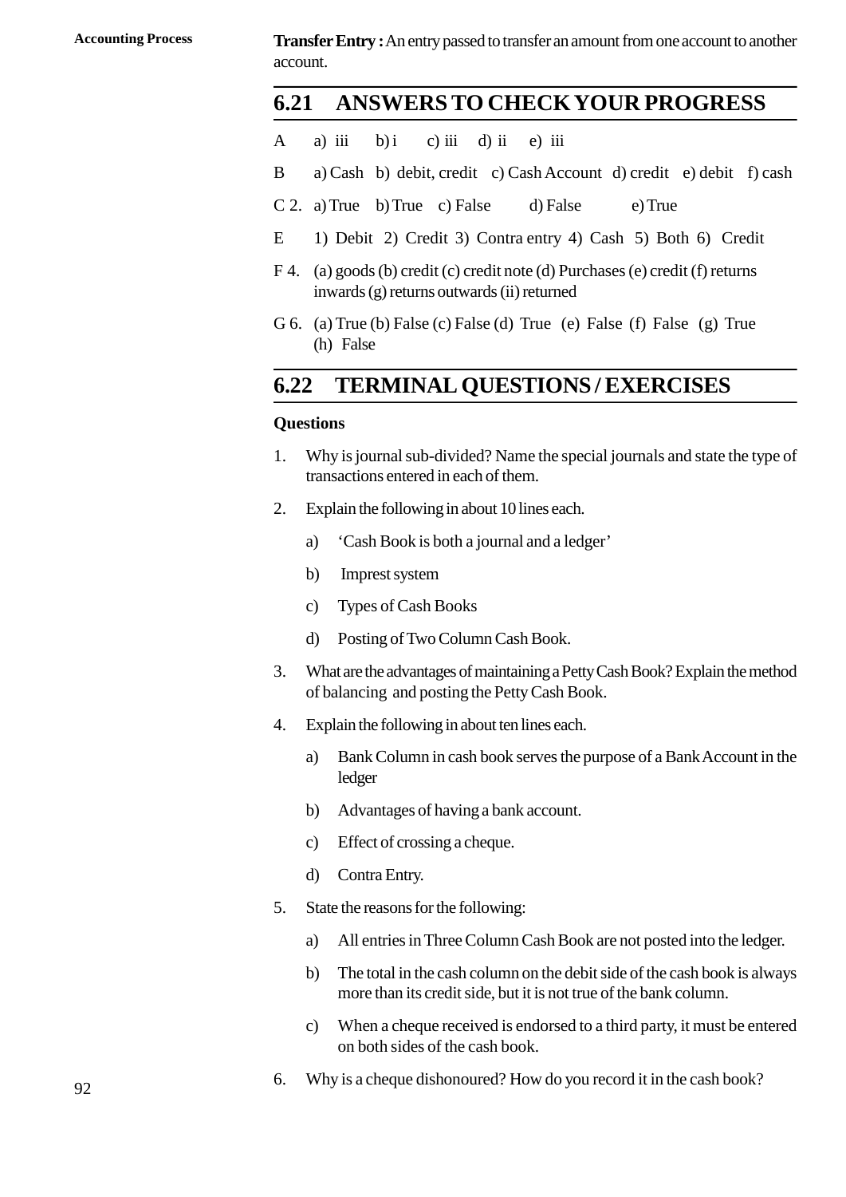**Transfer Entry :** An entry passed to transfer an amount from one account to another account.

## 6.21 ANSWERS TO CHECK YOUR PROGRESS

A a) iii b) i c) iii d) ii e) iii

B a) Cash b) debit, credit c) Cash Account d) credit e) debit f) cash

C 2. a) True b) True c) False d) False e) True

E 1) Debit 2) Credit 3) Contra entry 4) Cash 5) Both 6) Credit

F 4. (a) goods (b) credit (c) credit note (d) Purchases (e) credit (f) returns inwards (g) returns outwards (ii) returned

G 6. (a) True (b) False (c) False (d) True (e) False (f) False (g) True (h) False

## 6.22 TERMINAL QUESTIONS / EXERCISES

**Questions**

1. Why is journal sub-divided? Name the special journals and state the type of transactions entered in each of them.

2. Explain the following in about 10 lines each.

   a) 'Cash Book is both a journal and a ledger'

   b) Imprest system

   c) Types of Cash Books

   d) Posting of Two Column Cash Book.

3. What are the advantages of maintaining a Petty Cash Book? Explain the method of balancing and posting the Petty Cash Book.

4. Explain the following in about ten lines each.

   a) Bank Column in cash book serves the purpose of a Bank Account in the ledger

   b) Advantages of having a bank account.

   c) Effect of crossing a cheque.

   d) Contra Entry.

5. State the reasons for the following:

   a) All entries in Three Column Cash Book are not posted into the ledger.

   b) The total in the cash column on the debit side of the cash book is always more than its credit side, but it is not true of the bank column.

   c) When a cheque received is endorsed to a third party, it must be entered on both sides of the cash book.

6. Why is a cheque dishonoured? How do you record it in the cash book?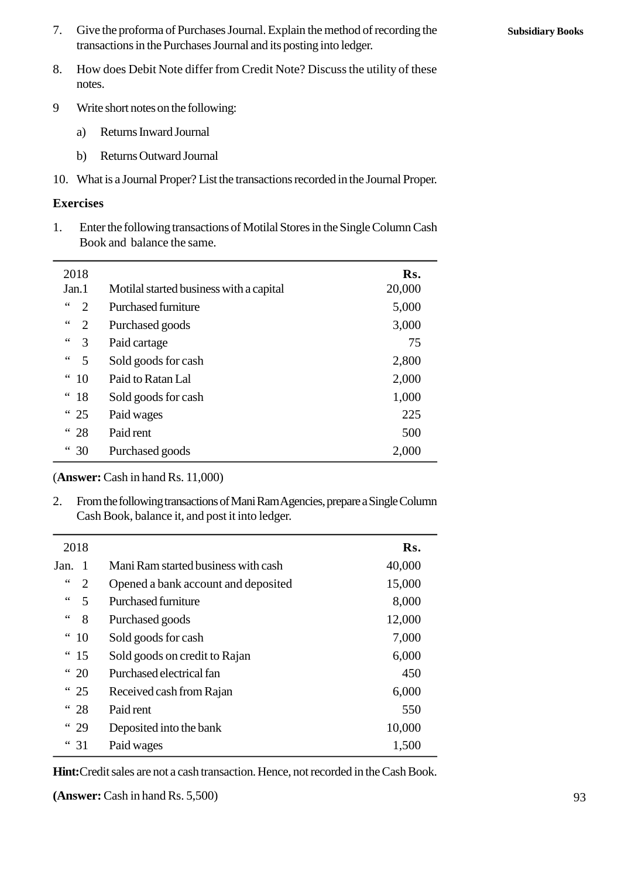7. Give the proforma of Purchases Journal. Explain the method of recording the transactions in the Purchases Journal and its posting into ledger.

8. How does Debit Note differ from Credit Note? Discuss the utility of these notes.

9 Write short notes on the following:

   a) Returns Inward Journal

   b) Returns Outward Journal

10. What is a Journal Proper? List the transactions recorded in the Journal Proper.

**Exercises**

1. Enter the following transactions of Motilal Stores in the Single Column Cash Book and balance the same.

| 2018 | | **Rs.** |
|---|---|---|
| Jan.1 | Motilal started business with a capital | 20,000 |
| " 2 | Purchased furniture | 5,000 |
| " 2 | Purchased goods | 3,000 |
| " 3 | Paid cartage | 75 |
| " 5 | Sold goods for cash | 2,800 |
| " 10 | Paid to Ratan Lal | 2,000 |
| " 18 | Sold goods for cash | 1,000 |
| " 25 | Paid wages | 225 |
| " 28 | Paid rent | 500 |
| " 30 | Purchased goods | 2,000 |

(**Answer:** Cash in hand Rs. 11,000)

2. From the following transactions of Mani Ram Agencies, prepare a Single Column Cash Book, balance it, and post it into ledger.

| 2018 | | **Rs.** |
|---|---|---|
| Jan. 1 | Mani Ram started business with cash | 40,000 |
| " 2 | Opened a bank account and deposited | 15,000 |
| " 5 | Purchased furniture | 8,000 |
| " 8 | Purchased goods | 12,000 |
| " 10 | Sold goods for cash | 7,000 |
| " 15 | Sold goods on credit to Rajan | 6,000 |
| " 20 | Purchased electrical fan | 450 |
| " 25 | Received cash from Rajan | 6,000 |
| " 28 | Paid rent | 550 |
| " 29 | Deposited into the bank | 10,000 |
| " 31 | Paid wages | 1,500 |

**Hint:** Credit sales are not a cash transaction. Hence, not recorded in the Cash Book.

**(Answer:** Cash in hand Rs. 5,500)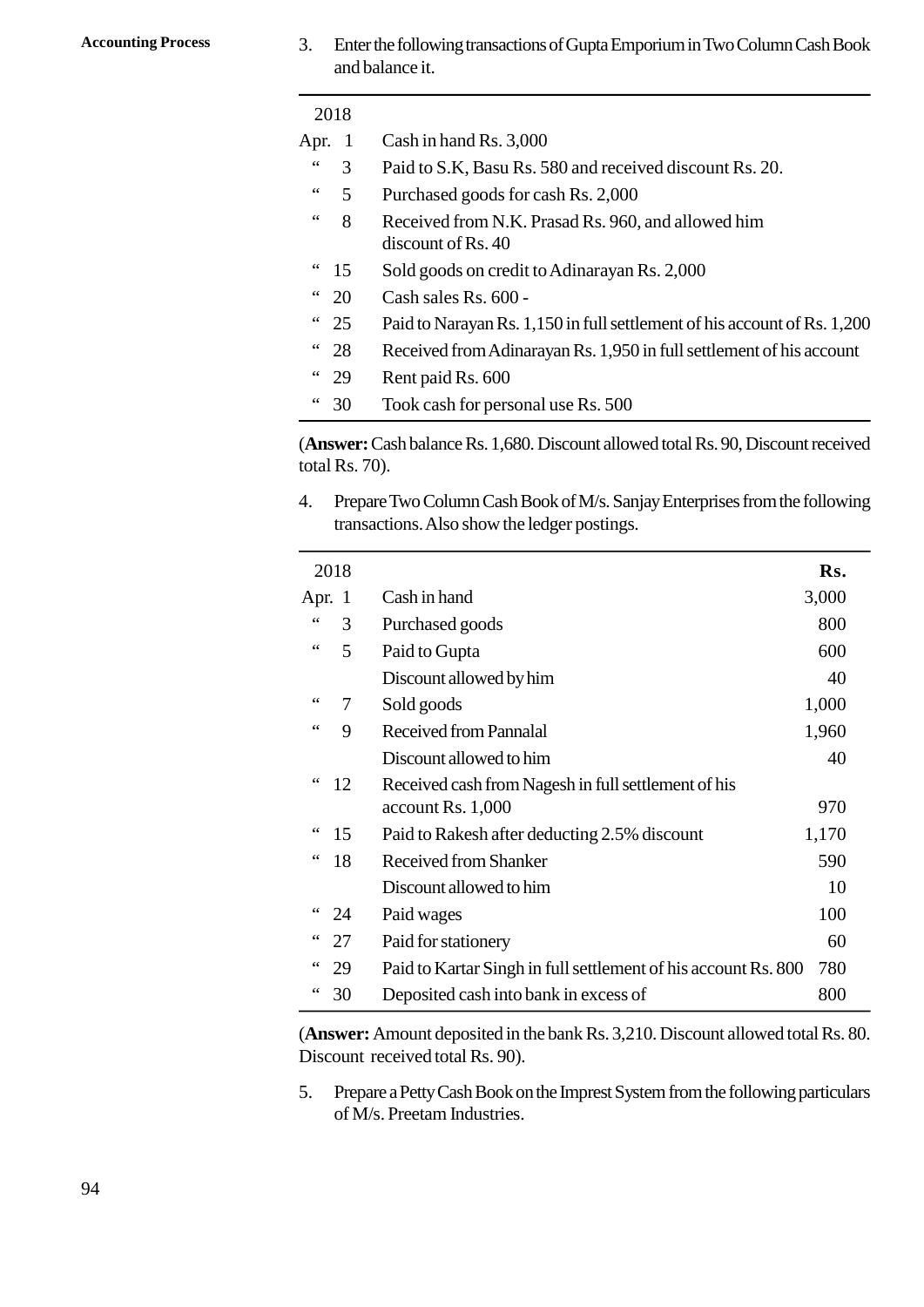3. Enter the following transactions of Gupta Emporium in Two Column Cash Book and balance it.

| 2018 | |
|---|---|
| Apr. 1 | Cash in hand Rs. 3,000 |
| " 3 | Paid to S.K, Basu Rs. 580 and received discount Rs. 20. |
| " 5 | Purchased goods for cash Rs. 2,000 |
| " 8 | Received from N.K. Prasad Rs. 960, and allowed him discount of Rs. 40 |
| " 15 | Sold goods on credit to Adinarayan Rs. 2,000 |
| " 20 | Cash sales Rs. 600 - |
| " 25 | Paid to Narayan Rs. 1,150 in full settlement of his account of Rs. 1,200 |
| " 28 | Received from Adinarayan Rs. 1,950 in full settlement of his account |
| " 29 | Rent paid Rs. 600 |
| " 30 | Took cash for personal use Rs. 500 |

(**Answer:** Cash balance Rs. 1,680. Discount allowed total Rs. 90, Discount received total Rs. 70).

4. Prepare Two Column Cash Book of M/s. Sanjay Enterprises from the following transactions. Also show the ledger postings.

| 2018 | | **Rs.** |
|---|---|---|
| Apr. 1 | Cash in hand | 3,000 |
| " 3 | Purchased goods | 800 |
| " 5 | Paid to Gupta | 600 |
| | Discount allowed by him | 40 |
| " 7 | Sold goods | 1,000 |
| " 9 | Received from Pannalal | 1,960 |
| | Discount allowed to him | 40 |
| " 12 | Received cash from Nagesh in full settlement of his account Rs. 1,000 | 970 |
| " 15 | Paid to Rakesh after deducting 2.5% discount | 1,170 |
| " 18 | Received from Shanker | 590 |
| | Discount allowed to him | 10 |
| " 24 | Paid wages | 100 |
| " 27 | Paid for stationery | 60 |
| " 29 | Paid to Kartar Singh in full settlement of his account Rs. 800 | 780 |
| " 30 | Deposited cash into bank in excess of | 800 |

(**Answer:** Amount deposited in the bank Rs. 3,210. Discount allowed total Rs. 80. Discount received total Rs. 90).

5. Prepare a Petty Cash Book on the Imprest System from the following particulars of M/s. Preetam Industries.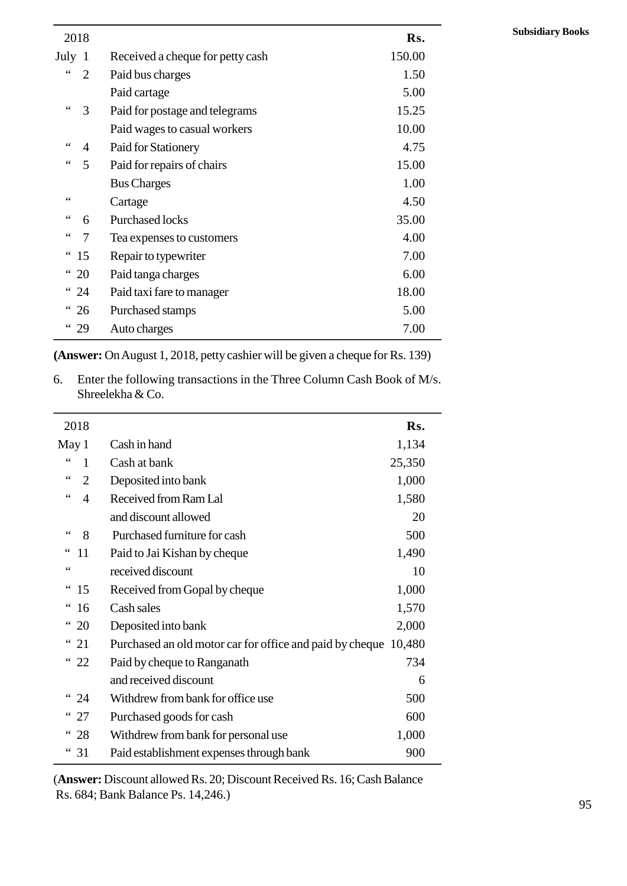| 2018 | | Rs. |
|---|---|---|
| July 1 | Received a cheque for petty cash | 150.00 |
| " 2 | Paid bus charges | 1.50 |
| | Paid cartage | 5.00 |
| " 3 | Paid for postage and telegrams | 15.25 |
| | Paid wages to casual workers | 10.00 |
| " 4 | Paid for Stationery | 4.75 |
| " 5 | Paid for repairs of chairs | 15.00 |
| | Bus Charges | 1.00 |
| " | Cartage | 4.50 |
| " 6 | Purchased locks | 35.00 |
| " 7 | Tea expenses to customers | 4.00 |
| " 15 | Repair to typewriter | 7.00 |
| " 20 | Paid tanga charges | 6.00 |
| " 24 | Paid taxi fare to manager | 18.00 |
| " 26 | Purchased stamps | 5.00 |
| " 29 | Auto charges | 7.00 |

(**Answer:** On August 1, 2018, petty cashier will be given a cheque for Rs. 139)

6. Enter the following transactions in the Three Column Cash Book of M/s. Shreelekha & Co.

| 2018 | | Rs. |
|---|---|---|
| May 1 | Cash in hand | 1,134 |
| " 1 | Cash at bank | 25,350 |
| " 2 | Deposited into bank | 1,000 |
| " 4 | Received from Ram Lal | 1,580 |
| | and discount allowed | 20 |
| " 8 | Purchased furniture for cash | 500 |
| " 11 | Paid to Jai Kishan by cheque | 1,490 |
| " | received discount | 10 |
| " 15 | Received from Gopal by cheque | 1,000 |
| " 16 | Cash sales | 1,570 |
| " 20 | Deposited into bank | 2,000 |
| " 21 | Purchased an old motor car for office and paid by cheque | 10,480 |
| " 22 | Paid by cheque to Ranganath | 734 |
| | and received discount | 6 |
| " 24 | Withdrew from bank for office use | 500 |
| " 27 | Purchased goods for cash | 600 |
| " 28 | Withdrew from bank for personal use | 1,000 |
| " 31 | Paid establishment expenses through bank | 900 |

(**Answer:** Discount allowed Rs. 20; Discount Received Rs. 16; Cash Balance Rs. 684; Bank Balance Ps. 14,246.)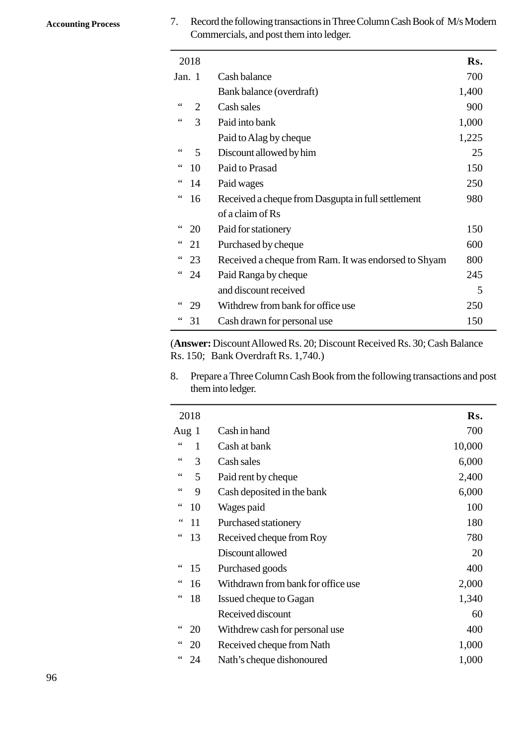7. Record the following transactions in Three Column Cash Book of M/s Modern Commercials, and post them into ledger.

| 2018 | | Rs. |
|---|---|---|
| Jan. 1 | Cash balance | 700 |
| | Bank balance (overdraft) | 1,400 |
| " 2 | Cash sales | 900 |
| " 3 | Paid into bank | 1,000 |
| | Paid to Alag by cheque | 1,225 |
| " 5 | Discount allowed by him | 25 |
| " 10 | Paid to Prasad | 150 |
| " 14 | Paid wages | 250 |
| " 16 | Received a cheque from Dasgupta in full settlement of a claim of Rs | 980 |
| " 20 | Paid for stationery | 150 |
| " 21 | Purchased by cheque | 600 |
| " 23 | Received a cheque from Ram. It was endorsed to Shyam | 800 |
| " 24 | Paid Ranga by cheque | 245 |
| | and discount received | 5 |
| " 29 | Withdrew from bank for office use | 250 |
| " 31 | Cash drawn for personal use | 150 |

(**Answer:** Discount Allowed Rs. 20; Discount Received Rs. 30; Cash Balance Rs. 150; Bank Overdraft Rs. 1,740.)

8. Prepare a Three Column Cash Book from the following transactions and post them into ledger.

| 2018 | | Rs. |
|---|---|---|
| Aug 1 | Cash in hand | 700 |
| " 1 | Cash at bank | 10,000 |
| " 3 | Cash sales | 6,000 |
| " 5 | Paid rent by cheque | 2,400 |
| " 9 | Cash deposited in the bank | 6,000 |
| " 10 | Wages paid | 100 |
| " 11 | Purchased stationery | 180 |
| " 13 | Received cheque from Roy | 780 |
| | Discount allowed | 20 |
| " 15 | Purchased goods | 400 |
| " 16 | Withdrawn from bank for office use | 2,000 |
| " 18 | Issued cheque to Gagan | 1,340 |
| | Received discount | 60 |
| " 20 | Withdrew cash for personal use | 400 |
| " 20 | Received cheque from Nath | 1,000 |
| " 24 | Nath's cheque dishonoured | 1,000 |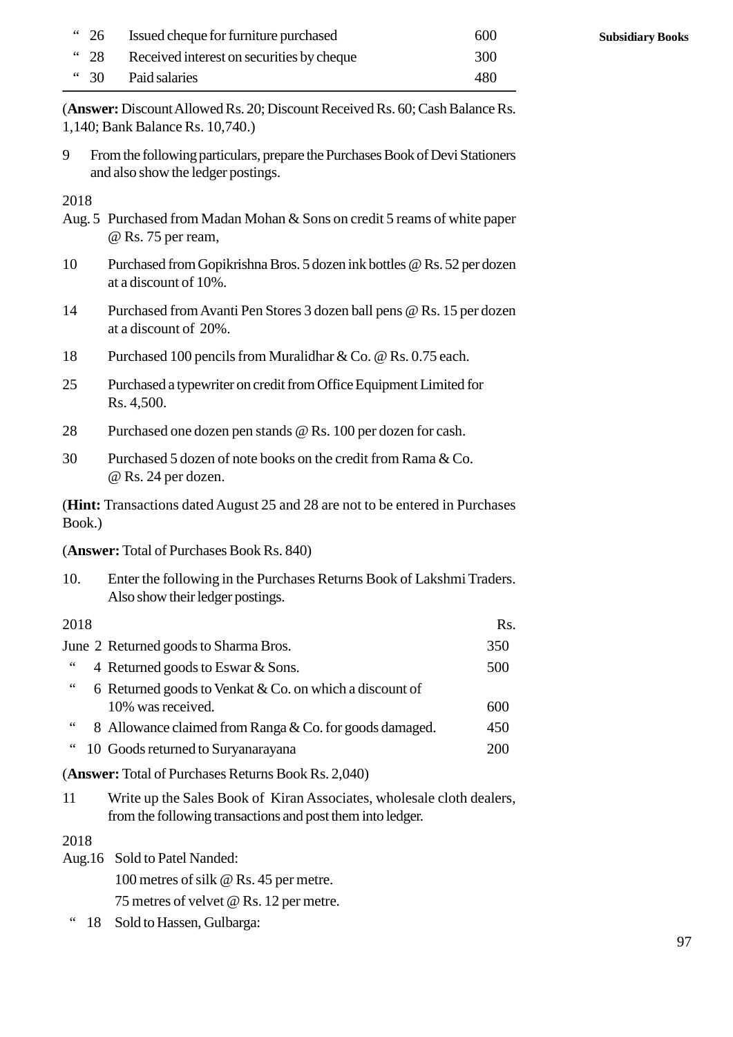| | | |
|---|---|---|
| " 26 | Issued cheque for furniture purchased | 600 |
| " 28 | Received interest on securities by cheque | 300 |
| " 30 | Paid salaries | 480 |

(**Answer:** Discount Allowed Rs. 20; Discount Received Rs. 60; Cash Balance Rs. 1,140; Bank Balance Rs. 10,740.)

9 From the following particulars, prepare the Purchases Book of Devi Stationers and also show the ledger postings.

2018

Aug. 5 Purchased from Madan Mohan & Sons on credit 5 reams of white paper @ Rs. 75 per ream,

10 Purchased from Gopikrishna Bros. 5 dozen ink bottles @ Rs. 52 per dozen at a discount of 10%.

14 Purchased from Avanti Pen Stores 3 dozen ball pens @ Rs. 15 per dozen at a discount of 20%.

18 Purchased 100 pencils from Muralidhar & Co. @ Rs. 0.75 each.

25 Purchased a typewriter on credit from Office Equipment Limited for Rs. 4,500.

28 Purchased one dozen pen stands @ Rs. 100 per dozen for cash.

30 Purchased 5 dozen of note books on the credit from Rama & Co. @ Rs. 24 per dozen.

(**Hint:** Transactions dated August 25 and 28 are not to be entered in Purchases Book.)

(**Answer:** Total of Purchases Book Rs. 840)

10. Enter the following in the Purchases Returns Book of Lakshmi Traders. Also show their ledger postings.

| 2018 | | Rs. |
|---|---|---|
| June 2 | Returned goods to Sharma Bros. | 350 |
| " 4 | Returned goods to Eswar & Sons. | 500 |
| " 6 | Returned goods to Venkat & Co. on which a discount of 10% was received. | 600 |
| " 8 | Allowance claimed from Ranga & Co. for goods damaged. | 450 |
| " 10 | Goods returned to Suryanarayana | 200 |

(**Answer:** Total of Purchases Returns Book Rs. 2,040)

11 Write up the Sales Book of Kiran Associates, wholesale cloth dealers, from the following transactions and post them into ledger.

2018

Aug.16 Sold to Patel Nanded:

100 metres of silk @ Rs. 45 per metre.

75 metres of velvet @ Rs. 12 per metre.

" 18 Sold to Hassen, Gulbarga: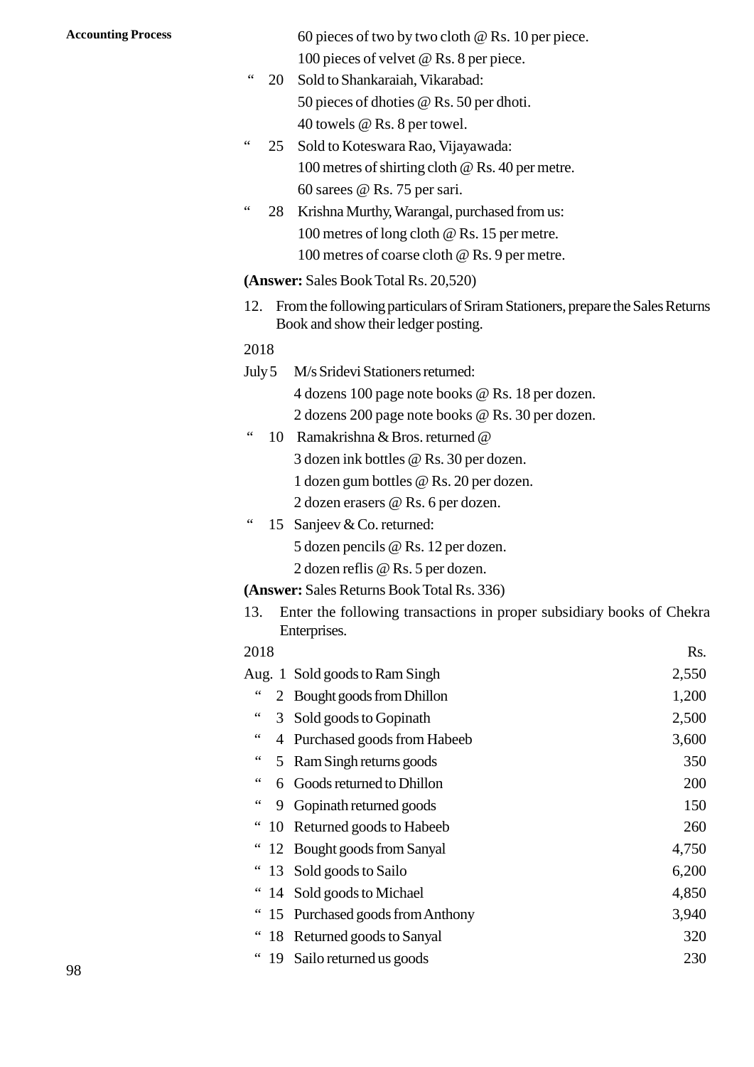60 pieces of two by two cloth @ Rs. 10 per piece.

100 pieces of velvet @ Rs. 8 per piece.

“ 20 Sold to Shankaraiah, Vikarabad:

50 pieces of dhoties @ Rs. 50 per dhoti.

40 towels @ Rs. 8 per towel.

“ 25 Sold to Koteswara Rao, Vijayawada:

100 metres of shirting cloth @ Rs. 40 per metre.

60 sarees @ Rs. 75 per sari.

“ 28 Krishna Murthy, Warangal, purchased from us:

100 metres of long cloth @ Rs. 15 per metre.

100 metres of coarse cloth @ Rs. 9 per metre.

**(Answer:** Sales Book Total Rs. 20,520)

12. From the following particulars of Sriram Stationers, prepare the Sales Returns Book and show their ledger posting.

2018

July 5 M/s Sridevi Stationers returned:

4 dozens 100 page note books @ Rs. 18 per dozen.

2 dozens 200 page note books @ Rs. 30 per dozen.

“ 10 Ramakrishna & Bros. returned @

3 dozen ink bottles @ Rs. 30 per dozen.

1 dozen gum bottles @ Rs. 20 per dozen.

2 dozen erasers @ Rs. 6 per dozen.

“ 15 Sanjeev & Co. returned:

5 dozen pencils @ Rs. 12 per dozen.

2 dozen reflis @ Rs. 5 per dozen.

**(Answer:** Sales Returns Book Total Rs. 336)

13. Enter the following transactions in proper subsidiary books of Chekra Enterprises.

| 2018 | | Rs. |
|---|---|---|
| Aug. 1 | Sold goods to Ram Singh | 2,550 |
| “ 2 | Bought goods from Dhillon | 1,200 |
| “ 3 | Sold goods to Gopinath | 2,500 |
| “ 4 | Purchased goods from Habeeb | 3,600 |
| “ 5 | Ram Singh returns goods | 350 |
| “ 6 | Goods returned to Dhillon | 200 |
| “ 9 | Gopinath returned goods | 150 |
| “ 10 | Returned goods to Habeeb | 260 |
| “ 12 | Bought goods from Sanyal | 4,750 |
| “ 13 | Sold goods to Sailo | 6,200 |
| “ 14 | Sold goods to Michael | 4,850 |
| “ 15 | Purchased goods from Anthony | 3,940 |
| “ 18 | Returned goods to Sanyal | 320 |
| “ 19 | Sailo returned us goods | 230 |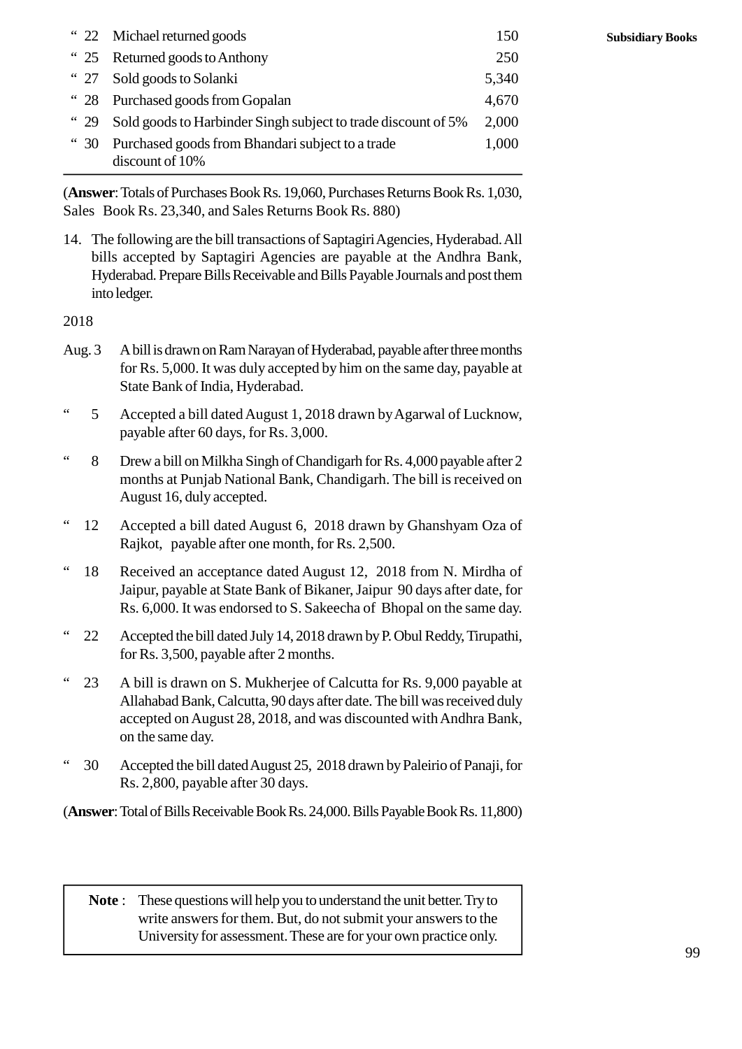| | | |
|---|---|---|
| " 22 | Michael returned goods | 150 |
| " 25 | Returned goods to Anthony | 250 |
| " 27 | Sold goods to Solanki | 5,340 |
| " 28 | Purchased goods from Gopalan | 4,670 |
| " 29 | Sold goods to Harbinder Singh subject to trade discount of 5% | 2,000 |
| " 30 | Purchased goods from Bhandari subject to a trade discount of 10% | 1,000 |

(**Answer**: Totals of Purchases Book Rs. 19,060, Purchases Returns Book Rs. 1,030, Sales Book Rs. 23,340, and Sales Returns Book Rs. 880)

14. The following are the bill transactions of Saptagiri Agencies, Hyderabad. All bills accepted by Saptagiri Agencies are payable at the Andhra Bank, Hyderabad. Prepare Bills Receivable and Bills Payable Journals and post them into ledger.

2018

| | |
|---|---|
| Aug. 3 | A bill is drawn on Ram Narayan of Hyderabad, payable after three months for Rs. 5,000. It was duly accepted by him on the same day, payable at State Bank of India, Hyderabad. |
| " 5 | Accepted a bill dated August 1, 2018 drawn by Agarwal of Lucknow, payable after 60 days, for Rs. 3,000. |
| " 8 | Drew a bill on Milkha Singh of Chandigarh for Rs. 4,000 payable after 2 months at Punjab National Bank, Chandigarh. The bill is received on August 16, duly accepted. |
| " 12 | Accepted a bill dated August 6, 2018 drawn by Ghanshyam Oza of Rajkot, payable after one month, for Rs. 2,500. |
| " 18 | Received an acceptance dated August 12, 2018 from N. Mirdha of Jaipur, payable at State Bank of Bikaner, Jaipur 90 days after date, for Rs. 6,000. It was endorsed to S. Sakeecha of Bhopal on the same day. |
| " 22 | Accepted the bill dated July 14, 2018 drawn by P. Obul Reddy, Tirupathi, for Rs. 3,500, payable after 2 months. |
| " 23 | A bill is drawn on S. Mukherjee of Calcutta for Rs. 9,000 payable at Allahabad Bank, Calcutta, 90 days after date. The bill was received duly accepted on August 28, 2018, and was discounted with Andhra Bank, on the same day. |
| " 30 | Accepted the bill dated August 25, 2018 drawn by Paleirio of Panaji, for Rs. 2,800, payable after 30 days. |

(**Answer**: Total of Bills Receivable Book Rs. 24,000. Bills Payable Book Rs. 11,800)

> **Note** : These questions will help you to understand the unit better. Try to write answers for them. But, do not submit your answers to the University for assessment. These are for your own practice only.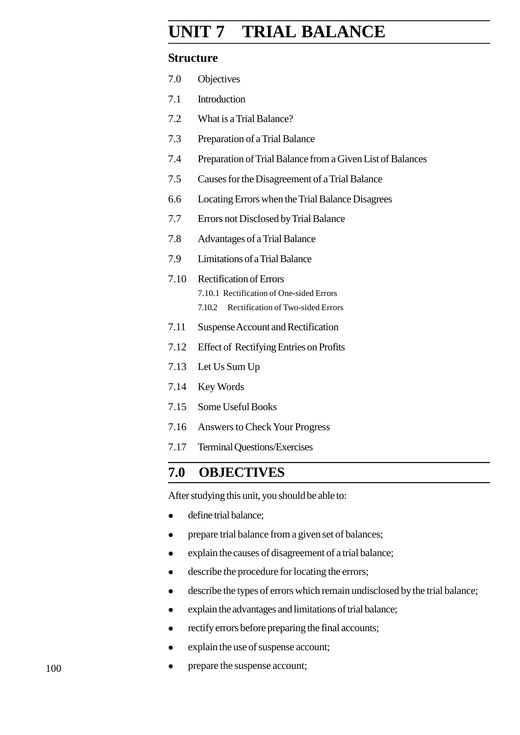# UNIT 7 TRIAL BALANCE

## Structure

7.0 Objectives

7.1 Introduction

7.2 What is a Trial Balance?

7.3 Preparation of a Trial Balance

7.4 Preparation of Trial Balance from a Given List of Balances

7.5 Causes for the Disagreement of a Trial Balance

6.6 Locating Errors when the Trial Balance Disagrees

7.7 Errors not Disclosed by Trial Balance

7.8 Advantages of a Trial Balance

7.9 Limitations of a Trial Balance

7.10 Rectification of Errors

- 7.10.1 Rectification of One-sided Errors
- 7.10.2 Rectification of Two-sided Errors

7.11 Suspense Account and Rectification

7.12 Effect of Rectifying Entries on Profits

7.13 Let Us Sum Up

7.14 Key Words

7.15 Some Useful Books

7.16 Answers to Check Your Progress

7.17 Terminal Questions/Exercises

## 7.0 OBJECTIVES

After studying this unit, you should be able to:

- define trial balance;
- prepare trial balance from a given set of balances;
- explain the causes of disagreement of a trial balance;
- describe the procedure for locating the errors;
- describe the types of errors which remain undisclosed by the trial balance;
- explain the advantages and limitations of trial balance;
- rectify errors before preparing the final accounts;
- explain the use of suspense account;
- prepare the suspense account;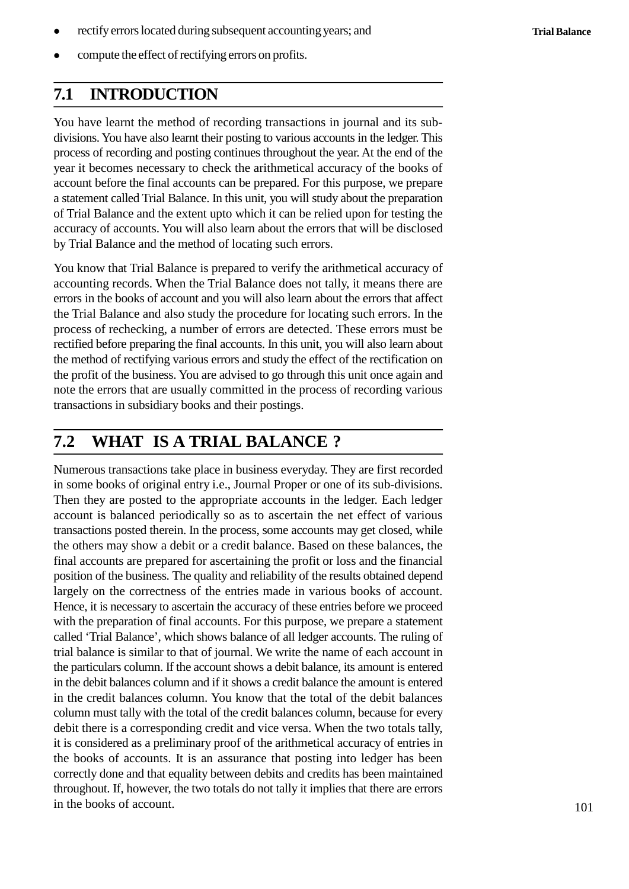- rectify errors located during subsequent accounting years; and
- compute the effect of rectifying errors on profits.

## 7.1 INTRODUCTION

You have learnt the method of recording transactions in journal and its sub-divisions. You have also learnt their posting to various accounts in the ledger. This process of recording and posting continues throughout the year. At the end of the year it becomes necessary to check the arithmetical accuracy of the books of account before the final accounts can be prepared. For this purpose, we prepare a statement called Trial Balance. In this unit, you will study about the preparation of Trial Balance and the extent upto which it can be relied upon for testing the accuracy of accounts. You will also learn about the errors that will be disclosed by Trial Balance and the method of locating such errors.

You know that Trial Balance is prepared to verify the arithmetical accuracy of accounting records. When the Trial Balance does not tally, it means there are errors in the books of account and you will also learn about the errors that affect the Trial Balance and also study the procedure for locating such errors. In the process of rechecking, a number of errors are detected. These errors must be rectified before preparing the final accounts. In this unit, you will also learn about the method of rectifying various errors and study the effect of the rectification on the profit of the business. You are advised to go through this unit once again and note the errors that are usually committed in the process of recording various transactions in subsidiary books and their postings.

## 7.2 WHAT IS A TRIAL BALANCE ?

Numerous transactions take place in business everyday. They are first recorded in some books of original entry i.e., Journal Proper or one of its sub-divisions. Then they are posted to the appropriate accounts in the ledger. Each ledger account is balanced periodically so as to ascertain the net effect of various transactions posted therein. In the process, some accounts may get closed, while the others may show a debit or a credit balance. Based on these balances, the final accounts are prepared for ascertaining the profit or loss and the financial position of the business. The quality and reliability of the results obtained depend largely on the correctness of the entries made in various books of account. Hence, it is necessary to ascertain the accuracy of these entries before we proceed with the preparation of final accounts. For this purpose, we prepare a statement called 'Trial Balance', which shows balance of all ledger accounts. The ruling of trial balance is similar to that of journal. We write the name of each account in the particulars column. If the account shows a debit balance, its amount is entered in the debit balances column and if it shows a credit balance the amount is entered in the credit balances column. You know that the total of the debit balances column must tally with the total of the credit balances column, because for every debit there is a corresponding credit and vice versa. When the two totals tally, it is considered as a preliminary proof of the arithmetical accuracy of entries in the books of accounts. It is an assurance that posting into ledger has been correctly done and that equality between debits and credits has been maintained throughout. If, however, the two totals do not tally it implies that there are errors in the books of account.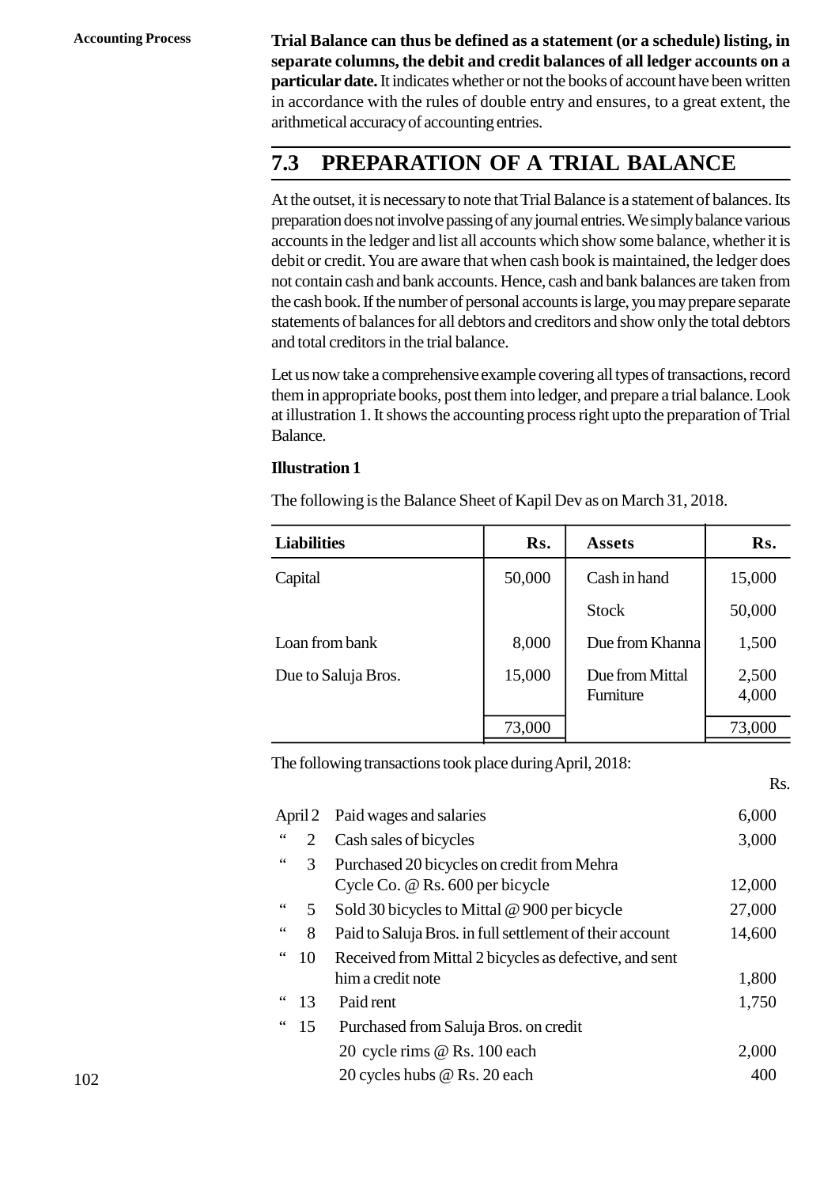**Trial Balance can thus be defined as a statement (or a schedule) listing, in separate columns, the debit and credit balances of all ledger accounts on a particular date.** It indicates whether or not the books of account have been written in accordance with the rules of double entry and ensures, to a great extent, the arithmetical accuracy of accounting entries.

## 7.3 PREPARATION OF A TRIAL BALANCE

At the outset, it is necessary to note that Trial Balance is a statement of balances. Its preparation does not involve passing of any journal entries. We simply balance various accounts in the ledger and list all accounts which show some balance, whether it is debit or credit. You are aware that when cash book is maintained, the ledger does not contain cash and bank accounts. Hence, cash and bank balances are taken from the cash book. If the number of personal accounts is large, you may prepare separate statements of balances for all debtors and creditors and show only the total debtors and total creditors in the trial balance.

Let us now take a comprehensive example covering all types of transactions, record them in appropriate books, post them into ledger, and prepare a trial balance. Look at illustration 1. It shows the accounting process right upto the preparation of Trial Balance.

**Illustration 1**

The following is the Balance Sheet of Kapil Dev as on March 31, 2018.

| Liabilities | Rs. | Assets | Rs. |
|---|---|---|---|
| Capital | 50,000 | Cash in hand | 15,000 |
| | | Stock | 50,000 |
| Loan from bank | 8,000 | Due from Khanna | 1,500 |
| Due to Saluja Bros. | 15,000 | Due from Mittal | 2,500 |
| | | Furniture | 4,000 |
| | 73,000 | | 73,000 |

The following transactions took place during April, 2018:

| | | Rs. |
|---|---|---|
| April 2 | Paid wages and salaries | 6,000 |
| " 2 | Cash sales of bicycles | 3,000 |
| " 3 | Purchased 20 bicycles on credit from Mehra Cycle Co. @ Rs. 600 per bicycle | 12,000 |
| " 5 | Sold 30 bicycles to Mittal @ 900 per bicycle | 27,000 |
| " 8 | Paid to Saluja Bros. in full settlement of their account | 14,600 |
| " 10 | Received from Mittal 2 bicycles as defective, and sent him a credit note | 1,800 |
| " 13 | Paid rent | 1,750 |
| " 15 | Purchased from Saluja Bros. on credit | |
| | 20 cycle rims @ Rs. 100 each | 2,000 |
| | 20 cycles hubs @ Rs. 20 each | 400 |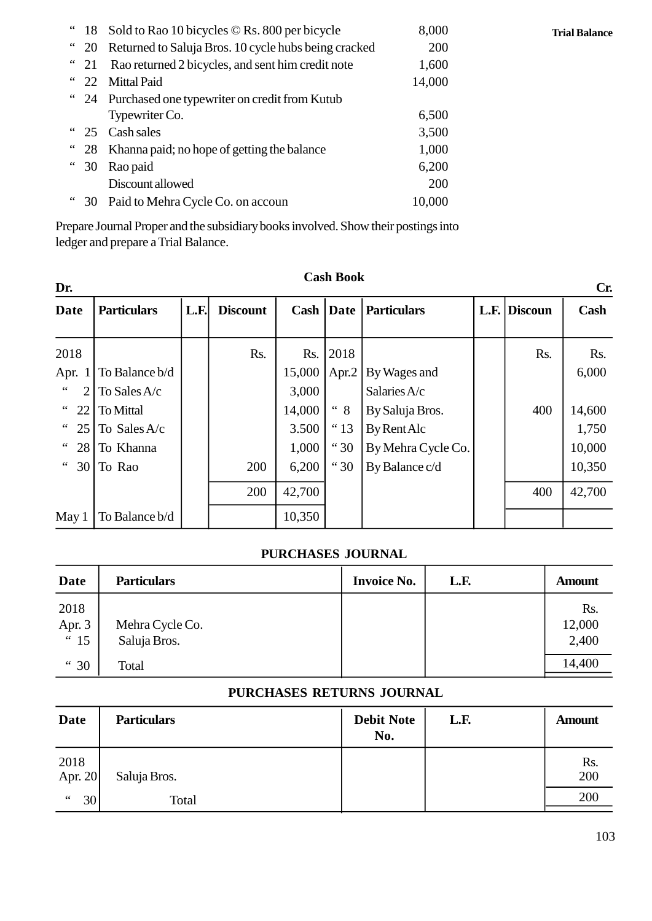| | | | |
|---|---|---|---|
| " | 18 | Sold to Rao 10 bicycles © Rs. 800 per bicycle | 8,000 |
| " | 20 | Returned to Saluja Bros. 10 cycle hubs being cracked | 200 |
| " | 21 | Rao returned 2 bicycles, and sent him credit note | 1,600 |
| " | 22 | Mittal Paid | 14,000 |
| " | 24 | Purchased one typewriter on credit from Kutub Typewriter Co. | 6,500 |
| " | 25 | Cash sales | 3,500 |
| " | 28 | Khanna paid; no hope of getting the balance | 1,000 |
| " | 30 | Rao paid | 6,200 |
| | | Discount allowed | 200 |
| " | 30 | Paid to Mehra Cycle Co. on accoun | 10,000 |

**Trial Balance**

Prepare Journal Proper and the subsidiary books involved. Show their postings into ledger and prepare a Trial Balance.

**Cash Book**

Dr. Cr.

| Date | Particulars | L.F. | Discount | Cash | Date | Particulars | L.F. | Discoun | Cash |
|---|---|---|---|---|---|---|---|---|---|
| 2018 | | | Rs. | Rs. | 2018 | | | Rs. | Rs. |
| Apr. 1 | To Balance b/d | | | 15,000 | Apr.2 | By Wages and Salaries A/c | | | 6,000 |
| " 2 | To Sales A/c | | | 3,000 | | | | | |
| " 22 | To Mittal | | | 14,000 | " 8 | By Saluja Bros. | | 400 | 14,600 |
| " 25 | To Sales A/c | | | 3.500 | " 13 | By Rent Alc | | | 1,750 |
| " 28 | To Khanna | | | 1,000 | " 30 | By Mehra Cycle Co. | | | 10,000 |
| " 30 | To Rao | | 200 | 6,200 | " 30 | By Balance c/d | | | 10,350 |
| | | | 200 | 42,700 | | | | 400 | 42,700 |
| May 1 | To Balance b/d | | | 10,350 | | | | | |

**PURCHASES JOURNAL**

| Date | Particulars | Invoice No. | L.F. | Amount |
|---|---|---|---|---|
| 2018 | | | | Rs. |
| Apr. 3 | Mehra Cycle Co. | | | 12,000 |
| " 15 | Saluja Bros. | | | 2,400 |
| " 30 | Total | | | 14,400 |

**PURCHASES RETURNS JOURNAL**

| Date | Particulars | Debit Note No. | L.F. | Amount |
|---|---|---|---|---|
| 2018 | | | | Rs. |
| Apr. 20 | Saluja Bros. | | | 200 |
| " 30 | Total | | | 200 |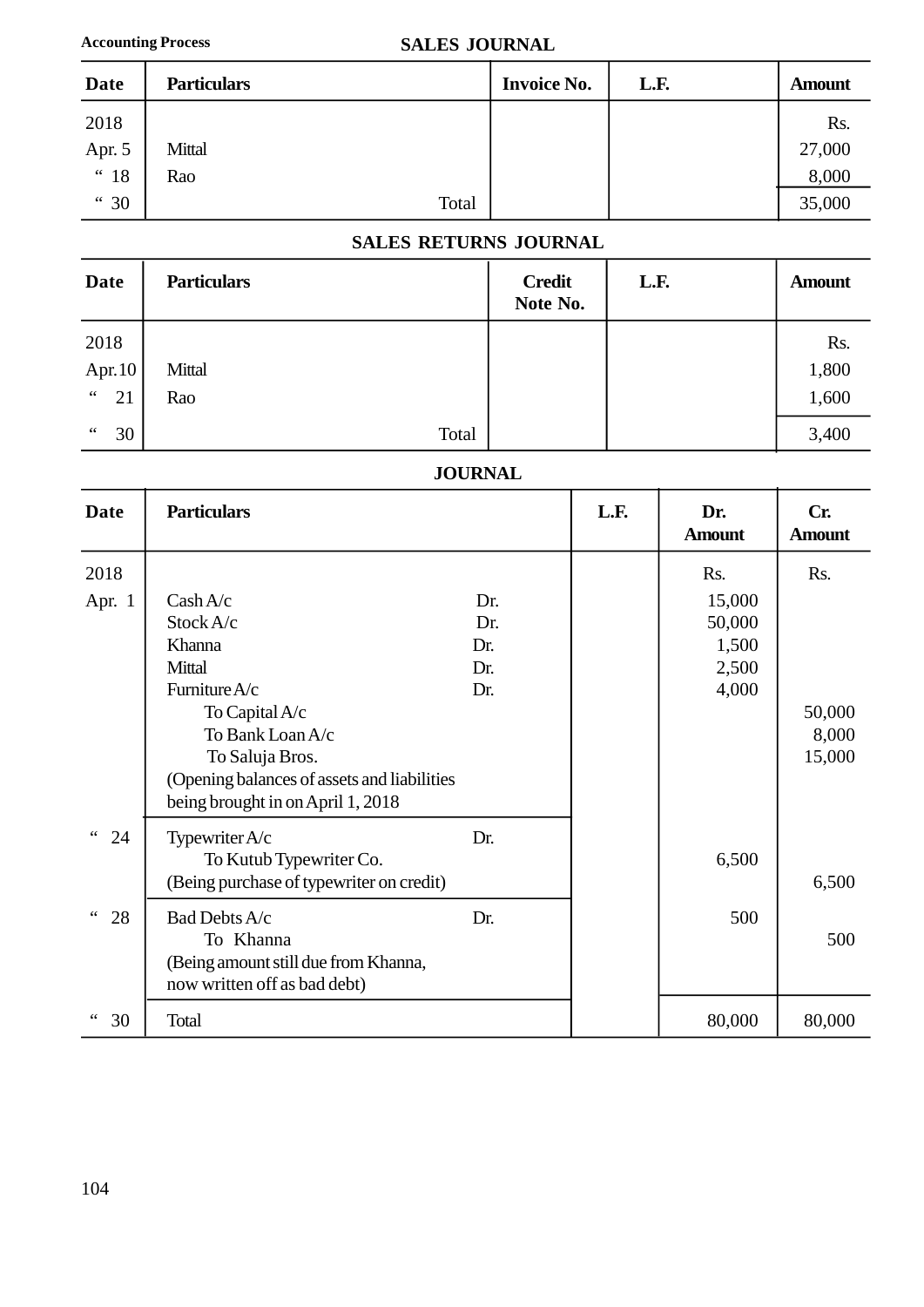## SALES JOURNAL

| Date | Particulars | Invoice No. | L.F. | Amount |
|---|---|---|---|---|
| 2018 | | | | Rs. |
| Apr. 5 | Mittal | | | 27,000 |
| " 18 | Rao | | | 8,000 |
| " 30 | Total | | | 35,000 |

## SALES RETURNS JOURNAL

| Date | Particulars | Credit Note No. | L.F. | Amount |
|---|---|---|---|---|
| 2018 | | | | Rs. |
| Apr.10 | Mittal | | | 1,800 |
| " 21 | Rao | | | 1,600 |
| " 30 | Total | | | 3,400 |

## JOURNAL

| Date | Particulars | | L.F. | Dr. Amount | Cr. Amount |
|---|---|---|---|---|---|
| 2018 | | | | Rs. | Rs. |
| Apr. 1 | Cash A/c | Dr. | | 15,000 | |
| | Stock A/c | Dr. | | 50,000 | |
| | Khanna | Dr. | | 1,500 | |
| | Mittal | Dr. | | 2,500 | |
| | Furniture A/c | Dr. | | 4,000 | |
| | To Capital A/c | | | | 50,000 |
| | To Bank Loan A/c | | | | 8,000 |
| | To Saluja Bros. | | | | 15,000 |
| | (Opening balances of assets and liabilities being brought in on April 1, 2018 | | | | |
| " 24 | Typewriter A/c | Dr. | | 6,500 | |
| | To Kutub Typewriter Co. | | | | 6,500 |
| | (Being purchase of typewriter on credit) | | | | |
| " 28 | Bad Debts A/c | Dr. | | 500 | |
| | To Khanna | | | | 500 |
| | (Being amount still due from Khanna, now written off as bad debt) | | | | |
| " 30 | Total | | | 80,000 | 80,000 |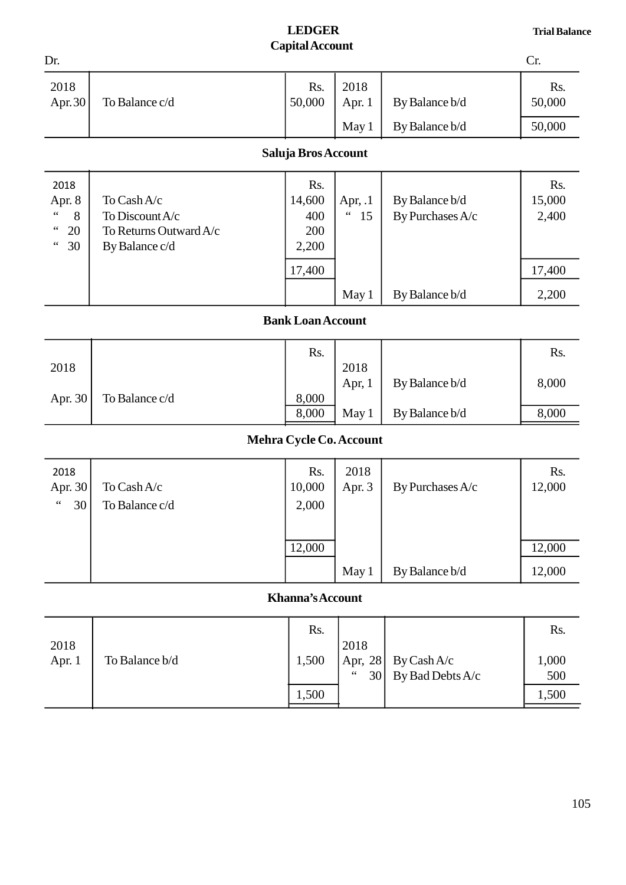# LEDGER

## Capital Account

| Dr. | | | | | Cr. |
|---|---|---|---|---|---|
| 2018 | | Rs. | 2018 | | Rs. |
| Apr. 30 | To Balance c/d | 50,000 | Apr. 1 | By Balance b/d | 50,000 |
| | | | May 1 | By Balance b/d | 50,000 |

## Saluja Bros Account

| | | | | | |
|---|---|---|---|---|---|
| 2018 | | Rs. | | | Rs. |
| Apr. 8 | To Cash A/c | 14,600 | Apr, .1 | By Balance b/d | 15,000 |
| " 8 | To Discount A/c | 400 | " 15 | By Purchases A/c | 2,400 |
| " 20 | To Returns Outward A/c | 200 | | | |
| " 30 | By Balance c/d | 2,200 | | | |
| | | 17,400 | | | 17,400 |
| | | | May 1 | By Balance b/d | 2,200 |

## Bank Loan Account

| | | | | | |
|---|---|---|---|---|---|
| | | Rs. | | | Rs. |
| 2018 | | | 2018 | | |
| | | | Apr, 1 | By Balance b/d | 8,000 |
| Apr. 30 | To Balance c/d | 8,000 | | | |
| | | 8,000 | May 1 | By Balance b/d | 8,000 |

## Mehra Cycle Co. Account

| | | | | | |
|---|---|---|---|---|---|
| 2018 | | Rs. | 2018 | | Rs. |
| Apr. 30 | To Cash A/c | 10,000 | Apr. 3 | By Purchases A/c | 12,000 |
| " 30 | To Balance c/d | 2,000 | | | |
| | | 12,000 | | | 12,000 |
| | | | May 1 | By Balance b/d | 12,000 |

## Khanna's Account

| | | | | | |
|---|---|---|---|---|---|
| | | Rs. | | | Rs. |
| 2018 | | | 2018 | | |
| Apr. 1 | To Balance b/d | 1,500 | Apr, 28 | By Cash A/c | 1,000 |
| | | | " 30 | By Bad Debts A/c | 500 |
| | | 1,500 | | | 1,500 |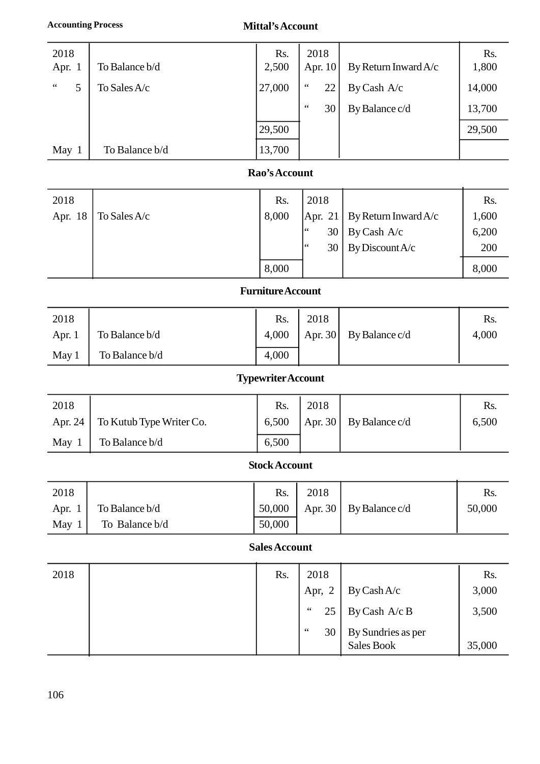**Mittal's Account**

| Date | Particulars | Rs. | Date | Particulars | Rs. |
|---|---|---|---|---|---|
| 2018 | | Rs. | 2018 | | Rs. |
| Apr. 1 | To Balance b/d | 2,500 | Apr. 10 | By Return Inward A/c | 1,800 |
| " 5 | To Sales A/c | 27,000 | " 22 | By Cash A/c | 14,000 |
| | | | " 30 | By Balance c/d | 13,700 |
| | | 29,500 | | | 29,500 |
| May 1 | To Balance b/d | 13,700 | | | |

**Rao's Account**

| Date | Particulars | Rs. | Date | Particulars | Rs. |
|---|---|---|---|---|---|
| 2018 | | Rs. | 2018 | | Rs. |
| Apr. 18 | To Sales A/c | 8,000 | Apr. 21 | By Return Inward A/c | 1,600 |
| | | | " 30 | By Cash A/c | 6,200 |
| | | | " 30 | By Discount A/c | 200 |
| | | 8,000 | | | 8,000 |

**Furniture Account**

| Date | Particulars | Rs. | Date | Particulars | Rs. |
|---|---|---|---|---|---|
| 2018 | | Rs. | 2018 | | Rs. |
| Apr. 1 | To Balance b/d | 4,000 | Apr. 30 | By Balance c/d | 4,000 |
| May 1 | To Balance b/d | 4,000 | | | |

**Typewriter Account**

| Date | Particulars | Rs. | Date | Particulars | Rs. |
|---|---|---|---|---|---|
| 2018 | | Rs. | 2018 | | Rs. |
| Apr. 24 | To Kutub Type Writer Co. | 6,500 | Apr. 30 | By Balance c/d | 6,500 |
| May 1 | To Balance b/d | 6,500 | | | |

**Stock Account**

| Date | Particulars | Rs. | Date | Particulars | Rs. |
|---|---|---|---|---|---|
| 2018 | | Rs. | 2018 | | Rs. |
| Apr. 1 | To Balance b/d | 50,000 | Apr. 30 | By Balance c/d | 50,000 |
| May 1 | To Balance b/d | 50,000 | | | |

**Sales Account**

| Date | Particulars | Rs. | Date | Particulars | Rs. |
|---|---|---|---|---|---|
| 2018 | | Rs. | 2018 | | Rs. |
| | | | Apr, 2 | By Cash A/c | 3,000 |
| | | | " 25 | By Cash A/c B | 3,500 |
| | | | " 30 | By Sundries as per Sales Book | 35,000 |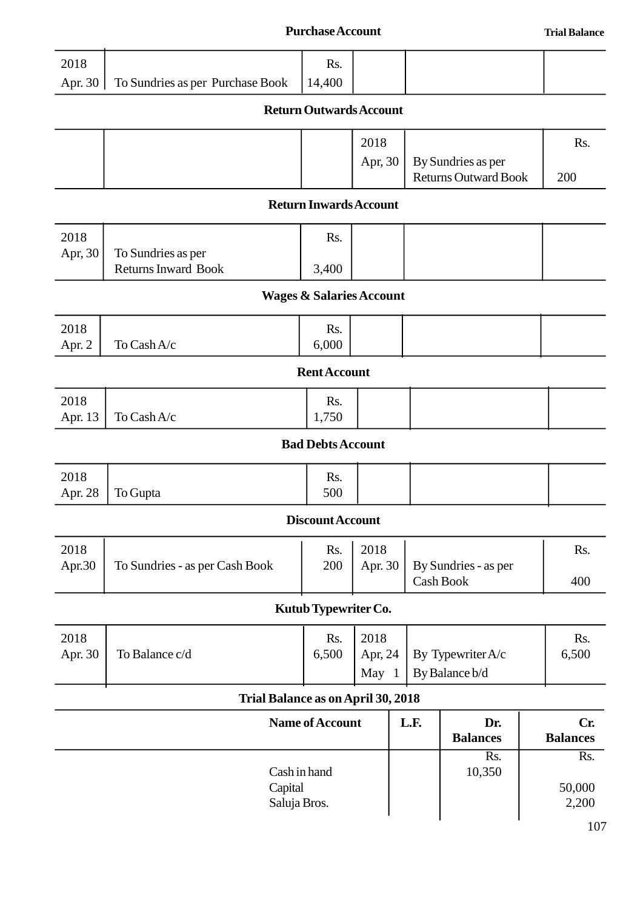### Purchase Account

| Date | Particulars | Rs. | Date | Particulars | Rs. |
|---|---|---|---|---|---|
| 2018 Apr. 30 | To Sundries as per Purchase Book | 14,400 | | | |

### Return Outwards Account

| Date | Particulars | Rs. | Date | Particulars | Rs. |
|---|---|---|---|---|---|
| | | | 2018 Apr, 30 | By Sundries as per Returns Outward Book | 200 |

### Return Inwards Account

| Date | Particulars | Rs. | Date | Particulars | Rs. |
|---|---|---|---|---|---|
| 2018 Apr, 30 | To Sundries as per Returns Inward Book | 3,400 | | | |

### Wages & Salaries Account

| Date | Particulars | Rs. | Date | Particulars | Rs. |
|---|---|---|---|---|---|
| 2018 Apr. 2 | To Cash A/c | 6,000 | | | |

### Rent Account

| Date | Particulars | Rs. | Date | Particulars | Rs. |
|---|---|---|---|---|---|
| 2018 Apr. 13 | To Cash A/c | 1,750 | | | |

### Bad Debts Account

| Date | Particulars | Rs. | Date | Particulars | Rs. |
|---|---|---|---|---|---|
| 2018 Apr. 28 | To Gupta | 500 | | | |

### Discount Account

| Date | Particulars | Rs. | Date | Particulars | Rs. |
|---|---|---|---|---|---|
| 2018 Apr.30 | To Sundries - as per Cash Book | 200 | 2018 Apr. 30 | By Sundries - as per Cash Book | 400 |

### Kutub Typewriter Co.

| Date | Particulars | Rs. | Date | Particulars | Rs. |
|---|---|---|---|---|---|
| 2018 Apr. 30 | To Balance c/d | 6,500 | 2018 Apr, 24 | By Typewriter A/c | 6,500 |
| | | | May 1 | By Balance b/d | |

### Trial Balance as on April 30, 2018

| Name of Account | L.F. | Dr. Balances | Cr. Balances |
|---|---|---|---|
| | | Rs. | Rs. |
| Cash in hand | | 10,350 | |
| Capital | | | 50,000 |
| Saluja Bros. | | | 2,200 |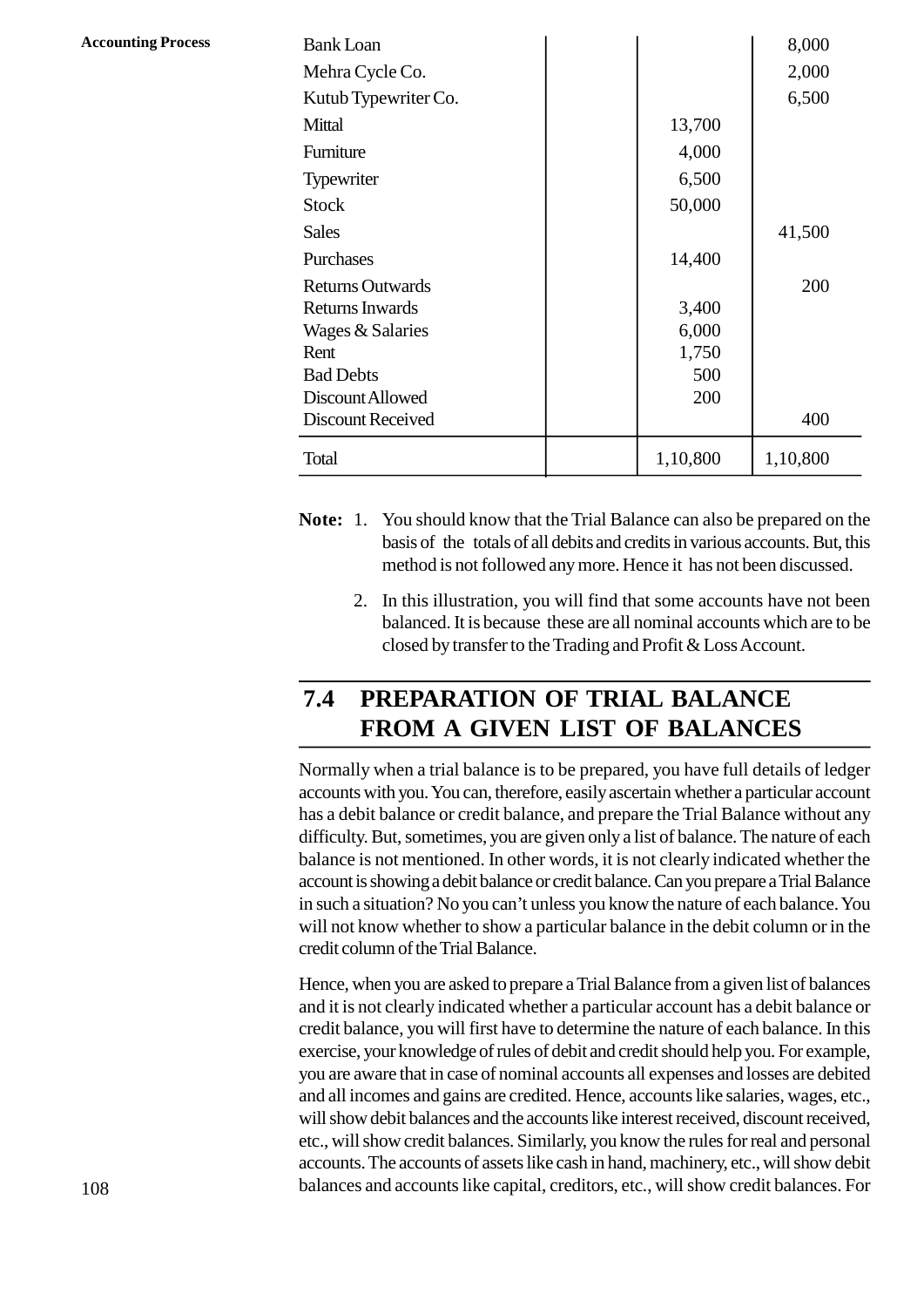| | | | |
|---|---|---|---|
| Bank Loan | | | 8,000 |
| Mehra Cycle Co. | | | 2,000 |
| Kutub Typewriter Co. | | | 6,500 |
| Mittal | | 13,700 | |
| Furniture | | 4,000 | |
| Typewriter | | 6,500 | |
| Stock | | 50,000 | |
| Sales | | | 41,500 |
| Purchases | | 14,400 | |
| Returns Outwards | | | 200 |
| Returns Inwards | | 3,400 | |
| Wages & Salaries | | 6,000 | |
| Rent | | 1,750 | |
| Bad Debts | | 500 | |
| Discount Allowed | | 200 | |
| Discount Received | | | 400 |
| Total | | 1,10,800 | 1,10,800 |

**Note:** 1. You should know that the Trial Balance can also be prepared on the basis of the totals of all debits and credits in various accounts. But, this method is not followed any more. Hence it has not been discussed.

2. In this illustration, you will find that some accounts have not been balanced. It is because these are all nominal accounts which are to be closed by transfer to the Trading and Profit & Loss Account.

## 7.4 PREPARATION OF TRIAL BALANCE FROM A GIVEN LIST OF BALANCES

Normally when a trial balance is to be prepared, you have full details of ledger accounts with you. You can, therefore, easily ascertain whether a particular account has a debit balance or credit balance, and prepare the Trial Balance without any difficulty. But, sometimes, you are given only a list of balance. The nature of each balance is not mentioned. In other words, it is not clearly indicated whether the account is showing a debit balance or credit balance. Can you prepare a Trial Balance in such a situation? No you can't unless you know the nature of each balance. You will not know whether to show a particular balance in the debit column or in the credit column of the Trial Balance.

Hence, when you are asked to prepare a Trial Balance from a given list of balances and it is not clearly indicated whether a particular account has a debit balance or credit balance, you will first have to determine the nature of each balance. In this exercise, your knowledge of rules of debit and credit should help you. For example, you are aware that in case of nominal accounts all expenses and losses are debited and all incomes and gains are credited. Hence, accounts like salaries, wages, etc., will show debit balances and the accounts like interest received, discount received, etc., will show credit balances. Similarly, you know the rules for real and personal accounts. The accounts of assets like cash in hand, machinery, etc., will show debit balances and accounts like capital, creditors, etc., will show credit balances. For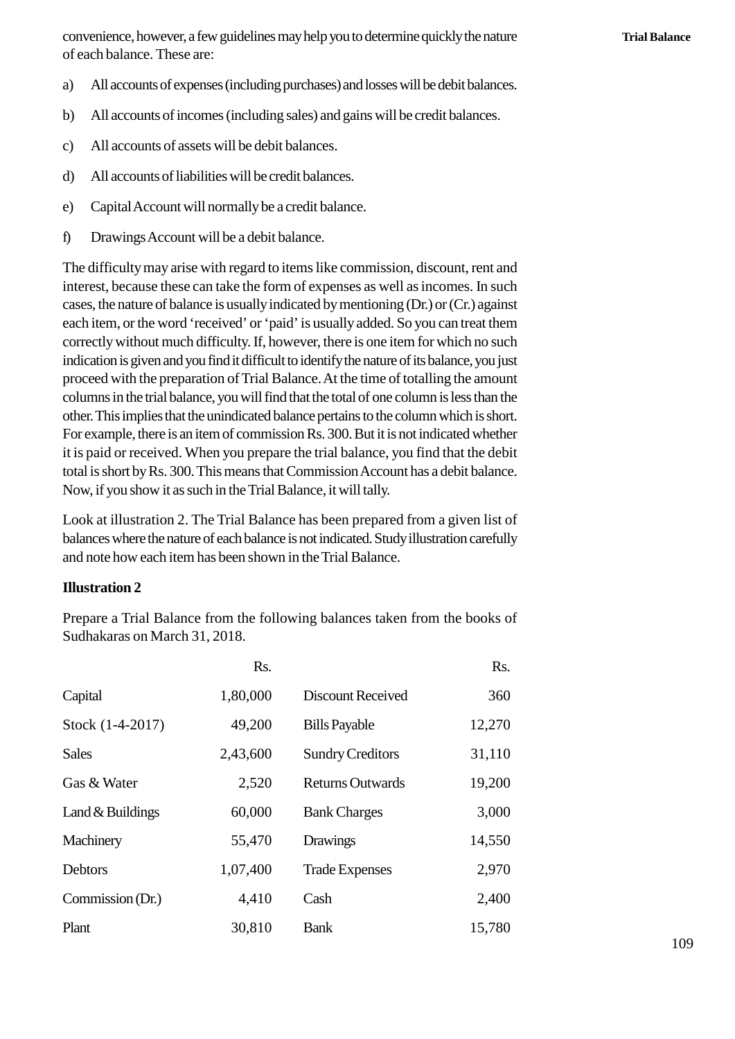convenience, however, a few guidelines may help you to determine quickly the nature of each balance. These are:

a) All accounts of expenses (including purchases) and losses will be debit balances.

b) All accounts of incomes (including sales) and gains will be credit balances.

c) All accounts of assets will be debit balances.

d) All accounts of liabilities will be credit balances.

e) Capital Account will normally be a credit balance.

f) Drawings Account will be a debit balance.

The difficulty may arise with regard to items like commission, discount, rent and interest, because these can take the form of expenses as well as incomes. In such cases, the nature of balance is usually indicated by mentioning (Dr.) or (Cr.) against each item, or the word 'received' or 'paid' is usually added. So you can treat them correctly without much difficulty. If, however, there is one item for which no such indication is given and you find it difficult to identify the nature of its balance, you just proceed with the preparation of Trial Balance. At the time of totalling the amount columns in the trial balance, you will find that the total of one column is less than the other. This implies that the unindicated balance pertains to the column which is short. For example, there is an item of commission Rs. 300. But it is not indicated whether it is paid or received. When you prepare the trial balance, you find that the debit total is short by Rs. 300. This means that Commission Account has a debit balance. Now, if you show it as such in the Trial Balance, it will tally.

Look at illustration 2. The Trial Balance has been prepared from a given list of balances where the nature of each balance is not indicated. Study illustration carefully and note how each item has been shown in the Trial Balance.

**Illustration 2**

Prepare a Trial Balance from the following balances taken from the books of Sudhakaras on March 31, 2018.

| | Rs. | | Rs. |
|---|---|---|---|
| Capital | 1,80,000 | Discount Received | 360 |
| Stock (1-4-2017) | 49,200 | Bills Payable | 12,270 |
| Sales | 2,43,600 | Sundry Creditors | 31,110 |
| Gas & Water | 2,520 | Returns Outwards | 19,200 |
| Land & Buildings | 60,000 | Bank Charges | 3,000 |
| Machinery | 55,470 | Drawings | 14,550 |
| Debtors | 1,07,400 | Trade Expenses | 2,970 |
| Commission (Dr.) | 4,410 | Cash | 2,400 |
| Plant | 30,810 | Bank | 15,780 |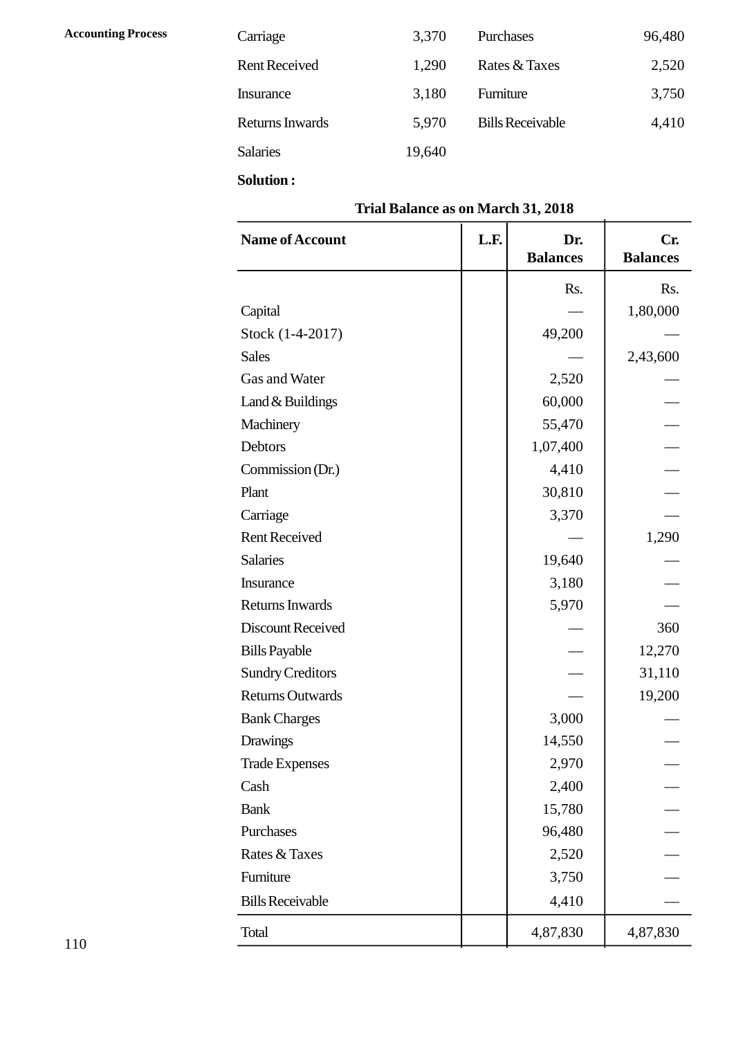| | | | |
|---|---|---|---|
| Carriage | 3,370 | Purchases | 96,480 |
| Rent Received | 1,290 | Rates & Taxes | 2,520 |
| Insurance | 3,180 | Furniture | 3,750 |
| Returns Inwards | 5,970 | Bills Receivable | 4,410 |
| Salaries | 19,640 | | |

**Solution :**

**Trial Balance as on March 31, 2018**

| Name of Account | L.F. | Dr. Balances | Cr. Balances |
|---|---|---|---|
| | | Rs. | Rs. |
| Capital | | — | 1,80,000 |
| Stock (1-4-2017) | | 49,200 | — |
| Sales | | — | 2,43,600 |
| Gas and Water | | 2,520 | — |
| Land & Buildings | | 60,000 | — |
| Machinery | | 55,470 | — |
| Debtors | | 1,07,400 | — |
| Commission (Dr.) | | 4,410 | — |
| Plant | | 30,810 | — |
| Carriage | | 3,370 | — |
| Rent Received | | — | 1,290 |
| Salaries | | 19,640 | — |
| Insurance | | 3,180 | — |
| Returns Inwards | | 5,970 | — |
| Discount Received | | — | 360 |
| Bills Payable | | — | 12,270 |
| Sundry Creditors | | — | 31,110 |
| Returns Outwards | | — | 19,200 |
| Bank Charges | | 3,000 | — |
| Drawings | | 14,550 | — |
| Trade Expenses | | 2,970 | — |
| Cash | | 2,400 | — |
| Bank | | 15,780 | — |
| Purchases | | 96,480 | — |
| Rates & Taxes | | 2,520 | — |
| Furniture | | 3,750 | — |
| Bills Receivable | | 4,410 | — |
| Total | | 4,87,830 | 4,87,830 |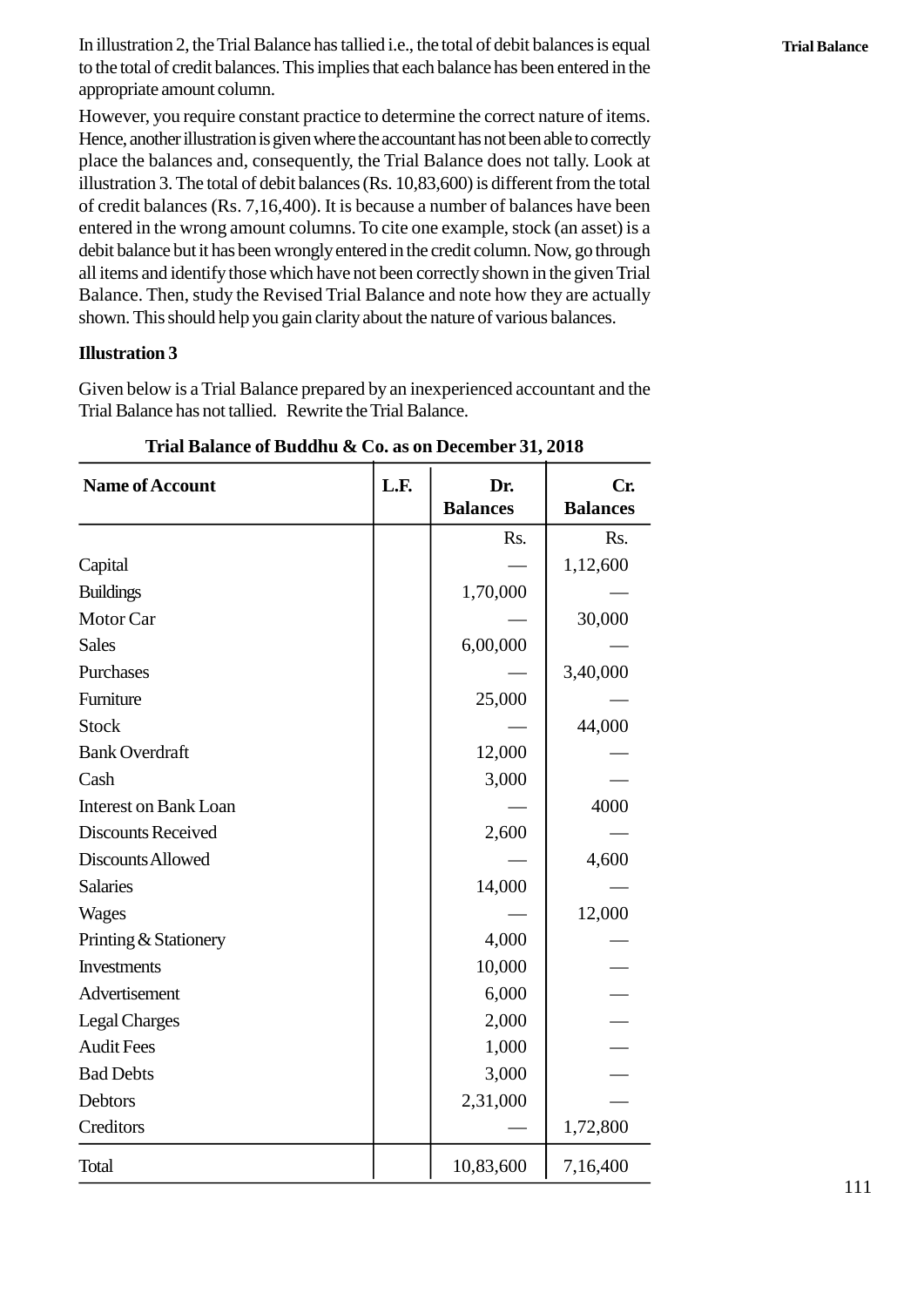In illustration 2, the Trial Balance has tallied i.e., the total of debit balances is equal to the total of credit balances. This implies that each balance has been entered in the appropriate amount column.

However, you require constant practice to determine the correct nature of items. Hence, another illustration is given where the accountant has not been able to correctly place the balances and, consequently, the Trial Balance does not tally. Look at illustration 3. The total of debit balances (Rs. 10,83,600) is different from the total of credit balances (Rs. 7,16,400). It is because a number of balances have been entered in the wrong amount columns. To cite one example, stock (an asset) is a debit balance but it has been wrongly entered in the credit column. Now, go through all items and identify those which have not been correctly shown in the given Trial Balance. Then, study the Revised Trial Balance and note how they are actually shown. This should help you gain clarity about the nature of various balances.

**Illustration 3**

Given below is a Trial Balance prepared by an inexperienced accountant and the Trial Balance has not tallied. Rewrite the Trial Balance.

**Trial Balance of Buddhu & Co. as on December 31, 2018**

| Name of Account | L.F. | Dr. Balances | Cr. Balances |
|---|---|---|---|
| | | Rs. | Rs. |
| Capital | | — | 1,12,600 |
| Buildings | | 1,70,000 | — |
| Motor Car | | — | 30,000 |
| Sales | | 6,00,000 | — |
| Purchases | | — | 3,40,000 |
| Furniture | | 25,000 | — |
| Stock | | — | 44,000 |
| Bank Overdraft | | 12,000 | — |
| Cash | | 3,000 | — |
| Interest on Bank Loan | | — | 4000 |
| Discounts Received | | 2,600 | — |
| Discounts Allowed | | — | 4,600 |
| Salaries | | 14,000 | — |
| Wages | | — | 12,000 |
| Printing & Stationery | | 4,000 | — |
| Investments | | 10,000 | — |
| Advertisement | | 6,000 | — |
| Legal Charges | | 2,000 | — |
| Audit Fees | | 1,000 | — |
| Bad Debts | | 3,000 | — |
| Debtors | | 2,31,000 | — |
| Creditors | | — | 1,72,800 |
| Total | | 10,83,600 | 7,16,400 |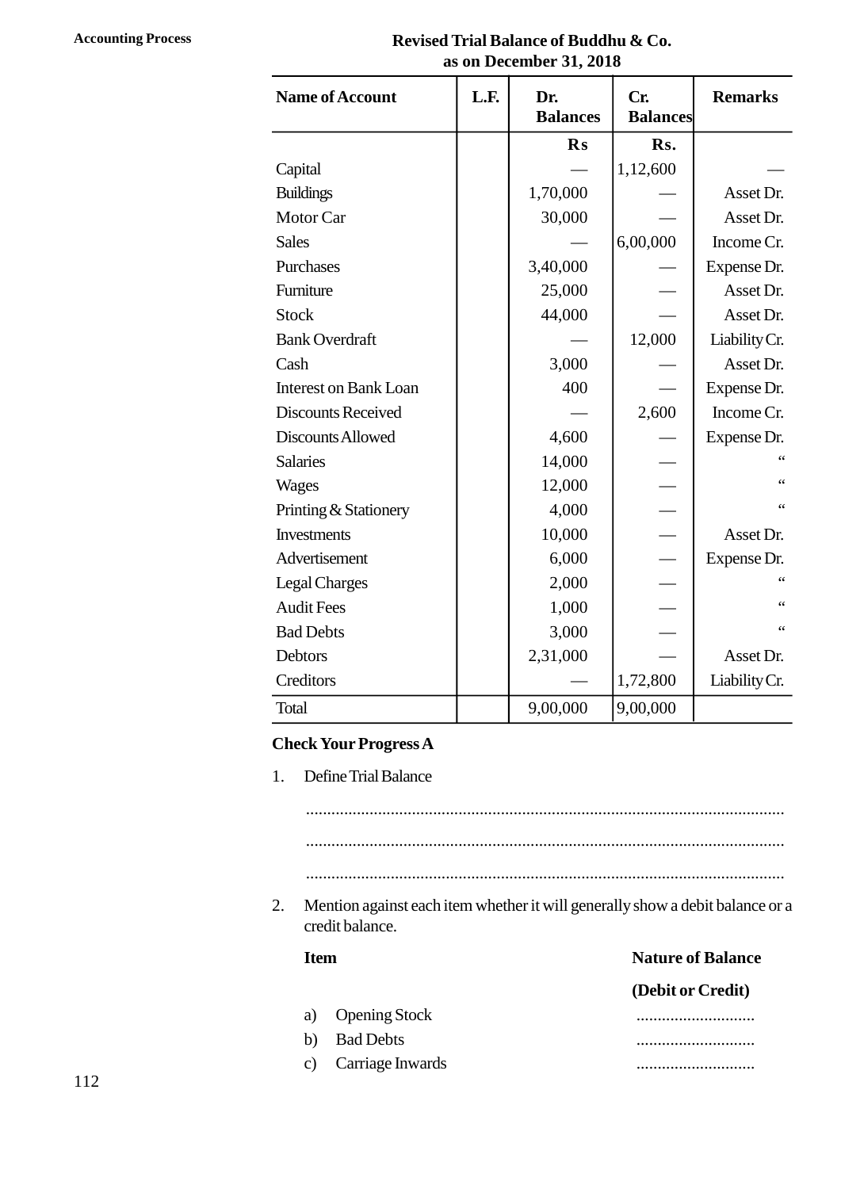## Revised Trial Balance of Buddhu & Co.
## as on December 31, 2018

| Name of Account | L.F. | Dr. Balances | Cr. Balances | Remarks |
|---|---|---|---|---|
| | | Rs | Rs. | |
| Capital | | — | 1,12,600 | — |
| Buildings | | 1,70,000 | — | Asset Dr. |
| Motor Car | | 30,000 | — | Asset Dr. |
| Sales | | — | 6,00,000 | Income Cr. |
| Purchases | | 3,40,000 | — | Expense Dr. |
| Furniture | | 25,000 | — | Asset Dr. |
| Stock | | 44,000 | — | Asset Dr. |
| Bank Overdraft | | — | 12,000 | Liability Cr. |
| Cash | | 3,000 | — | Asset Dr. |
| Interest on Bank Loan | | 400 | — | Expense Dr. |
| Discounts Received | | — | 2,600 | Income Cr. |
| Discounts Allowed | | 4,600 | — | Expense Dr. |
| Salaries | | 14,000 | — | " |
| Wages | | 12,000 | — | " |
| Printing & Stationery | | 4,000 | — | " |
| Investments | | 10,000 | — | Asset Dr. |
| Advertisement | | 6,000 | — | Expense Dr. |
| Legal Charges | | 2,000 | — | " |
| Audit Fees | | 1,000 | — | " |
| Bad Debts | | 3,000 | — | " |
| Debtors | | 2,31,000 | — | Asset Dr. |
| Creditors | | — | 1,72,800 | Liability Cr. |
| Total | | 9,00,000 | 9,00,000 | |

**Check Your Progress A**

1. Define Trial Balance

   ...............................................................................................................

   ...............................................................................................................

   ...............................................................................................................

2. Mention against each item whether it will generally show a debit balance or a credit balance.

| Item | Nature of Balance (Debit or Credit) |
|---|---|
| a) Opening Stock | ............................ |
| b) Bad Debts | ............................ |
| c) Carriage Inwards | ............................ |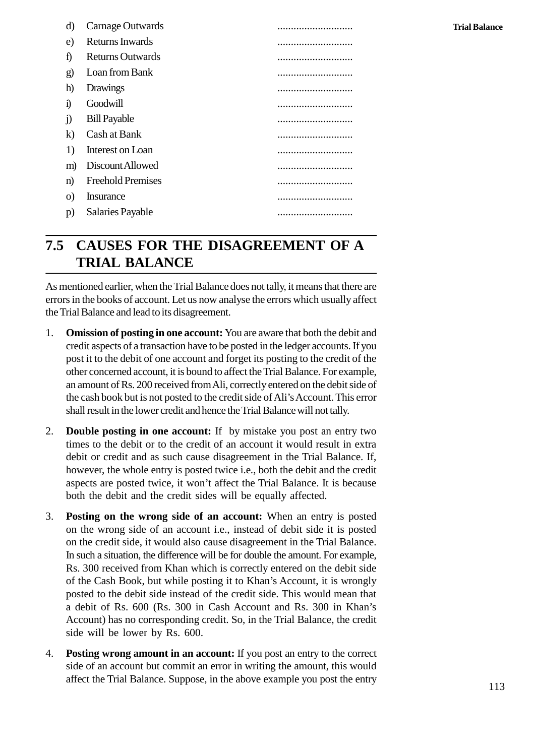d) Carnage Outwards ............................

e) Returns Inwards ............................

f) Returns Outwards ............................

g) Loan from Bank ............................

h) Drawings ............................

i) Goodwill ............................

j) Bill Payable ............................

k) Cash at Bank ............................

1) Interest on Loan ............................

m) Discount Allowed ............................

n) Freehold Premises ............................

o) Insurance ............................

p) Salaries Payable ............................

## 7.5 CAUSES FOR THE DISAGREEMENT OF A TRIAL BALANCE

As mentioned earlier, when the Trial Balance does not tally, it means that there are errors in the books of account. Let us now analyse the errors which usually affect the Trial Balance and lead to its disagreement.

1. **Omission of posting in one account:** You are aware that both the debit and credit aspects of a transaction have to be posted in the ledger accounts. If you post it to the debit of one account and forget its posting to the credit of the other concerned account, it is bound to affect the Trial Balance. For example, an amount of Rs. 200 received from Ali, correctly entered on the debit side of the cash book but is not posted to the credit side of Ali's Account. This error shall result in the lower credit and hence the Trial Balance will not tally.

2. **Double posting in one account:** If by mistake you post an entry two times to the debit or to the credit of an account it would result in extra debit or credit and as such cause disagreement in the Trial Balance. If, however, the whole entry is posted twice i.e., both the debit and the credit aspects are posted twice, it won't affect the Trial Balance. It is because both the debit and the credit sides will be equally affected.

3. **Posting on the wrong side of an account:** When an entry is posted on the wrong side of an account i.e., instead of debit side it is posted on the credit side, it would also cause disagreement in the Trial Balance. In such a situation, the difference will be for double the amount. For example, Rs. 300 received from Khan which is correctly entered on the debit side of the Cash Book, but while posting it to Khan's Account, it is wrongly posted to the debit side instead of the credit side. This would mean that a debit of Rs. 600 (Rs. 300 in Cash Account and Rs. 300 in Khan's Account) has no corresponding credit. So, in the Trial Balance, the credit side will be lower by Rs. 600.

4. **Posting wrong amount in an account:** If you post an entry to the correct side of an account but commit an error in writing the amount, this would affect the Trial Balance. Suppose, in the above example you post the entry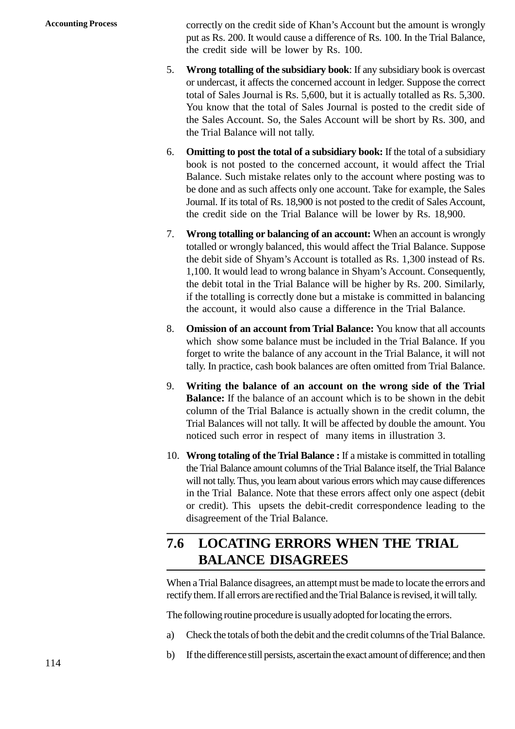correctly on the credit side of Khan's Account but the amount is wrongly put as Rs. 200. It would cause a difference of Rs. 100. In the Trial Balance, the credit side will be lower by Rs. 100.

5. **Wrong totalling of the subsidiary book**: If any subsidiary book is overcast or undercast, it affects the concerned account in ledger. Suppose the correct total of Sales Journal is Rs. 5,600, but it is actually totalled as Rs. 5,300. You know that the total of Sales Journal is posted to the credit side of the Sales Account. So, the Sales Account will be short by Rs. 300, and the Trial Balance will not tally.

6. **Omitting to post the total of a subsidiary book:** If the total of a subsidiary book is not posted to the concerned account, it would affect the Trial Balance. Such mistake relates only to the account where posting was to be done and as such affects only one account. Take for example, the Sales Journal. If its total of Rs. 18,900 is not posted to the credit of Sales Account, the credit side on the Trial Balance will be lower by Rs. 18,900.

7. **Wrong totalling or balancing of an account:** When an account is wrongly totalled or wrongly balanced, this would affect the Trial Balance. Suppose the debit side of Shyam's Account is totalled as Rs. 1,300 instead of Rs. 1,100. It would lead to wrong balance in Shyam's Account. Consequently, the debit total in the Trial Balance will be higher by Rs. 200. Similarly, if the totalling is correctly done but a mistake is committed in balancing the account, it would also cause a difference in the Trial Balance.

8. **Omission of an account from Trial Balance:** You know that all accounts which show some balance must be included in the Trial Balance. If you forget to write the balance of any account in the Trial Balance, it will not tally. In practice, cash book balances are often omitted from Trial Balance.

9. **Writing the balance of an account on the wrong side of the Trial Balance:** If the balance of an account which is to be shown in the debit column of the Trial Balance is actually shown in the credit column, the Trial Balances will not tally. It will be affected by double the amount. You noticed such error in respect of many items in illustration 3.

10. **Wrong totaling of the Trial Balance :** If a mistake is committed in totalling the Trial Balance amount columns of the Trial Balance itself, the Trial Balance will not tally. Thus, you learn about various errors which may cause differences in the Trial Balance. Note that these errors affect only one aspect (debit or credit). This upsets the debit-credit correspondence leading to the disagreement of the Trial Balance.

## 7.6 LOCATING ERRORS WHEN THE TRIAL BALANCE DISAGREES

When a Trial Balance disagrees, an attempt must be made to locate the errors and rectify them. If all errors are rectified and the Trial Balance is revised, it will tally.

The following routine procedure is usually adopted for locating the errors.

a) Check the totals of both the debit and the credit columns of the Trial Balance.

b) If the difference still persists, ascertain the exact amount of difference; and then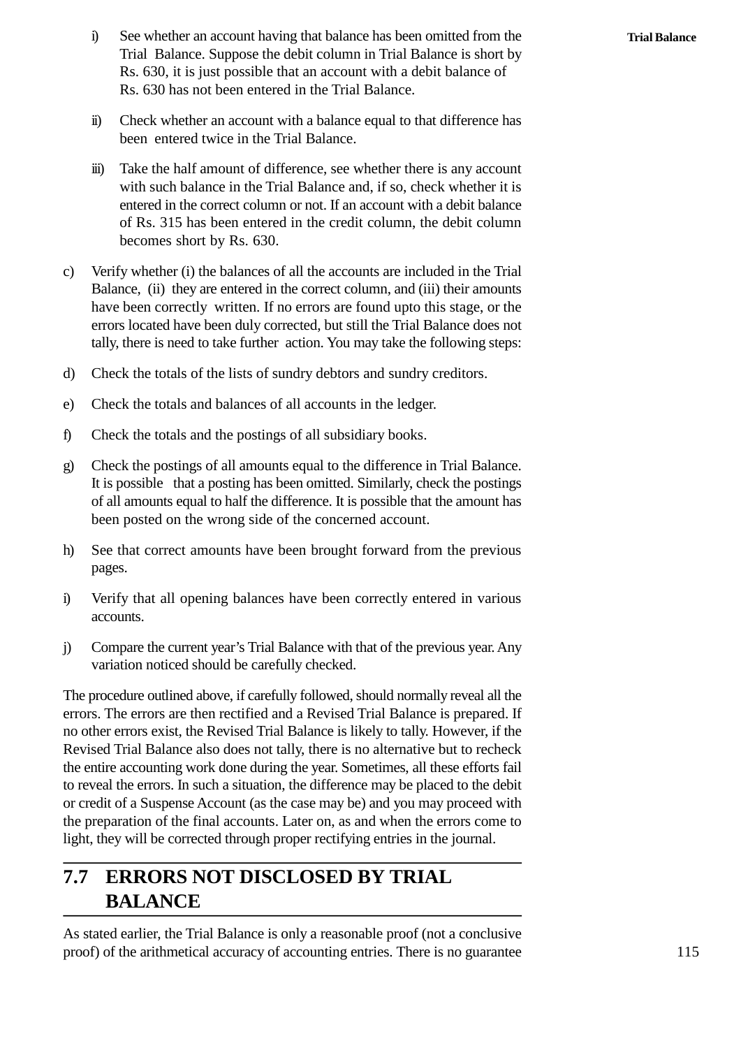i) See whether an account having that balance has been omitted from the Trial Balance. Suppose the debit column in Trial Balance is short by Rs. 630, it is just possible that an account with a debit balance of Rs. 630 has not been entered in the Trial Balance.

ii) Check whether an account with a balance equal to that difference has been entered twice in the Trial Balance.

iii) Take the half amount of difference, see whether there is any account with such balance in the Trial Balance and, if so, check whether it is entered in the correct column or not. If an account with a debit balance of Rs. 315 has been entered in the credit column, the debit column becomes short by Rs. 630.

c) Verify whether (i) the balances of all the accounts are included in the Trial Balance, (ii) they are entered in the correct column, and (iii) their amounts have been correctly written. If no errors are found upto this stage, or the errors located have been duly corrected, but still the Trial Balance does not tally, there is need to take further action. You may take the following steps:

d) Check the totals of the lists of sundry debtors and sundry creditors.

e) Check the totals and balances of all accounts in the ledger.

f) Check the totals and the postings of all subsidiary books.

g) Check the postings of all amounts equal to the difference in Trial Balance. It is possible that a posting has been omitted. Similarly, check the postings of all amounts equal to half the difference. It is possible that the amount has been posted on the wrong side of the concerned account.

h) See that correct amounts have been brought forward from the previous pages.

i) Verify that all opening balances have been correctly entered in various accounts.

j) Compare the current year's Trial Balance with that of the previous year. Any variation noticed should be carefully checked.

The procedure outlined above, if carefully followed, should normally reveal all the errors. The errors are then rectified and a Revised Trial Balance is prepared. If no other errors exist, the Revised Trial Balance is likely to tally. However, if the Revised Trial Balance also does not tally, there is no alternative but to recheck the entire accounting work done during the year. Sometimes, all these efforts fail to reveal the errors. In such a situation, the difference may be placed to the debit or credit of a Suspense Account (as the case may be) and you may proceed with the preparation of the final accounts. Later on, as and when the errors come to light, they will be corrected through proper rectifying entries in the journal.

## 7.7 ERRORS NOT DISCLOSED BY TRIAL BALANCE

As stated earlier, the Trial Balance is only a reasonable proof (not a conclusive proof) of the arithmetical accuracy of accounting entries. There is no guarantee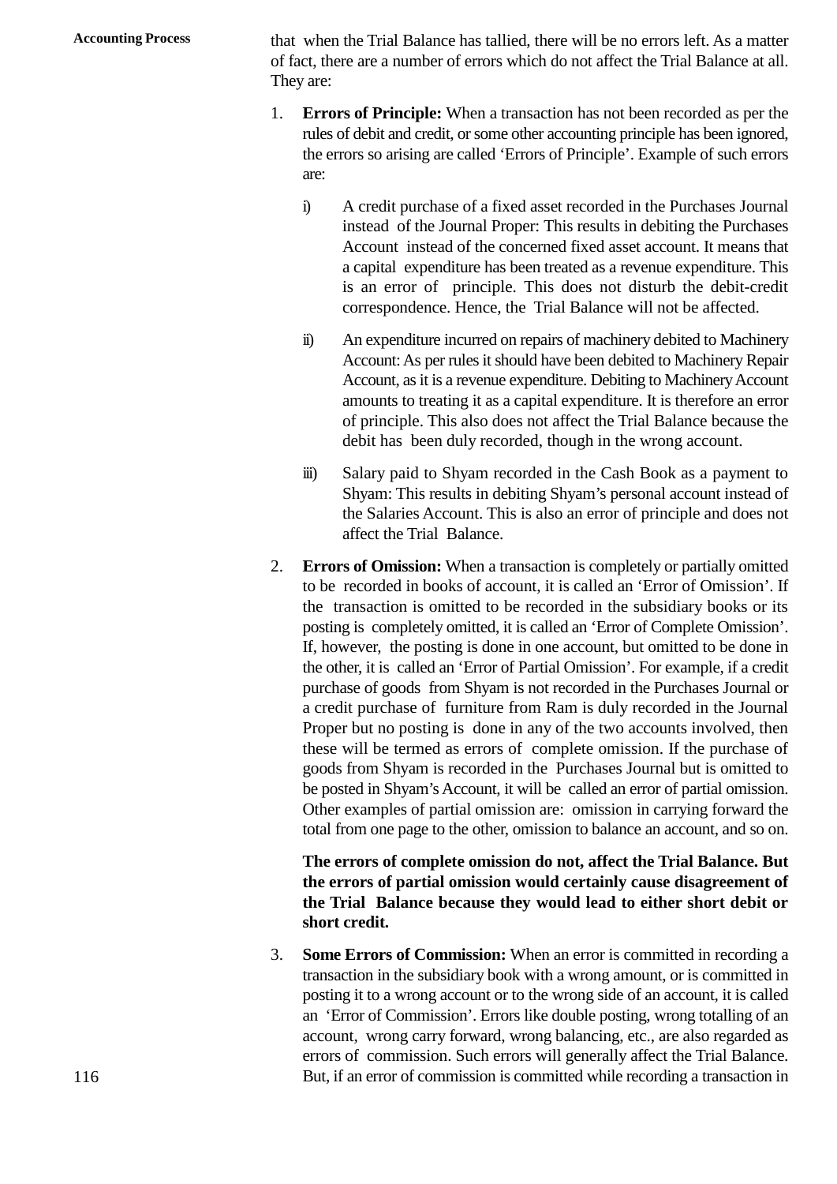that when the Trial Balance has tallied, there will be no errors left. As a matter of fact, there are a number of errors which do not affect the Trial Balance at all. They are:

1. **Errors of Principle:** When a transaction has not been recorded as per the rules of debit and credit, or some other accounting principle has been ignored, the errors so arising are called 'Errors of Principle'. Example of such errors are:

   i) A credit purchase of a fixed asset recorded in the Purchases Journal instead of the Journal Proper: This results in debiting the Purchases Account instead of the concerned fixed asset account. It means that a capital expenditure has been treated as a revenue expenditure. This is an error of principle. This does not disturb the debit-credit correspondence. Hence, the Trial Balance will not be affected.

   ii) An expenditure incurred on repairs of machinery debited to Machinery Account: As per rules it should have been debited to Machinery Repair Account, as it is a revenue expenditure. Debiting to Machinery Account amounts to treating it as a capital expenditure. It is therefore an error of principle. This also does not affect the Trial Balance because the debit has been duly recorded, though in the wrong account.

   iii) Salary paid to Shyam recorded in the Cash Book as a payment to Shyam: This results in debiting Shyam's personal account instead of the Salaries Account. This is also an error of principle and does not affect the Trial Balance.

2. **Errors of Omission:** When a transaction is completely or partially omitted to be recorded in books of account, it is called an 'Error of Omission'. If the transaction is omitted to be recorded in the subsidiary books or its posting is completely omitted, it is called an 'Error of Complete Omission'. If, however, the posting is done in one account, but omitted to be done in the other, it is called an 'Error of Partial Omission'. For example, if a credit purchase of goods from Shyam is not recorded in the Purchases Journal or a credit purchase of furniture from Ram is duly recorded in the Journal Proper but no posting is done in any of the two accounts involved, then these will be termed as errors of complete omission. If the purchase of goods from Shyam is recorded in the Purchases Journal but is omitted to be posted in Shyam's Account, it will be called an error of partial omission. Other examples of partial omission are: omission in carrying forward the total from one page to the other, omission to balance an account, and so on.

   **The errors of complete omission do not, affect the Trial Balance. But the errors of partial omission would certainly cause disagreement of the Trial Balance because they would lead to either short debit or short credit.**

3. **Some Errors of Commission:** When an error is committed in recording a transaction in the subsidiary book with a wrong amount, or is committed in posting it to a wrong account or to the wrong side of an account, it is called an 'Error of Commission'. Errors like double posting, wrong totalling of an account, wrong carry forward, wrong balancing, etc., are also regarded as errors of commission. Such errors will generally affect the Trial Balance. But, if an error of commission is committed while recording a transaction in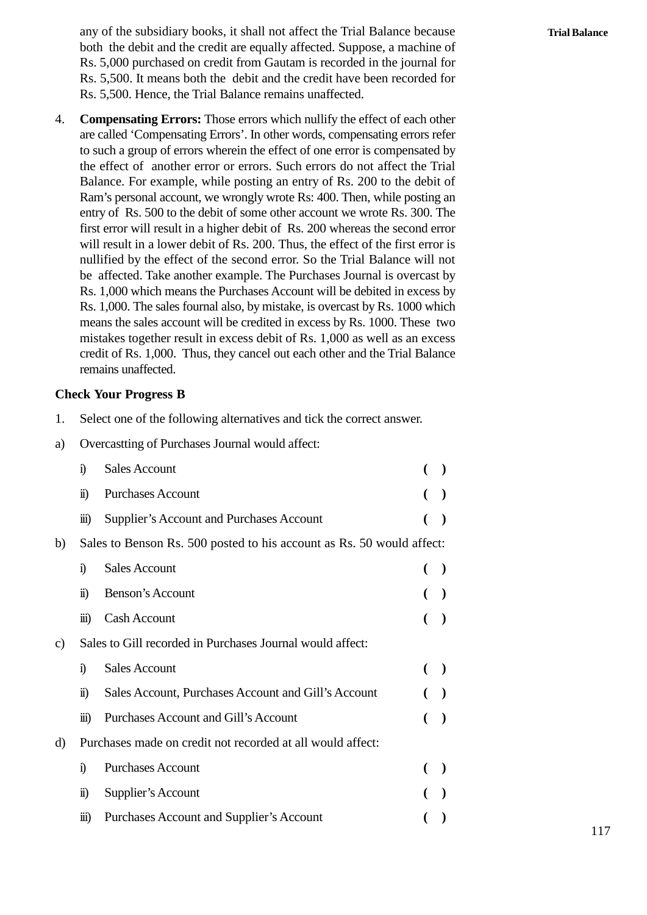any of the subsidiary books, it shall not affect the Trial Balance because both the debit and the credit are equally affected. Suppose, a machine of Rs. 5,000 purchased on credit from Gautam is recorded in the journal for Rs. 5,500. It means both the debit and the credit have been recorded for Rs. 5,500. Hence, the Trial Balance remains unaffected.

4. **Compensating Errors:** Those errors which nullify the effect of each other are called 'Compensating Errors'. In other words, compensating errors refer to such a group of errors wherein the effect of one error is compensated by the effect of another error or errors. Such errors do not affect the Trial Balance. For example, while posting an entry of Rs. 200 to the debit of Ram's personal account, we wrongly wrote Rs: 400. Then, while posting an entry of Rs. 500 to the debit of some other account we wrote Rs. 300. The first error will result in a higher debit of Rs. 200 whereas the second error will result in a lower debit of Rs. 200. Thus, the effect of the first error is nullified by the effect of the second error. So the Trial Balance will not be affected. Take another example. The Purchases Journal is overcast by Rs. 1,000 which means the Purchases Account will be debited in excess by Rs. 1,000. The sales fournal also, by mistake, is overcast by Rs. 1000 which means the sales account will be credited in excess by Rs. 1000. These two mistakes together result in excess debit of Rs. 1,000 as well as an excess credit of Rs. 1,000. Thus, they cancel out each other and the Trial Balance remains unaffected.

**Check Your Progress B**

1. Select one of the following alternatives and tick the correct answer.

a) Overcastting of Purchases Journal would affect:

   i) Sales Account ( )
   
   ii) Purchases Account ( )
   
   iii) Supplier's Account and Purchases Account ( )

b) Sales to Benson Rs. 500 posted to his account as Rs. 50 would affect:

   i) Sales Account ( )
   
   ii) Benson's Account ( )
   
   iii) Cash Account ( )

c) Sales to Gill recorded in Purchases Journal would affect:

   i) Sales Account ( )
   
   ii) Sales Account, Purchases Account and Gill's Account ( )
   
   iii) Purchases Account and Gill's Account ( )

d) Purchases made on credit not recorded at all would affect:

   i) Purchases Account ( )
   
   ii) Supplier's Account ( )
   
   iii) Purchases Account and Supplier's Account ( )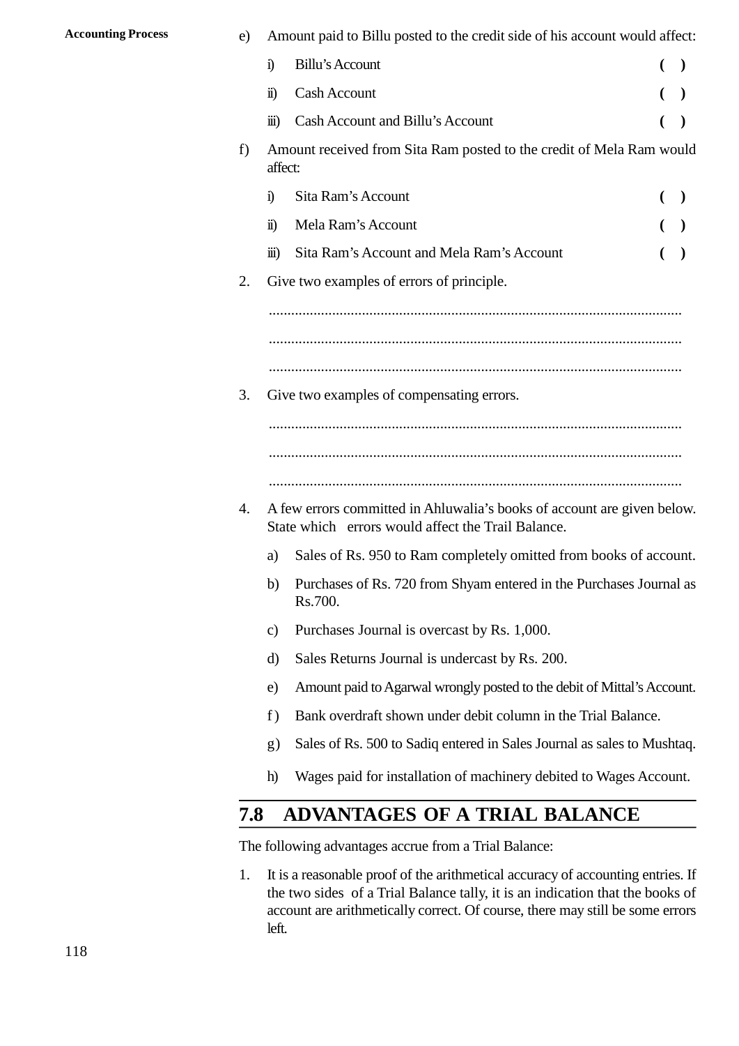e) Amount paid to Billu posted to the credit side of his account would affect:

   i) Billu's Account ( )

   ii) Cash Account ( )

   iii) Cash Account and Billu's Account ( )

f) Amount received from Sita Ram posted to the credit of Mela Ram would affect:

   i) Sita Ram's Account ( )

   ii) Mela Ram's Account ( )

   iii) Sita Ram's Account and Mela Ram's Account ( )

2. Give two examples of errors of principle.

   ..............................................................................................................

   ..............................................................................................................

   ..............................................................................................................

3. Give two examples of compensating errors.

   ..............................................................................................................

   ..............................................................................................................

   ..............................................................................................................

4. A few errors committed in Ahluwalia's books of account are given below. State which errors would affect the Trail Balance.

   a) Sales of Rs. 950 to Ram completely omitted from books of account.

   b) Purchases of Rs. 720 from Shyam entered in the Purchases Journal as Rs.700.

   c) Purchases Journal is overcast by Rs. 1,000.

   d) Sales Returns Journal is undercast by Rs. 200.

   e) Amount paid to Agarwal wrongly posted to the debit of Mittal's Account.

   f) Bank overdraft shown under debit column in the Trial Balance.

   g) Sales of Rs. 500 to Sadiq entered in Sales Journal as sales to Mushtaq.

   h) Wages paid for installation of machinery debited to Wages Account.

## 7.8 ADVANTAGES OF A TRIAL BALANCE

The following advantages accrue from a Trial Balance:

1. It is a reasonable proof of the arithmetical accuracy of accounting entries. If the two sides of a Trial Balance tally, it is an indication that the books of account are arithmetically correct. Of course, there may still be some errors left.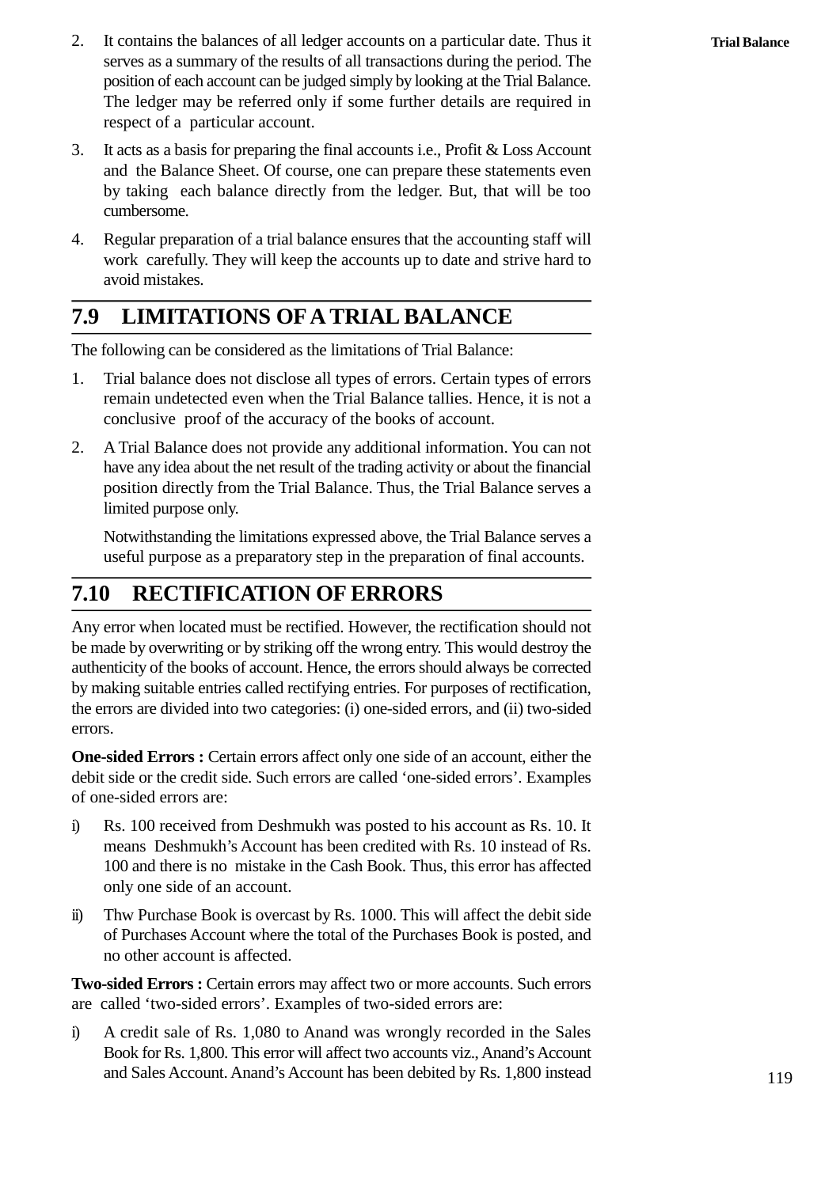2. It contains the balances of all ledger accounts on a particular date. Thus it serves as a summary of the results of all transactions during the period. The position of each account can be judged simply by looking at the Trial Balance. The ledger may be referred only if some further details are required in respect of a particular account.

3. It acts as a basis for preparing the final accounts i.e., Profit & Loss Account and the Balance Sheet. Of course, one can prepare these statements even by taking each balance directly from the ledger. But, that will be too cumbersome.

4. Regular preparation of a trial balance ensures that the accounting staff will work carefully. They will keep the accounts up to date and strive hard to avoid mistakes.

## 7.9 LIMITATIONS OF A TRIAL BALANCE

The following can be considered as the limitations of Trial Balance:

1. Trial balance does not disclose all types of errors. Certain types of errors remain undetected even when the Trial Balance tallies. Hence, it is not a conclusive proof of the accuracy of the books of account.

2. A Trial Balance does not provide any additional information. You can not have any idea about the net result of the trading activity or about the financial position directly from the Trial Balance. Thus, the Trial Balance serves a limited purpose only.

   Notwithstanding the limitations expressed above, the Trial Balance serves a useful purpose as a preparatory step in the preparation of final accounts.

## 7.10 RECTIFICATION OF ERRORS

Any error when located must be rectified. However, the rectification should not be made by overwriting or by striking off the wrong entry. This would destroy the authenticity of the books of account. Hence, the errors should always be corrected by making suitable entries called rectifying entries. For purposes of rectification, the errors are divided into two categories: (i) one-sided errors, and (ii) two-sided errors.

**One-sided Errors :** Certain errors affect only one side of an account, either the debit side or the credit side. Such errors are called 'one-sided errors'. Examples of one-sided errors are:

i) Rs. 100 received from Deshmukh was posted to his account as Rs. 10. It means Deshmukh's Account has been credited with Rs. 10 instead of Rs. 100 and there is no mistake in the Cash Book. Thus, this error has affected only one side of an account.

ii) Thw Purchase Book is overcast by Rs. 1000. This will affect the debit side of Purchases Account where the total of the Purchases Book is posted, and no other account is affected.

**Two-sided Errors :** Certain errors may affect two or more accounts. Such errors are called 'two-sided errors'. Examples of two-sided errors are:

i) A credit sale of Rs. 1,080 to Anand was wrongly recorded in the Sales Book for Rs. 1,800. This error will affect two accounts viz., Anand's Account and Sales Account. Anand's Account has been debited by Rs. 1,800 instead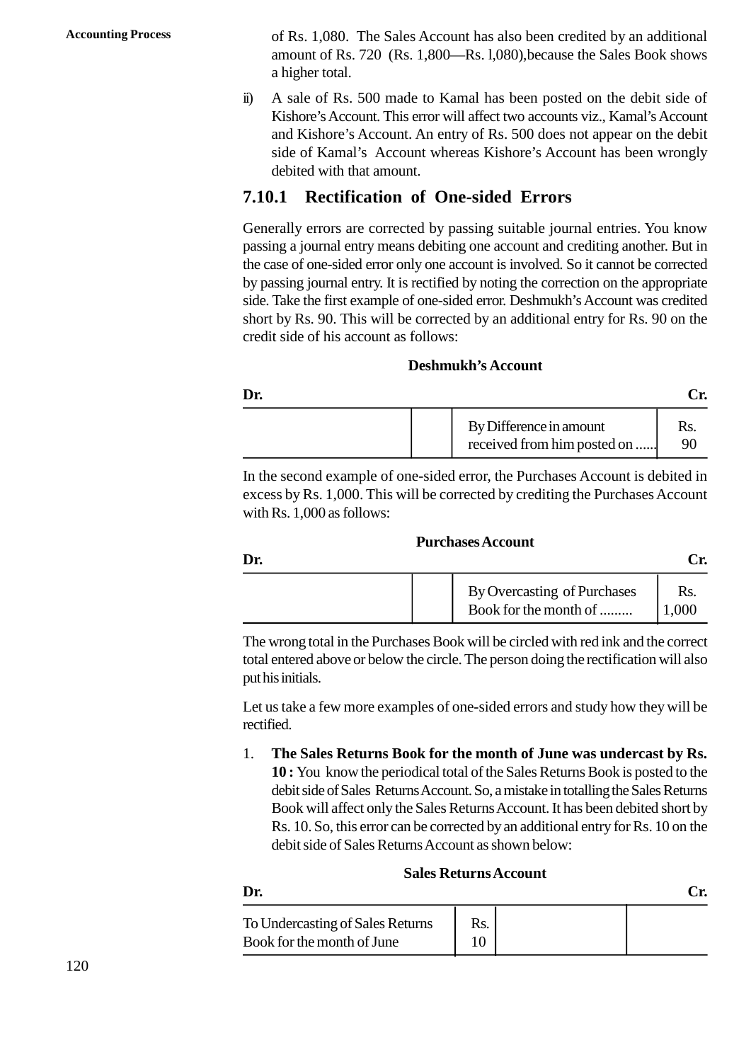of Rs. 1,080. The Sales Account has also been credited by an additional amount of Rs. 720 (Rs. 1,800—Rs. l,080),because the Sales Book shows a higher total.

ii) A sale of Rs. 500 made to Kamal has been posted on the debit side of Kishore's Account. This error will affect two accounts viz., Kamal's Account and Kishore's Account. An entry of Rs. 500 does not appear on the debit side of Kamal's Account whereas Kishore's Account has been wrongly debited with that amount.

### 7.10.1 Rectification of One-sided Errors

Generally errors are corrected by passing suitable journal entries. You know passing a journal entry means debiting one account and crediting another. But in the case of one-sided error only one account is involved. So it cannot be corrected by passing journal entry. It is rectified by noting the correction on the appropriate side. Take the first example of one-sided error. Deshmukh's Account was credited short by Rs. 90. This will be corrected by an additional entry for Rs. 90 on the credit side of his account as follows:

**Deshmukh's Account**

| Dr. | | | Cr. |
|---|---|---|---|
| | | By Difference in amount received from him posted on ...... | Rs. 90 |

In the second example of one-sided error, the Purchases Account is debited in excess by Rs. 1,000. This will be corrected by crediting the Purchases Account with Rs. 1,000 as follows:

**Purchases Account**

| Dr. | | | Cr. |
|---|---|---|---|
| | | By Overcasting of Purchases Book for the month of ......... | Rs. 1,000 |

The wrong total in the Purchases Book will be circled with red ink and the correct total entered above or below the circle. The person doing the rectification will also put his initials.

Let us take a few more examples of one-sided errors and study how they will be rectified.

1. **The Sales Returns Book for the month of June was undercast by Rs. 10 :** You know the periodical total of the Sales Returns Book is posted to the debit side of Sales Returns Account. So, a mistake in totalling the Sales Returns Book will affect only the Sales Returns Account. It has been debited short by Rs. 10. So, this error can be corrected by an additional entry for Rs. 10 on the debit side of Sales Returns Account as shown below:

**Sales Returns Account**

| Dr. | | | Cr. |
|---|---|---|---|
| To Undercasting of Sales Returns Book for the month of June | Rs. 10 | | |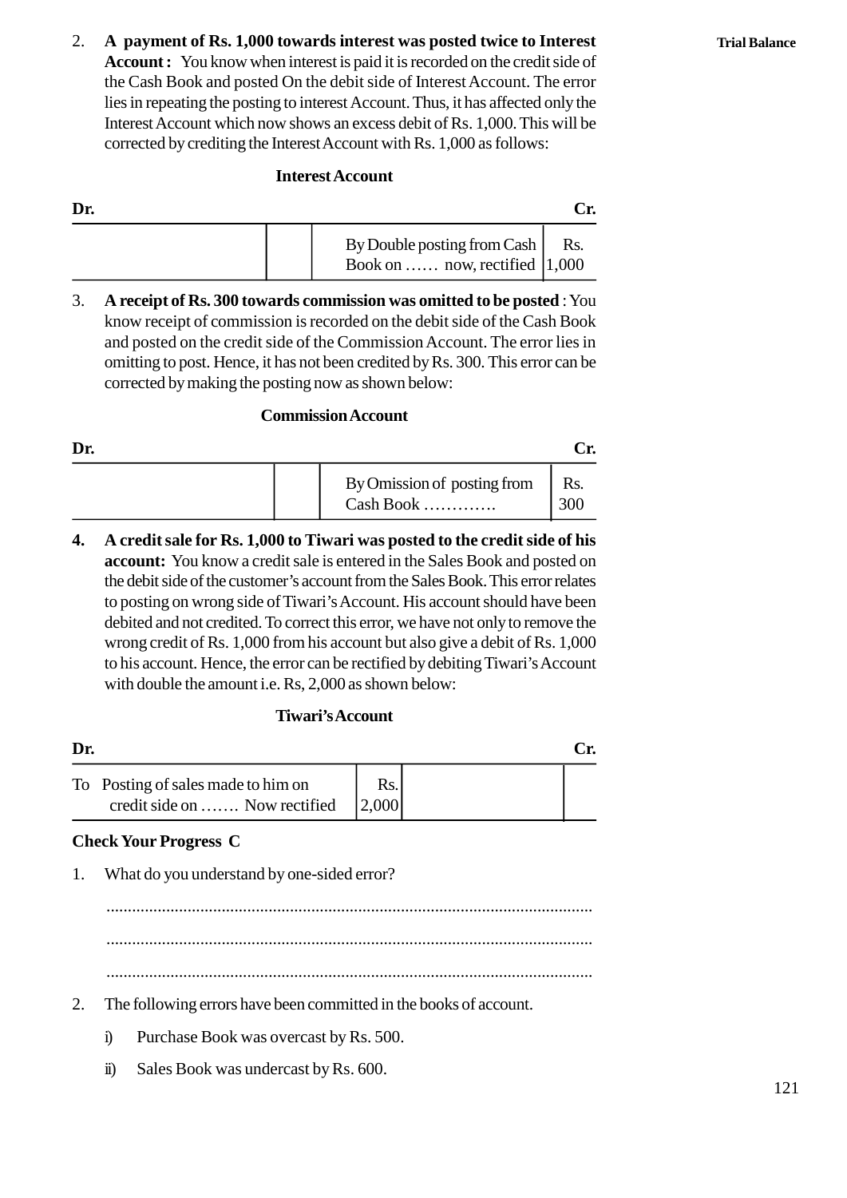2. **A payment of Rs. 1,000 towards interest was posted twice to Interest Account :** You know when interest is paid it is recorded on the credit side of the Cash Book and posted On the debit side of Interest Account. The error lies in repeating the posting to interest Account. Thus, it has affected only the Interest Account which now shows an excess debit of Rs. 1,000. This will be corrected by crediting the Interest Account with Rs. 1,000 as follows:

**Interest Account**

| Dr. | | | Cr. |
|---|---|---|---|
| | | By Double posting from Cash Book on …… now, rectified | Rs. 1,000 |

3. **A receipt of Rs. 300 towards commission was omitted to be posted** : You know receipt of commission is recorded on the debit side of the Cash Book and posted on the credit side of the Commission Account. The error lies in omitting to post. Hence, it has not been credited by Rs. 300. This error can be corrected by making the posting now as shown below:

**Commission Account**

| Dr. | | | Cr. |
|---|---|---|---|
| | | By Omission of posting from Cash Book …………. | Rs. 300 |

4. **A credit sale for Rs. 1,000 to Tiwari was posted to the credit side of his account:** You know a credit sale is entered in the Sales Book and posted on the debit side of the customer's account from the Sales Book. This error relates to posting on wrong side of Tiwari's Account. His account should have been debited and not credited. To correct this error, we have not only to remove the wrong credit of Rs. 1,000 from his account but also give a debit of Rs. 1,000 to his account. Hence, the error can be rectified by debiting Tiwari's Account with double the amount i.e. Rs, 2,000 as shown below:

**Tiwari's Account**

| Dr. | | | Cr. |
|---|---|---|---|
| To Posting of sales made to him on credit side on ……. Now rectified | Rs. 2,000 | | |

**Check Your Progress C**

1. What do you understand by one-sided error?

.................................................................................................................

.................................................................................................................

.................................................................................................................

2. The following errors have been committed in the books of account.

   i) Purchase Book was overcast by Rs. 500.

   ii) Sales Book was undercast by Rs. 600.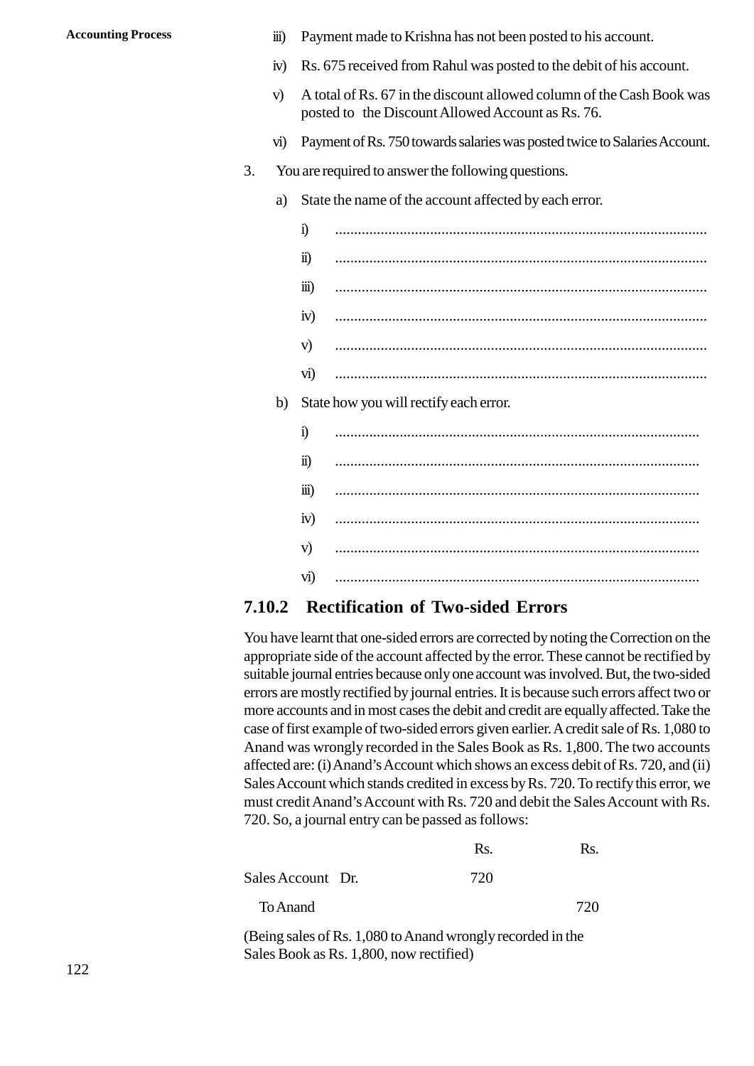iii) Payment made to Krishna has not been posted to his account.

iv) Rs. 675 received from Rahul was posted to the debit of his account.

v) A total of Rs. 67 in the discount allowed column of the Cash Book was posted to the Discount Allowed Account as Rs. 76.

vi) Payment of Rs. 750 towards salaries was posted twice to Salaries Account.

3. You are required to answer the following questions.

a) State the name of the account affected by each error.

i) ..................................................................................................

ii) ..................................................................................................

iii) ..................................................................................................

iv) ..................................................................................................

v) ..................................................................................................

vi) ..................................................................................................

b) State how you will rectify each error.

i) ..................................................................................................

ii) ..................................................................................................

iii) ..................................................................................................

iv) ..................................................................................................

v) ..................................................................................................

vi) ..................................................................................................

### 7.10.2 Rectification of Two-sided Errors

You have learnt that one-sided errors are corrected by noting the Correction on the appropriate side of the account affected by the error. These cannot be rectified by suitable journal entries because only one account was involved. But, the two-sided errors are mostly rectified by journal entries. It is because such errors affect two or more accounts and in most cases the debit and credit are equally affected. Take the case of first example of two-sided errors given earlier. A credit sale of Rs. 1,080 to Anand was wrongly recorded in the Sales Book as Rs. 1,800. The two accounts affected are: (i) Anand's Account which shows an excess debit of Rs. 720, and (ii) Sales Account which stands credited in excess by Rs. 720. To rectify this error, we must credit Anand's Account with Rs. 720 and debit the Sales Account with Rs. 720. So, a journal entry can be passed as follows:

| | Rs. | Rs. |
|---|---|---|
| Sales Account Dr. | 720 | |
| To Anand | | 720 |

(Being sales of Rs. 1,080 to Anand wrongly recorded in the Sales Book as Rs. 1,800, now rectified)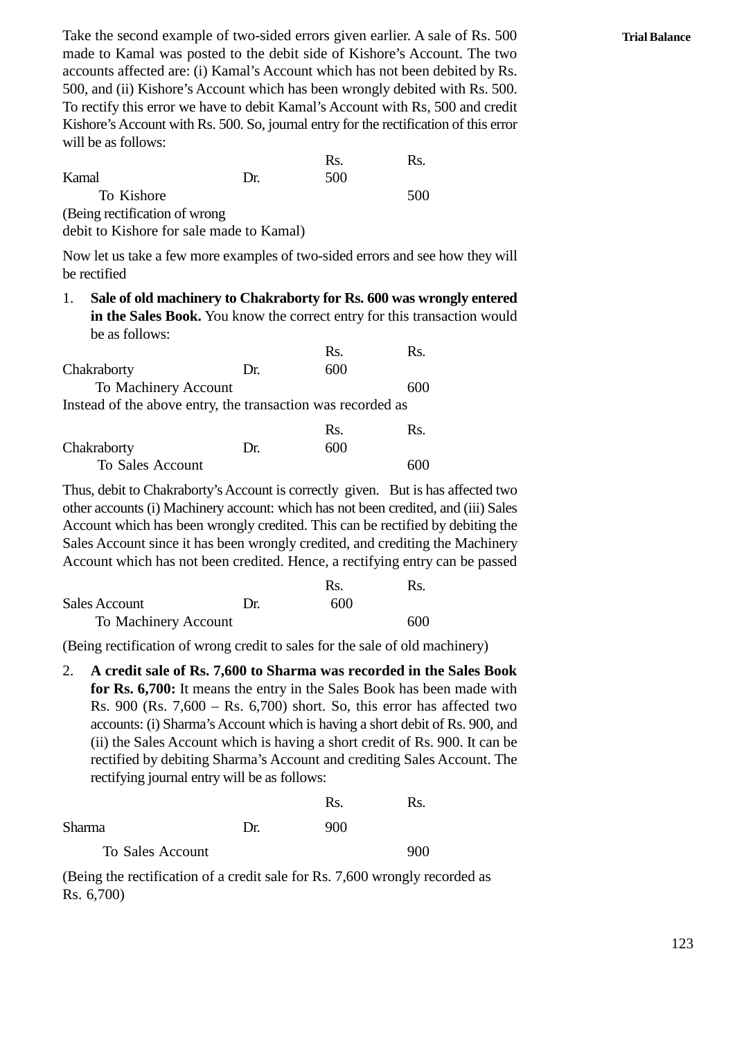Take the second example of two-sided errors given earlier. A sale of Rs. 500 made to Kamal was posted to the debit side of Kishore's Account. The two accounts affected are: (i) Kamal's Account which has not been debited by Rs. 500, and (ii) Kishore's Account which has been wrongly debited with Rs. 500. To rectify this error we have to debit Kamal's Account with Rs, 500 and credit Kishore's Account with Rs. 500. So, journal entry for the rectification of this error will be as follows:

| | | Rs. | Rs. |
|---|---|---|---|
| Kamal | Dr. | 500 | |
| To Kishore | | | 500 |
| (Being rectification of wrong debit to Kishore for sale made to Kamal) | | | |

Now let us take a few more examples of two-sided errors and see how they will be rectified

1. **Sale of old machinery to Chakraborty for Rs. 600 was wrongly entered in the Sales Book.** You know the correct entry for this transaction would be as follows:

| | | Rs. | Rs. |
|---|---|---|---|
| Chakraborty | Dr. | 600 | |
| To Machinery Account | | | 600 |

Instead of the above entry, the transaction was recorded as

| | | Rs. | Rs. |
|---|---|---|---|
| Chakraborty | Dr. | 600 | |
| To Sales Account | | | 600 |

Thus, debit to Chakraborty's Account is correctly given. But is has affected two other accounts (i) Machinery account: which has not been credited, and (iii) Sales Account which has been wrongly credited. This can be rectified by debiting the Sales Account since it has been wrongly credited, and crediting the Machinery Account which has not been credited. Hence, a rectifying entry can be passed

| | | Rs. | Rs. |
|---|---|---|---|
| Sales Account | Dr. | 600 | |
| To Machinery Account | | | 600 |

(Being rectification of wrong credit to sales for the sale of old machinery)

2. **A credit sale of Rs. 7,600 to Sharma was recorded in the Sales Book for Rs. 6,700:** It means the entry in the Sales Book has been made with Rs. 900 (Rs. 7,600 – Rs. 6,700) short. So, this error has affected two accounts: (i) Sharma's Account which is having a short debit of Rs. 900, and (ii) the Sales Account which is having a short credit of Rs. 900. It can be rectified by debiting Sharma's Account and crediting Sales Account. The rectifying journal entry will be as follows:

| | | Rs. | Rs. |
|---|---|---|---|
| Sharma | Dr. | 900 | |
| To Sales Account | | | 900 |

(Being the rectification of a credit sale for Rs. 7,600 wrongly recorded as Rs. 6,700)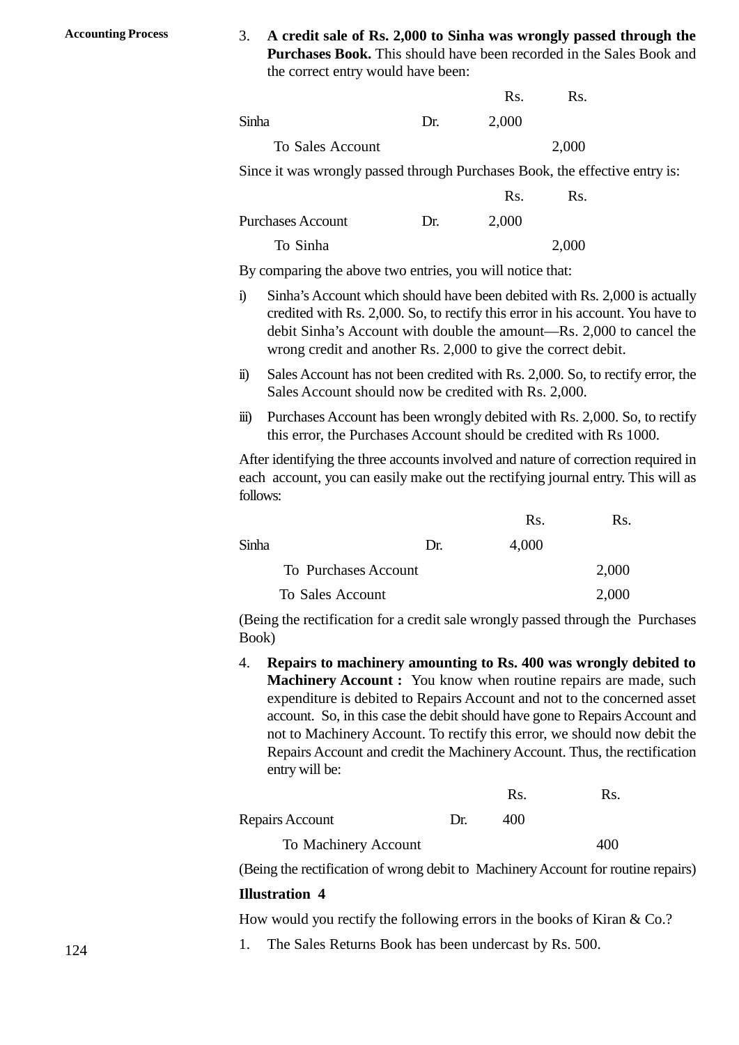3. **A credit sale of Rs. 2,000 to Sinha was wrongly passed through the Purchases Book.** This should have been recorded in the Sales Book and the correct entry would have been:

| | | Rs. | Rs. |
|---|---|---|---|
| Sinha | Dr. | 2,000 | |
| To Sales Account | | | 2,000 |

Since it was wrongly passed through Purchases Book, the effective entry is:

| | | Rs. | Rs. |
|---|---|---|---|
| Purchases Account | Dr. | 2,000 | |
| To Sinha | | | 2,000 |

By comparing the above two entries, you will notice that:

i) Sinha's Account which should have been debited with Rs. 2,000 is actually credited with Rs. 2,000. So, to rectify this error in his account. You have to debit Sinha's Account with double the amount—Rs. 2,000 to cancel the wrong credit and another Rs. 2,000 to give the correct debit.

ii) Sales Account has not been credited with Rs. 2,000. So, to rectify error, the Sales Account should now be credited with Rs. 2,000.

iii) Purchases Account has been wrongly debited with Rs. 2,000. So, to rectify this error, the Purchases Account should be credited with Rs 1000.

After identifying the three accounts involved and nature of correction required in each account, you can easily make out the rectifying journal entry. This will as follows:

| | | Rs. | Rs. |
|---|---|---|---|
| Sinha | Dr. | 4,000 | |
| To Purchases Account | | | 2,000 |
| To Sales Account | | | 2,000 |

(Being the rectification for a credit sale wrongly passed through the Purchases Book)

4. **Repairs to machinery amounting to Rs. 400 was wrongly debited to Machinery Account :** You know when routine repairs are made, such expenditure is debited to Repairs Account and not to the concerned asset account. So, in this case the debit should have gone to Repairs Account and not to Machinery Account. To rectify this error, we should now debit the Repairs Account and credit the Machinery Account. Thus, the rectification entry will be:

| | | Rs. | Rs. |
|---|---|---|---|
| Repairs Account | Dr. | 400 | |
| To Machinery Account | | | 400 |

(Being the rectification of wrong debit to Machinery Account for routine repairs)

**Illustration 4**

How would you rectify the following errors in the books of Kiran & Co.?

1. The Sales Returns Book has been undercast by Rs. 500.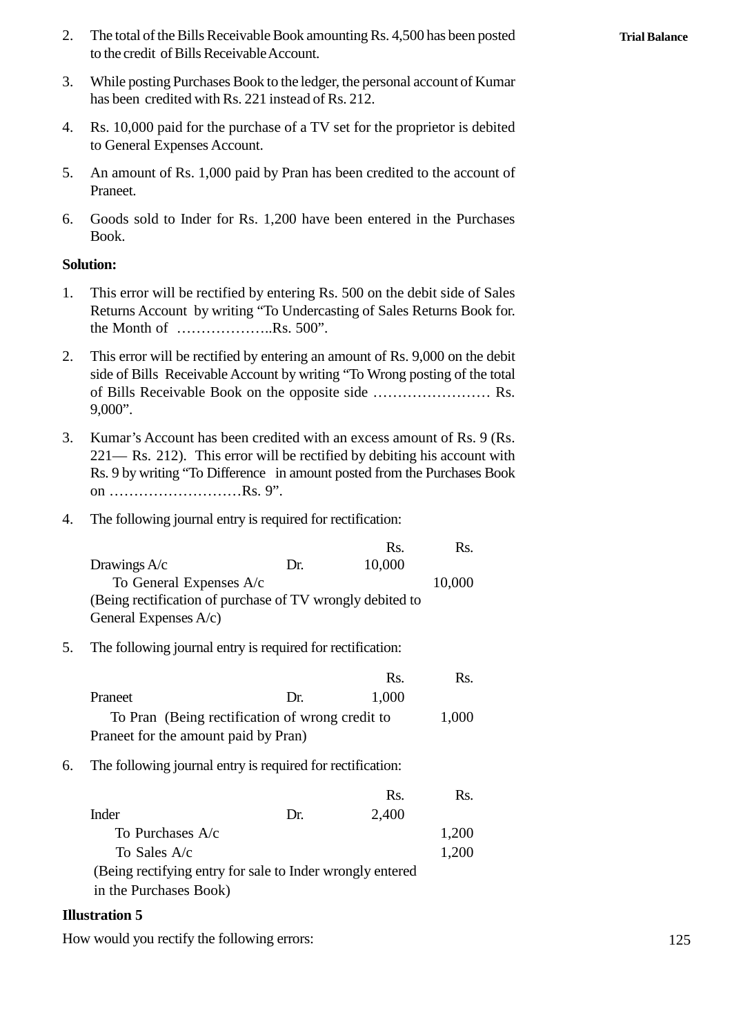2. The total of the Bills Receivable Book amounting Rs. 4,500 has been posted to the credit of Bills Receivable Account.
3. While posting Purchases Book to the ledger, the personal account of Kumar has been credited with Rs. 221 instead of Rs. 212.
4. Rs. 10,000 paid for the purchase of a TV set for the proprietor is debited to General Expenses Account.
5. An amount of Rs. 1,000 paid by Pran has been credited to the account of Praneet.
6. Goods sold to Inder for Rs. 1,200 have been entered in the Purchases Book.

**Solution:**

1. This error will be rectified by entering Rs. 500 on the debit side of Sales Returns Account by writing "To Undercasting of Sales Returns Book for. the Month of ………………..Rs. 500".
2. This error will be rectified by entering an amount of Rs. 9,000 on the debit side of Bills Receivable Account by writing "To Wrong posting of the total of Bills Receivable Book on the opposite side …………………… Rs. 9,000".
3. Kumar's Account has been credited with an excess amount of Rs. 9 (Rs. 221— Rs. 212). This error will be rectified by debiting his account with Rs. 9 by writing "To Difference in amount posted from the Purchases Book on ………………………Rs. 9".
4. The following journal entry is required for rectification:

| | | Rs. | Rs. |
|---|---|---|---|
| Drawings A/c | Dr. | 10,000 | |
| To General Expenses A/c | | | 10,000 |
| (Being rectification of purchase of TV wrongly debited to General Expenses A/c) | | | |

5. The following journal entry is required for rectification:

| | | Rs. | Rs. |
|---|---|---|---|
| Praneet | Dr. | 1,000 | |
| To Pran (Being rectification of wrong credit to Praneet for the amount paid by Pran) | | | 1,000 |

6. The following journal entry is required for rectification:

| | | Rs. | Rs. |
|---|---|---|---|
| Inder | Dr. | 2,400 | |
| To Purchases A/c | | | 1,200 |
| To Sales A/c | | | 1,200 |
| (Being rectifying entry for sale to Inder wrongly entered in the Purchases Book) | | | |

**Illustration 5**

How would you rectify the following errors: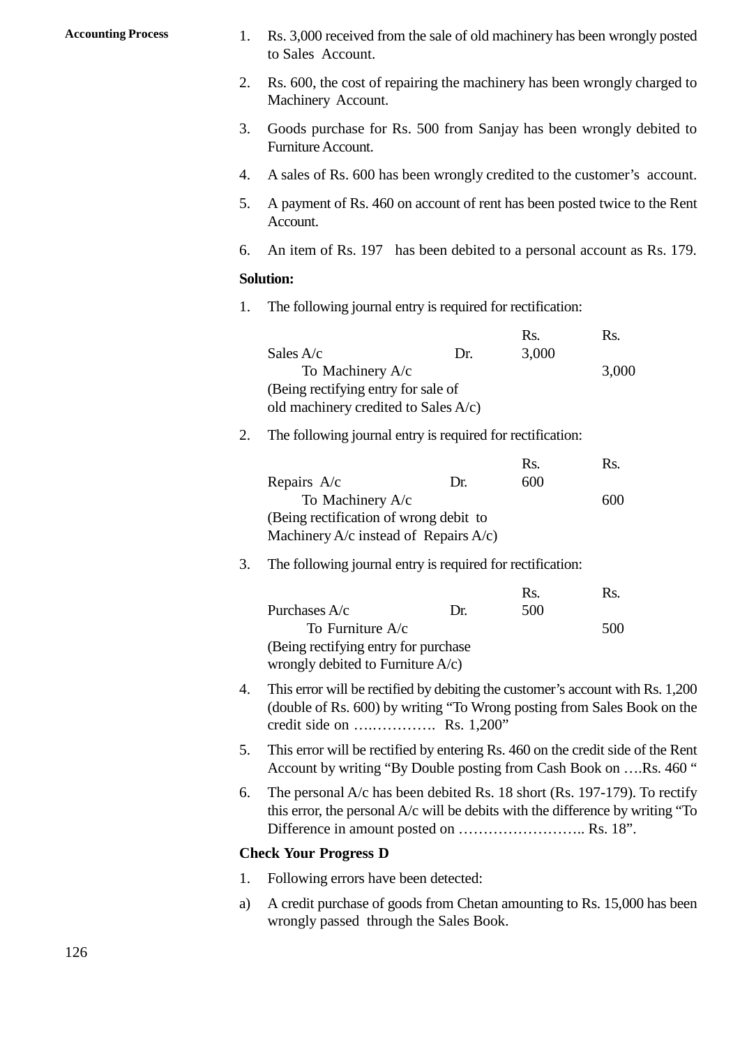1. Rs. 3,000 received from the sale of old machinery has been wrongly posted to Sales Account.
2. Rs. 600, the cost of repairing the machinery has been wrongly charged to Machinery Account.
3. Goods purchase for Rs. 500 from Sanjay has been wrongly debited to Furniture Account.
4. A sales of Rs. 600 has been wrongly credited to the customer's account.
5. A payment of Rs. 460 on account of rent has been posted twice to the Rent Account.
6. An item of Rs. 197 has been debited to a personal account as Rs. 179.

**Solution:**

1. The following journal entry is required for rectification:

| | | Rs. | Rs. |
|---|---|---|---|
| Sales A/c | Dr. | 3,000 | |
| To Machinery A/c | | | 3,000 |
| (Being rectifying entry for sale of old machinery credited to Sales A/c) | | | |

2. The following journal entry is required for rectification:

| | | Rs. | Rs. |
|---|---|---|---|
| Repairs A/c | Dr. | 600 | |
| To Machinery A/c | | | 600 |
| (Being rectification of wrong debit to Machinery A/c instead of Repairs A/c) | | | |

3. The following journal entry is required for rectification:

| | | Rs. | Rs. |
|---|---|---|---|
| Purchases A/c | Dr. | 500 | |
| To Furniture A/c | | | 500 |
| (Being rectifying entry for purchase wrongly debited to Furniture A/c) | | | |

4. This error will be rectified by debiting the customer's account with Rs. 1,200 (double of Rs. 600) by writing "To Wrong posting from Sales Book on the credit side on ……………. Rs. 1,200"
5. This error will be rectified by entering Rs. 460 on the credit side of the Rent Account by writing "By Double posting from Cash Book on ….Rs. 460 "
6. The personal A/c has been debited Rs. 18 short (Rs. 197-179). To rectify this error, the personal A/c will be debits with the difference by writing "To Difference in amount posted on …………………….. Rs. 18".

**Check Your Progress D**

1. Following errors have been detected:

a) A credit purchase of goods from Chetan amounting to Rs. 15,000 has been wrongly passed through the Sales Book.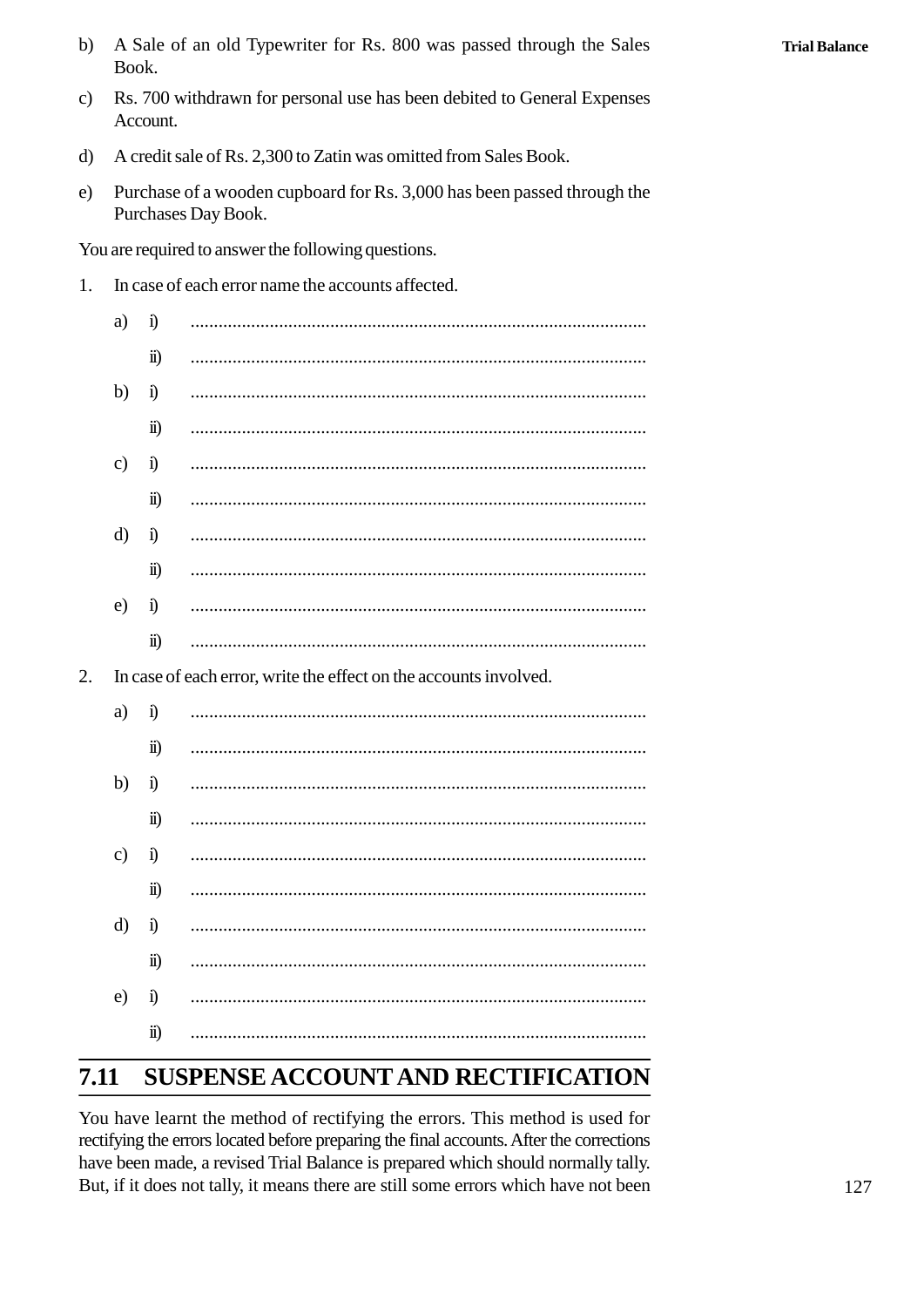b) A Sale of an old Typewriter for Rs. 800 was passed through the Sales Book.

c) Rs. 700 withdrawn for personal use has been debited to General Expenses Account.

d) A credit sale of Rs. 2,300 to Zatin was omitted from Sales Book.

e) Purchase of a wooden cupboard for Rs. 3,000 has been passed through the Purchases Day Book.

You are required to answer the following questions.

1. In case of each error name the accounts affected.

   a) i) ..................................................................................................

      ii) ..................................................................................................

   b) i) ..................................................................................................

      ii) ..................................................................................................

   c) i) ..................................................................................................

      ii) ..................................................................................................

   d) i) ..................................................................................................

      ii) ..................................................................................................

   e) i) ..................................................................................................

      ii) ..................................................................................................

2. In case of each error, write the effect on the accounts involved.

   a) i) ..................................................................................................

      ii) ..................................................................................................

   b) i) ..................................................................................................

      ii) ..................................................................................................

   c) i) ..................................................................................................

      ii) ..................................................................................................

   d) i) ..................................................................................................

      ii) ..................................................................................................

   e) i) ..................................................................................................

      ii) ..................................................................................................

## 7.11 SUSPENSE ACCOUNT AND RECTIFICATION

You have learnt the method of rectifying the errors. This method is used for rectifying the errors located before preparing the final accounts. After the corrections have been made, a revised Trial Balance is prepared which should normally tally. But, if it does not tally, it means there are still some errors which have not been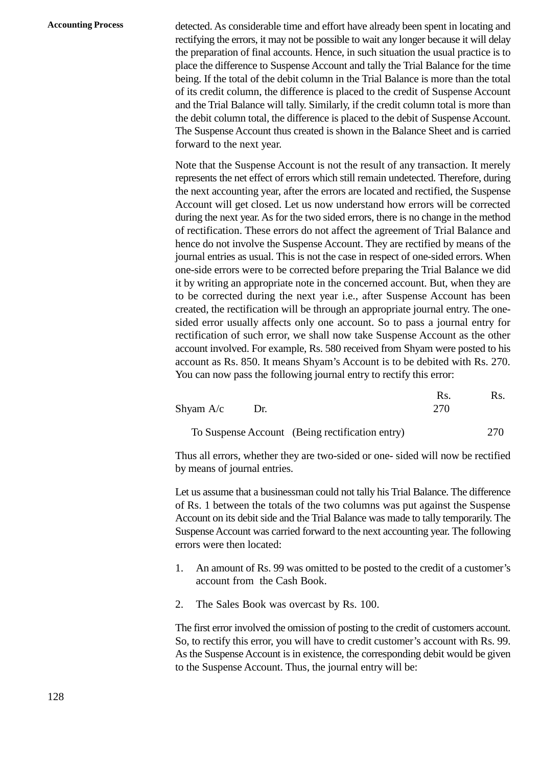detected. As considerable time and effort have already been spent in locating and rectifying the errors, it may not be possible to wait any longer because it will delay the preparation of final accounts. Hence, in such situation the usual practice is to place the difference to Suspense Account and tally the Trial Balance for the time being. If the total of the debit column in the Trial Balance is more than the total of its credit column, the difference is placed to the credit of Suspense Account and the Trial Balance will tally. Similarly, if the credit column total is more than the debit column total, the difference is placed to the debit of Suspense Account. The Suspense Account thus created is shown in the Balance Sheet and is carried forward to the next year.

Note that the Suspense Account is not the result of any transaction. It merely represents the net effect of errors which still remain undetected. Therefore, during the next accounting year, after the errors are located and rectified, the Suspense Account will get closed. Let us now understand how errors will be corrected during the next year. As for the two sided errors, there is no change in the method of rectification. These errors do not affect the agreement of Trial Balance and hence do not involve the Suspense Account. They are rectified by means of the journal entries as usual. This is not the case in respect of one-sided errors. When one-side errors were to be corrected before preparing the Trial Balance we did it by writing an appropriate note in the concerned account. But, when they are to be corrected during the next year i.e., after Suspense Account has been created, the rectification will be through an appropriate journal entry. The one-sided error usually affects only one account. So to pass a journal entry for rectification of such error, we shall now take Suspense Account as the other account involved. For example, Rs. 580 received from Shyam were posted to his account as Rs. 850. It means Shyam's Account is to be debited with Rs. 270. You can now pass the following journal entry to rectify this error:

| | Rs. | Rs. |
|---|---|---|
| Shyam A/c Dr. | 270 | |
| To Suspense Account (Being rectification entry) | | 270 |

Thus all errors, whether they are two-sided or one- sided will now be rectified by means of journal entries.

Let us assume that a businessman could not tally his Trial Balance. The difference of Rs. 1 between the totals of the two columns was put against the Suspense Account on its debit side and the Trial Balance was made to tally temporarily. The Suspense Account was carried forward to the next accounting year. The following errors were then located:

1. An amount of Rs. 99 was omitted to be posted to the credit of a customer's account from the Cash Book.
2. The Sales Book was overcast by Rs. 100.

The first error involved the omission of posting to the credit of customers account. So, to rectify this error, you will have to credit customer's account with Rs. 99. As the Suspense Account is in existence, the corresponding debit would be given to the Suspense Account. Thus, the journal entry will be: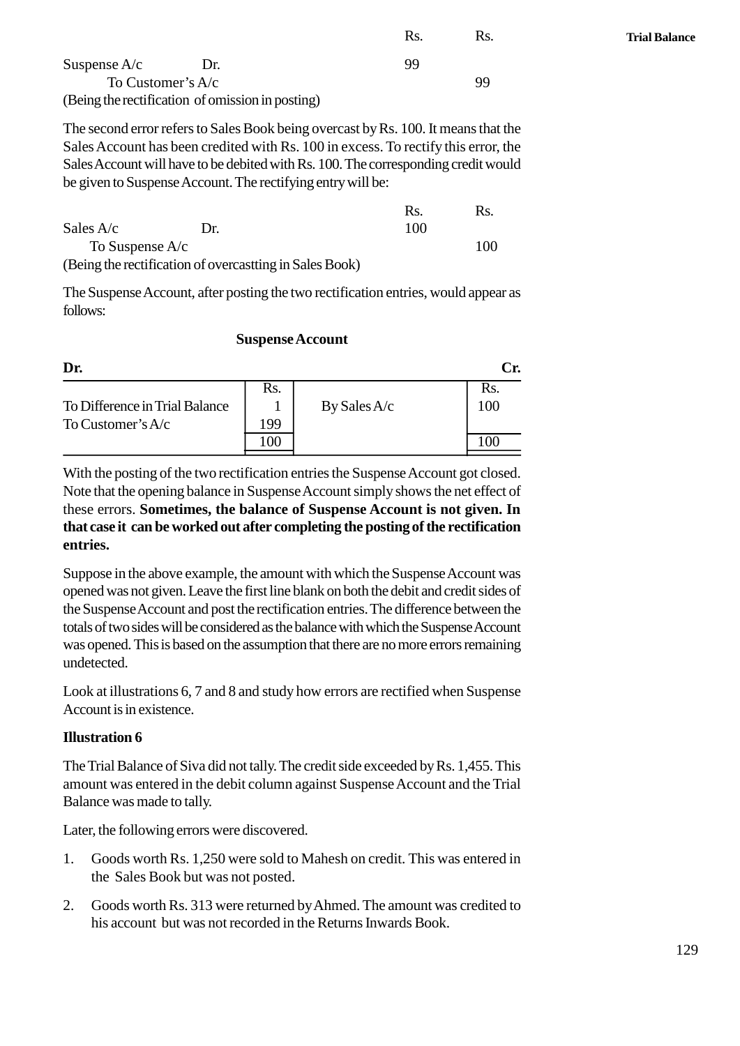| | | Rs. | Rs. |
|---|---|---|---|
| Suspense A/c | Dr. | 99 | |
| To Customer's A/c | | | 99 |
| (Being the rectification of omission in posting) | | | |

The second error refers to Sales Book being overcast by Rs. 100. It means that the Sales Account has been credited with Rs. 100 in excess. To rectify this error, the Sales Account will have to be debited with Rs. 100. The corresponding credit would be given to Suspense Account. The rectifying entry will be:

| | | Rs. | Rs. |
|---|---|---|---|
| Sales A/c | Dr. | 100 | |
| To Suspense A/c | | | 100 |
| (Being the rectification of overcastting in Sales Book) | | | |

The Suspense Account, after posting the two rectification entries, would appear as follows:

**Suspense Account**

| **Dr.** | | | **Cr.** |
|---|---|---|---|
| | Rs. | | Rs. |
| To Difference in Trial Balance | 1 | By Sales A/c | 100 |
| To Customer's A/c | 199 | | |
| | 100 | | 100 |

With the posting of the two rectification entries the Suspense Account got closed. Note that the opening balance in Suspense Account simply shows the net effect of these errors. **Sometimes, the balance of Suspense Account is not given. In that case it can be worked out after completing the posting of the rectification entries.**

Suppose in the above example, the amount with which the Suspense Account was opened was not given. Leave the first line blank on both the debit and credit sides of the Suspense Account and post the rectification entries. The difference between the totals of two sides will be considered as the balance with which the Suspense Account was opened. This is based on the assumption that there are no more errors remaining undetected.

Look at illustrations 6, 7 and 8 and study how errors are rectified when Suspense Account is in existence.

**Illustration 6**

The Trial Balance of Siva did not tally. The credit side exceeded by Rs. 1,455. This amount was entered in the debit column against Suspense Account and the Trial Balance was made to tally.

Later, the following errors were discovered.

1. Goods worth Rs. 1,250 were sold to Mahesh on credit. This was entered in the Sales Book but was not posted.
2. Goods worth Rs. 313 were returned by Ahmed. The amount was credited to his account but was not recorded in the Returns Inwards Book.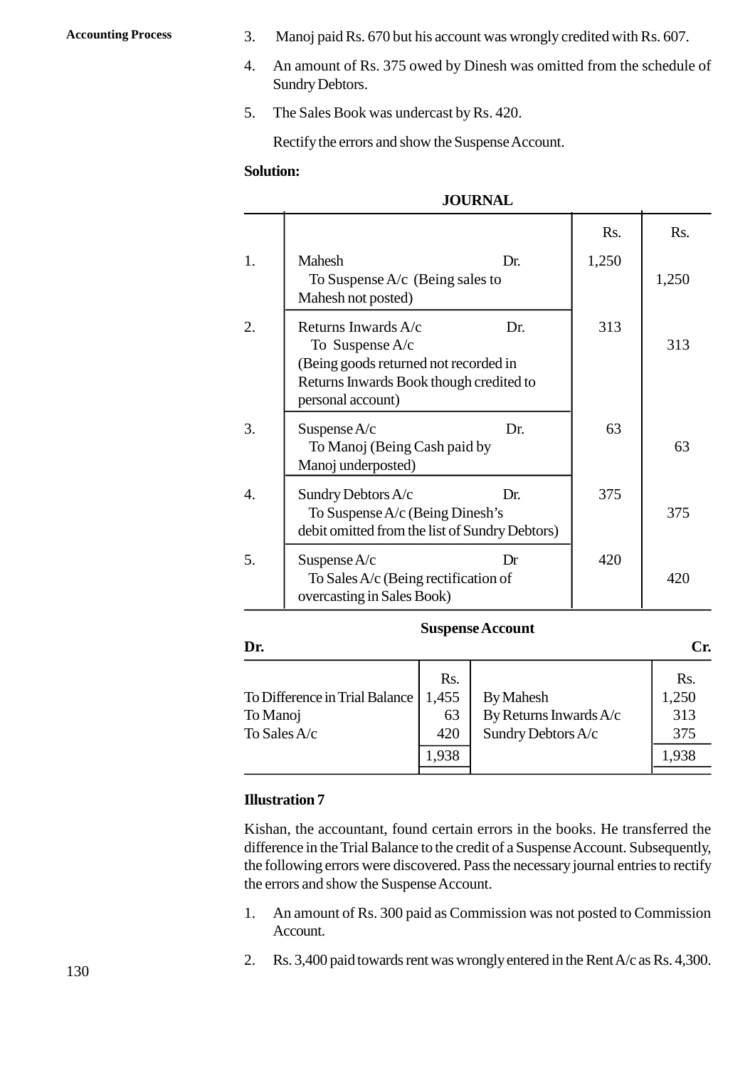3. Manoj paid Rs. 670 but his account was wrongly credited with Rs. 607.

4. An amount of Rs. 375 owed by Dinesh was omitted from the schedule of Sundry Debtors.

5. The Sales Book was undercast by Rs. 420.

   Rectify the errors and show the Suspense Account.

**Solution:**

**JOURNAL**

| | | | Rs. | Rs. |
|---|---|---|---|---|
| 1. | Mahesh<br>To Suspense A/c (Being sales to Mahesh not posted) | Dr. | 1,250 | 1,250 |
| 2. | Returns Inwards A/c<br>To Suspense A/c<br>(Being goods returned not recorded in Returns Inwards Book though credited to personal account) | Dr. | 313 | 313 |
| 3. | Suspense A/c<br>To Manoj (Being Cash paid by Manoj underposted) | Dr. | 63 | 63 |
| 4. | Sundry Debtors A/c<br>To Suspense A/c (Being Dinesh's debit omitted from the list of Sundry Debtors) | Dr. | 375 | 375 |
| 5. | Suspense A/c<br>To Sales A/c (Being rectification of overcasting in Sales Book) | Dr | 420 | 420 |

**Suspense Account**

| Dr. | | | Cr. |
|---|---|---|---|
| | Rs. | | Rs. |
| To Difference in Trial Balance | 1,455 | By Mahesh | 1,250 |
| To Manoj | 63 | By Returns Inwards A/c | 313 |
| To Sales A/c | 420 | Sundry Debtors A/c | 375 |
| | 1,938 | | 1,938 |

**Illustration 7**

Kishan, the accountant, found certain errors in the books. He transferred the difference in the Trial Balance to the credit of a Suspense Account. Subsequently, the following errors were discovered. Pass the necessary journal entries to rectify the errors and show the Suspense Account.

1. An amount of Rs. 300 paid as Commission was not posted to Commission Account.

2. Rs. 3,400 paid towards rent was wrongly entered in the Rent A/c as Rs. 4,300.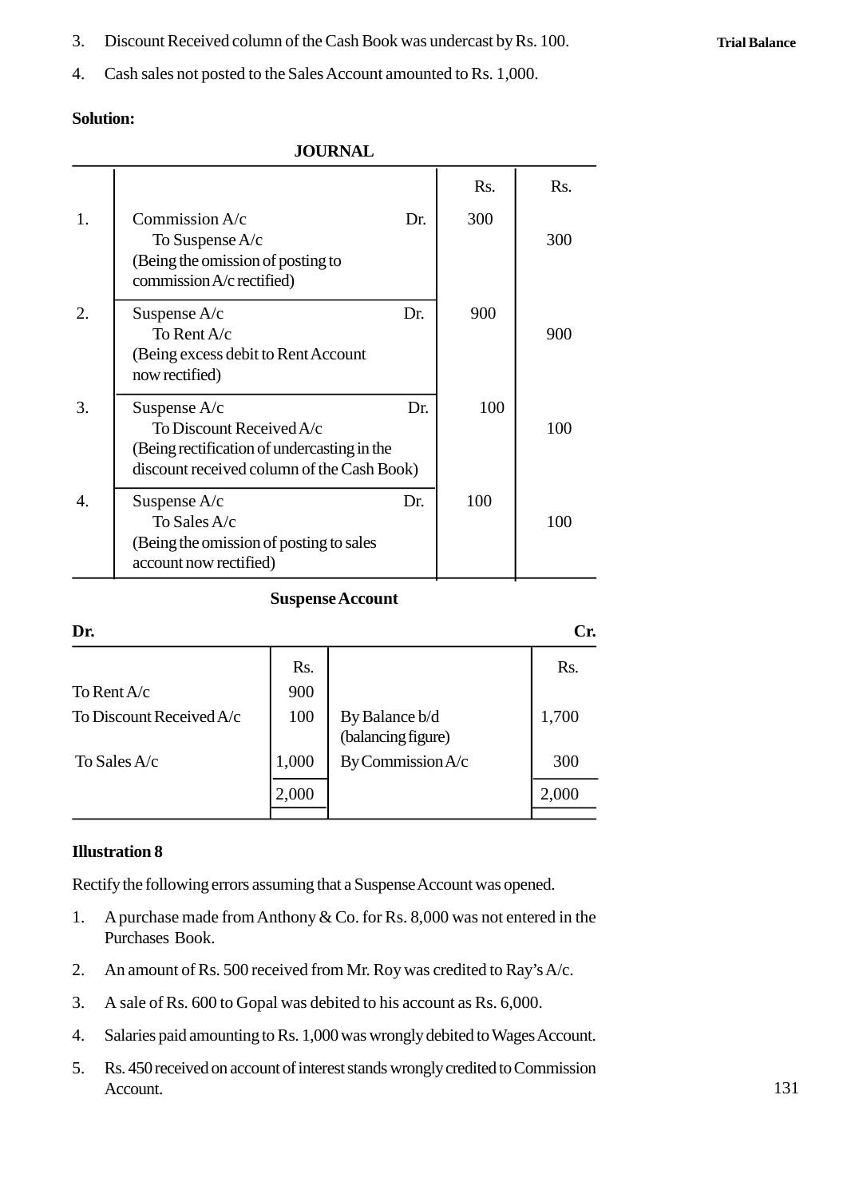3. Discount Received column of the Cash Book was undercast by Rs. 100.
4. Cash sales not posted to the Sales Account amounted to Rs. 1,000.

**Solution:**

**JOURNAL**

| | | | Rs. | Rs. |
|---|---|---|---|---|
| 1. | Commission A/c<br>To Suspense A/c<br>(Being the omission of posting to commission A/c rectified) | Dr. | 300 | 300 |
| 2. | Suspense A/c<br>To Rent A/c<br>(Being excess debit to Rent Account now rectified) | Dr. | 900 | 900 |
| 3. | Suspense A/c<br>To Discount Received A/c<br>(Being rectification of undercasting in the discount received column of the Cash Book) | Dr. | 100 | 100 |
| 4. | Suspense A/c<br>To Sales A/c<br>(Being the omission of posting to sales account now rectified) | Dr. | 100 | 100 |

**Suspense Account**

| Dr. | | | Cr. |
|---|---|---|---|
| | Rs. | | Rs. |
| To Rent A/c | 900 | | |
| To Discount Received A/c | 100 | By Balance b/d (balancing figure) | 1,700 |
| To Sales A/c | 1,000 | By Commission A/c | 300 |
| | 2,000 | | 2,000 |

**Illustration 8**

Rectify the following errors assuming that a Suspense Account was opened.

1. A purchase made from Anthony & Co. for Rs. 8,000 was not entered in the Purchases Book.
2. An amount of Rs. 500 received from Mr. Roy was credited to Ray's A/c.
3. A sale of Rs. 600 to Gopal was debited to his account as Rs. 6,000.
4. Salaries paid amounting to Rs. 1,000 was wrongly debited to Wages Account.
5. Rs. 450 received on account of interest stands wrongly credited to Commission Account.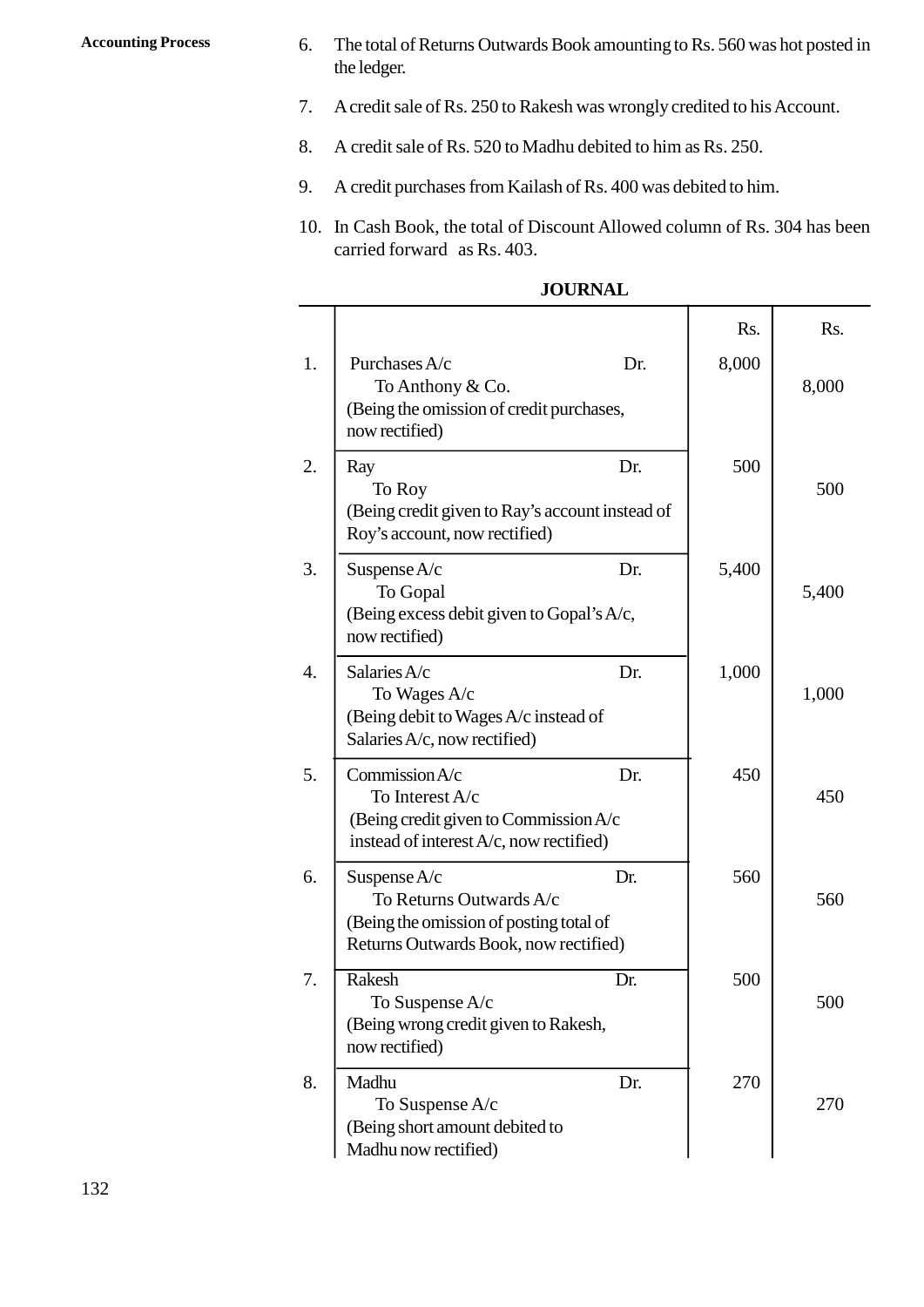6. The total of Returns Outwards Book amounting to Rs. 560 was hot posted in the ledger.

7. A credit sale of Rs. 250 to Rakesh was wrongly credited to his Account.

8. A credit sale of Rs. 520 to Madhu debited to him as Rs. 250.

9. A credit purchases from Kailash of Rs. 400 was debited to him.

10. In Cash Book, the total of Discount Allowed column of Rs. 304 has been carried forward as Rs. 403.

**JOURNAL**

| | | | Rs. | Rs. |
|---|---|---|---|---|
| 1. | Purchases A/c<br>To Anthony & Co.<br>(Being the omission of credit purchases, now rectified) | Dr. | 8,000 | 8,000 |
| 2. | Ray<br>To Roy<br>(Being credit given to Ray's account instead of Roy's account, now rectified) | Dr. | 500 | 500 |
| 3. | Suspense A/c<br>To Gopal<br>(Being excess debit given to Gopal's A/c, now rectified) | Dr. | 5,400 | 5,400 |
| 4. | Salaries A/c<br>To Wages A/c<br>(Being debit to Wages A/c instead of Salaries A/c, now rectified) | Dr. | 1,000 | 1,000 |
| 5. | Commission A/c<br>To Interest A/c<br>(Being credit given to Commission A/c instead of interest A/c, now rectified) | Dr. | 450 | 450 |
| 6. | Suspense A/c<br>To Returns Outwards A/c<br>(Being the omission of posting total of Returns Outwards Book, now rectified) | Dr. | 560 | 560 |
| 7. | Rakesh<br>To Suspense A/c<br>(Being wrong credit given to Rakesh, now rectified) | Dr. | 500 | 500 |
| 8. | Madhu<br>To Suspense A/c<br>(Being short amount debited to Madhu now rectified) | Dr. | 270 | 270 |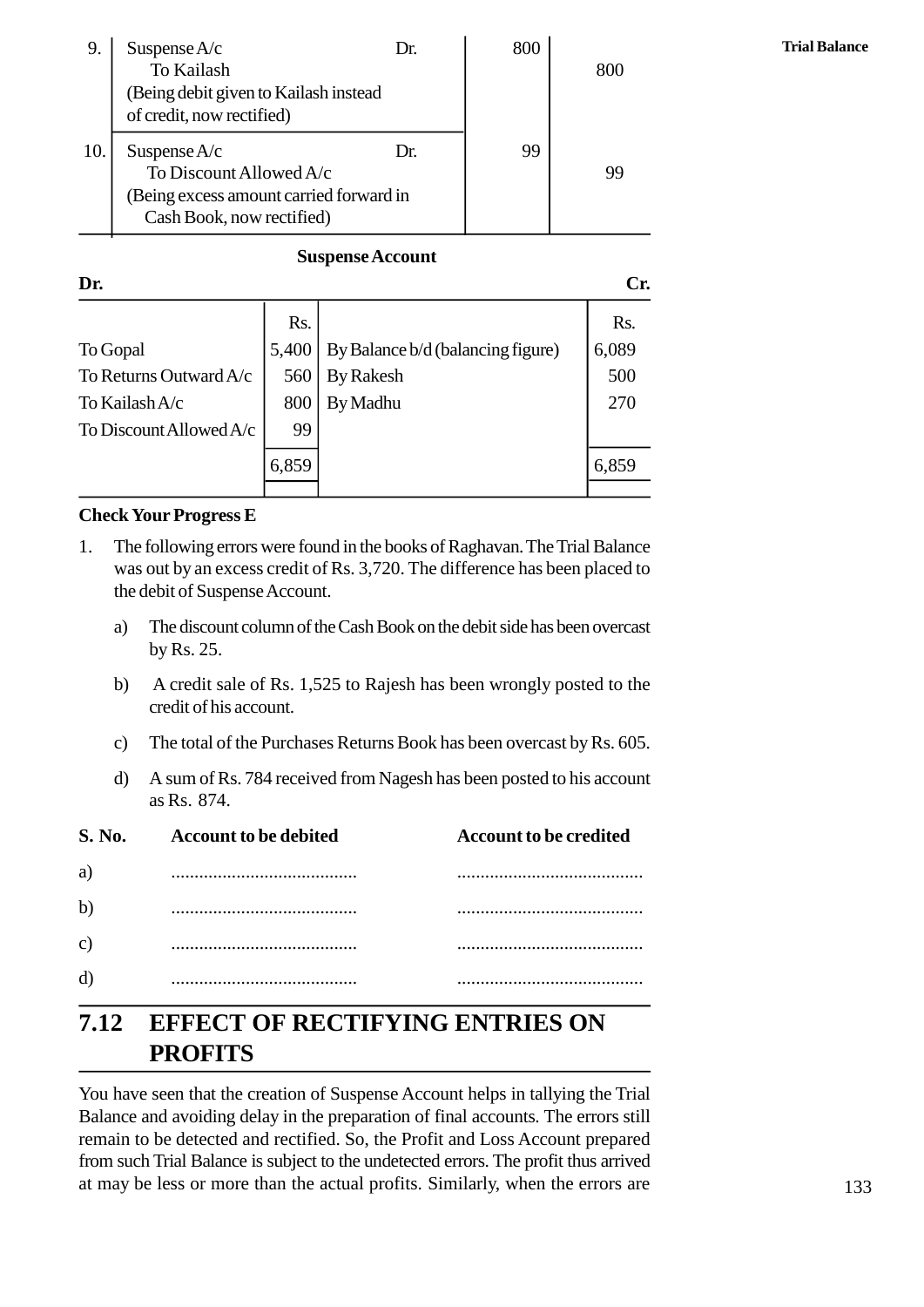| | | | |
|---|---|---|---|
| 9. | Suspense A/c Dr.<br>To Kailash<br>(Being debit given to Kailash instead of credit, now rectified) | 800 | 800 |
| 10. | Suspense A/c Dr.<br>To Discount Allowed A/c<br>(Being excess amount carried forward in Cash Book, now rectified) | 99 | 99 |

**Suspense Account**

| Dr. | Rs. | | Cr. Rs. |
|---|---|---|---|
| To Gopal | 5,400 | By Balance b/d (balancing figure) | 6,089 |
| To Returns Outward A/c | 560 | By Rakesh | 500 |
| To Kailash A/c | 800 | By Madhu | 270 |
| To Discount Allowed A/c | 99 | | |
| | 6,859 | | 6,859 |

**Check Your Progress E**

1. The following errors were found in the books of Raghavan. The Trial Balance was out by an excess credit of Rs. 3,720. The difference has been placed to the debit of Suspense Account.

   a) The discount column of the Cash Book on the debit side has been overcast by Rs. 25.

   b) A credit sale of Rs. 1,525 to Rajesh has been wrongly posted to the credit of his account.

   c) The total of the Purchases Returns Book has been overcast by Rs. 605.

   d) A sum of Rs. 784 received from Nagesh has been posted to his account as Rs. 874.

| S. No. | Account to be debited | Account to be credited |
|---|---|---|
| a) | ........................................ | ........................................ |
| b) | ........................................ | ........................................ |
| c) | ........................................ | ........................................ |
| d) | ........................................ | ........................................ |

## 7.12 EFFECT OF RECTIFYING ENTRIES ON PROFITS

You have seen that the creation of Suspense Account helps in tallying the Trial Balance and avoiding delay in the preparation of final accounts. The errors still remain to be detected and rectified. So, the Profit and Loss Account prepared from such Trial Balance is subject to the undetected errors. The profit thus arrived at may be less or more than the actual profits. Similarly, when the errors are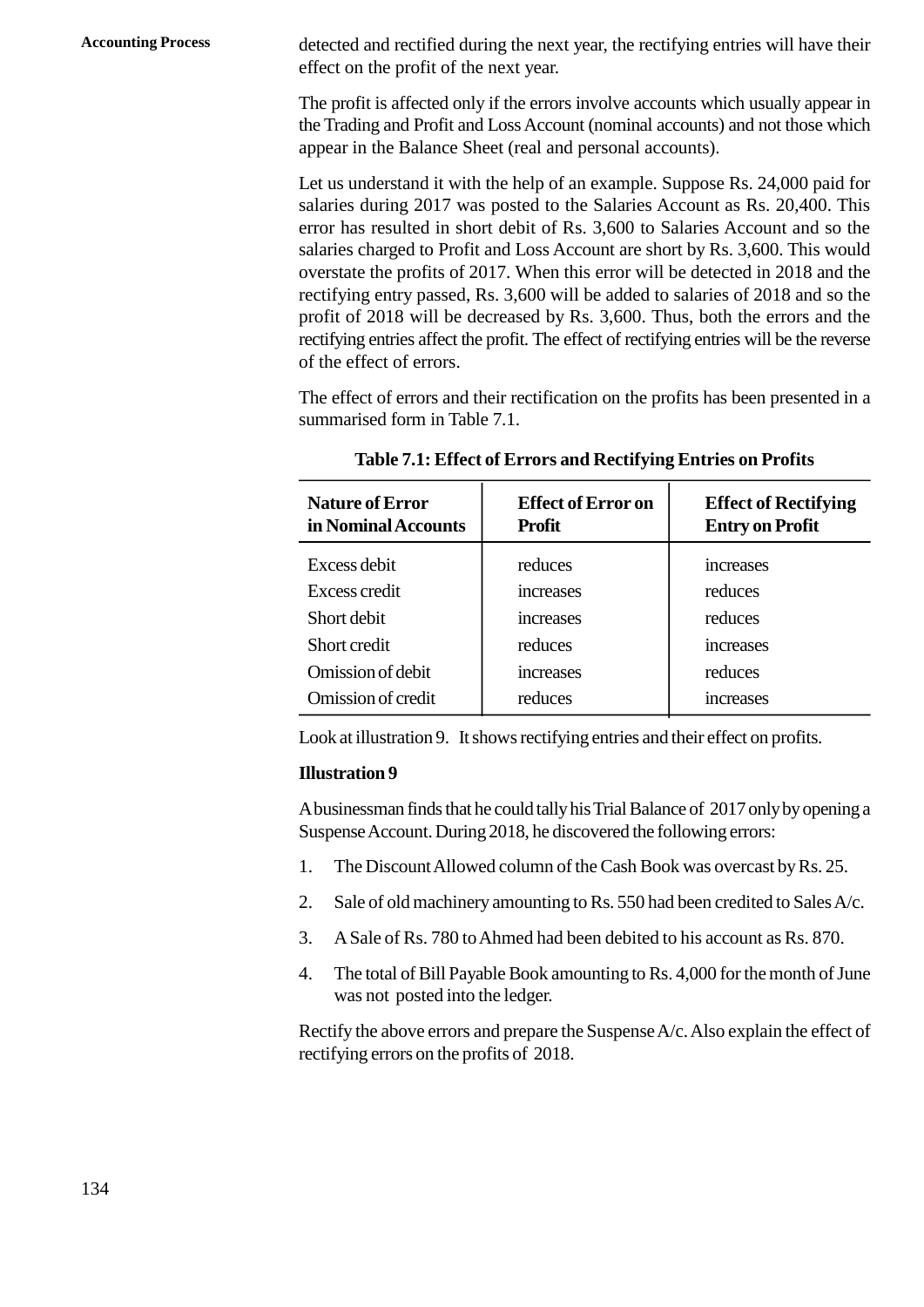detected and rectified during the next year, the rectifying entries will have their effect on the profit of the next year.

The profit is affected only if the errors involve accounts which usually appear in the Trading and Profit and Loss Account (nominal accounts) and not those which appear in the Balance Sheet (real and personal accounts).

Let us understand it with the help of an example. Suppose Rs. 24,000 paid for salaries during 2017 was posted to the Salaries Account as Rs. 20,400. This error has resulted in short debit of Rs. 3,600 to Salaries Account and so the salaries charged to Profit and Loss Account are short by Rs. 3,600. This would overstate the profits of 2017. When this error will be detected in 2018 and the rectifying entry passed, Rs. 3,600 will be added to salaries of 2018 and so the profit of 2018 will be decreased by Rs. 3,600. Thus, both the errors and the rectifying entries affect the profit. The effect of rectifying entries will be the reverse of the effect of errors.

The effect of errors and their rectification on the profits has been presented in a summarised form in Table 7.1.

**Table 7.1: Effect of Errors and Rectifying Entries on Profits**

| Nature of Error in Nominal Accounts | Effect of Error on Profit | Effect of Rectifying Entry on Profit |
|---|---|---|
| Excess debit | reduces | increases |
| Excess credit | increases | reduces |
| Short debit | increases | reduces |
| Short credit | reduces | increases |
| Omission of debit | increases | reduces |
| Omission of credit | reduces | increases |

Look at illustration 9. It shows rectifying entries and their effect on profits.

**Illustration 9**

A businessman finds that he could tally his Trial Balance of 2017 only by opening a Suspense Account. During 2018, he discovered the following errors:

1. The Discount Allowed column of the Cash Book was overcast by Rs. 25.
2. Sale of old machinery amounting to Rs. 550 had been credited to Sales A/c.
3. A Sale of Rs. 780 to Ahmed had been debited to his account as Rs. 870.
4. The total of Bill Payable Book amounting to Rs. 4,000 for the month of June was not posted into the ledger.

Rectify the above errors and prepare the Suspense A/c. Also explain the effect of rectifying errors on the profits of 2018.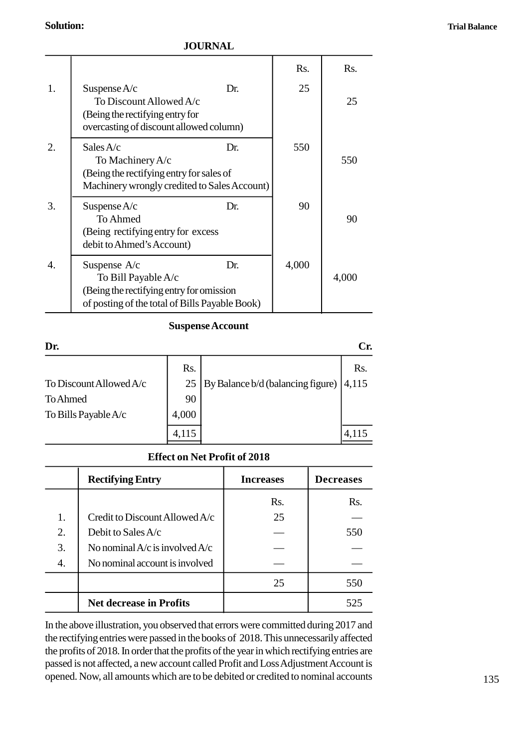**Solution:**

**JOURNAL**

| | | Rs. | Rs. |
|---|---|---|---|
| 1. | Suspense A/c Dr.<br>To Discount Allowed A/c<br>(Being the rectifying entry for overcasting of discount allowed column) | 25 | 25 |
| 2. | Sales A/c Dr.<br>To Machinery A/c<br>(Being the rectifying entry for sales of Machinery wrongly credited to Sales Account) | 550 | 550 |
| 3. | Suspense A/c Dr.<br>To Ahmed<br>(Being rectifying entry for excess debit to Ahmed's Account) | 90 | 90 |
| 4. | Suspense A/c Dr.<br>To Bill Payable A/c<br>(Being the rectifying entry for omission of posting of the total of Bills Payable Book) | 4,000 | 4,000 |

**Suspense Account**

| Dr. | | | Cr. |
|---|---|---|---|
| | Rs. | | Rs. |
| To Discount Allowed A/c | 25 | By Balance b/d (balancing figure) | 4,115 |
| To Ahmed | 90 | | |
| To Bills Payable A/c | 4,000 | | |
| | 4,115 | | 4,115 |

**Effect on Net Profit of 2018**

| | **Rectifying Entry** | **Increases** | **Decreases** |
|---|---|---|---|
| | | Rs. | Rs. |
| 1. | Credit to Discount Allowed A/c | 25 | — |
| 2. | Debit to Sales A/c | — | 550 |
| 3. | No nominal A/c is involved A/c | — | — |
| 4. | No nominal account is involved | — | — |
| | | 25 | 550 |
| | **Net decrease in Profits** | | 525 |

In the above illustration, you observed that errors were committed during 2017 and the rectifying entries were passed in the books of 2018. This unnecessarily affected the profits of 2018. In order that the profits of the year in which rectifying entries are passed is not affected, a new account called Profit and Loss Adjustment Account is opened. Now, all amounts which are to be debited or credited to nominal accounts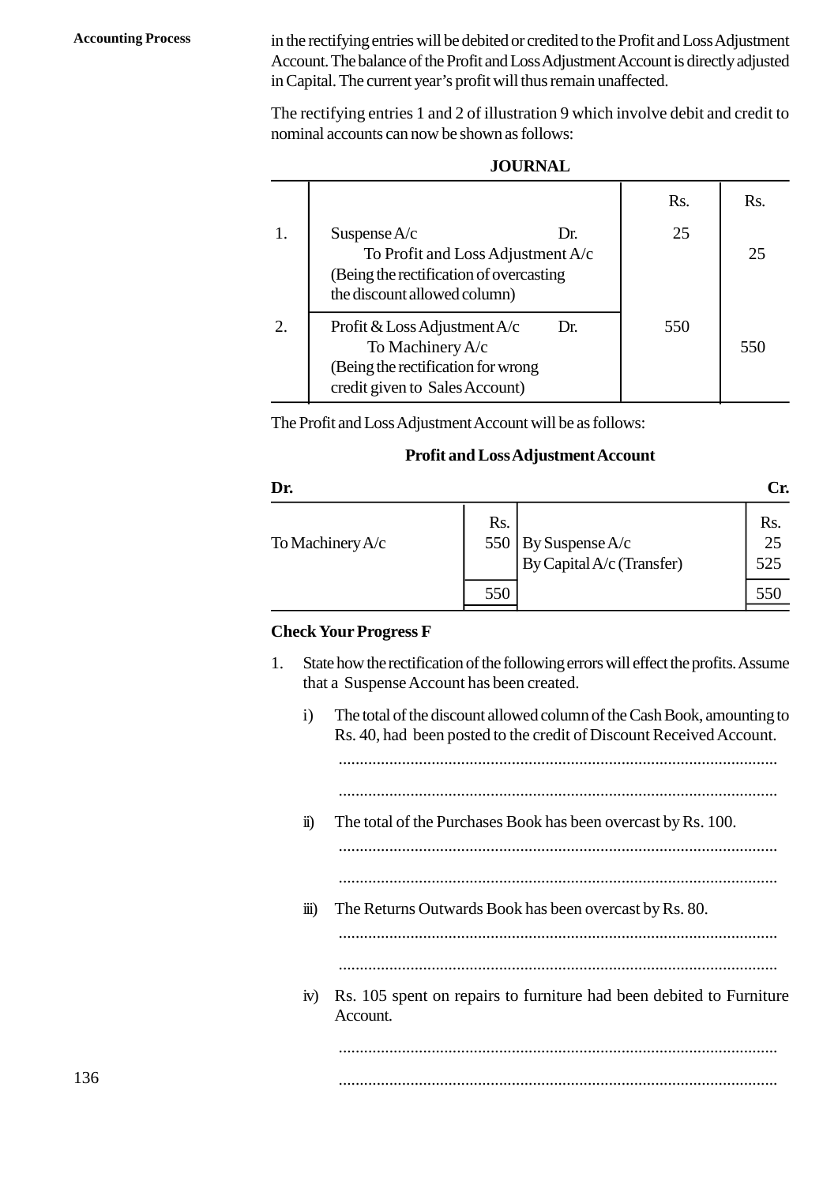in the rectifying entries will be debited or credited to the Profit and Loss Adjustment Account. The balance of the Profit and Loss Adjustment Account is directly adjusted in Capital. The current year's profit will thus remain unaffected.

The rectifying entries 1 and 2 of illustration 9 which involve debit and credit to nominal accounts can now be shown as follows:

**JOURNAL**

| | | Rs. | Rs. |
|---|---|---|---|
| 1. | Suspense A/c Dr.<br>To Profit and Loss Adjustment A/c<br>(Being the rectification of overcasting the discount allowed column) | 25 | 25 |
| 2. | Profit & Loss Adjustment A/c Dr.<br>To Machinery A/c<br>(Being the rectification for wrong credit given to Sales Account) | 550 | 550 |

The Profit and Loss Adjustment Account will be as follows:

**Profit and Loss Adjustment Account**

| Dr. | | | Cr. |
|---|---|---|---|
| | Rs. | | Rs. |
| To Machinery A/c | 550 | By Suspense A/c | 25 |
| | | By Capital A/c (Transfer) | 525 |
| | 550 | | 550 |

**Check Your Progress F**

1. State how the rectification of the following errors will effect the profits. Assume that a Suspense Account has been created.

   i) The total of the discount allowed column of the Cash Book, amounting to Rs. 40, had been posted to the credit of Discount Received Account.

   ......................................................................................................

   ......................................................................................................

   ii) The total of the Purchases Book has been overcast by Rs. 100.

   ......................................................................................................

   ......................................................................................................

   iii) The Returns Outwards Book has been overcast by Rs. 80.

   ......................................................................................................

   ......................................................................................................

   iv) Rs. 105 spent on repairs to furniture had been debited to Furniture Account.

   ......................................................................................................

   ......................................................................................................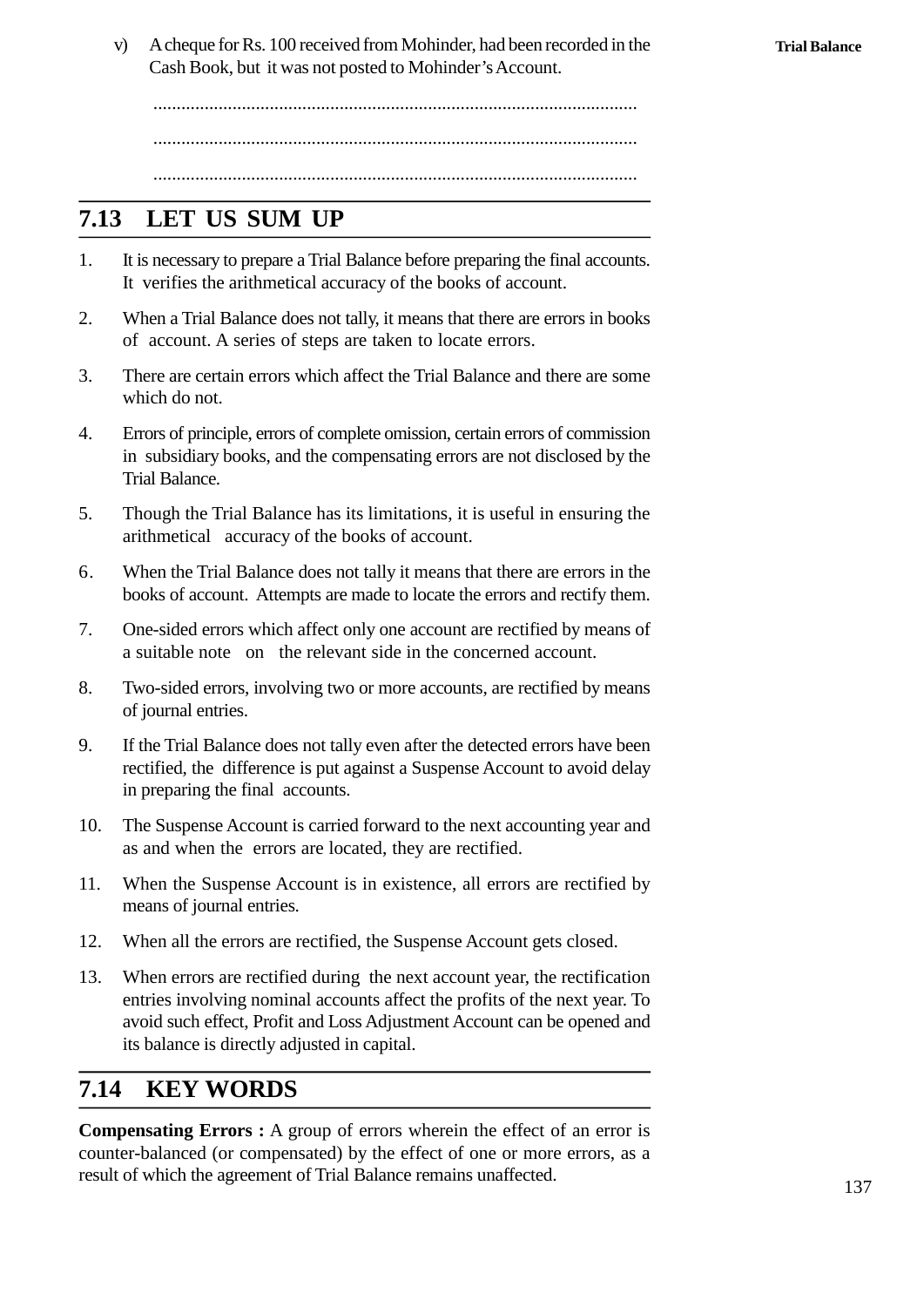v) A cheque for Rs. 100 received from Mohinder, had been recorded in the Cash Book, but it was not posted to Mohinder's Account.

........................................................................................................

........................................................................................................

........................................................................................................

## 7.13 LET US SUM UP

1. It is necessary to prepare a Trial Balance before preparing the final accounts. It verifies the arithmetical accuracy of the books of account.
2. When a Trial Balance does not tally, it means that there are errors in books of account. A series of steps are taken to locate errors.
3. There are certain errors which affect the Trial Balance and there are some which do not.
4. Errors of principle, errors of complete omission, certain errors of commission in subsidiary books, and the compensating errors are not disclosed by the Trial Balance.
5. Though the Trial Balance has its limitations, it is useful in ensuring the arithmetical accuracy of the books of account.
6. When the Trial Balance does not tally it means that there are errors in the books of account. Attempts are made to locate the errors and rectify them.
7. One-sided errors which affect only one account are rectified by means of a suitable note on the relevant side in the concerned account.
8. Two-sided errors, involving two or more accounts, are rectified by means of journal entries.
9. If the Trial Balance does not tally even after the detected errors have been rectified, the difference is put against a Suspense Account to avoid delay in preparing the final accounts.
10. The Suspense Account is carried forward to the next accounting year and as and when the errors are located, they are rectified.
11. When the Suspense Account is in existence, all errors are rectified by means of journal entries.
12. When all the errors are rectified, the Suspense Account gets closed.
13. When errors are rectified during the next account year, the rectification entries involving nominal accounts affect the profits of the next year. To avoid such effect, Profit and Loss Adjustment Account can be opened and its balance is directly adjusted in capital.

## 7.14 KEY WORDS

**Compensating Errors :** A group of errors wherein the effect of an error is counter-balanced (or compensated) by the effect of one or more errors, as a result of which the agreement of Trial Balance remains unaffected.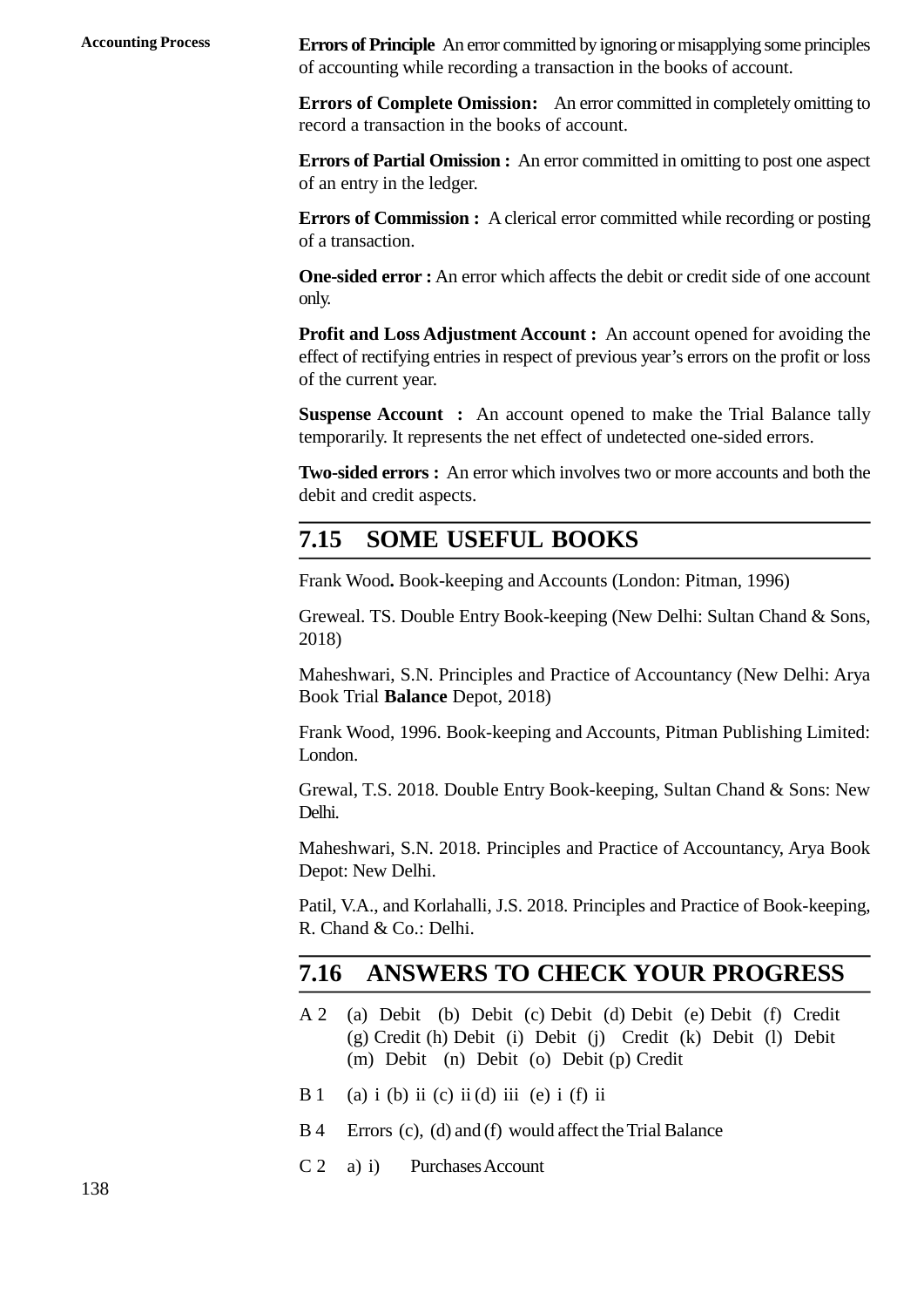**Errors of Principle** An error committed by ignoring or misapplying some principles of accounting while recording a transaction in the books of account.

**Errors of Complete Omission:** An error committed in completely omitting to record a transaction in the books of account.

**Errors of Partial Omission :** An error committed in omitting to post one aspect of an entry in the ledger.

**Errors of Commission :** A clerical error committed while recording or posting of a transaction.

**One-sided error :** An error which affects the debit or credit side of one account only.

**Profit and Loss Adjustment Account :** An account opened for avoiding the effect of rectifying entries in respect of previous year's errors on the profit or loss of the current year.

**Suspense Account :** An account opened to make the Trial Balance tally temporarily. It represents the net effect of undetected one-sided errors.

**Two-sided errors :** An error which involves two or more accounts and both the debit and credit aspects.

## 7.15 SOME USEFUL BOOKS

Frank Wood**.** Book-keeping and Accounts (London: Pitman, 1996)

Greweal. TS. Double Entry Book-keeping (New Delhi: Sultan Chand & Sons, 2018)

Maheshwari, S.N. Principles and Practice of Accountancy (New Delhi: Arya Book Trial **Balance** Depot, 2018)

Frank Wood, 1996. Book-keeping and Accounts, Pitman Publishing Limited: London.

Grewal, T.S. 2018. Double Entry Book-keeping, Sultan Chand & Sons: New Delhi.

Maheshwari, S.N. 2018. Principles and Practice of Accountancy, Arya Book Depot: New Delhi.

Patil, V.A., and Korlahalli, J.S. 2018. Principles and Practice of Book-keeping, R. Chand & Co.: Delhi.

## 7.16 ANSWERS TO CHECK YOUR PROGRESS

A 2 (a) Debit (b) Debit (c) Debit (d) Debit (e) Debit (f) Credit (g) Credit (h) Debit (i) Debit (j) Credit (k) Debit (l) Debit (m) Debit (n) Debit (o) Debit (p) Credit

B 1 (a) i (b) ii (c) ii (d) iii (e) i (f) ii

B 4 Errors (c), (d) and (f) would affect the Trial Balance

C 2 a) i) Purchases Account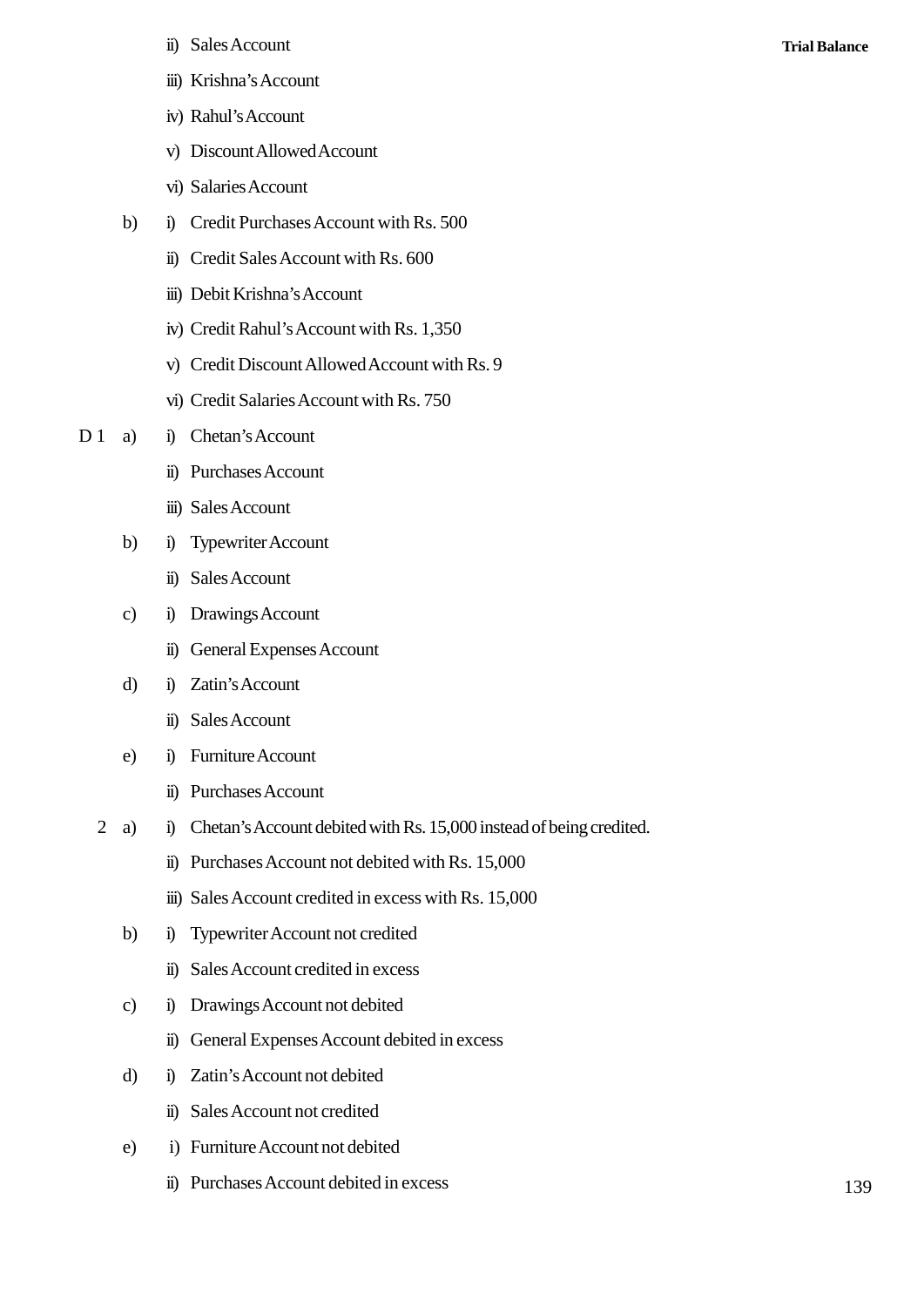ii) Sales Account

iii) Krishna's Account

iv) Rahul's Account

v) Discount Allowed Account

vi) Salaries Account

b) i) Credit Purchases Account with Rs. 500

ii) Credit Sales Account with Rs. 600

iii) Debit Krishna's Account

iv) Credit Rahul's Account with Rs. 1,350

v) Credit Discount Allowed Account with Rs. 9

vi) Credit Salaries Account with Rs. 750

D 1 a) i) Chetan's Account

ii) Purchases Account

iii) Sales Account

b) i) Typewriter Account

ii) Sales Account

c) i) Drawings Account

ii) General Expenses Account

d) i) Zatin's Account

ii) Sales Account

e) i) Furniture Account

ii) Purchases Account

2 a) i) Chetan's Account debited with Rs. 15,000 instead of being credited.

ii) Purchases Account not debited with Rs. 15,000

iii) Sales Account credited in excess with Rs. 15,000

b) i) Typewriter Account not credited

ii) Sales Account credited in excess

c) i) Drawings Account not debited

ii) General Expenses Account debited in excess

d) i) Zatin's Account not debited

ii) Sales Account not credited

e) i) Furniture Account not debited

ii) Purchases Account debited in excess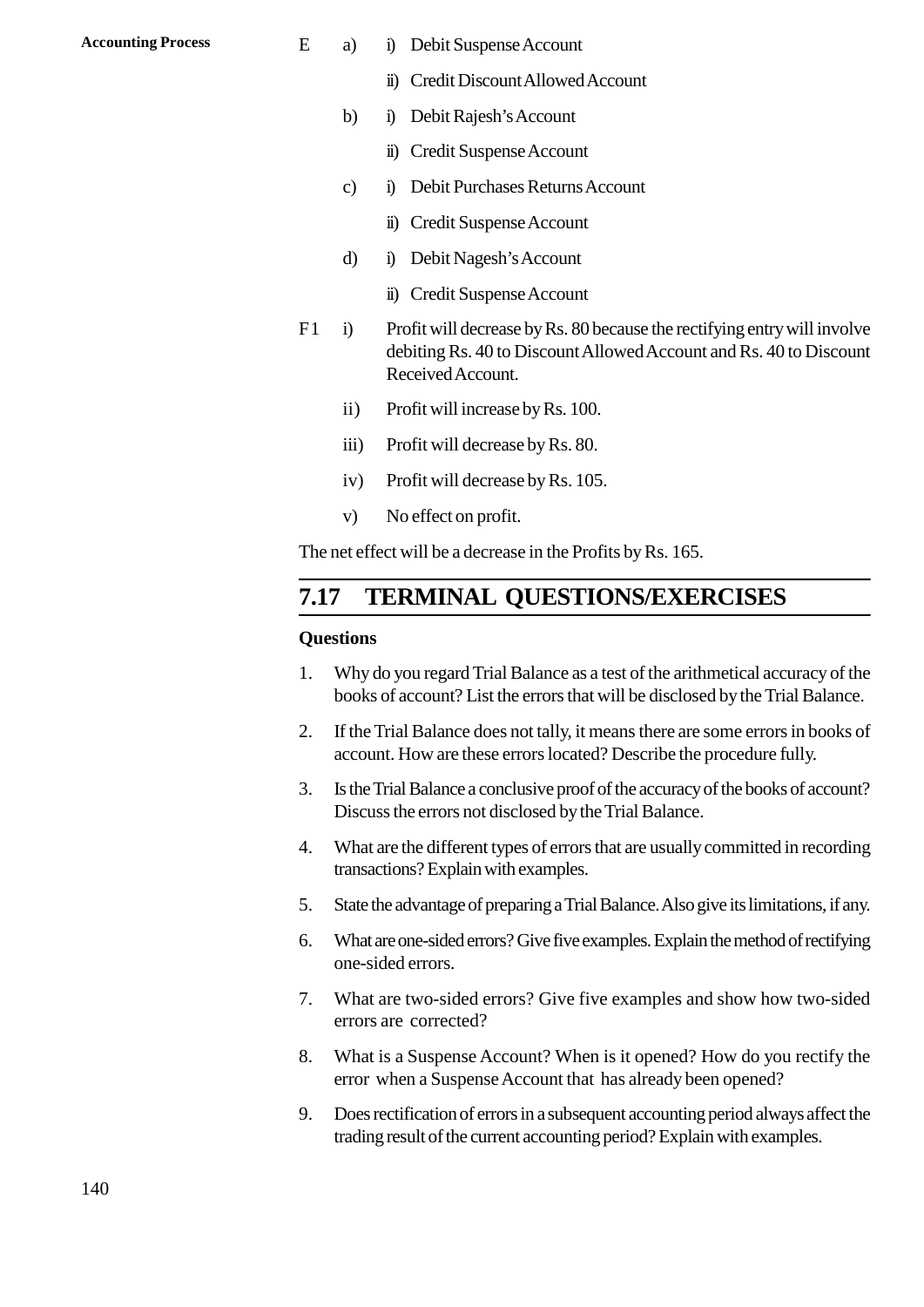E a) i) Debit Suspense Account

ii) Credit Discount Allowed Account

b) i) Debit Rajesh's Account

ii) Credit Suspense Account

c) i) Debit Purchases Returns Account

ii) Credit Suspense Account

d) i) Debit Nagesh's Account

ii) Credit Suspense Account

F1 i) Profit will decrease by Rs. 80 because the rectifying entry will involve debiting Rs. 40 to Discount Allowed Account and Rs. 40 to Discount Received Account.

ii) Profit will increase by Rs. 100.

iii) Profit will decrease by Rs. 80.

iv) Profit will decrease by Rs. 105.

v) No effect on profit.

The net effect will be a decrease in the Profits by Rs. 165.

## 7.17 TERMINAL QUESTIONS/EXERCISES

**Questions**

1. Why do you regard Trial Balance as a test of the arithmetical accuracy of the books of account? List the errors that will be disclosed by the Trial Balance.
2. If the Trial Balance does not tally, it means there are some errors in books of account. How are these errors located? Describe the procedure fully.
3. Is the Trial Balance a conclusive proof of the accuracy of the books of account? Discuss the errors not disclosed by the Trial Balance.
4. What are the different types of errors that are usually committed in recording transactions? Explain with examples.
5. State the advantage of preparing a Trial Balance. Also give its limitations, if any.
6. What are one-sided errors? Give five examples. Explain the method of rectifying one-sided errors.
7. What are two-sided errors? Give five examples and show how two-sided errors are corrected?
8. What is a Suspense Account? When is it opened? How do you rectify the error when a Suspense Account that has already been opened?
9. Does rectification of errors in a subsequent accounting period always affect the trading result of the current accounting period? Explain with examples.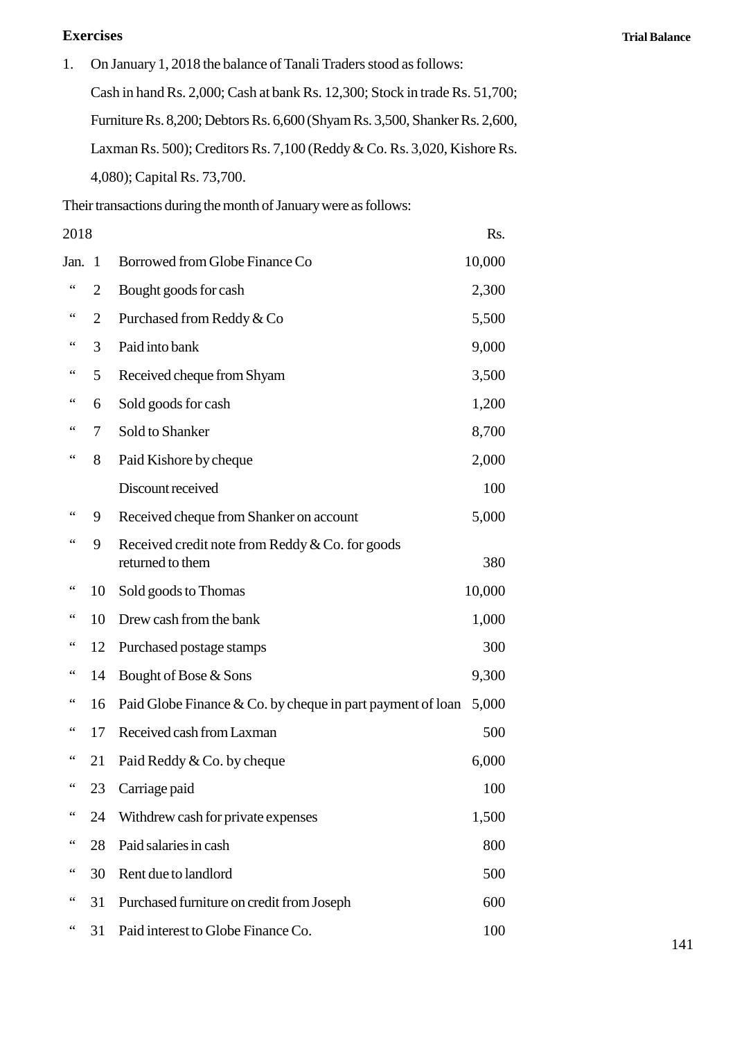## Exercises

1. On January 1, 2018 the balance of Tanali Traders stood as follows:

   Cash in hand Rs. 2,000; Cash at bank Rs. 12,300; Stock in trade Rs. 51,700; Furniture Rs. 8,200; Debtors Rs. 6,600 (Shyam Rs. 3,500, Shanker Rs. 2,600, Laxman Rs. 500); Creditors Rs. 7,100 (Reddy & Co. Rs. 3,020, Kishore Rs. 4,080); Capital Rs. 73,700.

Their transactions during the month of January were as follows:

| 2018 | | | Rs. |
|---|---|---|---|
| Jan. | 1 | Borrowed from Globe Finance Co | 10,000 |
| " | 2 | Bought goods for cash | 2,300 |
| " | 2 | Purchased from Reddy & Co | 5,500 |
| " | 3 | Paid into bank | 9,000 |
| " | 5 | Received cheque from Shyam | 3,500 |
| " | 6 | Sold goods for cash | 1,200 |
| " | 7 | Sold to Shanker | 8,700 |
| " | 8 | Paid Kishore by cheque | 2,000 |
| | | Discount received | 100 |
| " | 9 | Received cheque from Shanker on account | 5,000 |
| " | 9 | Received credit note from Reddy & Co. for goods returned to them | 380 |
| " | 10 | Sold goods to Thomas | 10,000 |
| " | 10 | Drew cash from the bank | 1,000 |
| " | 12 | Purchased postage stamps | 300 |
| " | 14 | Bought of Bose & Sons | 9,300 |
| " | 16 | Paid Globe Finance & Co. by cheque in part payment of loan | 5,000 |
| " | 17 | Received cash from Laxman | 500 |
| " | 21 | Paid Reddy & Co. by cheque | 6,000 |
| " | 23 | Carriage paid | 100 |
| " | 24 | Withdrew cash for private expenses | 1,500 |
| " | 28 | Paid salaries in cash | 800 |
| " | 30 | Rent due to landlord | 500 |
| " | 31 | Purchased furniture on credit from Joseph | 600 |
| " | 31 | Paid interest to Globe Finance Co. | 100 |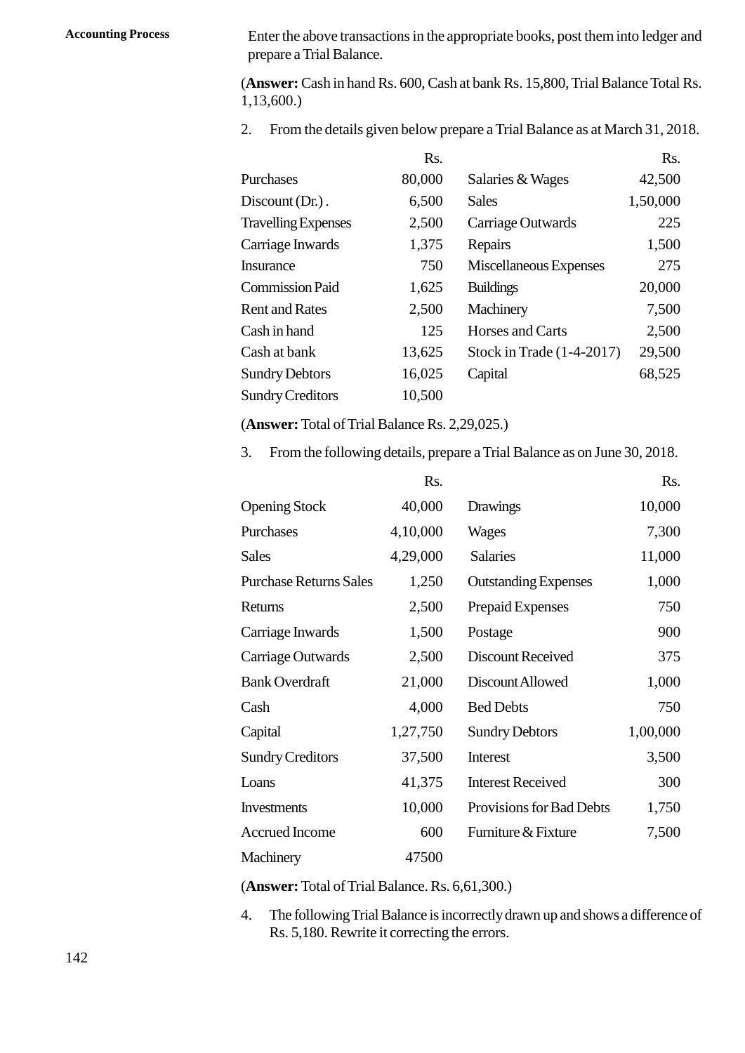Enter the above transactions in the appropriate books, post them into ledger and prepare a Trial Balance.

(**Answer:** Cash in hand Rs. 600, Cash at bank Rs. 15,800, Trial Balance Total Rs. 1,13,600.)

2. From the details given below prepare a Trial Balance as at March 31, 2018.

| | Rs. | | Rs. |
|---|---|---|---|
| Purchases | 80,000 | Salaries & Wages | 42,500 |
| Discount (Dr.) . | 6,500 | Sales | 1,50,000 |
| Travelling Expenses | 2,500 | Carriage Outwards | 225 |
| Carriage Inwards | 1,375 | Repairs | 1,500 |
| Insurance | 750 | Miscellaneous Expenses | 275 |
| Commission Paid | 1,625 | Buildings | 20,000 |
| Rent and Rates | 2,500 | Machinery | 7,500 |
| Cash in hand | 125 | Horses and Carts | 2,500 |
| Cash at bank | 13,625 | Stock in Trade (1-4-2017) | 29,500 |
| Sundry Debtors | 16,025 | Capital | 68,525 |
| Sundry Creditors | 10,500 | | |

(**Answer:** Total of Trial Balance Rs. 2,29,025.)

3. From the following details, prepare a Trial Balance as on June 30, 2018.

| | Rs. | | Rs. |
|---|---|---|---|
| Opening Stock | 40,000 | Drawings | 10,000 |
| Purchases | 4,10,000 | Wages | 7,300 |
| Sales | 4,29,000 | Salaries | 11,000 |
| Purchase Returns Sales | 1,250 | Outstanding Expenses | 1,000 |
| Returns | 2,500 | Prepaid Expenses | 750 |
| Carriage Inwards | 1,500 | Postage | 900 |
| Carriage Outwards | 2,500 | Discount Received | 375 |
| Bank Overdraft | 21,000 | Discount Allowed | 1,000 |
| Cash | 4,000 | Bed Debts | 750 |
| Capital | 1,27,750 | Sundry Debtors | 1,00,000 |
| Sundry Creditors | 37,500 | Interest | 3,500 |
| Loans | 41,375 | Interest Received | 300 |
| Investments | 10,000 | Provisions for Bad Debts | 1,750 |
| Accrued Income | 600 | Furniture & Fixture | 7,500 |
| Machinery | 47500 | | |

(**Answer:** Total of Trial Balance. Rs. 6,61,300.)

4. The following Trial Balance is incorrectly drawn up and shows a difference of Rs. 5,180. Rewrite it correcting the errors.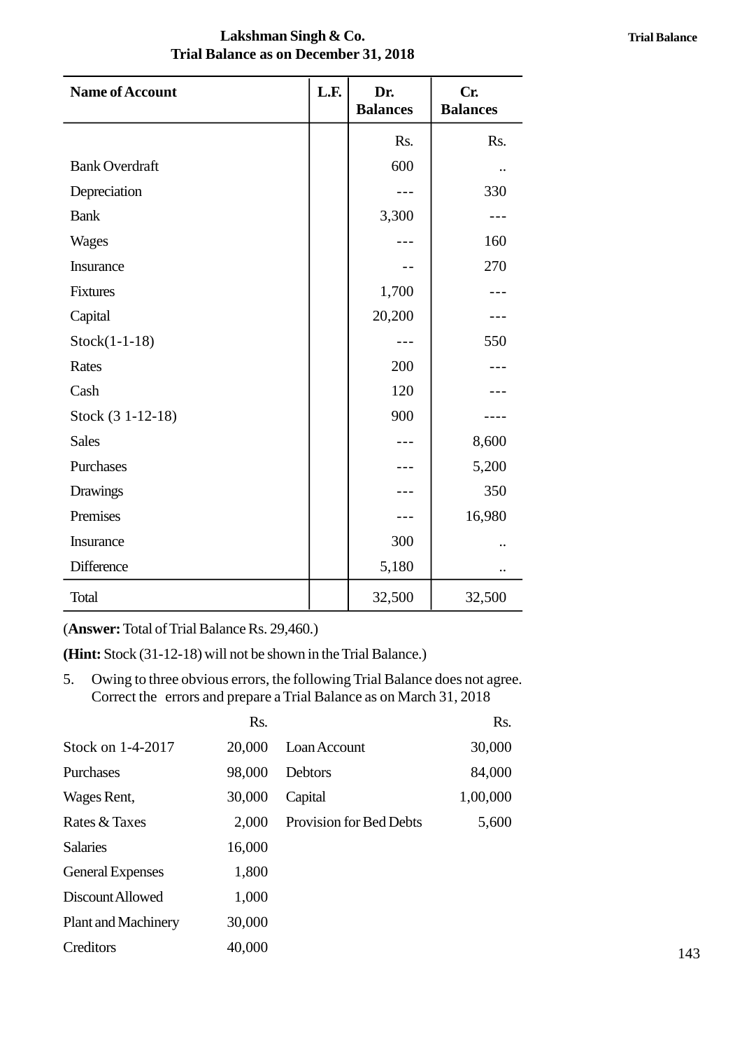**Lakshman Singh & Co.**
**Trial Balance as on December 31, 2018**

| Name of Account | L.F. | Dr. Balances | Cr. Balances |
|---|---|---|---|
| | | Rs. | Rs. |
| Bank Overdraft | | 600 | .. |
| Depreciation | | --- | 330 |
| Bank | | 3,300 | --- |
| Wages | | --- | 160 |
| Insurance | | -- | 270 |
| Fixtures | | 1,700 | --- |
| Capital | | 20,200 | --- |
| Stock(1-1-18) | | --- | 550 |
| Rates | | 200 | --- |
| Cash | | 120 | --- |
| Stock (3 1-12-18) | | 900 | ---- |
| Sales | | --- | 8,600 |
| Purchases | | --- | 5,200 |
| Drawings | | --- | 350 |
| Premises | | --- | 16,980 |
| Insurance | | 300 | .. |
| Difference | | 5,180 | .. |
| Total | | 32,500 | 32,500 |

(**Answer:** Total of Trial Balance Rs. 29,460.)

**(Hint:** Stock (31-12-18) will not be shown in the Trial Balance.)

5. Owing to three obvious errors, the following Trial Balance does not agree. Correct the errors and prepare a Trial Balance as on March 31, 2018

| | Rs. | | Rs. |
|---|---|---|---|
| Stock on 1-4-2017 | 20,000 | Loan Account | 30,000 |
| Purchases | 98,000 | Debtors | 84,000 |
| Wages Rent, | 30,000 | Capital | 1,00,000 |
| Rates & Taxes | 2,000 | Provision for Bed Debts | 5,600 |
| Salaries | 16,000 | | |
| General Expenses | 1,800 | | |
| Discount Allowed | 1,000 | | |
| Plant and Machinery | 30,000 | | |
| Creditors | 40,000 | | |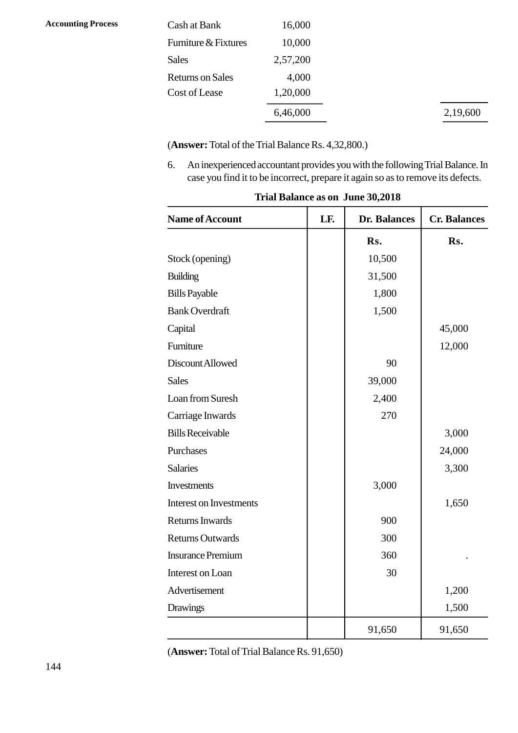| | | |
|---|---|---|
| Cash at Bank | 16,000 | |
| Furniture & Fixtures | 10,000 | |
| Sales | 2,57,200 | |
| Returns on Sales | 4,000 | |
| Cost of Lease | 1,20,000 | |
| | 6,46,000 | 2,19,600 |

(**Answer:** Total of the Trial Balance Rs. 4,32,800.)

6. An inexperienced accountant provides you with the following Trial Balance. In case you find it to be incorrect, prepare it again so as to remove its defects.

**Trial Balance as on June 30,2018**

| Name of Account | LF. | Dr. Balances | Cr. Balances |
|---|---|---|---|
| | | Rs. | Rs. |
| Stock (opening) | | 10,500 | |
| Building | | 31,500 | |
| Bills Payable | | 1,800 | |
| Bank Overdraft | | 1,500 | |
| Capital | | | 45,000 |
| Furniture | | | 12,000 |
| Discount Allowed | | 90 | |
| Sales | | 39,000 | |
| Loan from Suresh | | 2,400 | |
| Carriage Inwards | | 270 | |
| Bills Receivable | | | 3,000 |
| Purchases | | | 24,000 |
| Salaries | | | 3,300 |
| Investments | | 3,000 | |
| Interest on Investments | | | 1,650 |
| Returns Inwards | | 900 | |
| Returns Outwards | | 300 | |
| Insurance Premium | | 360 | . |
| Interest on Loan | | 30 | |
| Advertisement | | | 1,200 |
| Drawings | | | 1,500 |
| | | 91,650 | 91,650 |

(**Answer:** Total of Trial Balance Rs. 91,650)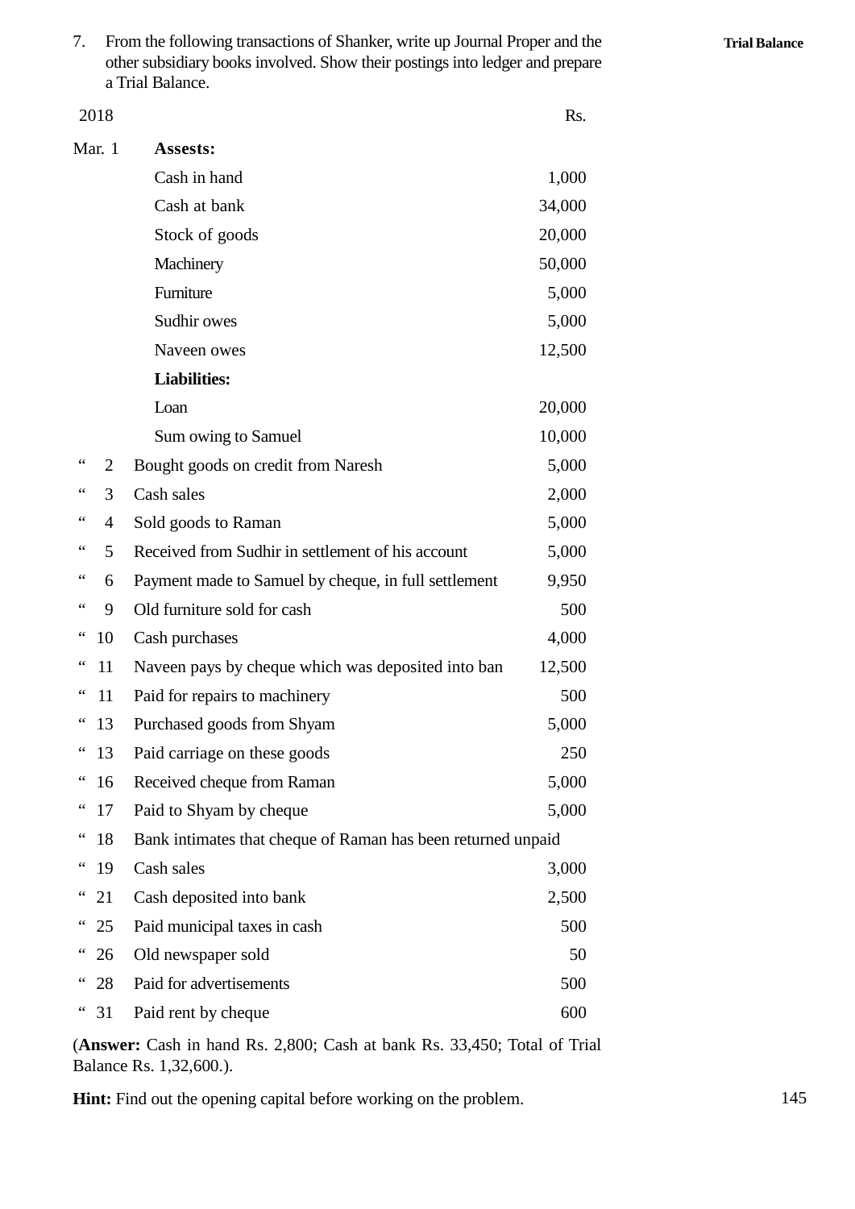7. From the following transactions of Shanker, write up Journal Proper and the other subsidiary books involved. Show their postings into ledger and prepare a Trial Balance.

| 2018 | | | Rs. |
|---|---|---|---|
| Mar. | 1 | **Assests:** | |
| | | Cash in hand | 1,000 |
| | | Cash at bank | 34,000 |
| | | Stock of goods | 20,000 |
| | | Machinery | 50,000 |
| | | Furniture | 5,000 |
| | | Sudhir owes | 5,000 |
| | | Naveen owes | 12,500 |
| | | **Liabilities:** | |
| | | Loan | 20,000 |
| | | Sum owing to Samuel | 10,000 |
| " | 2 | Bought goods on credit from Naresh | 5,000 |
| " | 3 | Cash sales | 2,000 |
| " | 4 | Sold goods to Raman | 5,000 |
| " | 5 | Received from Sudhir in settlement of his account | 5,000 |
| " | 6 | Payment made to Samuel by cheque, in full settlement | 9,950 |
| " | 9 | Old furniture sold for cash | 500 |
| " | 10 | Cash purchases | 4,000 |
| " | 11 | Naveen pays by cheque which was deposited into ban | 12,500 |
| " | 11 | Paid for repairs to machinery | 500 |
| " | 13 | Purchased goods from Shyam | 5,000 |
| " | 13 | Paid carriage on these goods | 250 |
| " | 16 | Received cheque from Raman | 5,000 |
| " | 17 | Paid to Shyam by cheque | 5,000 |
| " | 18 | Bank intimates that cheque of Raman has been returned unpaid | |
| " | 19 | Cash sales | 3,000 |
| " | 21 | Cash deposited into bank | 2,500 |
| " | 25 | Paid municipal taxes in cash | 500 |
| " | 26 | Old newspaper sold | 50 |
| " | 28 | Paid for advertisements | 500 |
| " | 31 | Paid rent by cheque | 600 |

(**Answer:** Cash in hand Rs. 2,800; Cash at bank Rs. 33,450; Total of Trial Balance Rs. 1,32,600.).

**Hint:** Find out the opening capital before working on the problem.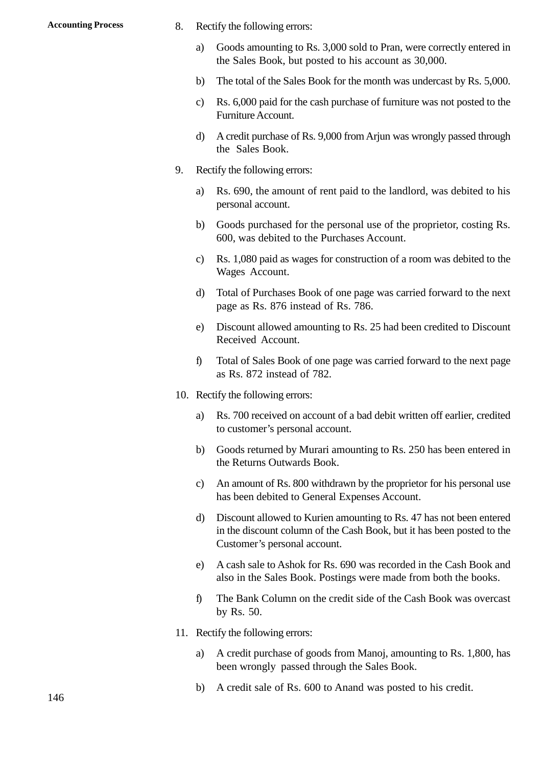8. Rectify the following errors:

   a) Goods amounting to Rs. 3,000 sold to Pran, were correctly entered in the Sales Book, but posted to his account as 30,000.

   b) The total of the Sales Book for the month was undercast by Rs. 5,000.

   c) Rs. 6,000 paid for the cash purchase of furniture was not posted to the Furniture Account.

   d) A credit purchase of Rs. 9,000 from Arjun was wrongly passed through the Sales Book.

9. Rectify the following errors:

   a) Rs. 690, the amount of rent paid to the landlord, was debited to his personal account.

   b) Goods purchased for the personal use of the proprietor, costing Rs. 600, was debited to the Purchases Account.

   c) Rs. 1,080 paid as wages for construction of a room was debited to the Wages Account.

   d) Total of Purchases Book of one page was carried forward to the next page as Rs. 876 instead of Rs. 786.

   e) Discount allowed amounting to Rs. 25 had been credited to Discount Received Account.

   f) Total of Sales Book of one page was carried forward to the next page as Rs. 872 instead of 782.

10. Rectify the following errors:

    a) Rs. 700 received on account of a bad debit written off earlier, credited to customer's personal account.

    b) Goods returned by Murari amounting to Rs. 250 has been entered in the Returns Outwards Book.

    c) An amount of Rs. 800 withdrawn by the proprietor for his personal use has been debited to General Expenses Account.

    d) Discount allowed to Kurien amounting to Rs. 47 has not been entered in the discount column of the Cash Book, but it has been posted to the Customer's personal account.

    e) A cash sale to Ashok for Rs. 690 was recorded in the Cash Book and also in the Sales Book. Postings were made from both the books.

    f) The Bank Column on the credit side of the Cash Book was overcast by Rs. 50.

11. Rectify the following errors:

    a) A credit purchase of goods from Manoj, amounting to Rs. 1,800, has been wrongly passed through the Sales Book.

    b) A credit sale of Rs. 600 to Anand was posted to his credit.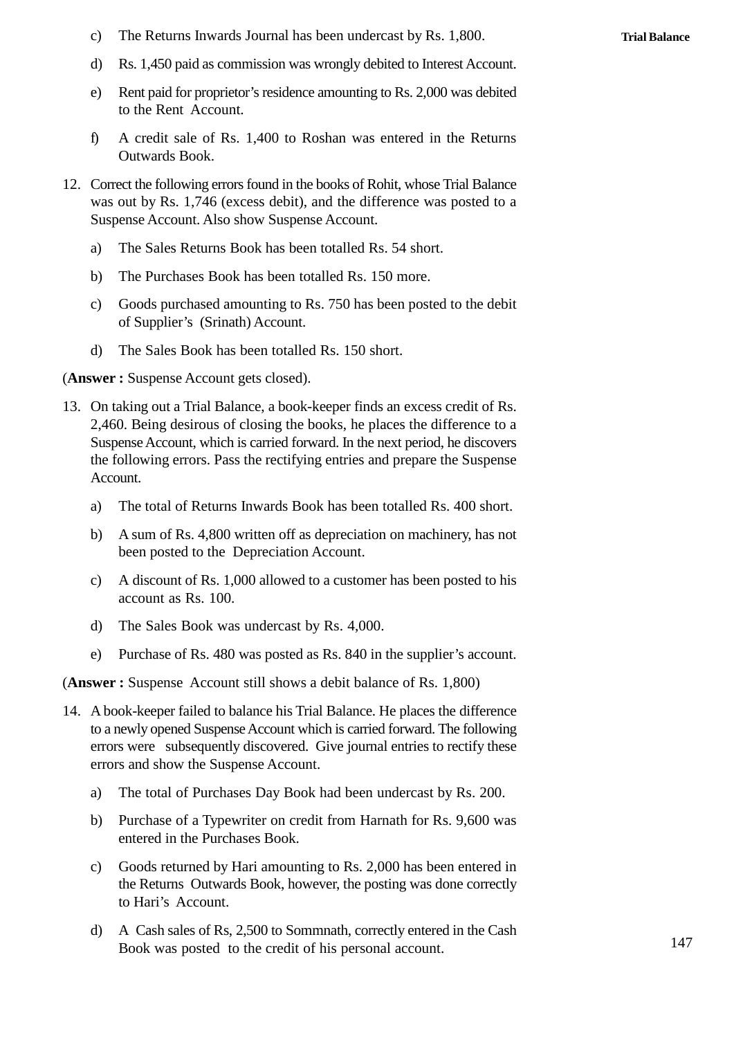c) The Returns Inwards Journal has been undercast by Rs. 1,800.

d) Rs. 1,450 paid as commission was wrongly debited to Interest Account.

e) Rent paid for proprietor's residence amounting to Rs. 2,000 was debited to the Rent Account.

f) A credit sale of Rs. 1,400 to Roshan was entered in the Returns Outwards Book.

12. Correct the following errors found in the books of Rohit, whose Trial Balance was out by Rs. 1,746 (excess debit), and the difference was posted to a Suspense Account. Also show Suspense Account.

    a) The Sales Returns Book has been totalled Rs. 54 short.

    b) The Purchases Book has been totalled Rs. 150 more.

    c) Goods purchased amounting to Rs. 750 has been posted to the debit of Supplier's (Srinath) Account.

    d) The Sales Book has been totalled Rs. 150 short.

(**Answer :** Suspense Account gets closed).

13. On taking out a Trial Balance, a book-keeper finds an excess credit of Rs. 2,460. Being desirous of closing the books, he places the difference to a Suspense Account, which is carried forward. In the next period, he discovers the following errors. Pass the rectifying entries and prepare the Suspense Account.

    a) The total of Returns Inwards Book has been totalled Rs. 400 short.

    b) A sum of Rs. 4,800 written off as depreciation on machinery, has not been posted to the Depreciation Account.

    c) A discount of Rs. 1,000 allowed to a customer has been posted to his account as Rs. 100.

    d) The Sales Book was undercast by Rs. 4,000.

    e) Purchase of Rs. 480 was posted as Rs. 840 in the supplier's account.

(**Answer :** Suspense Account still shows a debit balance of Rs. 1,800)

14. A book-keeper failed to balance his Trial Balance. He places the difference to a newly opened Suspense Account which is carried forward. The following errors were subsequently discovered. Give journal entries to rectify these errors and show the Suspense Account.

    a) The total of Purchases Day Book had been undercast by Rs. 200.

    b) Purchase of a Typewriter on credit from Harnath for Rs. 9,600 was entered in the Purchases Book.

    c) Goods returned by Hari amounting to Rs. 2,000 has been entered in the Returns Outwards Book, however, the posting was done correctly to Hari's Account.

    d) A Cash sales of Rs, 2,500 to Sommnath, correctly entered in the Cash Book was posted to the credit of his personal account.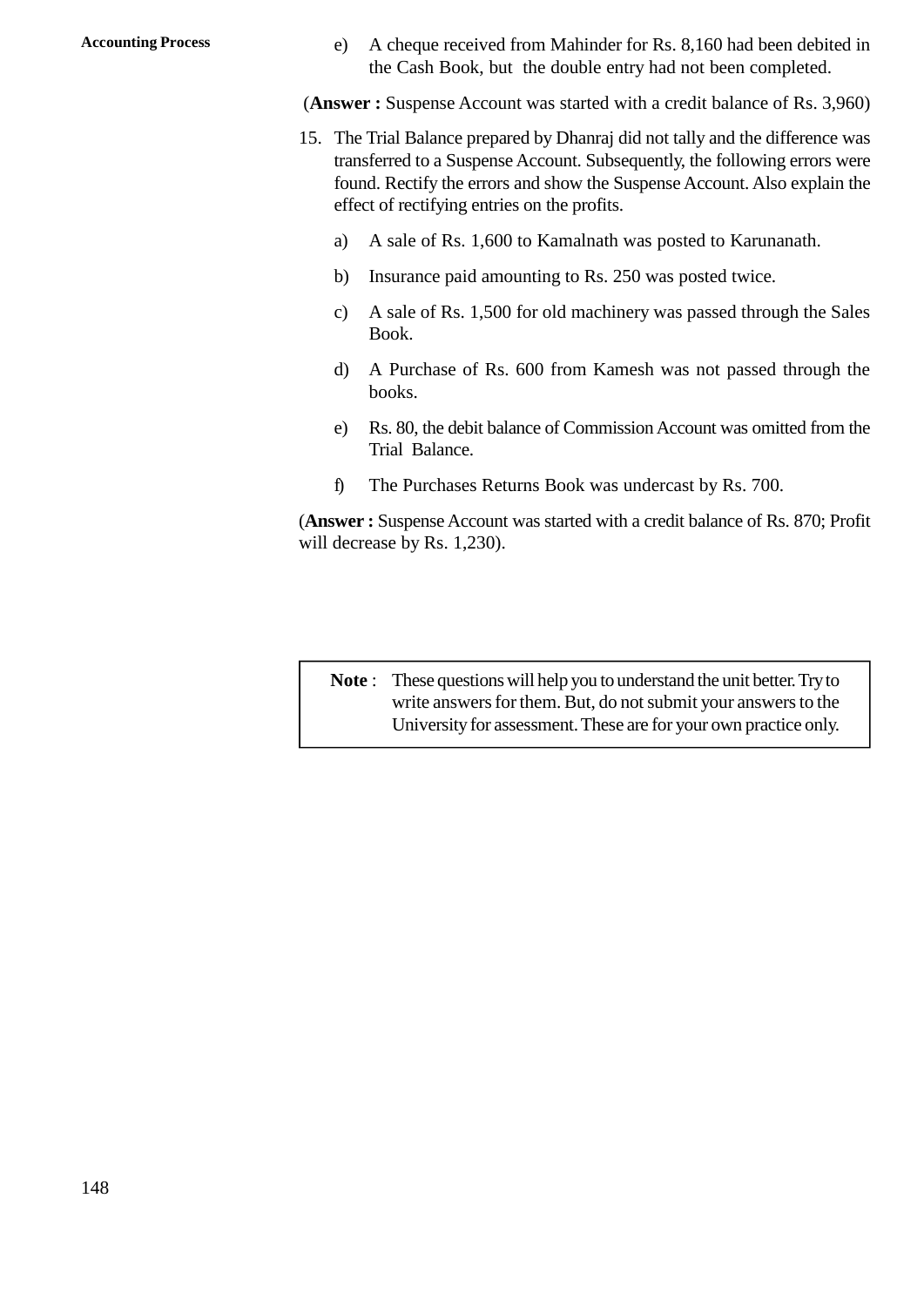e) A cheque received from Mahinder for Rs. 8,160 had been debited in the Cash Book, but the double entry had not been completed.

(**Answer :** Suspense Account was started with a credit balance of Rs. 3,960)

15. The Trial Balance prepared by Dhanraj did not tally and the difference was transferred to a Suspense Account. Subsequently, the following errors were found. Rectify the errors and show the Suspense Account. Also explain the effect of rectifying entries on the profits.

    a) A sale of Rs. 1,600 to Kamalnath was posted to Karunanath.

    b) Insurance paid amounting to Rs. 250 was posted twice.

    c) A sale of Rs. 1,500 for old machinery was passed through the Sales Book.

    d) A Purchase of Rs. 600 from Kamesh was not passed through the books.

    e) Rs. 80, the debit balance of Commission Account was omitted from the Trial Balance.

    f) The Purchases Returns Book was undercast by Rs. 700.

(**Answer :** Suspense Account was started with a credit balance of Rs. 870; Profit will decrease by Rs. 1,230).

| | |
|---|---|
| **Note** : | These questions will help you to understand the unit better. Try to write answers for them. But, do not submit your answers to the University for assessment. These are for your own practice only. |